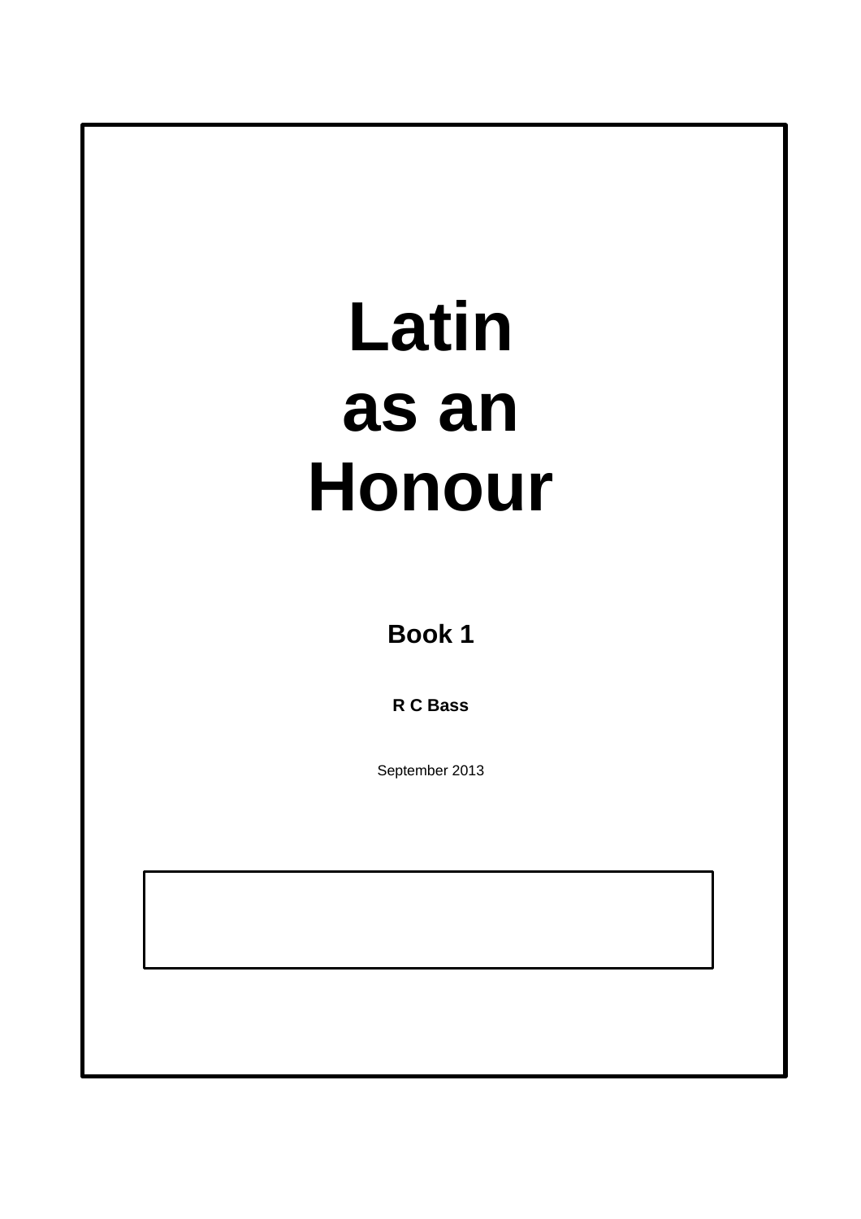# Latin as an Honour

**Book 1**

**R C Bass**

September 2013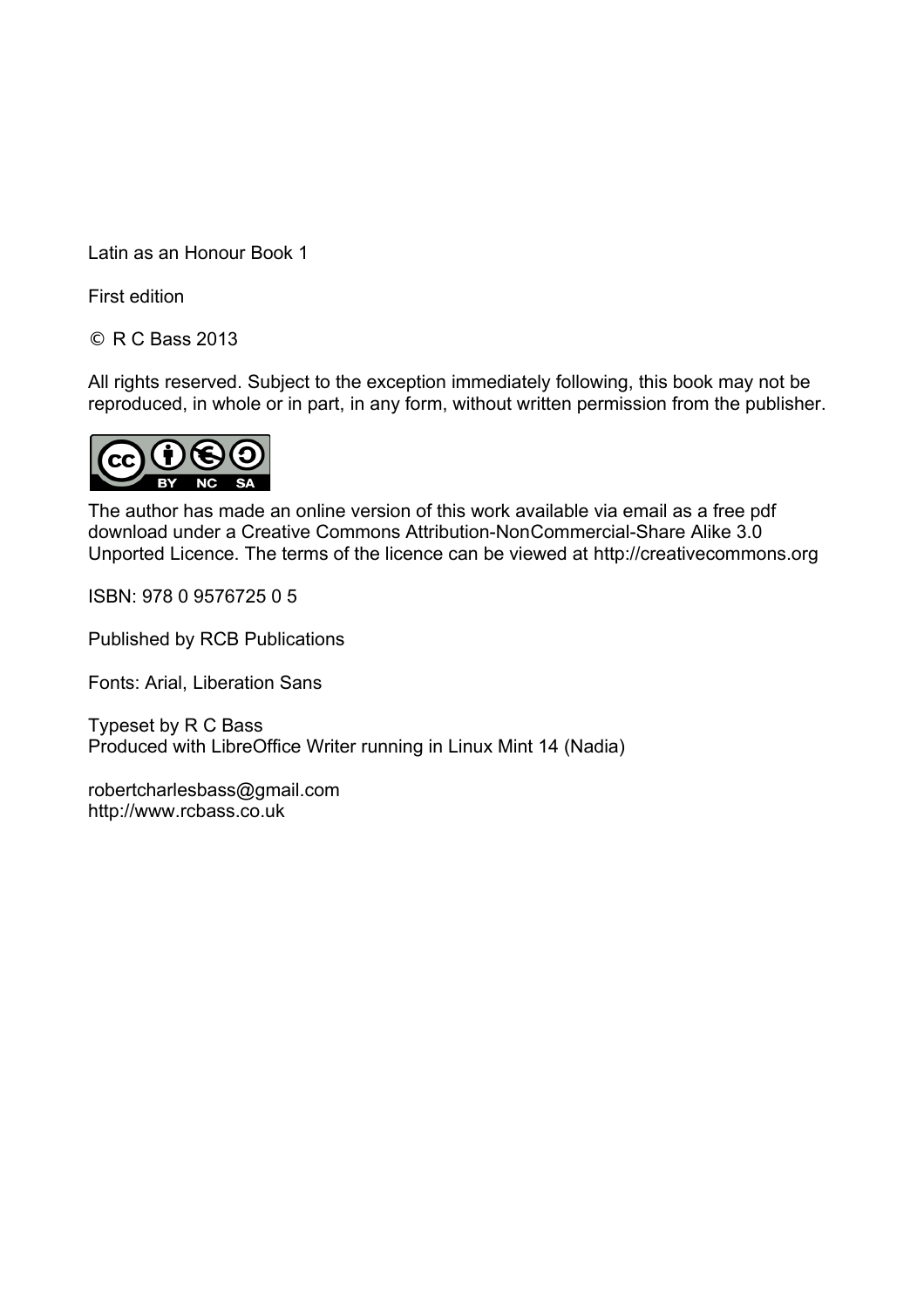Latin as an Honour Book 1

First edition

© R C Bass 2013

All rights reserved. Subject to the exception immediately following, this book may not be reproduced, in whole or in part, in any form, without written permission from the publisher.

The author has made an online version of this work available via email as a free pdf download under a Creative Commons Attribution-NonCommercial-Share Alike 3.0 Unported Licence. The terms of the licence can be viewed at http://creativecommons.org

ISBN: 978 0 9576725 0 5

Published by RCB Publications

Fonts: Arial, Liberation Sans

Typeset by R C Bass
Produced with LibreOffice Writer running in Linux Mint 14 (Nadia)

robertcharlesbass@gmail.com
http://www.rcbass.co.uk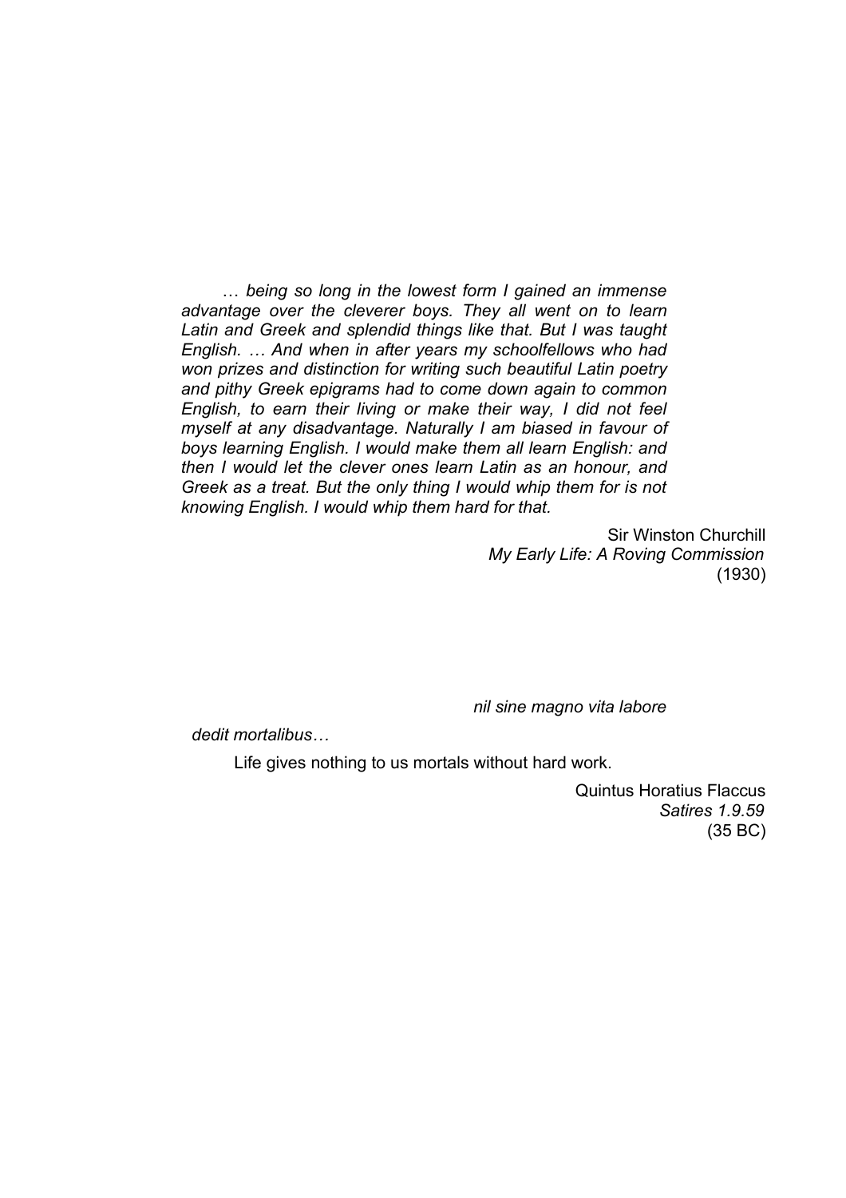*… being so long in the lowest form I gained an immense advantage over the cleverer boys. They all went on to learn Latin and Greek and splendid things like that. But I was taught English. … And when in after years my schoolfellows who had won prizes and distinction for writing such beautiful Latin poetry and pithy Greek epigrams had to come down again to common English, to earn their living or make their way, I did not feel myself at any disadvantage. Naturally I am biased in favour of boys learning English. I would make them all learn English: and then I would let the clever ones learn Latin as an honour, and Greek as a treat. But the only thing I would whip them for is not knowing English. I would whip them hard for that.*

Sir Winston Churchill
*My Early Life: A Roving Commission*
(1930)

*nil sine magno vita labore*

*dedit mortalibus…*

Life gives nothing to us mortals without hard work.

Quintus Horatius Flaccus
*Satires 1.9.59*
(35 BC)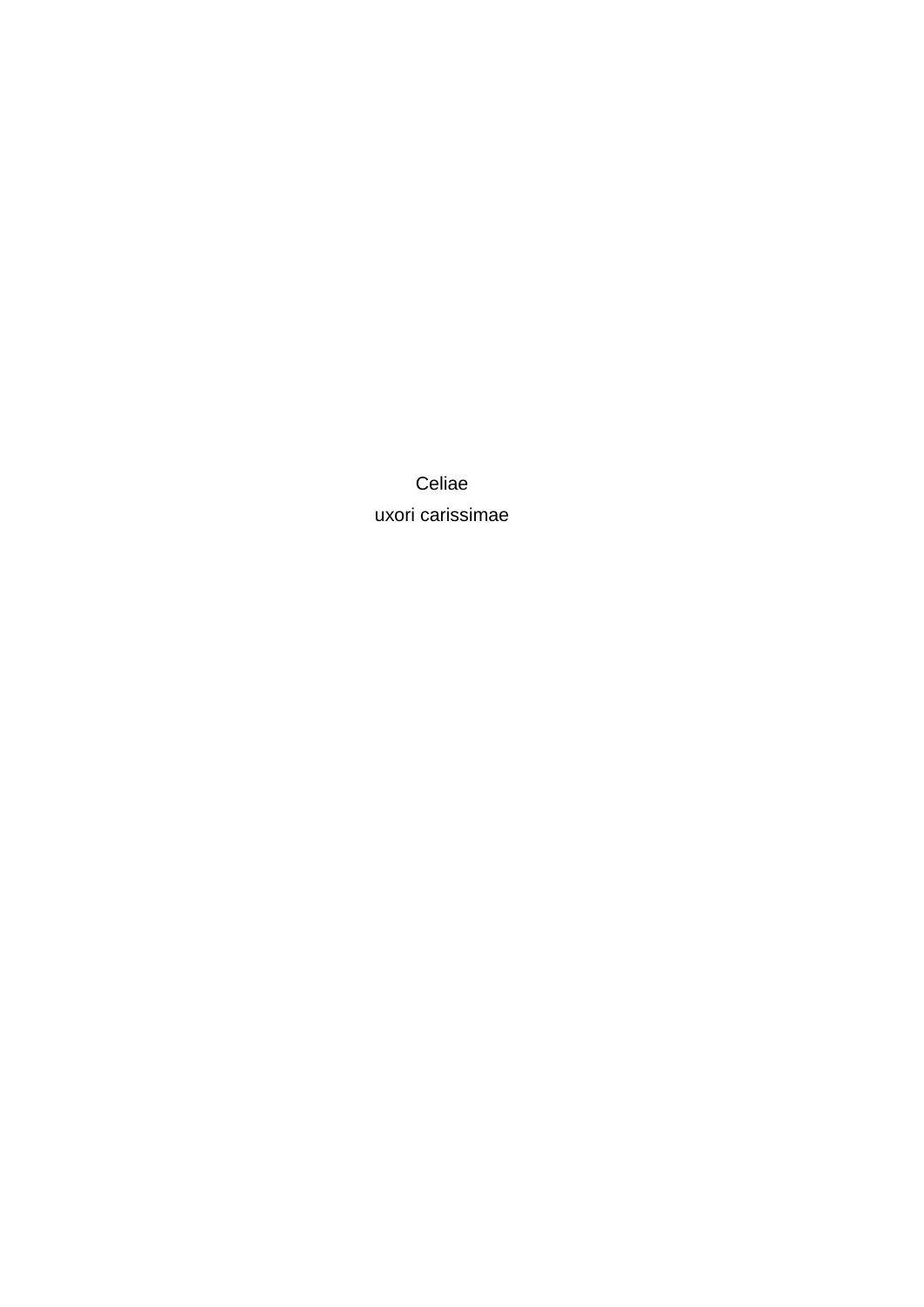Celiae

uxori carissimae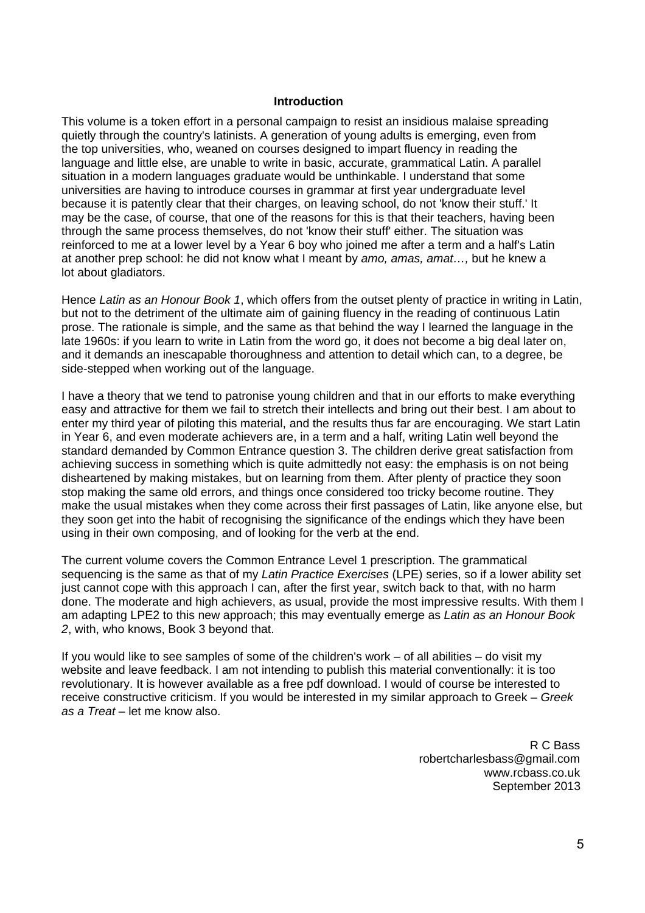## Introduction

This volume is a token effort in a personal campaign to resist an insidious malaise spreading quietly through the country's latinists. A generation of young adults is emerging, even from the top universities, who, weaned on courses designed to impart fluency in reading the language and little else, are unable to write in basic, accurate, grammatical Latin. A parallel situation in a modern languages graduate would be unthinkable. I understand that some universities are having to introduce courses in grammar at first year undergraduate level because it is patently clear that their charges, on leaving school, do not 'know their stuff.' It may be the case, of course, that one of the reasons for this is that their teachers, having been through the same process themselves, do not 'know their stuff' either. The situation was reinforced to me at a lower level by a Year 6 boy who joined me after a term and a half's Latin at another prep school: he did not know what I meant by *amo, amas, amat…,* but he knew a lot about gladiators.

Hence *Latin as an Honour Book 1*, which offers from the outset plenty of practice in writing in Latin, but not to the detriment of the ultimate aim of gaining fluency in the reading of continuous Latin prose. The rationale is simple, and the same as that behind the way I learned the language in the late 1960s: if you learn to write in Latin from the word go, it does not become a big deal later on, and it demands an inescapable thoroughness and attention to detail which can, to a degree, be side-stepped when working out of the language.

I have a theory that we tend to patronise young children and that in our efforts to make everything easy and attractive for them we fail to stretch their intellects and bring out their best. I am about to enter my third year of piloting this material, and the results thus far are encouraging. We start Latin in Year 6, and even moderate achievers are, in a term and a half, writing Latin well beyond the standard demanded by Common Entrance question 3. The children derive great satisfaction from achieving success in something which is quite admittedly not easy: the emphasis is on not being disheartened by making mistakes, but on learning from them. After plenty of practice they soon stop making the same old errors, and things once considered too tricky become routine. They make the usual mistakes when they come across their first passages of Latin, like anyone else, but they soon get into the habit of recognising the significance of the endings which they have been using in their own composing, and of looking for the verb at the end.

The current volume covers the Common Entrance Level 1 prescription. The grammatical sequencing is the same as that of my *Latin Practice Exercises* (LPE) series, so if a lower ability set just cannot cope with this approach I can, after the first year, switch back to that, with no harm done. The moderate and high achievers, as usual, provide the most impressive results. With them I am adapting LPE2 to this new approach; this may eventually emerge as *Latin as an Honour Book 2*, with, who knows, Book 3 beyond that.

If you would like to see samples of some of the children's work – of all abilities – do visit my website and leave feedback. I am not intending to publish this material conventionally: it is too revolutionary. It is however available as a free pdf download. I would of course be interested to receive constructive criticism. If you would be interested in my similar approach to Greek – *Greek as a Treat* – let me know also.

R C Bass
robertcharlesbass@gmail.com
www.rcbass.co.uk
September 2013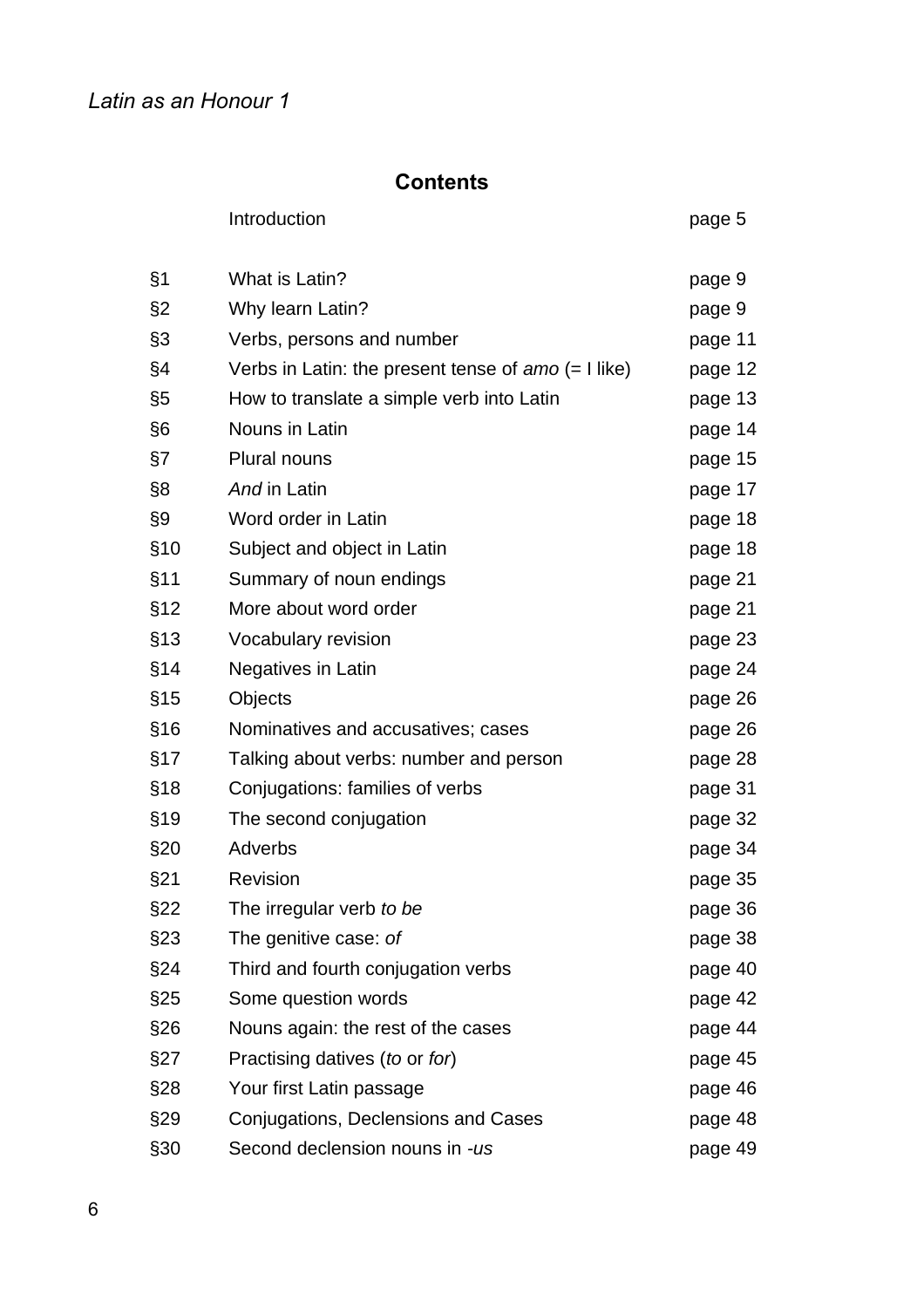## Contents

| | | |
|---|---|---|
| | Introduction | page 5 |
| §1 | What is Latin? | page 9 |
| §2 | Why learn Latin? | page 9 |
| §3 | Verbs, persons and number | page 11 |
| §4 | Verbs in Latin: the present tense of *amo* (= I like) | page 12 |
| §5 | How to translate a simple verb into Latin | page 13 |
| §6 | Nouns in Latin | page 14 |
| §7 | Plural nouns | page 15 |
| §8 | *And* in Latin | page 17 |
| §9 | Word order in Latin | page 18 |
| §10 | Subject and object in Latin | page 18 |
| §11 | Summary of noun endings | page 21 |
| §12 | More about word order | page 21 |
| §13 | Vocabulary revision | page 23 |
| §14 | Negatives in Latin | page 24 |
| §15 | Objects | page 26 |
| §16 | Nominatives and accusatives; cases | page 26 |
| §17 | Talking about verbs: number and person | page 28 |
| §18 | Conjugations: families of verbs | page 31 |
| §19 | The second conjugation | page 32 |
| §20 | Adverbs | page 34 |
| §21 | Revision | page 35 |
| §22 | The irregular verb *to be* | page 36 |
| §23 | The genitive case: *of* | page 38 |
| §24 | Third and fourth conjugation verbs | page 40 |
| §25 | Some question words | page 42 |
| §26 | Nouns again: the rest of the cases | page 44 |
| §27 | Practising datives (*to* or *for*) | page 45 |
| §28 | Your first Latin passage | page 46 |
| §29 | Conjugations, Declensions and Cases | page 48 |
| §30 | Second declension nouns in *-us* | page 49 |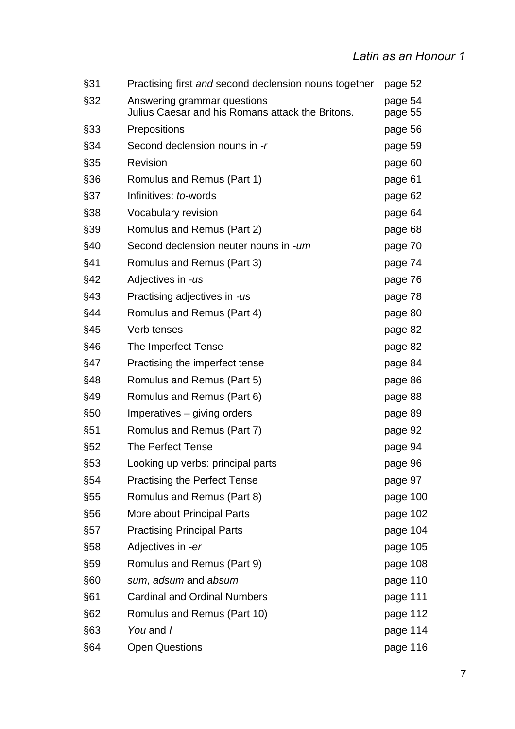| | | |
|---|---|---|
| §31 | Practising first *and* second declension nouns together | page 52 |
| §32 | Answering grammar questions<br>Julius Caesar and his Romans attack the Britons. | page 54<br>page 55 |
| §33 | Prepositions | page 56 |
| §34 | Second declension nouns in *-r* | page 59 |
| §35 | Revision | page 60 |
| §36 | Romulus and Remus (Part 1) | page 61 |
| §37 | Infinitives: *to*-words | page 62 |
| §38 | Vocabulary revision | page 64 |
| §39 | Romulus and Remus (Part 2) | page 68 |
| §40 | Second declension neuter nouns in *-um* | page 70 |
| §41 | Romulus and Remus (Part 3) | page 74 |
| §42 | Adjectives in *-us* | page 76 |
| §43 | Practising adjectives in *-us* | page 78 |
| §44 | Romulus and Remus (Part 4) | page 80 |
| §45 | Verb tenses | page 82 |
| §46 | The Imperfect Tense | page 82 |
| §47 | Practising the imperfect tense | page 84 |
| §48 | Romulus and Remus (Part 5) | page 86 |
| §49 | Romulus and Remus (Part 6) | page 88 |
| §50 | Imperatives – giving orders | page 89 |
| §51 | Romulus and Remus (Part 7) | page 92 |
| §52 | The Perfect Tense | page 94 |
| §53 | Looking up verbs: principal parts | page 96 |
| §54 | Practising the Perfect Tense | page 97 |
| §55 | Romulus and Remus (Part 8) | page 100 |
| §56 | More about Principal Parts | page 102 |
| §57 | Practising Principal Parts | page 104 |
| §58 | Adjectives in *-er* | page 105 |
| §59 | Romulus and Remus (Part 9) | page 108 |
| §60 | *sum*, *adsum* and *absum* | page 110 |
| §61 | Cardinal and Ordinal Numbers | page 111 |
| §62 | Romulus and Remus (Part 10) | page 112 |
| §63 | *You* and *I* | page 114 |
| §64 | Open Questions | page 116 |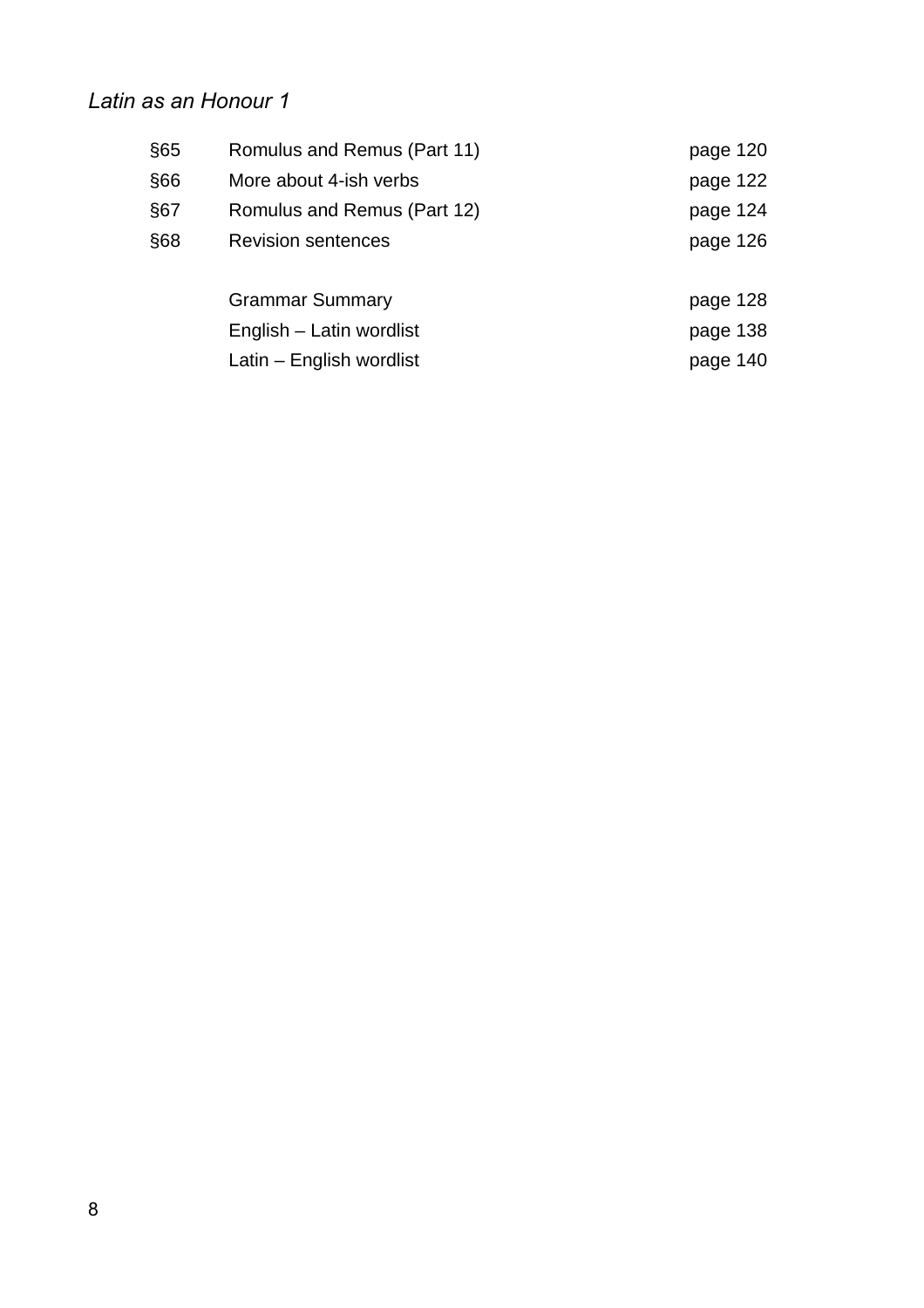| | | |
|---|---|---|
| §65 | Romulus and Remus (Part 11) | page 120 |
| §66 | More about 4-ish verbs | page 122 |
| §67 | Romulus and Remus (Part 12) | page 124 |
| §68 | Revision sentences | page 126 |
| | | |
| | Grammar Summary | page 128 |
| | English – Latin wordlist | page 138 |
| | Latin – English wordlist | page 140 |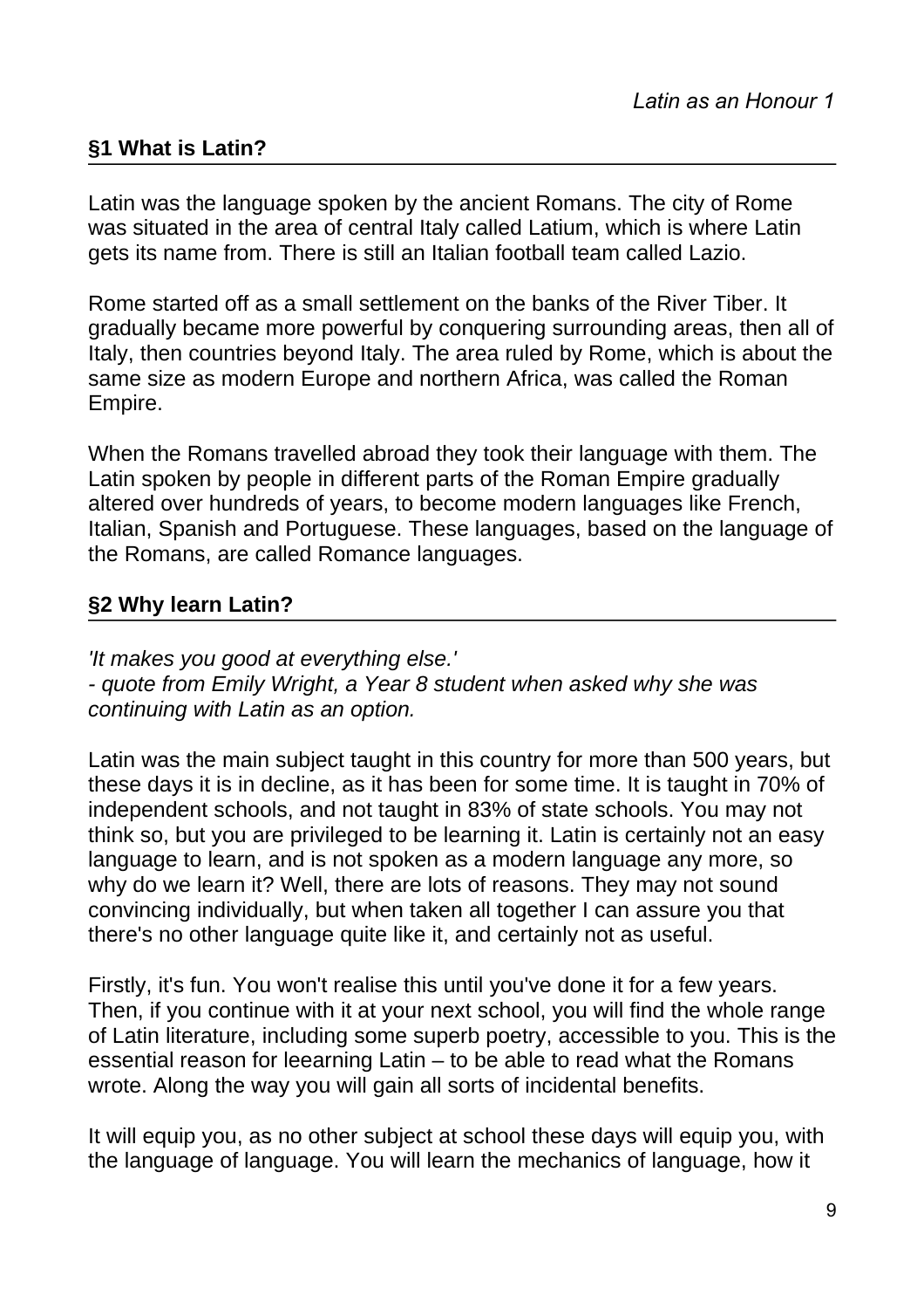## §1 What is Latin?

Latin was the language spoken by the ancient Romans. The city of Rome was situated in the area of central Italy called Latium, which is where Latin gets its name from. There is still an Italian football team called Lazio.

Rome started off as a small settlement on the banks of the River Tiber. It gradually became more powerful by conquering surrounding areas, then all of Italy, then countries beyond Italy. The area ruled by Rome, which is about the same size as modern Europe and northern Africa, was called the Roman Empire.

When the Romans travelled abroad they took their language with them. The Latin spoken by people in different parts of the Roman Empire gradually altered over hundreds of years, to become modern languages like French, Italian, Spanish and Portuguese. These languages, based on the language of the Romans, are called Romance languages.

## §2 Why learn Latin?

*'It makes you good at everything else.'*
*- quote from Emily Wright, a Year 8 student when asked why she was continuing with Latin as an option.*

Latin was the main subject taught in this country for more than 500 years, but these days it is in decline, as it has been for some time. It is taught in 70% of independent schools, and not taught in 83% of state schools. You may not think so, but you are privileged to be learning it. Latin is certainly not an easy language to learn, and is not spoken as a modern language any more, so why do we learn it? Well, there are lots of reasons. They may not sound convincing individually, but when taken all together I can assure you that there's no other language quite like it, and certainly not as useful.

Firstly, it's fun. You won't realise this until you've done it for a few years. Then, if you continue with it at your next school, you will find the whole range of Latin literature, including some superb poetry, accessible to you. This is the essential reason for leearning Latin – to be able to read what the Romans wrote. Along the way you will gain all sorts of incidental benefits.

It will equip you, as no other subject at school these days will equip you, with the language of language. You will learn the mechanics of language, how it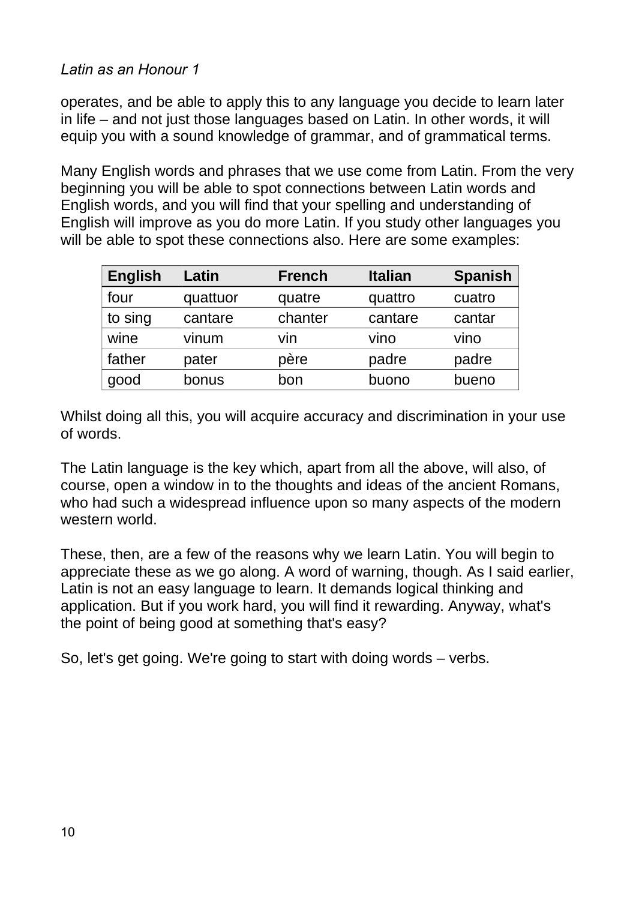operates, and be able to apply this to any language you decide to learn later in life – and not just those languages based on Latin. In other words, it will equip you with a sound knowledge of grammar, and of grammatical terms.

Many English words and phrases that we use come from Latin. From the very beginning you will be able to spot connections between Latin words and English words, and you will find that your spelling and understanding of English will improve as you do more Latin. If you study other languages you will be able to spot these connections also. Here are some examples:

| English | Latin | French | Italian | Spanish |
|---|---|---|---|---|
| four | quattuor | quatre | quattro | cuatro |
| to sing | cantare | chanter | cantare | cantar |
| wine | vinum | vin | vino | vino |
| father | pater | père | padre | padre |
| good | bonus | bon | buono | bueno |

Whilst doing all this, you will acquire accuracy and discrimination in your use of words.

The Latin language is the key which, apart from all the above, will also, of course, open a window in to the thoughts and ideas of the ancient Romans, who had such a widespread influence upon so many aspects of the modern western world.

These, then, are a few of the reasons why we learn Latin. You will begin to appreciate these as we go along. A word of warning, though. As I said earlier, Latin is not an easy language to learn. It demands logical thinking and application. But if you work hard, you will find it rewarding. Anyway, what's the point of being good at something that's easy?

So, let's get going. We're going to start with doing words – verbs.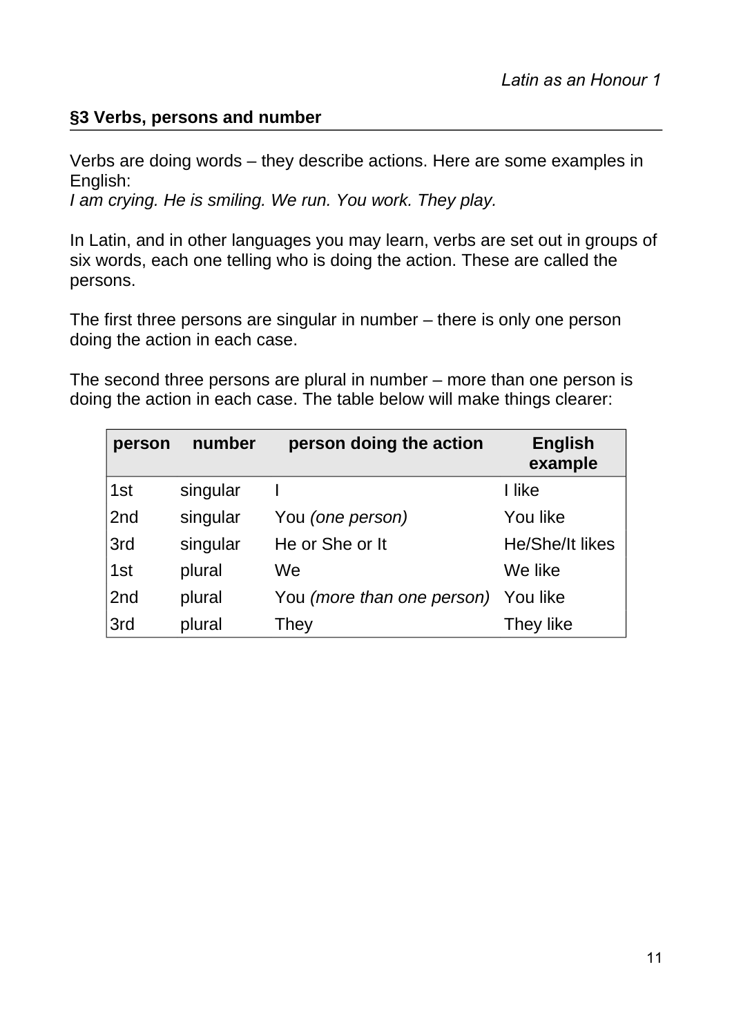## §3 Verbs, persons and number

Verbs are doing words – they describe actions. Here are some examples in English:
*I am crying. He is smiling. We run. You work. They play.*

In Latin, and in other languages you may learn, verbs are set out in groups of six words, each one telling who is doing the action. These are called the persons.

The first three persons are singular in number – there is only one person doing the action in each case.

The second three persons are plural in number – more than one person is doing the action in each case. The table below will make things clearer:

| person | number | person doing the action | English example |
|---|---|---|---|
| 1st | singular | I | I like |
| 2nd | singular | You *(one person)* | You like |
| 3rd | singular | He or She or It | He/She/It likes |
| 1st | plural | We | We like |
| 2nd | plural | You *(more than one person)* | You like |
| 3rd | plural | They | They like |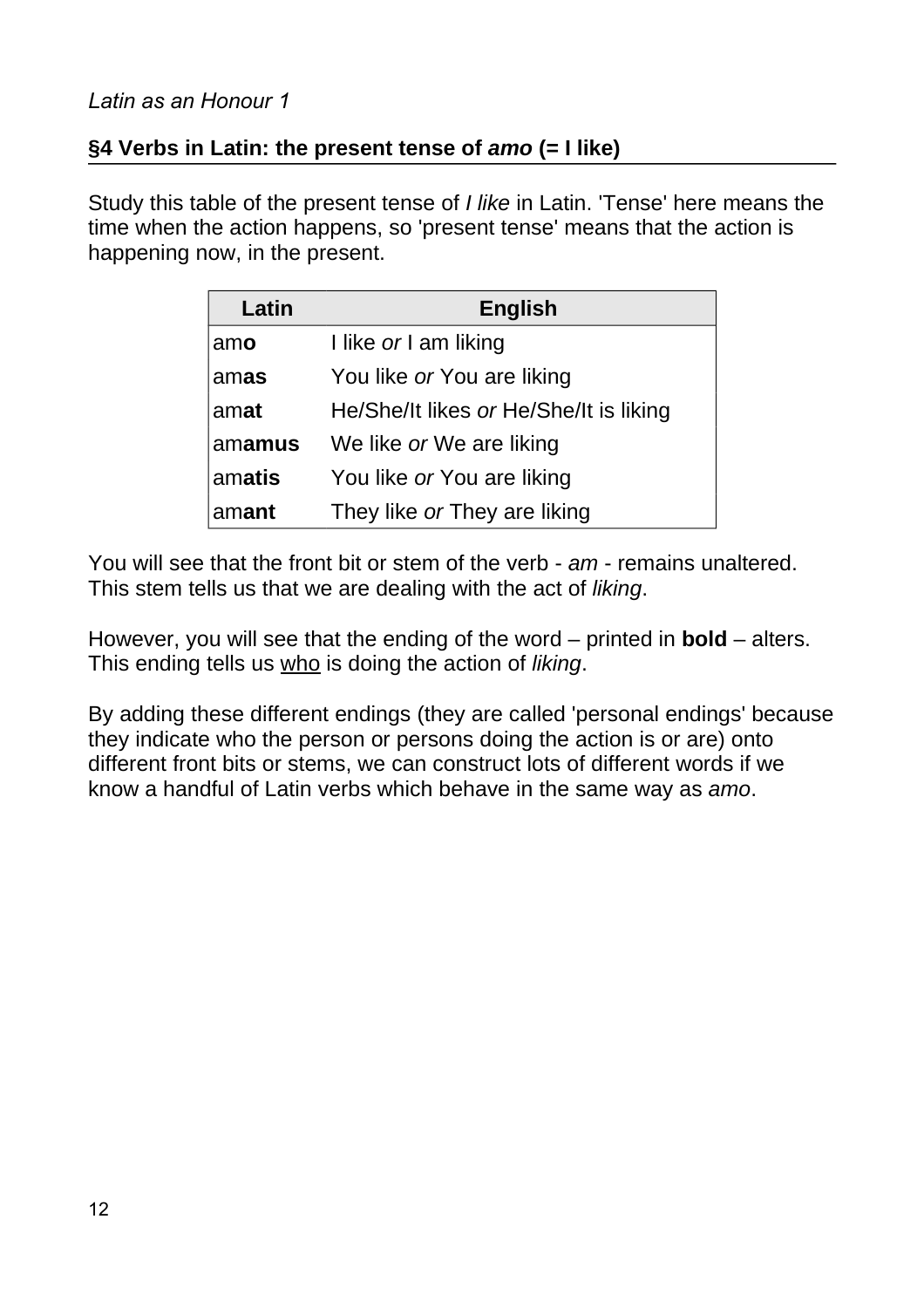## §4 Verbs in Latin: the present tense of *amo* (= I like)

Study this table of the present tense of *I like* in Latin. 'Tense' here means the time when the action happens, so 'present tense' means that the action is happening now, in the present.

| Latin | English |
|---|---|
| am**o** | I like *or* I am liking |
| am**as** | You like *or* You are liking |
| am**at** | He/She/It likes *or* He/She/It is liking |
| am**amus** | We like *or* We are liking |
| am**atis** | You like *or* You are liking |
| am**ant** | They like *or* They are liking |

You will see that the front bit or stem of the verb - *am* - remains unaltered. This stem tells us that we are dealing with the act of *liking*.

However, you will see that the ending of the word – printed in **bold** – alters. This ending tells us <u>who</u> is doing the action of *liking*.

By adding these different endings (they are called 'personal endings' because they indicate who the person or persons doing the action is or are) onto different front bits or stems, we can construct lots of different words if we know a handful of Latin verbs which behave in the same way as *amo*.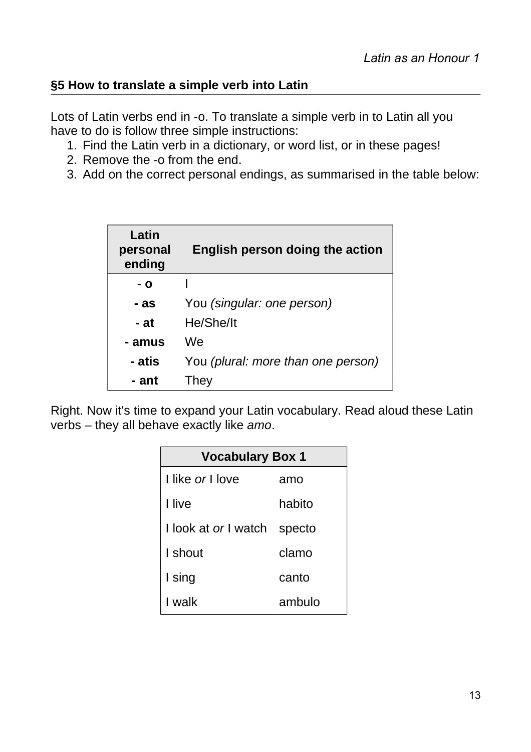## §5 How to translate a simple verb into Latin

Lots of Latin verbs end in -o. To translate a simple verb in to Latin all you have to do is follow three simple instructions:

1. Find the Latin verb in a dictionary, or word list, or in these pages!
2. Remove the -o from the end.
3. Add on the correct personal endings, as summarised in the table below:

| Latin personal ending | English person doing the action |
|---|---|
| **- o** | I |
| **- as** | You *(singular: one person)* |
| **- at** | He/She/It |
| **- amus** | We |
| **- atis** | You *(plural: more than one person)* |
| **- ant** | They |

Right. Now it's time to expand your Latin vocabulary. Read aloud these Latin verbs – they all behave exactly like *amo*.

| Vocabulary Box 1 | |
|---|---|
| I like *or* I love | amo |
| I live | habito |
| I look at *or* I watch | specto |
| I shout | clamo |
| I sing | canto |
| I walk | ambulo |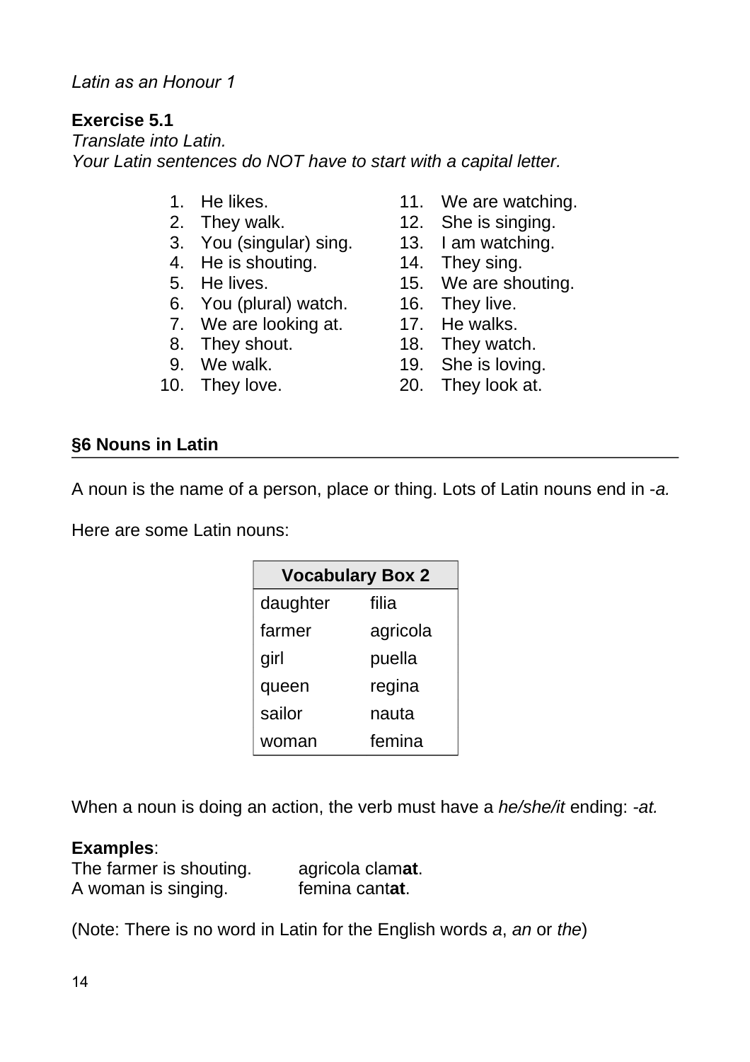*Latin as an Honour 1*

**Exercise 5.1**
*Translate into Latin.*
*Your Latin sentences do NOT have to start with a capital letter.*

1. He likes.
2. They walk.
3. You (singular) sing.
4. He is shouting.
5. He lives.
6. You (plural) watch.
7. We are looking at.
8. They shout.
9. We walk.
10. They love.
11. We are watching.
12. She is singing.
13. I am watching.
14. They sing.
15. We are shouting.
16. They live.
17. He walks.
18. They watch.
19. She is loving.
20. They look at.

## §6 Nouns in Latin

A noun is the name of a person, place or thing. Lots of Latin nouns end in *-a.*

Here are some Latin nouns:

| **Vocabulary Box 2** | |
|---|---|
| daughter | filia |
| farmer | agricola |
| girl | puella |
| queen | regina |
| sailor | nauta |
| woman | femina |

When a noun is doing an action, the verb must have a *he/she/it* ending: *-at.*

**Examples**:
The farmer is shouting. agricola clam**at**.
A woman is singing. femina cant**at**.

(Note: There is no word in Latin for the English words *a*, *an* or *the*)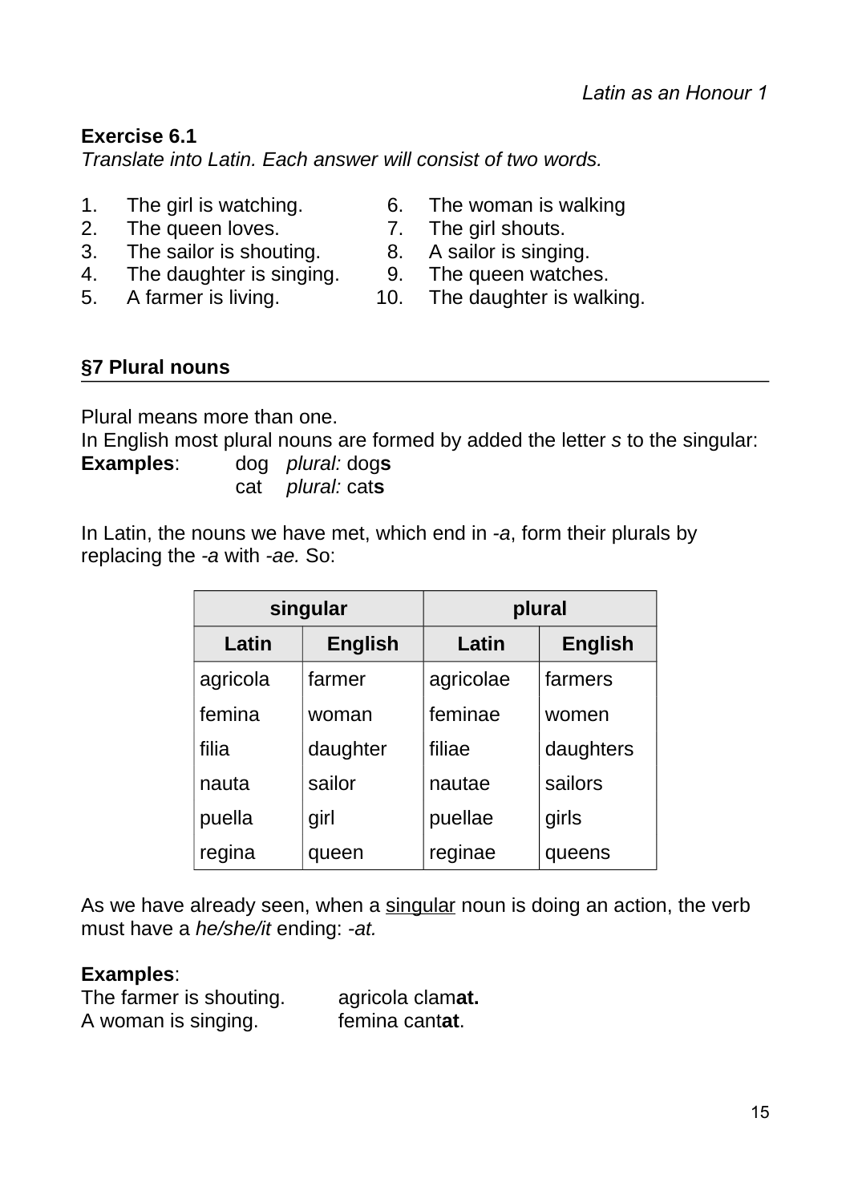**Exercise 6.1**
*Translate into Latin. Each answer will consist of two words.*

1. The girl is watching.
2. The queen loves.
3. The sailor is shouting.
4. The daughter is singing.
5. A farmer is living.
6. The woman is walking
7. The girl shouts.
8. A sailor is singing.
9. The queen watches.
10. The daughter is walking.

## §7 Plural nouns

Plural means more than one.
In English most plural nouns are formed by added the letter *s* to the singular:
**Examples**: dog *plural:* dog**s**
cat *plural:* cat**s**

In Latin, the nouns we have met, which end in *-a*, form their plurals by replacing the *-a* with *-ae.* So:

| singular | | plural | |
|---|---|---|---|
| **Latin** | **English** | **Latin** | **English** |
| agricola | farmer | agricolae | farmers |
| femina | woman | feminae | women |
| filia | daughter | filiae | daughters |
| nauta | sailor | nautae | sailors |
| puella | girl | puellae | girls |
| regina | queen | reginae | queens |

As we have already seen, when a singular noun is doing an action, the verb must have a *he/she/it* ending: *-at.*

**Examples**:
The farmer is shouting. agricola clam**at.**
A woman is singing. femina cant**at**.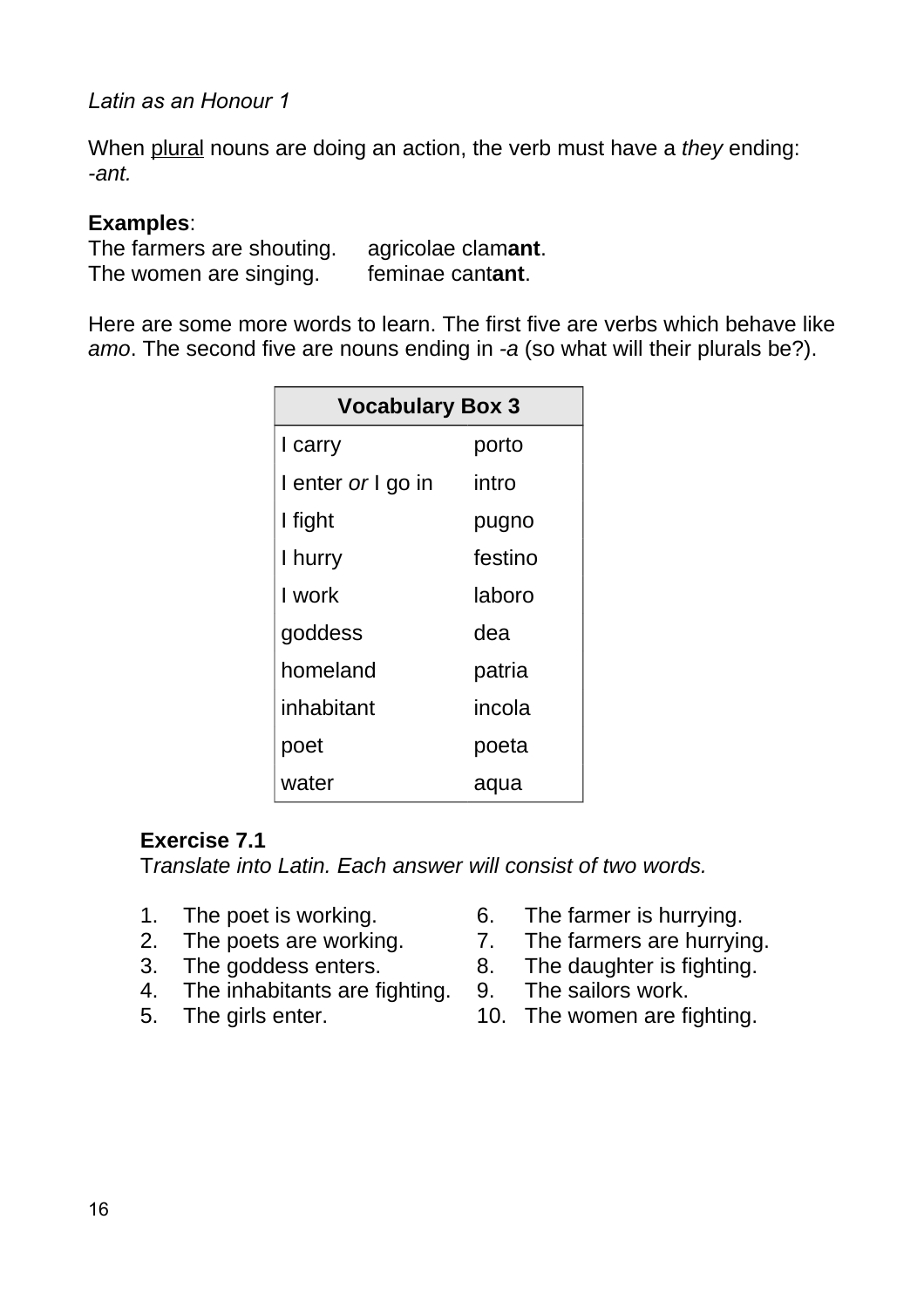*Latin as an Honour 1*

When plural nouns are doing an action, the verb must have a *they* ending: *-ant.*

**Examples**:

The farmers are shouting. agricolae clam**ant**.
The women are singing. feminae cant**ant**.

Here are some more words to learn. The first five are verbs which behave like *amo*. The second five are nouns ending in *-a* (so what will their plurals be?).

| **Vocabulary Box 3** | |
|---|---|
| I carry | porto |
| I enter *or* I go in | intro |
| I fight | pugno |
| I hurry | festino |
| I work | laboro |
| goddess | dea |
| homeland | patria |
| inhabitant | incola |
| poet | poeta |
| water | aqua |

**Exercise 7.1**

T*ranslate into Latin. Each answer will consist of two words.*

1. The poet is working.
2. The poets are working.
3. The goddess enters.
4. The inhabitants are fighting.
5. The girls enter.
6. The farmer is hurrying.
7. The farmers are hurrying.
8. The daughter is fighting.
9. The sailors work.
10. The women are fighting.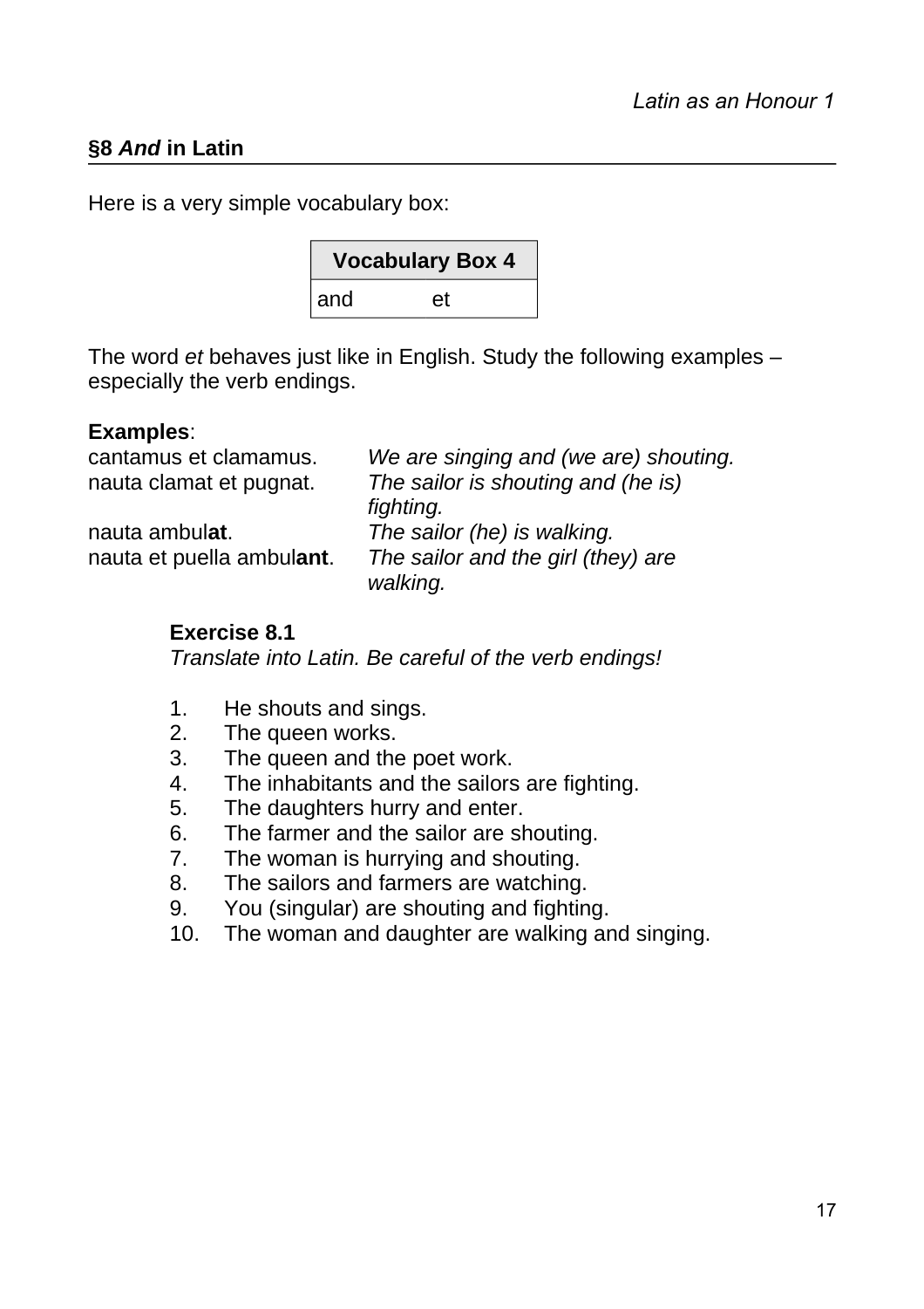## §8 *And* in Latin

Here is a very simple vocabulary box:

| Vocabulary Box 4 | |
|---|---|
| and | et |

The word *et* behaves just like in English. Study the following examples – especially the verb endings.

**Examples**:

| | |
|---|---|
| cantamus et clamamus. | *We are singing and (we are) shouting.* |
| nauta clamat et pugnat. | *The sailor is shouting and (he is) fighting.* |
| nauta ambul**at**. | *The sailor (he) is walking.* |
| nauta et puella ambul**ant**. | *The sailor and the girl (they) are walking.* |

**Exercise 8.1**

*Translate into Latin. Be careful of the verb endings!*

1. He shouts and sings.
2. The queen works.
3. The queen and the poet work.
4. The inhabitants and the sailors are fighting.
5. The daughters hurry and enter.
6. The farmer and the sailor are shouting.
7. The woman is hurrying and shouting.
8. The sailors and farmers are watching.
9. You (singular) are shouting and fighting.
10. The woman and daughter are walking and singing.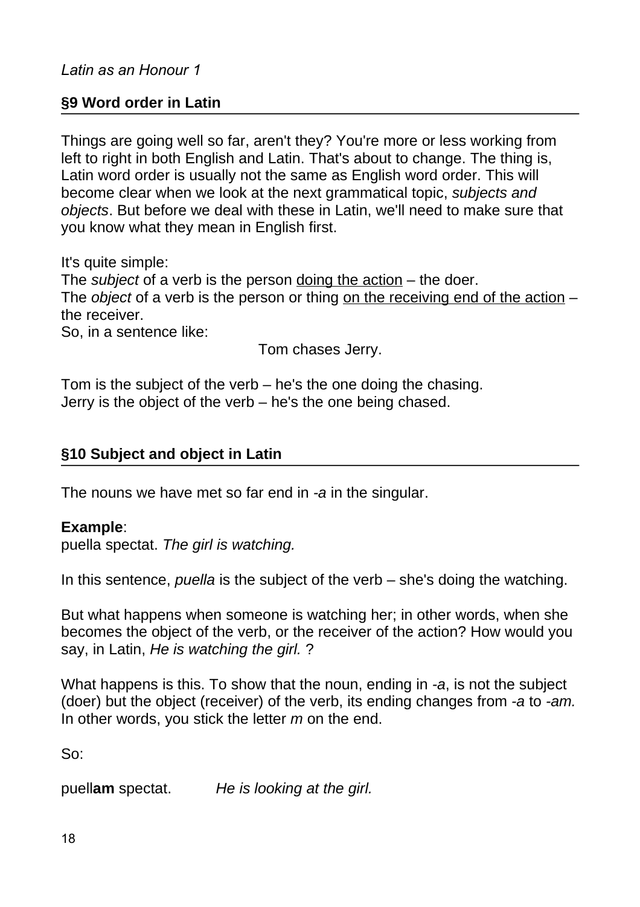*Latin as an Honour 1*

## §9 Word order in Latin

Things are going well so far, aren't they? You're more or less working from left to right in both English and Latin. That's about to change. The thing is, Latin word order is usually not the same as English word order. This will become clear when we look at the next grammatical topic, *subjects and objects*. But before we deal with these in Latin, we'll need to make sure that you know what they mean in English first.

It's quite simple:
The *subject* of a verb is the person doing the action – the doer.
The *object* of a verb is the person or thing on the receiving end of the action – the receiver.
So, in a sentence like:

Tom chases Jerry.

Tom is the subject of the verb – he's the one doing the chasing.
Jerry is the object of the verb – he's the one being chased.

## §10 Subject and object in Latin

The nouns we have met so far end in *-a* in the singular.

**Example**:
puella spectat. *The girl is watching.*

In this sentence, *puella* is the subject of the verb – she's doing the watching.

But what happens when someone is watching her; in other words, when she becomes the object of the verb, or the receiver of the action? How would you say, in Latin, *He is watching the girl.* ?

What happens is this. To show that the noun, ending in *-a*, is not the subject (doer) but the object (receiver) of the verb, its ending changes from *-a* to *-am.* In other words, you stick the letter *m* on the end.

So:

puell**am** spectat. *He is looking at the girl.*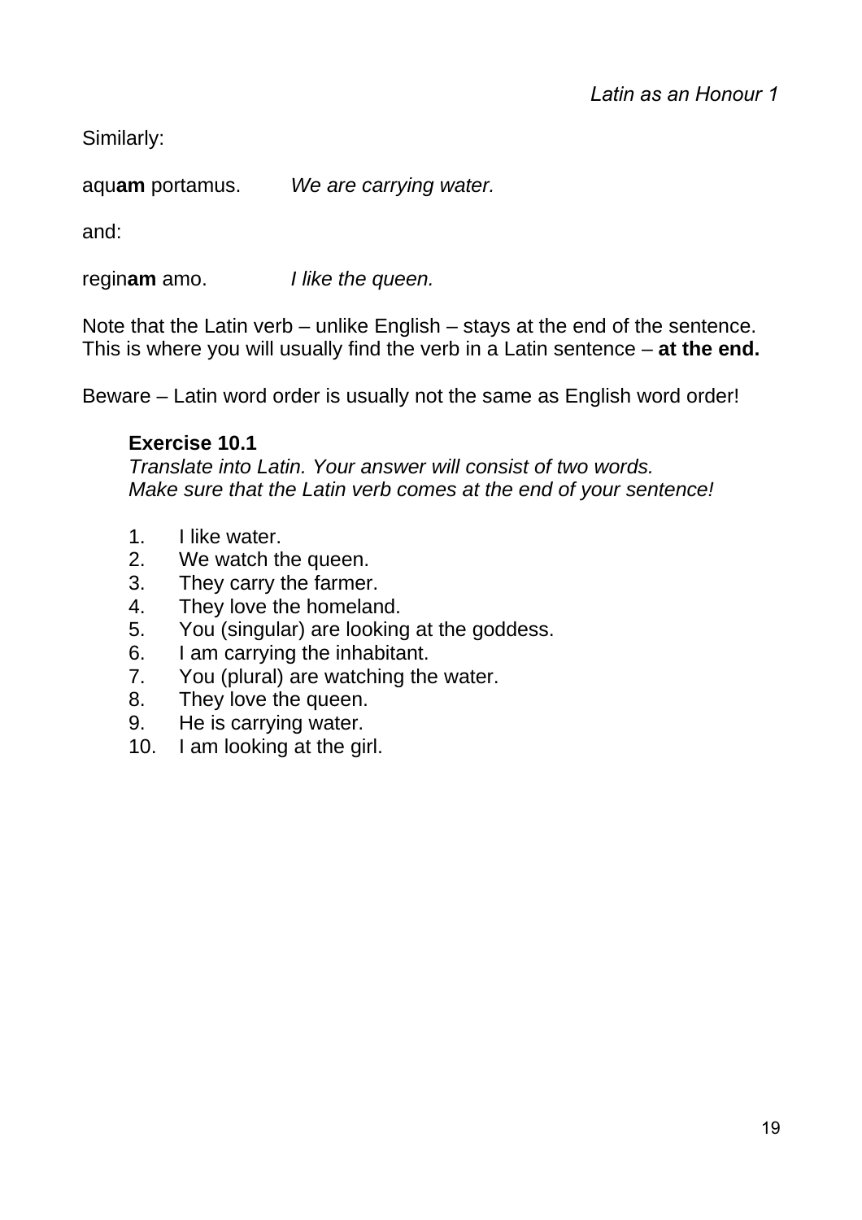Similarly:

aqu**am** portamus. *We are carrying water.*

and:

regin**am** amo. *I like the queen.*

Note that the Latin verb – unlike English – stays at the end of the sentence. This is where you will usually find the verb in a Latin sentence – **at the end.**

Beware – Latin word order is usually not the same as English word order!

**Exercise 10.1**
*Translate into Latin. Your answer will consist of two words.*
*Make sure that the Latin verb comes at the end of your sentence!*

1. I like water.
2. We watch the queen.
3. They carry the farmer.
4. They love the homeland.
5. You (singular) are looking at the goddess.
6. I am carrying the inhabitant.
7. You (plural) are watching the water.
8. They love the queen.
9. He is carrying water.
10. I am looking at the girl.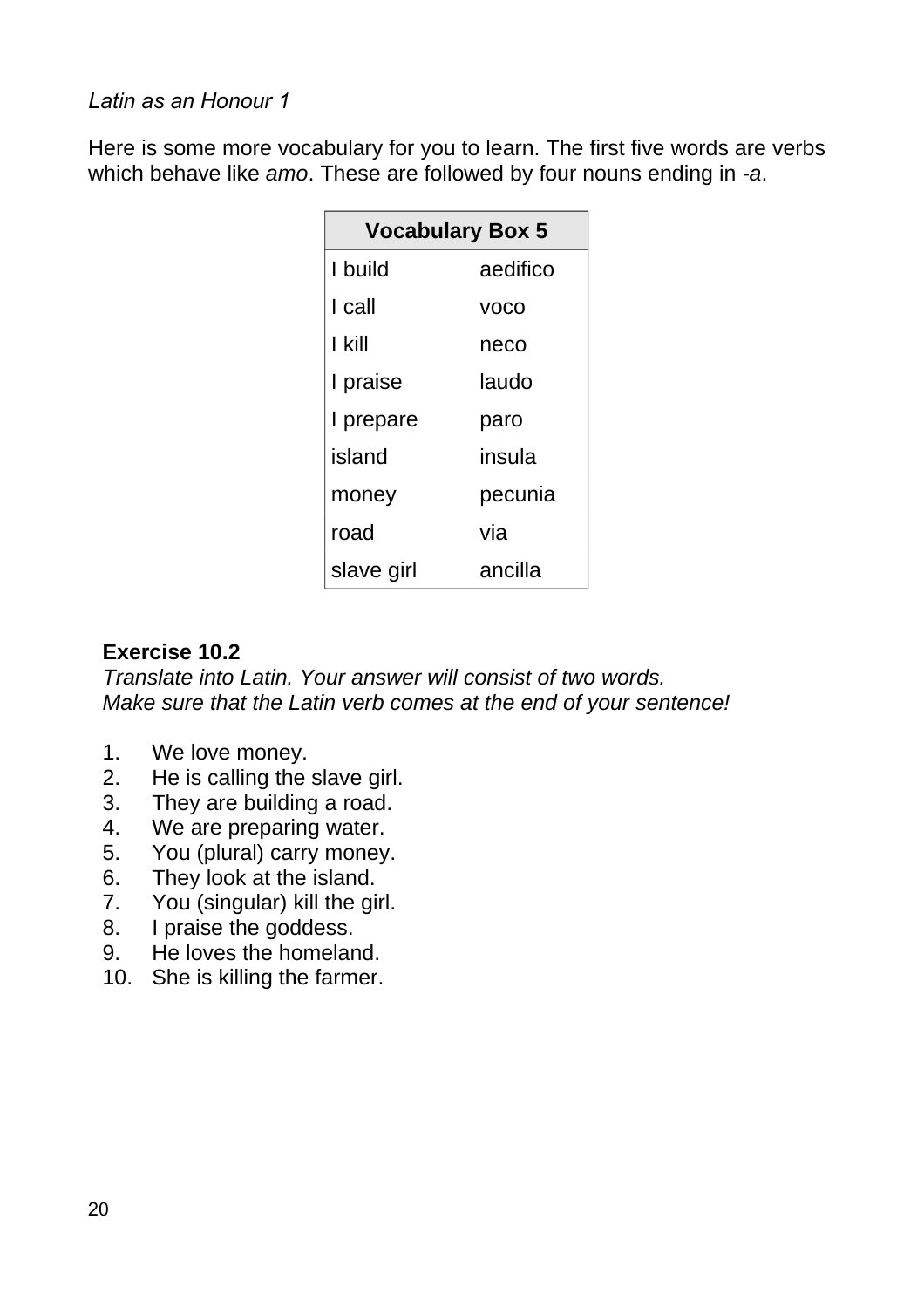*Latin as an Honour 1*

Here is some more vocabulary for you to learn. The first five words are verbs which behave like *amo*. These are followed by four nouns ending in *-a*.

| Vocabulary Box 5 | |
|---|---|
| I build | aedifico |
| I call | voco |
| I kill | neco |
| I praise | laudo |
| I prepare | paro |
| island | insula |
| money | pecunia |
| road | via |
| slave girl | ancilla |

**Exercise 10.2**
*Translate into Latin. Your answer will consist of two words.*
*Make sure that the Latin verb comes at the end of your sentence!*

1. We love money.
2. He is calling the slave girl.
3. They are building a road.
4. We are preparing water.
5. You (plural) carry money.
6. They look at the island.
7. You (singular) kill the girl.
8. I praise the goddess.
9. He loves the homeland.
10. She is killing the farmer.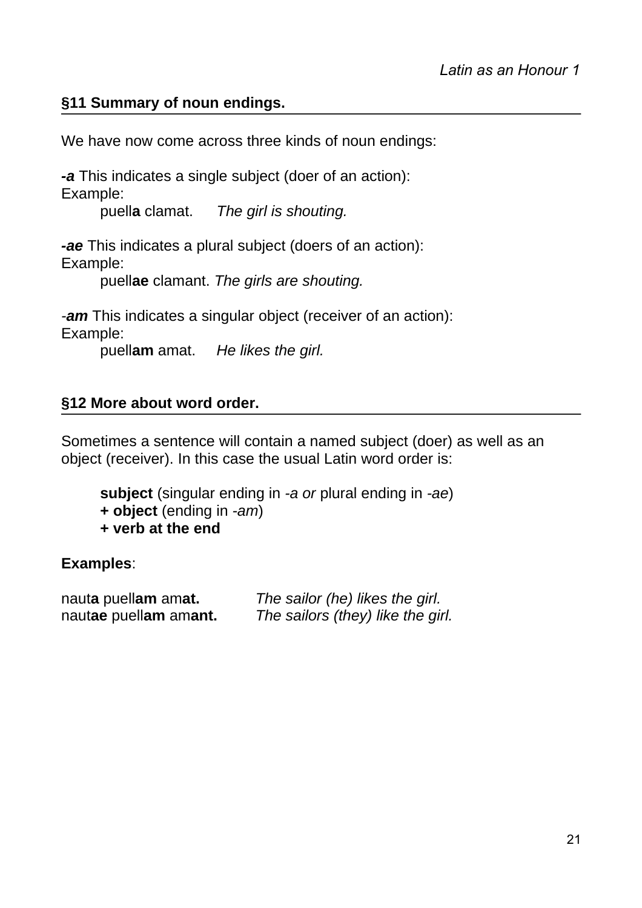## §11 Summary of noun endings.

We have now come across three kinds of noun endings:

***-a*** This indicates a single subject (doer of an action):
Example:

puell**a** clamat. *The girl is shouting.*

***-ae*** This indicates a plural subject (doers of an action):
Example:

puell**ae** clamant. *The girls are shouting.*

-***am*** This indicates a singular object (receiver of an action):
Example:

puell**am** amat. *He likes the girl.*

## §12 More about word order.

Sometimes a sentence will contain a named subject (doer) as well as an object (receiver). In this case the usual Latin word order is:

**subject** (singular ending in *-a or* plural ending in *-ae*)
**+ object** (ending in *-am*)
**+ verb at the end**

**Examples**:

naut**a** puell**am** am**at.** *The sailor (he) likes the girl.*
naut**ae** puell**am** am**ant.** *The sailors (they) like the girl.*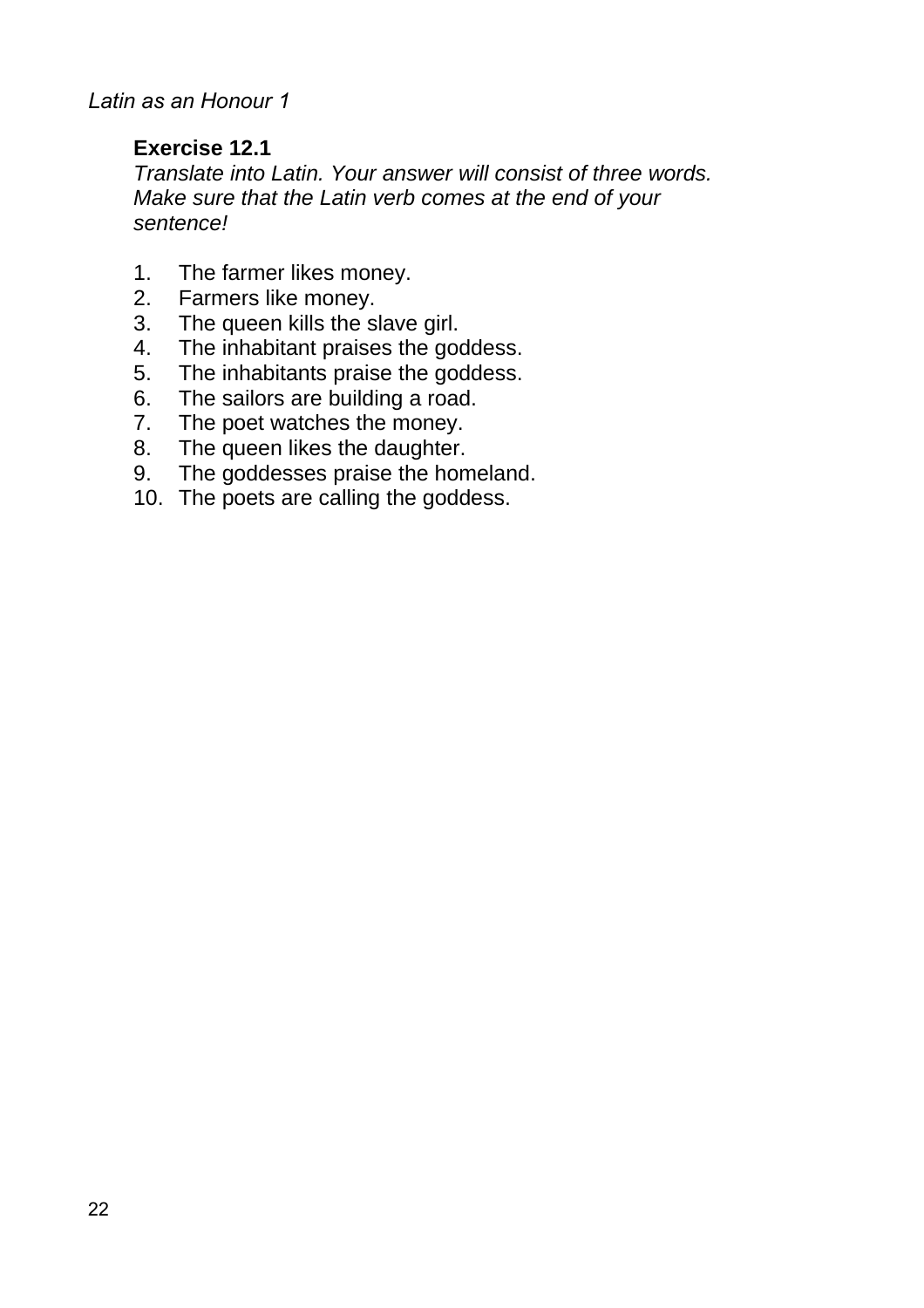## Exercise 12.1

*Translate into Latin. Your answer will consist of three words. Make sure that the Latin verb comes at the end of your sentence!*

1. The farmer likes money.
2. Farmers like money.
3. The queen kills the slave girl.
4. The inhabitant praises the goddess.
5. The inhabitants praise the goddess.
6. The sailors are building a road.
7. The poet watches the money.
8. The queen likes the daughter.
9. The goddesses praise the homeland.
10. The poets are calling the goddess.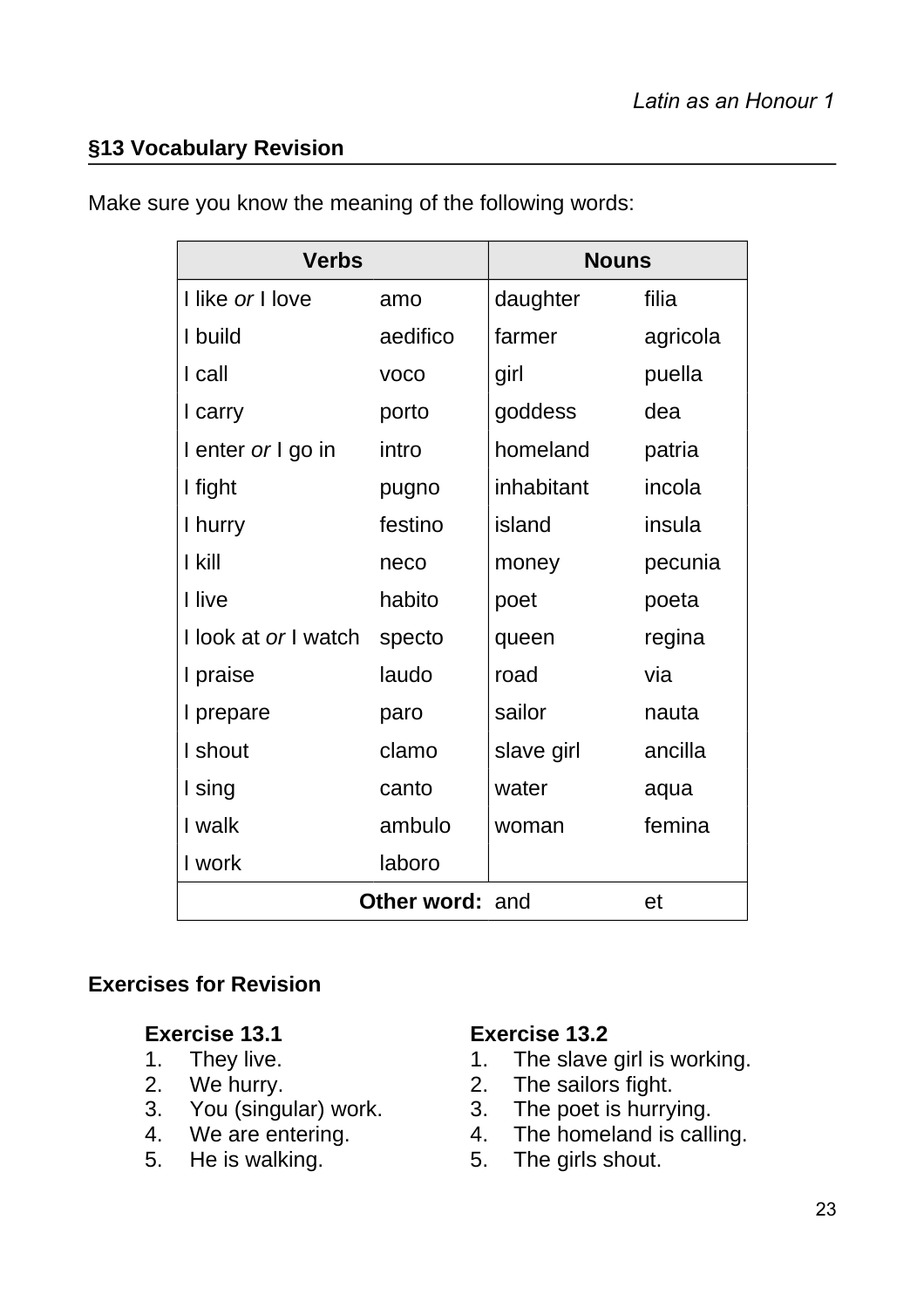## §13 Vocabulary Revision

Make sure you know the meaning of the following words:

| Verbs | | Nouns | |
|---|---|---|---|
| I like *or* I love | amo | daughter | filia |
| I build | aedifico | farmer | agricola |
| I call | voco | girl | puella |
| I carry | porto | goddess | dea |
| I enter *or* I go in | intro | homeland | patria |
| I fight | pugno | inhabitant | incola |
| I hurry | festino | island | insula |
| I kill | neco | money | pecunia |
| I live | habito | poet | poeta |
| I look at *or* I watch | specto | queen | regina |
| I praise | laudo | road | via |
| I prepare | paro | sailor | nauta |
| I shout | clamo | slave girl | ancilla |
| I sing | canto | water | aqua |
| I walk | ambulo | woman | femina |
| I work | laboro | | |
| | **Other word:** | and | et |

### Exercises for Revision

**Exercise 13.1**

1. They live.
2. We hurry.
3. You (singular) work.
4. We are entering.
5. He is walking.

**Exercise 13.2**

1. The slave girl is working.
2. The sailors fight.
3. The poet is hurrying.
4. The homeland is calling.
5. The girls shout.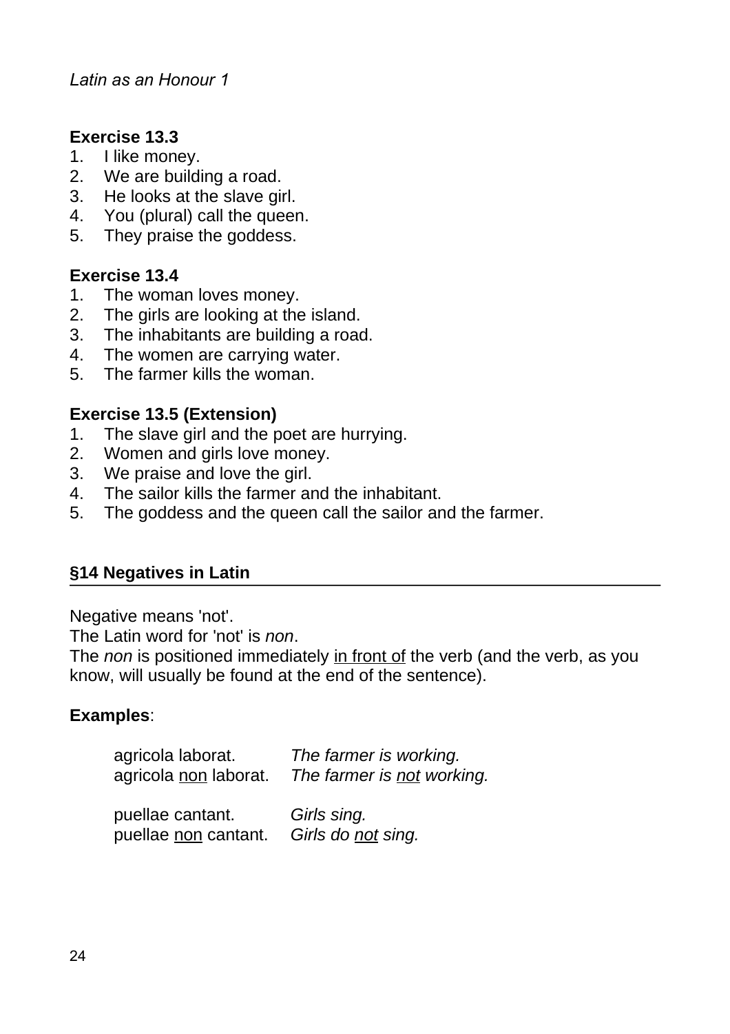### Exercise 13.3

1. I like money.
2. We are building a road.
3. He looks at the slave girl.
4. You (plural) call the queen.
5. They praise the goddess.

### Exercise 13.4

1. The woman loves money.
2. The girls are looking at the island.
3. The inhabitants are building a road.
4. The women are carrying water.
5. The farmer kills the woman.

### Exercise 13.5 (Extension)

1. The slave girl and the poet are hurrying.
2. Women and girls love money.
3. We praise and love the girl.
4. The sailor kills the farmer and the inhabitant.
5. The goddess and the queen call the sailor and the farmer.

## §14 Negatives in Latin

Negative means 'not'.
The Latin word for 'not' is *non*.
The *non* is positioned immediately <u>in front of</u> the verb (and the verb, as you know, will usually be found at the end of the sentence).

**Examples**:

| | |
|---|---|
| agricola laborat. | *The farmer is working.* |
| agricola <u>non</u> laborat. | *The farmer is <u>not</u> working.* |
| | |
| puellae cantant. | *Girls sing.* |
| puellae <u>non</u> cantant. | *Girls do <u>not</u> sing.* |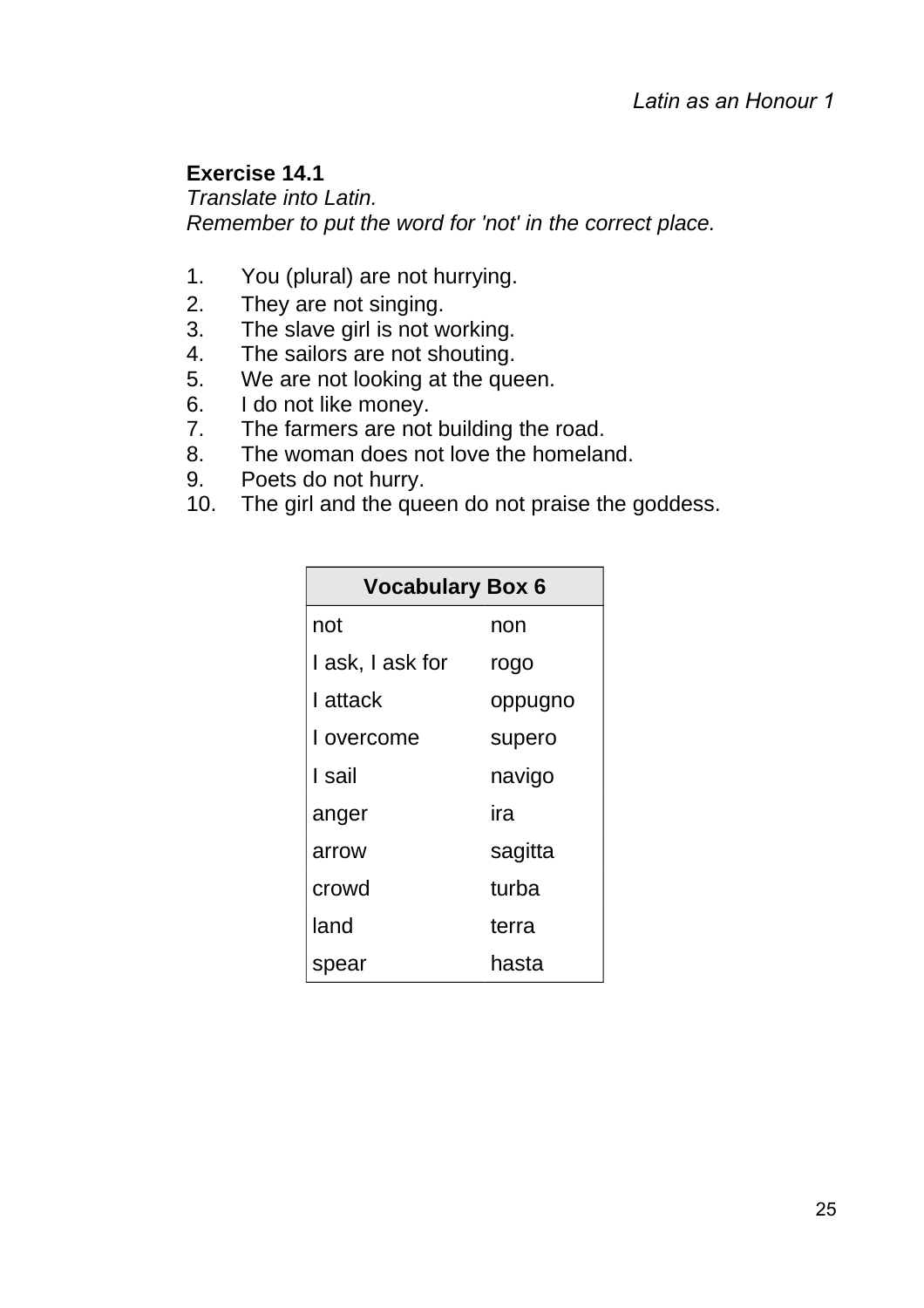### Exercise 14.1

*Translate into Latin.*
*Remember to put the word for 'not' in the correct place.*

1. You (plural) are not hurrying.
2. They are not singing.
3. The slave girl is not working.
4. The sailors are not shouting.
5. We are not looking at the queen.
6. I do not like money.
7. The farmers are not building the road.
8. The woman does not love the homeland.
9. Poets do not hurry.
10. The girl and the queen do not praise the goddess.

| Vocabulary Box 6 | |
|---|---|
| not | non |
| I ask, I ask for | rogo |
| I attack | oppugno |
| I overcome | supero |
| I sail | navigo |
| anger | ira |
| arrow | sagitta |
| crowd | turba |
| land | terra |
| spear | hasta |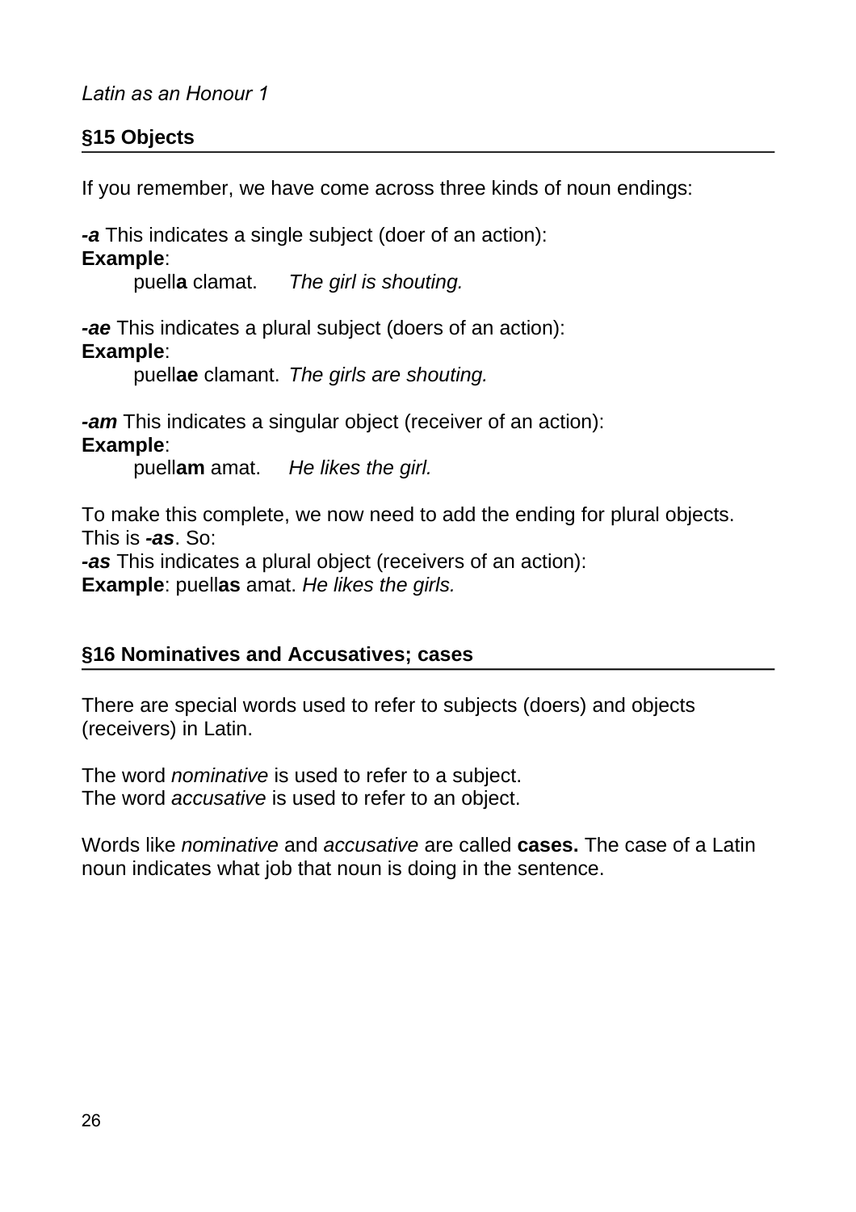## §15 Objects

If you remember, we have come across three kinds of noun endings:

***-a*** This indicates a single subject (doer of an action):
**Example**:

puell**a** clamat. *The girl is shouting.*

***-ae*** This indicates a plural subject (doers of an action):
**Example**:

puell**ae** clamant. *The girls are shouting.*

***-am*** This indicates a singular object (receiver of an action):
**Example**:

puell**am** amat. *He likes the girl.*

To make this complete, we now need to add the ending for plural objects. This is ***-as***. So:
***-as*** This indicates a plural object (receivers of an action):
**Example**: puell**as** amat. *He likes the girls.*

## §16 Nominatives and Accusatives; cases

There are special words used to refer to subjects (doers) and objects (receivers) in Latin.

The word *nominative* is used to refer to a subject.
The word *accusative* is used to refer to an object.

Words like *nominative* and *accusative* are called **cases.** The case of a Latin noun indicates what job that noun is doing in the sentence.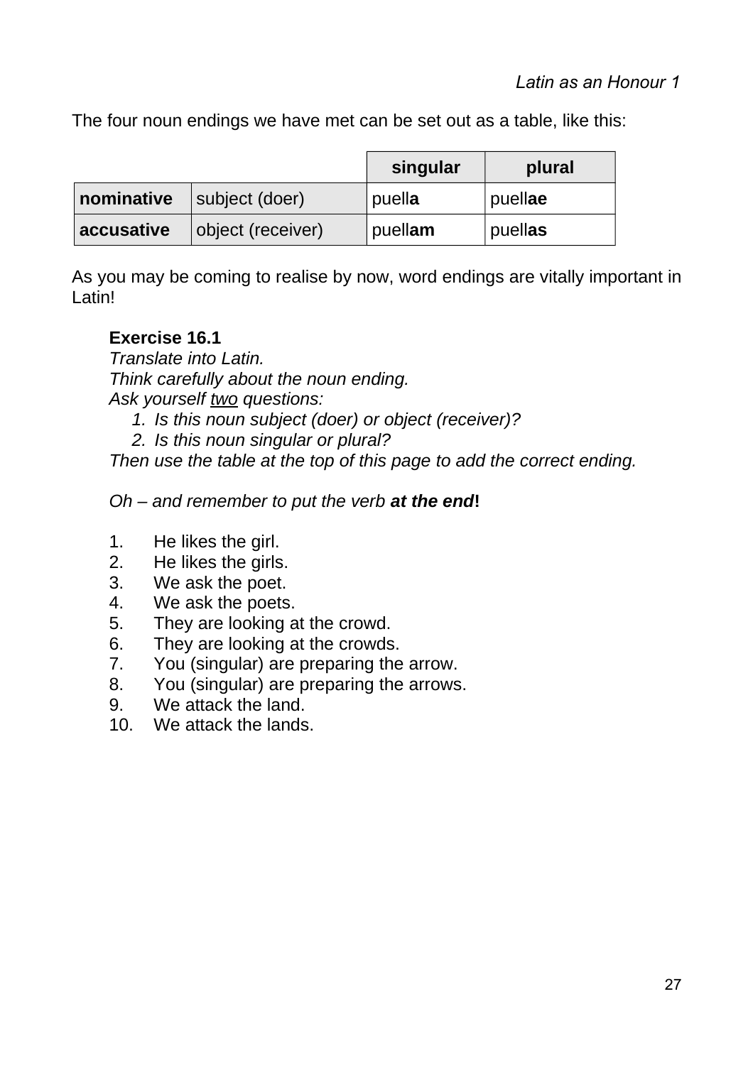The four noun endings we have met can be set out as a table, like this:

| | | singular | plural |
|---|---|---|---|
| **nominative** | subject (doer) | puell**a** | puell**ae** |
| **accusative** | object (receiver) | puell**am** | puell**as** |

As you may be coming to realise by now, word endings are vitally important in Latin!

**Exercise 16.1**

*Translate into Latin.*
*Think carefully about the noun ending.*
*Ask yourself two questions:*

1. *Is this noun subject (doer) or object (receiver)?*
2. *Is this noun singular or plural?*

*Then use the table at the top of this page to add the correct ending.*

*Oh – and remember to put the verb **at the end**!*

1. He likes the girl.
2. He likes the girls.
3. We ask the poet.
4. We ask the poets.
5. They are looking at the crowd.
6. They are looking at the crowds.
7. You (singular) are preparing the arrow.
8. You (singular) are preparing the arrows.
9. We attack the land.
10. We attack the lands.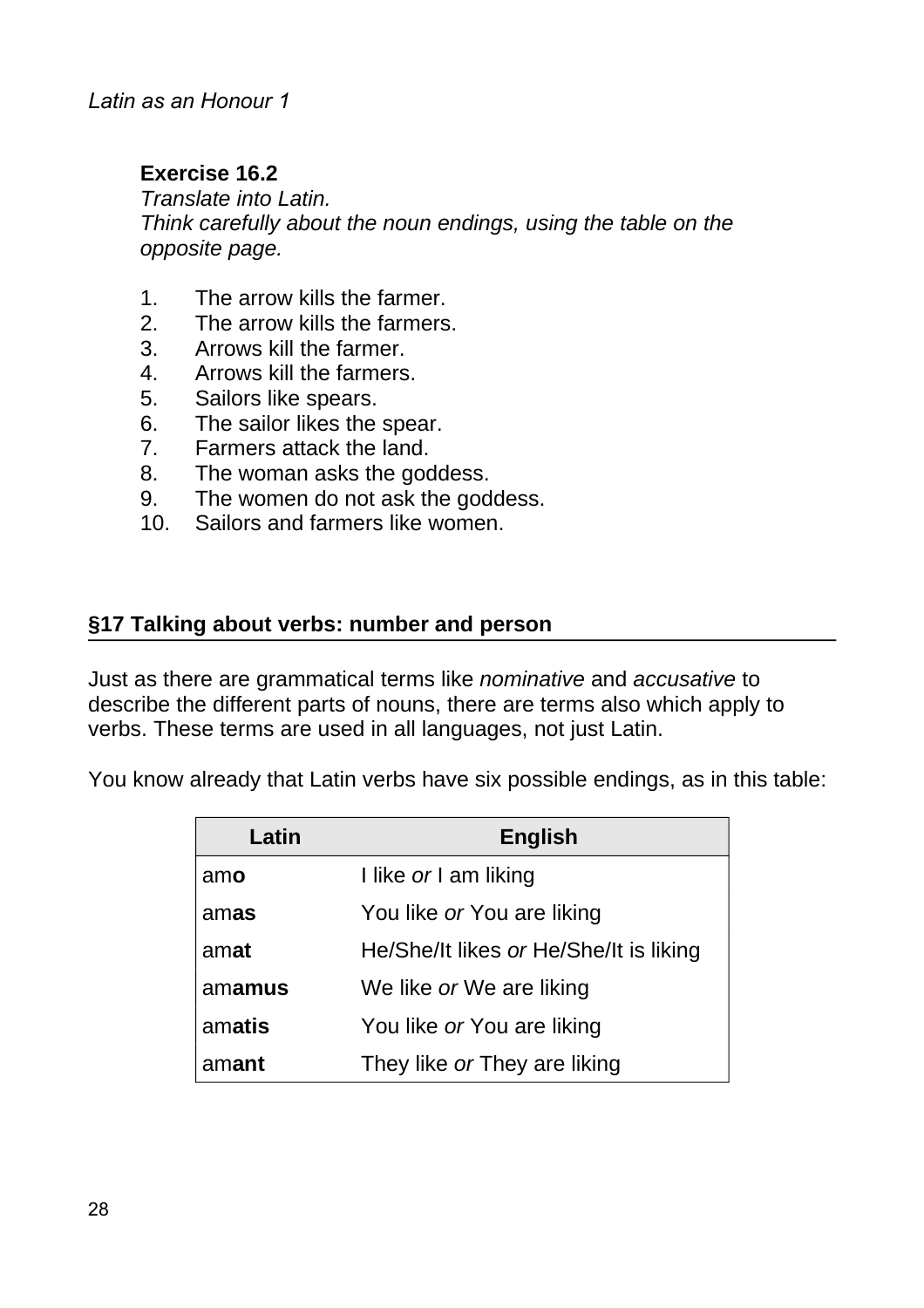**Exercise 16.2**
*Translate into Latin.*
*Think carefully about the noun endings, using the table on the opposite page.*

1. The arrow kills the farmer.
2. The arrow kills the farmers.
3. Arrows kill the farmer.
4. Arrows kill the farmers.
5. Sailors like spears.
6. The sailor likes the spear.
7. Farmers attack the land.
8. The woman asks the goddess.
9. The women do not ask the goddess.
10. Sailors and farmers like women.

## §17 Talking about verbs: number and person

Just as there are grammatical terms like *nominative* and *accusative* to describe the different parts of nouns, there are terms also which apply to verbs. These terms are used in all languages, not just Latin.

You know already that Latin verbs have six possible endings, as in this table:

| Latin | English |
|---|---|
| am**o** | I like *or* I am liking |
| am**as** | You like *or* You are liking |
| am**at** | He/She/It likes *or* He/She/It is liking |
| am**amus** | We like *or* We are liking |
| am**atis** | You like *or* You are liking |
| am**ant** | They like *or* They are liking |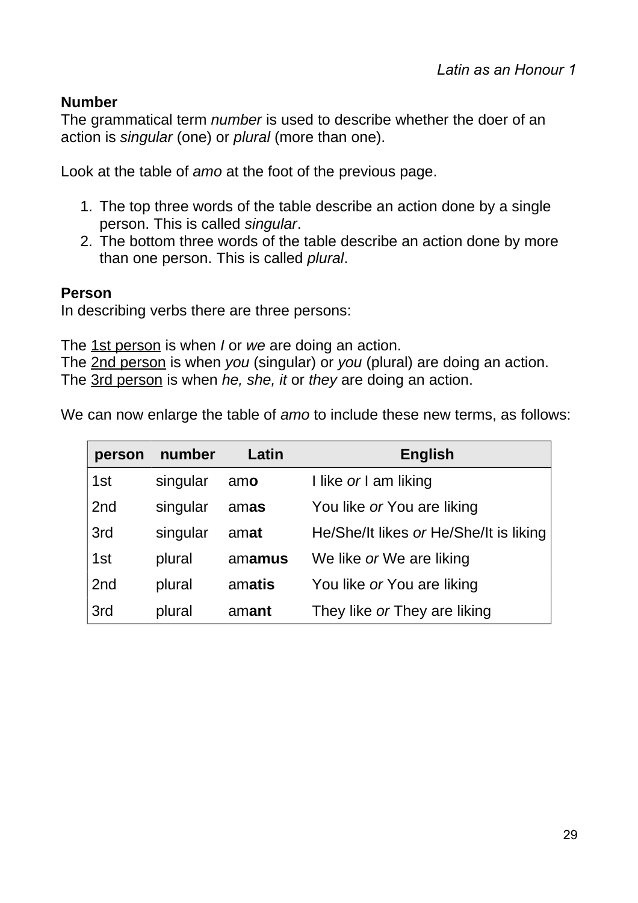**Number**

The grammatical term *number* is used to describe whether the doer of an action is *singular* (one) or *plural* (more than one).

Look at the table of *amo* at the foot of the previous page.

1. The top three words of the table describe an action done by a single person. This is called *singular*.
2. The bottom three words of the table describe an action done by more than one person. This is called *plural*.

**Person**

In describing verbs there are three persons:

The <u>1st person</u> is when *I* or *we* are doing an action.
The <u>2nd person</u> is when *you* (singular) or *you* (plural) are doing an action.
The <u>3rd person</u> is when *he, she, it* or *they* are doing an action.

We can now enlarge the table of *amo* to include these new terms, as follows:

| person | number | Latin | English |
|---|---|---|---|
| 1st | singular | am**o** | I like *or* I am liking |
| 2nd | singular | am**as** | You like *or* You are liking |
| 3rd | singular | am**at** | He/She/It likes *or* He/She/It is liking |
| 1st | plural | am**amus** | We like *or* We are liking |
| 2nd | plural | am**atis** | You like *or* You are liking |
| 3rd | plural | am**ant** | They like *or* They are liking |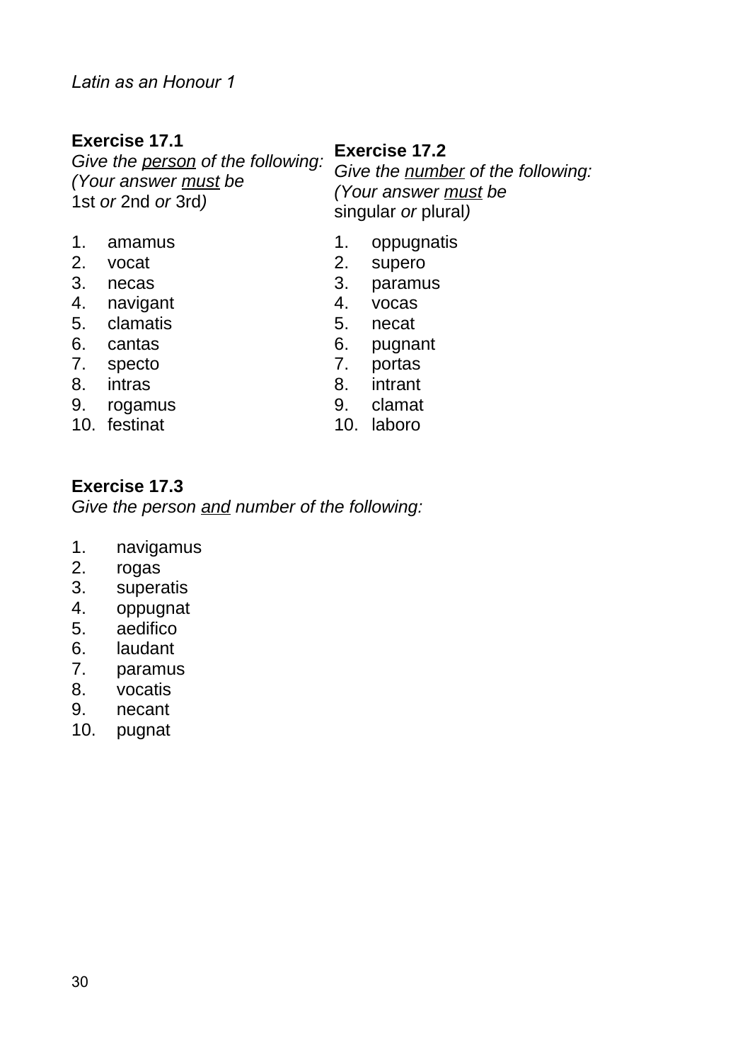*Latin as an Honour 1*

**Exercise 17.1**

*Give the <u>person</u> of the following:*
*(Your answer <u>must</u> be*
1st *or* 2nd *or* 3rd*)*

1. amamus
2. vocat
3. necas
4. navigant
5. clamatis
6. cantas
7. specto
8. intras
9. rogamus
10. festinat

**Exercise 17.2**

*Give the <u>number</u> of the following:*
*(Your answer <u>must</u> be*
singular *or* plural*)*

1. oppugnatis
2. supero
3. paramus
4. vocas
5. necat
6. pugnant
7. portas
8. intrant
9. clamat
10. laboro

**Exercise 17.3**

*Give the person <u>and</u> number of the following:*

1. navigamus
2. rogas
3. superatis
4. oppugnat
5. aedifico
6. laudant
7. paramus
8. vocatis
9. necant
10. pugnat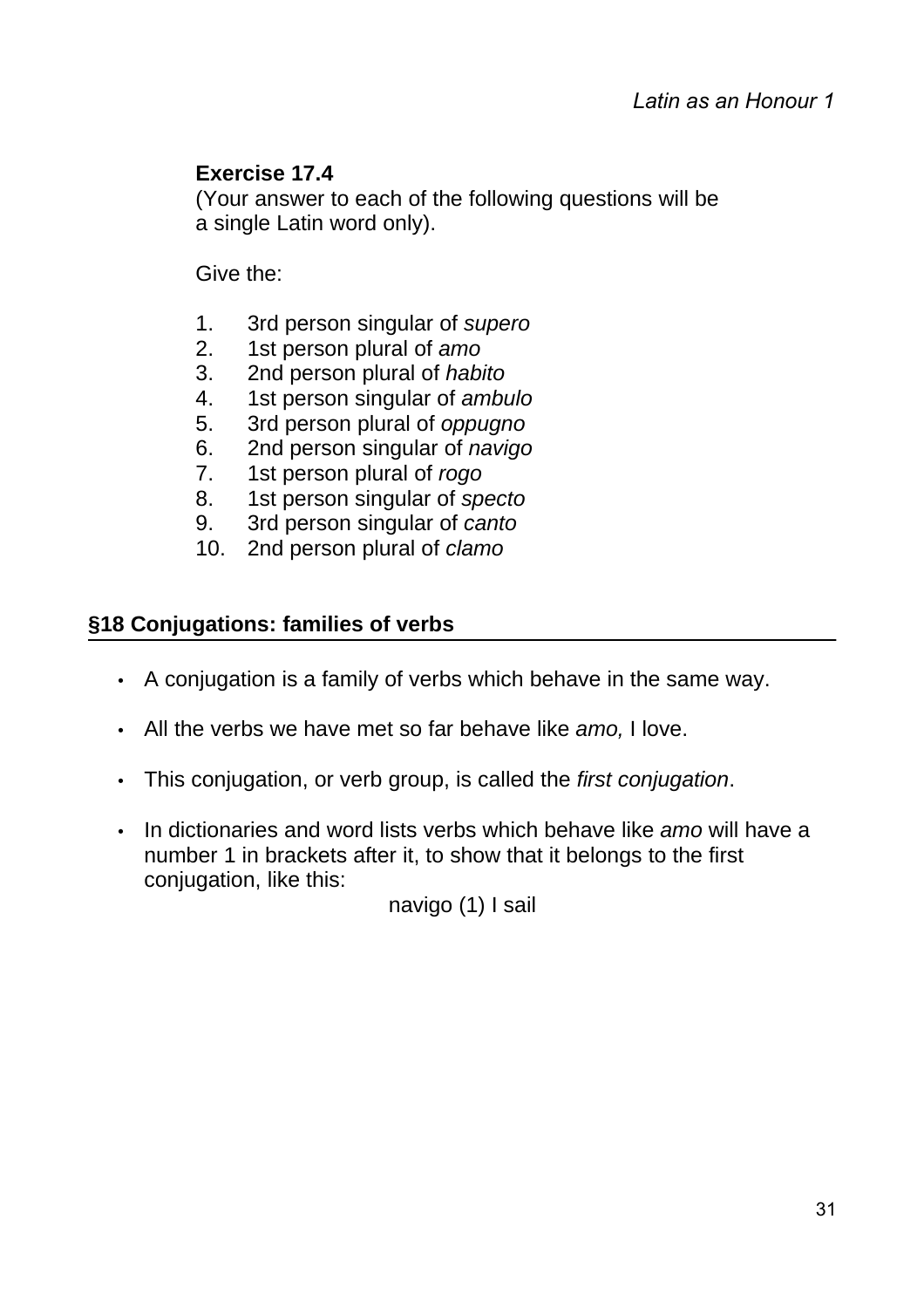**Exercise 17.4**

(Your answer to each of the following questions will be a single Latin word only).

Give the:

1. 3rd person singular of *supero*
2. 1st person plural of *amo*
3. 2nd person plural of *habito*
4. 1st person singular of *ambulo*
5. 3rd person plural of *oppugno*
6. 2nd person singular of *navigo*
7. 1st person plural of *rogo*
8. 1st person singular of *specto*
9. 3rd person singular of *canto*
10. 2nd person plural of *clamo*

## §18 Conjugations: families of verbs

- A conjugation is a family of verbs which behave in the same way.
- All the verbs we have met so far behave like *amo,* I love.
- This conjugation, or verb group, is called the *first conjugation*.
- In dictionaries and word lists verbs which behave like *amo* will have a number 1 in brackets after it, to show that it belongs to the first conjugation, like this:

  navigo (1) I sail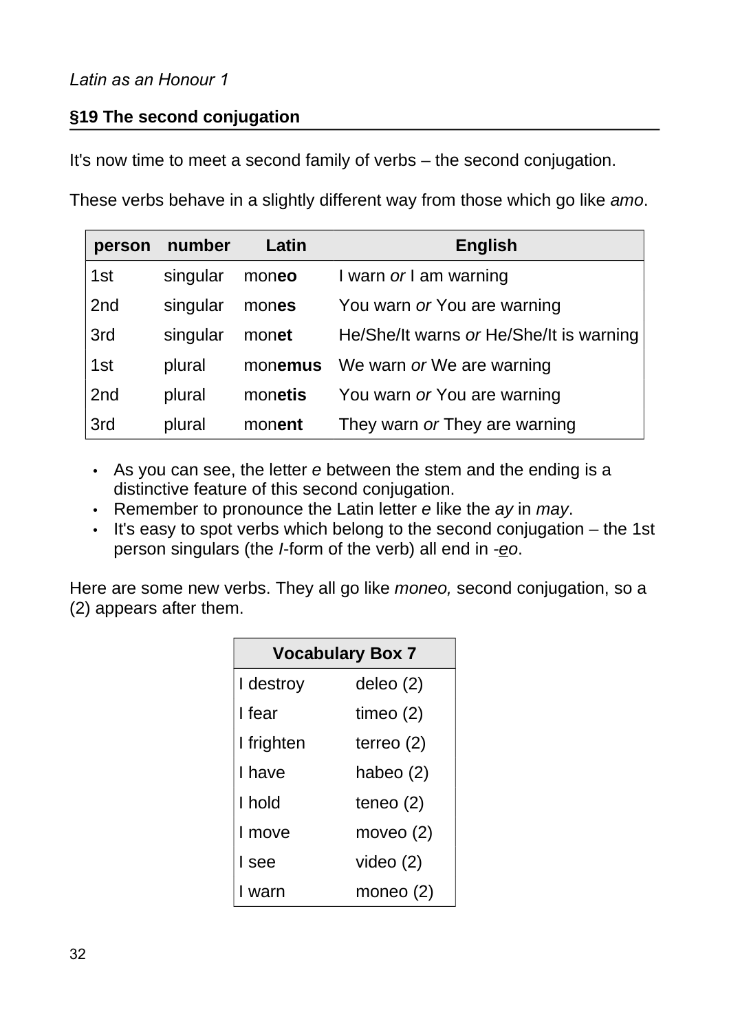## §19 The second conjugation

It's now time to meet a second family of verbs – the second conjugation.

These verbs behave in a slightly different way from those which go like *amo*.

| person | number | Latin | English |
|---|---|---|---|
| 1st | singular | mon**eo** | I warn *or* I am warning |
| 2nd | singular | mon**es** | You warn *or* You are warning |
| 3rd | singular | mon**et** | He/She/It warns *or* He/She/It is warning |
| 1st | plural | mon**emus** | We warn *or* We are warning |
| 2nd | plural | mon**etis** | You warn *or* You are warning |
| 3rd | plural | mon**ent** | They warn *or* They are warning |

- As you can see, the letter *e* between the stem and the ending is a distinctive feature of this second conjugation.
- Remember to pronounce the Latin letter *e* like the *ay* in *may*.
- It's easy to spot verbs which belong to the second conjugation – the 1st person singulars (the *I*-form of the verb) all end in *-<u>e</u>o*.

Here are some new verbs. They all go like *moneo,* second conjugation, so a (2) appears after them.

| Vocabulary Box 7 | |
|---|---|
| I destroy | deleo (2) |
| I fear | timeo (2) |
| I frighten | terreo (2) |
| I have | habeo (2) |
| I hold | teneo (2) |
| I move | moveo (2) |
| I see | video (2) |
| I warn | moneo (2) |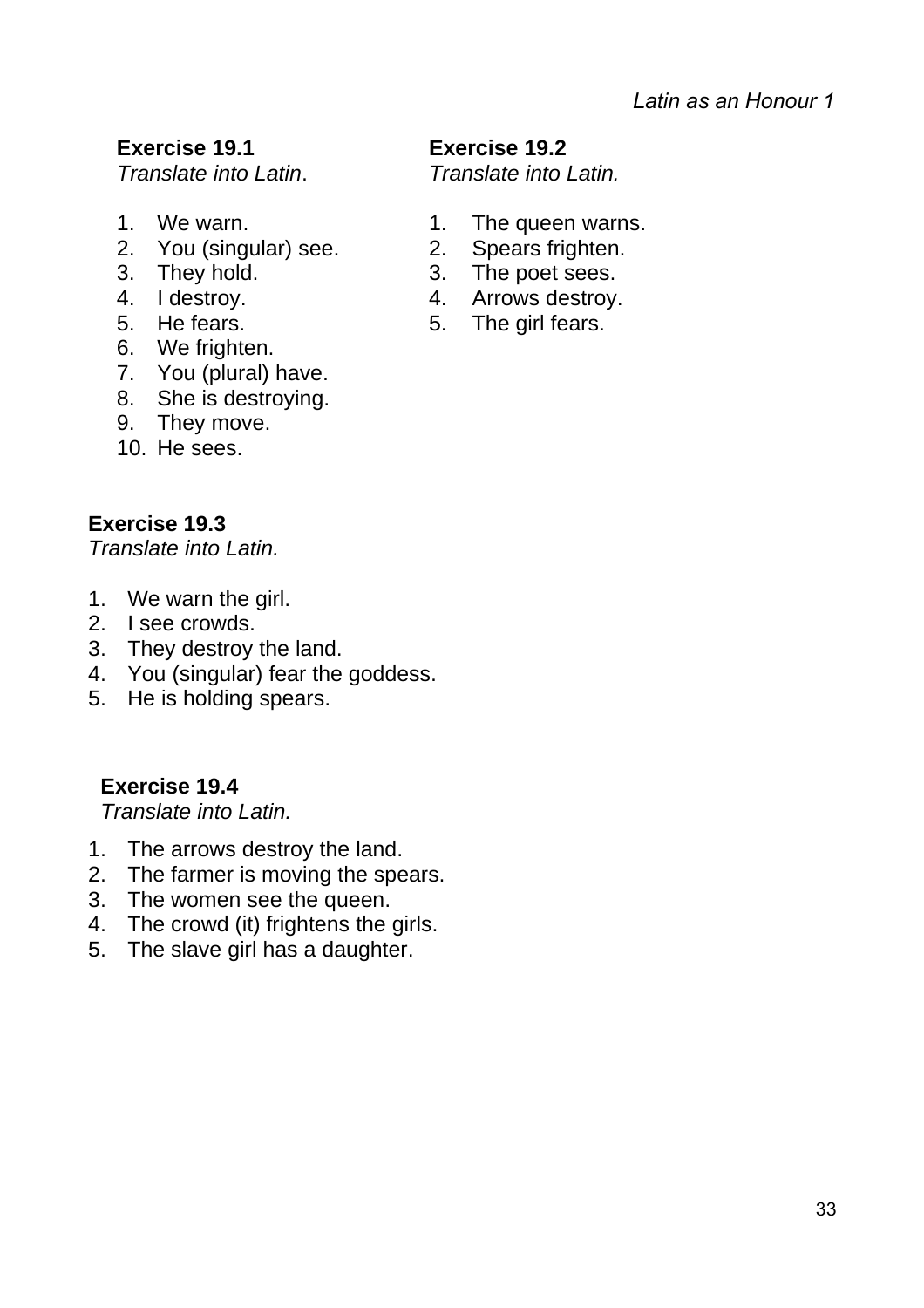### Exercise 19.1

*Translate into Latin*.

1. We warn.
2. You (singular) see.
3. They hold.
4. I destroy.
5. He fears.
6. We frighten.
7. You (plural) have.
8. She is destroying.
9. They move.
10. He sees.

### Exercise 19.2

*Translate into Latin.*

1. The queen warns.
2. Spears frighten.
3. The poet sees.
4. Arrows destroy.
5. The girl fears.

### Exercise 19.3

*Translate into Latin.*

1. We warn the girl.
2. I see crowds.
3. They destroy the land.
4. You (singular) fear the goddess.
5. He is holding spears.

### Exercise 19.4

*Translate into Latin.*

1. The arrows destroy the land.
2. The farmer is moving the spears.
3. The women see the queen.
4. The crowd (it) frightens the girls.
5. The slave girl has a daughter.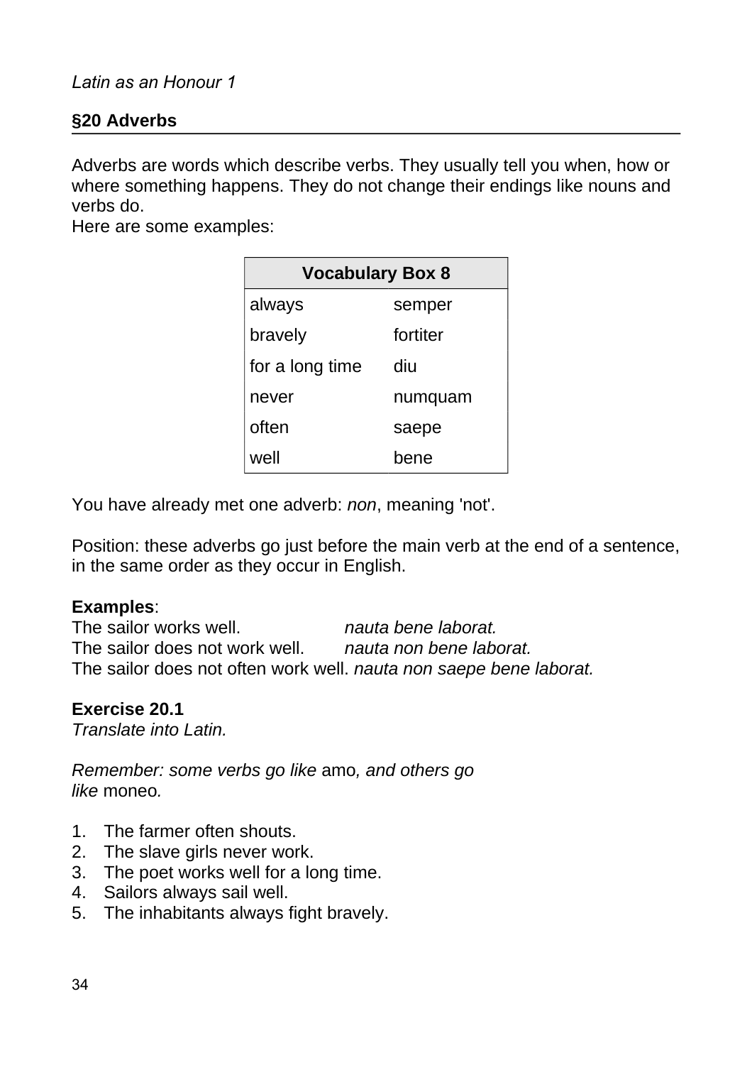## §20 Adverbs

Adverbs are words which describe verbs. They usually tell you when, how or where something happens. They do not change their endings like nouns and verbs do.
Here are some examples:

| Vocabulary Box 8 | |
|---|---|
| always | semper |
| bravely | fortiter |
| for a long time | diu |
| never | numquam |
| often | saepe |
| well | bene |

You have already met one adverb: *non*, meaning 'not'.

Position: these adverbs go just before the main verb at the end of a sentence, in the same order as they occur in English.

**Examples**:
The sailor works well. *nauta bene laborat.*
The sailor does not work well. *nauta non bene laborat.*
The sailor does not often work well. *nauta non saepe bene laborat.*

**Exercise 20.1**
*Translate into Latin.*

*Remember: some verbs go like* amo*, and others go like* moneo*.*

1. The farmer often shouts.
2. The slave girls never work.
3. The poet works well for a long time.
4. Sailors always sail well.
5. The inhabitants always fight bravely.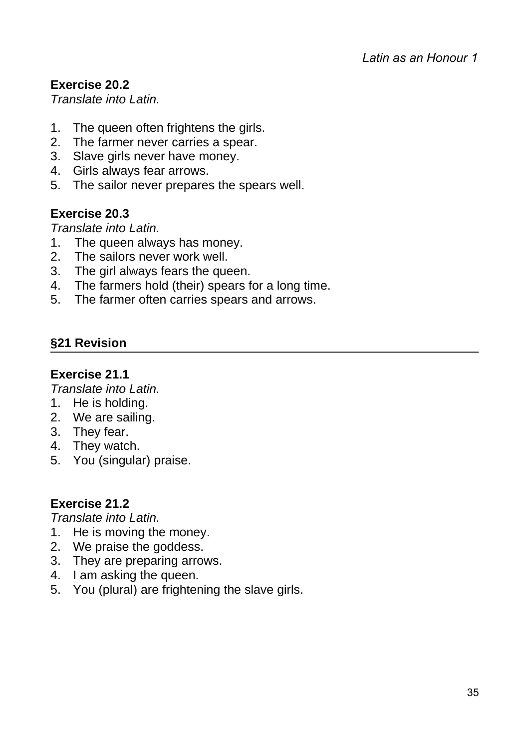### Exercise 20.2

*Translate into Latin.*

1. The queen often frightens the girls.
2. The farmer never carries a spear.
3. Slave girls never have money.
4. Girls always fear arrows.
5. The sailor never prepares the spears well.

### Exercise 20.3

*Translate into Latin.*

1. The queen always has money.
2. The sailors never work well.
3. The girl always fears the queen.
4. The farmers hold (their) spears for a long time.
5. The farmer often carries spears and arrows.

## §21 Revision

### Exercise 21.1

*Translate into Latin.*

1. He is holding.
2. We are sailing.
3. They fear.
4. They watch.
5. You (singular) praise.

### Exercise 21.2

*Translate into Latin.*

1. He is moving the money.
2. We praise the goddess.
3. They are preparing arrows.
4. I am asking the queen.
5. You (plural) are frightening the slave girls.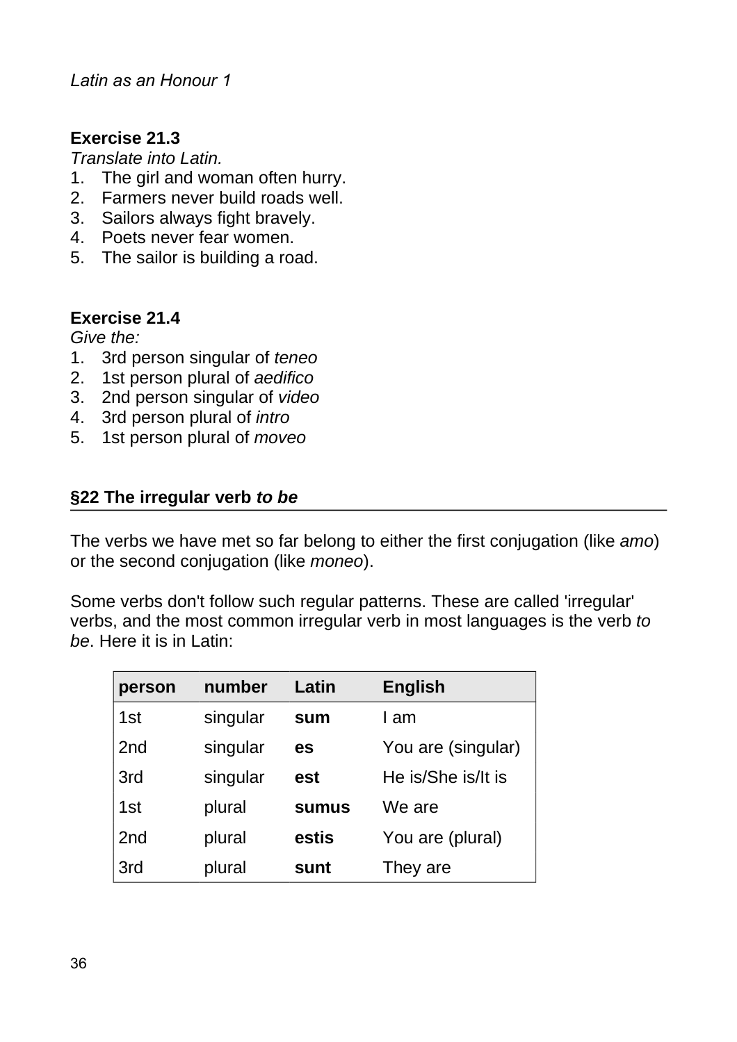### Exercise 21.3

*Translate into Latin.*

1. The girl and woman often hurry.
2. Farmers never build roads well.
3. Sailors always fight bravely.
4. Poets never fear women.
5. The sailor is building a road.

### Exercise 21.4

*Give the:*

1. 3rd person singular of *teneo*
2. 1st person plural of *aedifico*
3. 2nd person singular of *video*
4. 3rd person plural of *intro*
5. 1st person plural of *moveo*

## §22 The irregular verb *to be*

The verbs we have met so far belong to either the first conjugation (like *amo*) or the second conjugation (like *moneo*).

Some verbs don't follow such regular patterns. These are called 'irregular' verbs, and the most common irregular verb in most languages is the verb *to be*. Here it is in Latin:

| person | number | Latin | English |
| --- | --- | --- | --- |
| 1st | singular | **sum** | I am |
| 2nd | singular | **es** | You are (singular) |
| 3rd | singular | **est** | He is/She is/It is |
| 1st | plural | **sumus** | We are |
| 2nd | plural | **estis** | You are (plural) |
| 3rd | plural | **sunt** | They are |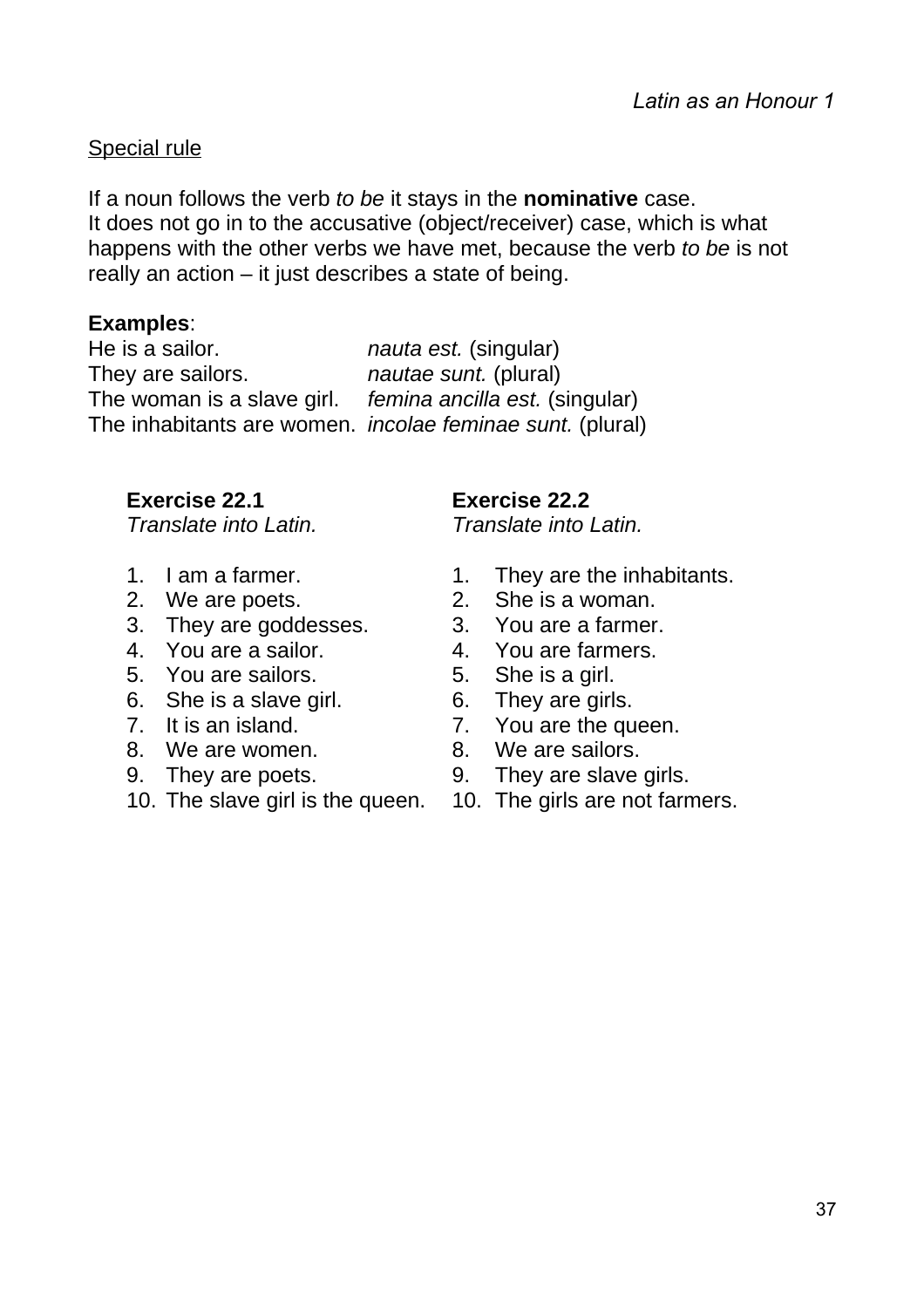<u>Special rule</u>

If a noun follows the verb *to be* it stays in the **nominative** case.
It does not go in to the accusative (object/receiver) case, which is what happens with the other verbs we have met, because the verb *to be* is not really an action – it just describes a state of being.

**Examples**:

| | |
|---|---|
| He is a sailor. | *nauta est.* (singular) |
| They are sailors. | *nautae sunt.* (plural) |
| The woman is a slave girl. | *femina ancilla est.* (singular) |
| The inhabitants are women. | *incolae feminae sunt.* (plural) |

**Exercise 22.1**
*Translate into Latin.*

1. I am a farmer.
2. We are poets.
3. They are goddesses.
4. You are a sailor.
5. You are sailors.
6. She is a slave girl.
7. It is an island.
8. We are women.
9. They are poets.
10. The slave girl is the queen.

**Exercise 22.2**
*Translate into Latin.*

1. They are the inhabitants.
2. She is a woman.
3. You are a farmer.
4. You are farmers.
5. She is a girl.
6. They are girls.
7. You are the queen.
8. We are sailors.
9. They are slave girls.
10. The girls are not farmers.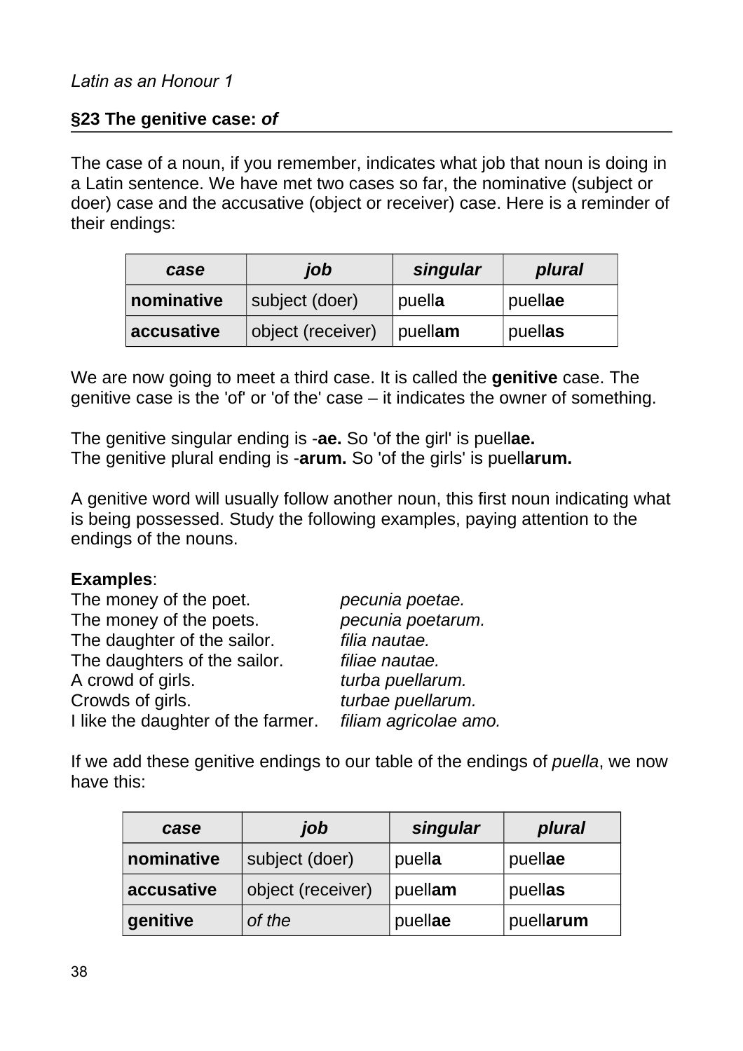## §23 The genitive case: *of*

The case of a noun, if you remember, indicates what job that noun is doing in a Latin sentence. We have met two cases so far, the nominative (subject or doer) case and the accusative (object or receiver) case. Here is a reminder of their endings:

| *case* | *job* | *singular* | *plural* |
|---|---|---|---|
| **nominative** | subject (doer) | puell**a** | puell**ae** |
| **accusative** | object (receiver) | puell**am** | puell**as** |

We are now going to meet a third case. It is called the **genitive** case. The genitive case is the 'of' or 'of the' case – it indicates the owner of something.

The genitive singular ending is -**ae.** So 'of the girl' is puell**ae.**
The genitive plural ending is -**arum.** So 'of the girls' is puell**arum.**

A genitive word will usually follow another noun, this first noun indicating what is being possessed. Study the following examples, paying attention to the endings of the nouns.

**Examples**:

The money of the poet. *pecunia poetae.*
The money of the poets. *pecunia poetarum.*
The daughter of the sailor. *filia nautae.*
The daughters of the sailor. *filiae nautae.*
A crowd of girls. *turba puellarum.*
Crowds of girls. *turbae puellarum.*
I like the daughter of the farmer. *filiam agricolae amo.*

If we add these genitive endings to our table of the endings of *puella*, we now have this:

| *case* | *job* | *singular* | *plural* |
|---|---|---|---|
| **nominative** | subject (doer) | puell**a** | puell**ae** |
| **accusative** | object (receiver) | puell**am** | puell**as** |
| **genitive** | *of the* | puell**ae** | puell**arum** |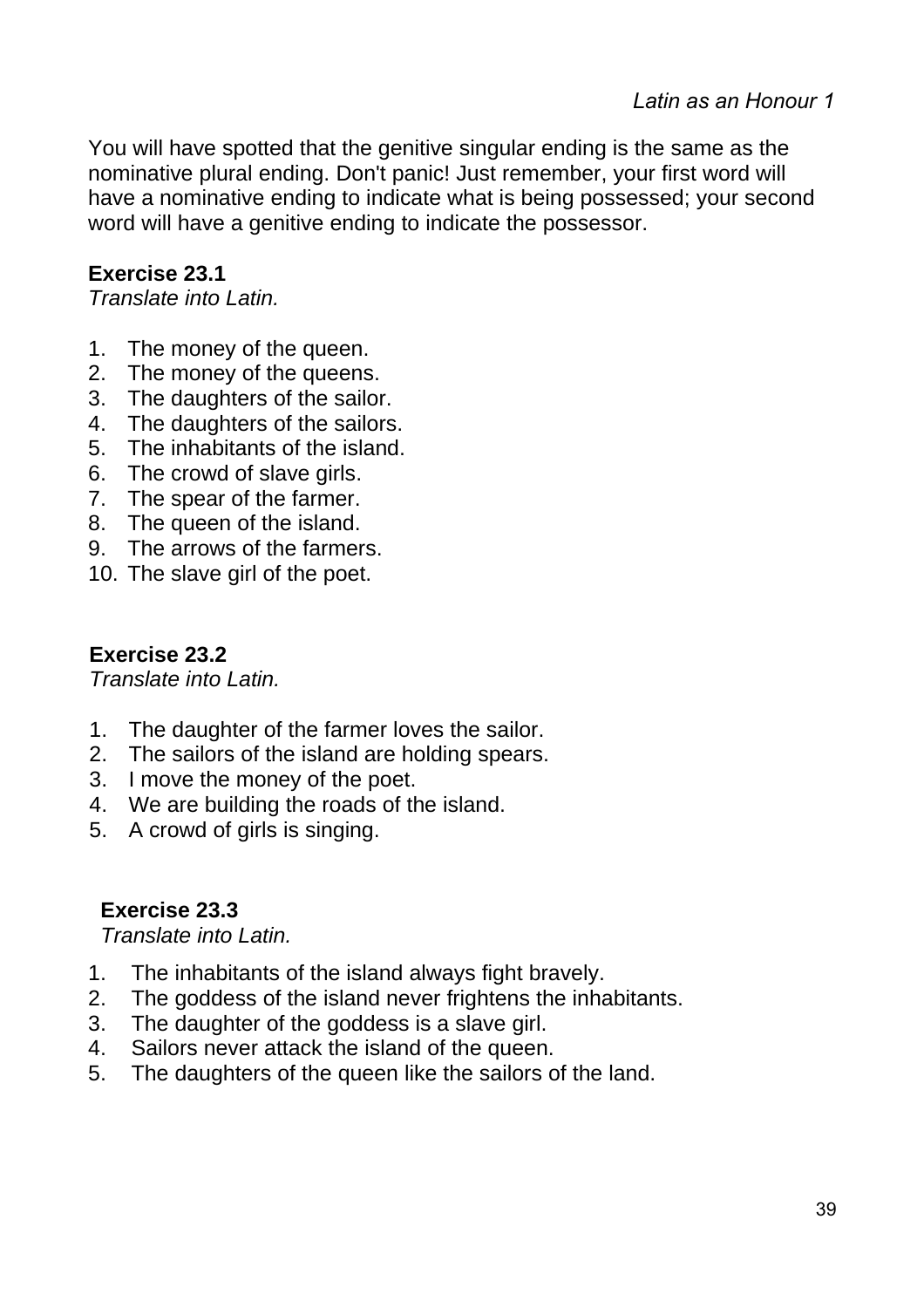You will have spotted that the genitive singular ending is the same as the nominative plural ending. Don't panic! Just remember, your first word will have a nominative ending to indicate what is being possessed; your second word will have a genitive ending to indicate the possessor.

**Exercise 23.1**
*Translate into Latin.*

1. The money of the queen.
2. The money of the queens.
3. The daughters of the sailor.
4. The daughters of the sailors.
5. The inhabitants of the island.
6. The crowd of slave girls.
7. The spear of the farmer.
8. The queen of the island.
9. The arrows of the farmers.
10. The slave girl of the poet.

**Exercise 23.2**
*Translate into Latin.*

1. The daughter of the farmer loves the sailor.
2. The sailors of the island are holding spears.
3. I move the money of the poet.
4. We are building the roads of the island.
5. A crowd of girls is singing.

**Exercise 23.3**
*Translate into Latin.*

1. The inhabitants of the island always fight bravely.
2. The goddess of the island never frightens the inhabitants.
3. The daughter of the goddess is a slave girl.
4. Sailors never attack the island of the queen.
5. The daughters of the queen like the sailors of the land.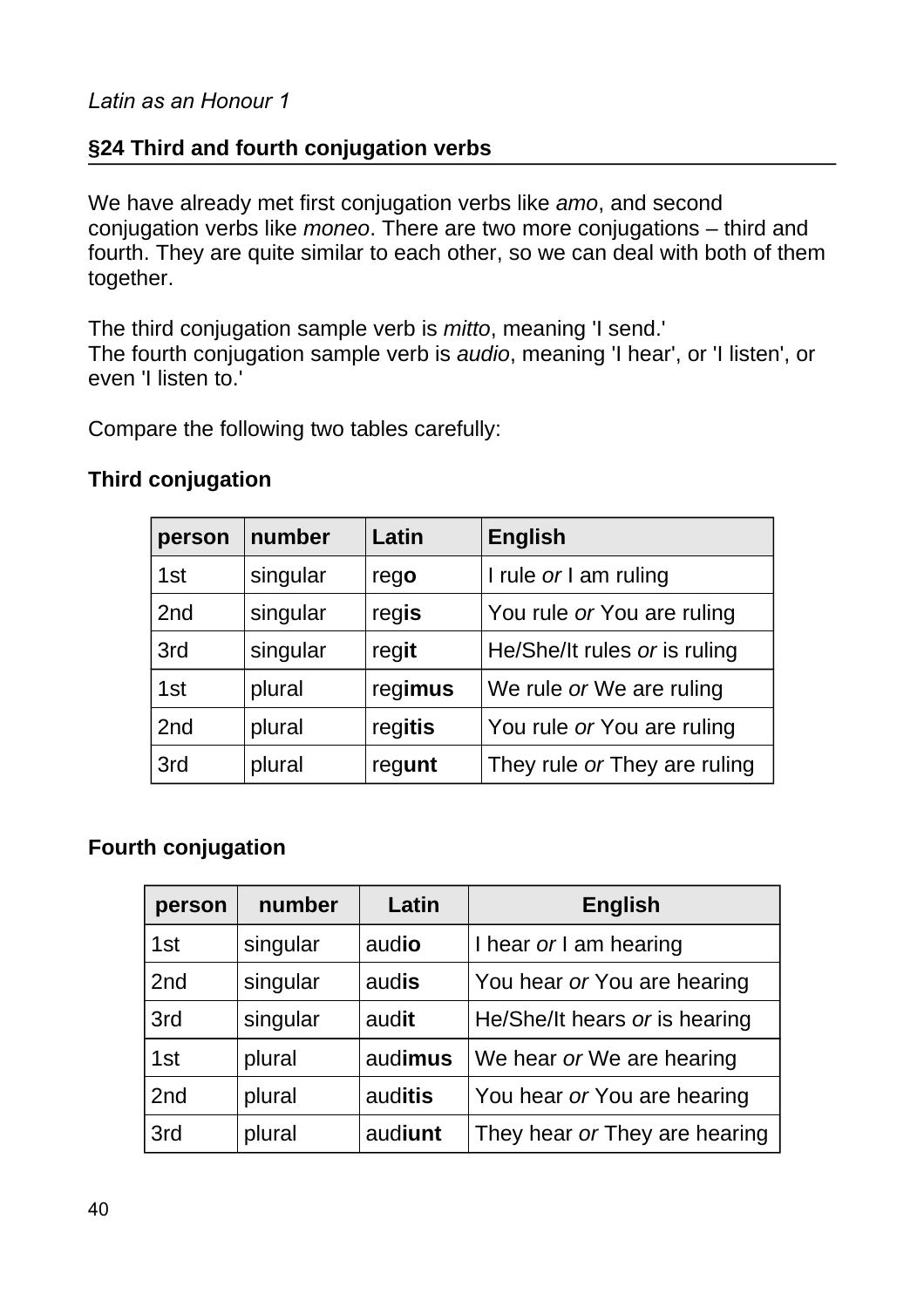## §24 Third and fourth conjugation verbs

We have already met first conjugation verbs like *amo*, and second conjugation verbs like *moneo*. There are two more conjugations – third and fourth. They are quite similar to each other, so we can deal with both of them together.

The third conjugation sample verb is *mitto*, meaning 'I send.'
The fourth conjugation sample verb is *audio*, meaning 'I hear', or 'I listen', or even 'I listen to.'

Compare the following two tables carefully:

**Third conjugation**

| person | number | Latin | English |
|---|---|---|---|
| 1st | singular | reg**o** | I rule *or* I am ruling |
| 2nd | singular | reg**is** | You rule *or* You are ruling |
| 3rd | singular | reg**it** | He/She/It rules *or* is ruling |
| 1st | plural | reg**imus** | We rule *or* We are ruling |
| 2nd | plural | reg**itis** | You rule *or* You are ruling |
| 3rd | plural | reg**unt** | They rule *or* They are ruling |

**Fourth conjugation**

| person | number | Latin | English |
|---|---|---|---|
| 1st | singular | aud**io** | I hear *or* I am hearing |
| 2nd | singular | aud**is** | You hear *or* You are hearing |
| 3rd | singular | aud**it** | He/She/It hears *or* is hearing |
| 1st | plural | aud**imus** | We hear *or* We are hearing |
| 2nd | plural | aud**itis** | You hear *or* You are hearing |
| 3rd | plural | aud**iunt** | They hear *or* They are hearing |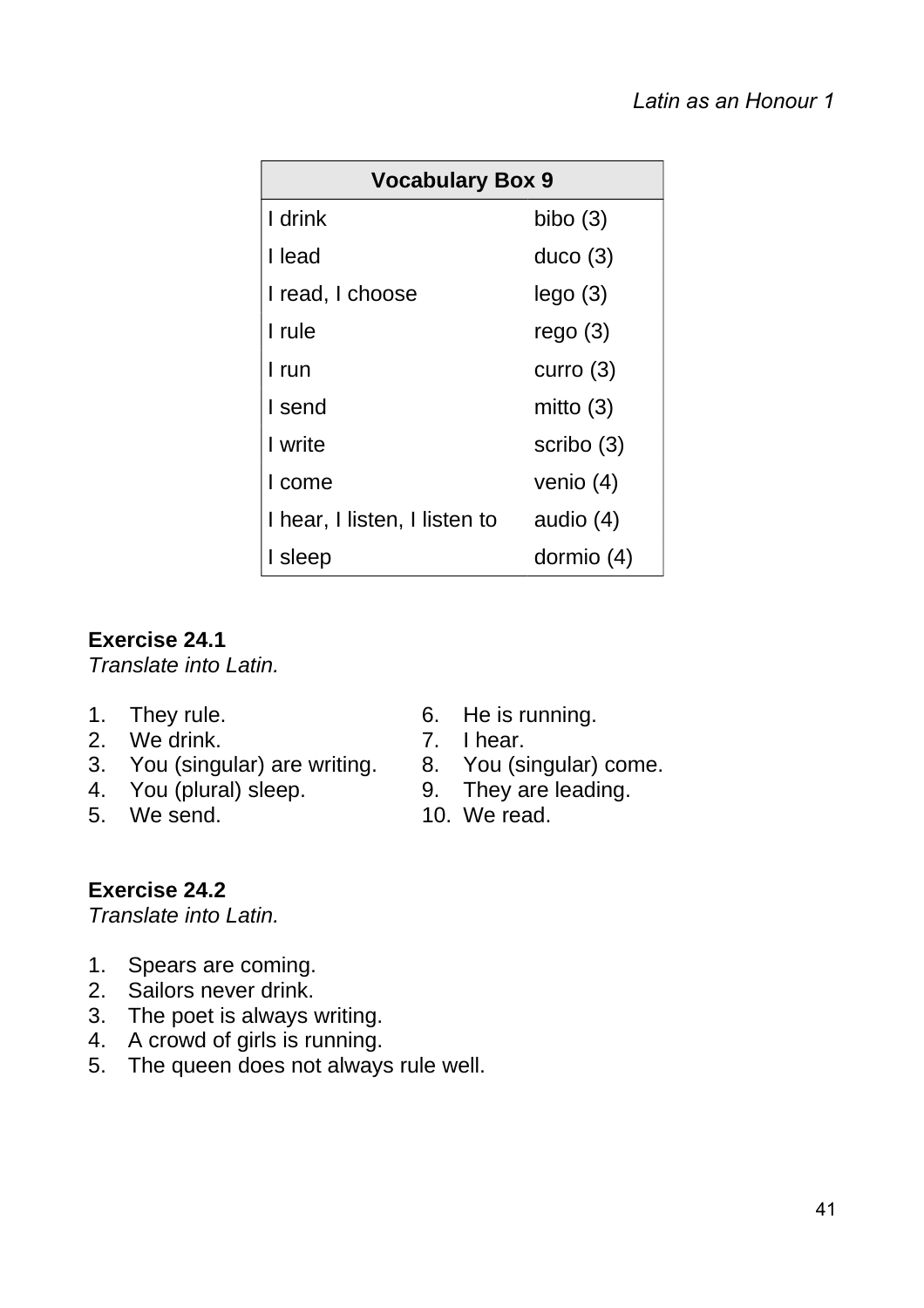| Vocabulary Box 9 | |
|---|---|
| I drink | bibo (3) |
| I lead | duco (3) |
| I read, I choose | lego (3) |
| I rule | rego (3) |
| I run | curro (3) |
| I send | mitto (3) |
| I write | scribo (3) |
| I come | venio (4) |
| I hear, I listen, I listen to | audio (4) |
| I sleep | dormio (4) |

**Exercise 24.1**
*Translate into Latin.*

1. They rule.
2. We drink.
3. You (singular) are writing.
4. You (plural) sleep.
5. We send.
6. He is running.
7. I hear.
8. You (singular) come.
9. They are leading.
10. We read.

**Exercise 24.2**
*Translate into Latin.*

1. Spears are coming.
2. Sailors never drink.
3. The poet is always writing.
4. A crowd of girls is running.
5. The queen does not always rule well.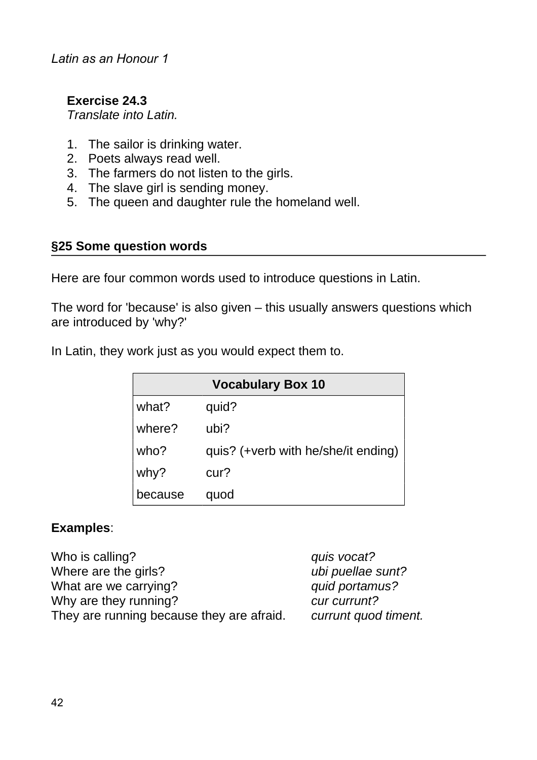**Exercise 24.3**
*Translate into Latin.*

1. The sailor is drinking water.
2. Poets always read well.
3. The farmers do not listen to the girls.
4. The slave girl is sending money.
5. The queen and daughter rule the homeland well.

## §25 Some question words

Here are four common words used to introduce questions in Latin.

The word for 'because' is also given – this usually answers questions which are introduced by 'why?'

In Latin, they work just as you would expect them to.

| Vocabulary Box 10 | |
|---|---|
| what? | quid? |
| where? | ubi? |
| who? | quis? (+verb with he/she/it ending) |
| why? | cur? |
| because | quod |

**Examples**:

| | |
|---|---|
| Who is calling? | *quis vocat?* |
| Where are the girls? | *ubi puellae sunt?* |
| What are we carrying? | *quid portamus?* |
| Why are they running? | *cur currunt?* |
| They are running because they are afraid. | *currunt quod timent.* |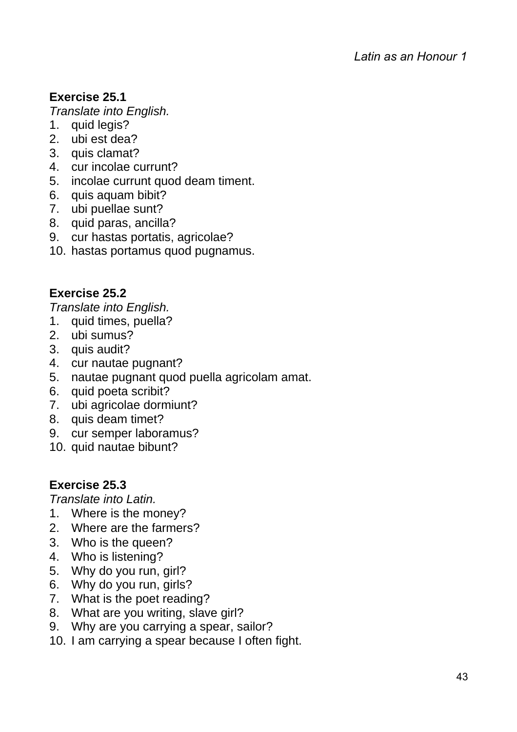**Exercise 25.1**

*Translate into English.*

1. quid legis?
2. ubi est dea?
3. quis clamat?
4. cur incolae currunt?
5. incolae currunt quod deam timent.
6. quis aquam bibit?
7. ubi puellae sunt?
8. quid paras, ancilla?
9. cur hastas portatis, agricolae?
10. hastas portamus quod pugnamus.

**Exercise 25.2**

*Translate into English.*

1. quid times, puella?
2. ubi sumus?
3. quis audit?
4. cur nautae pugnant?
5. nautae pugnant quod puella agricolam amat.
6. quid poeta scribit?
7. ubi agricolae dormiunt?
8. quis deam timet?
9. cur semper laboramus?
10. quid nautae bibunt?

**Exercise 25.3**

*Translate into Latin.*

1. Where is the money?
2. Where are the farmers?
3. Who is the queen?
4. Who is listening?
5. Why do you run, girl?
6. Why do you run, girls?
7. What is the poet reading?
8. What are you writing, slave girl?
9. Why are you carrying a spear, sailor?
10. I am carrying a spear because I often fight.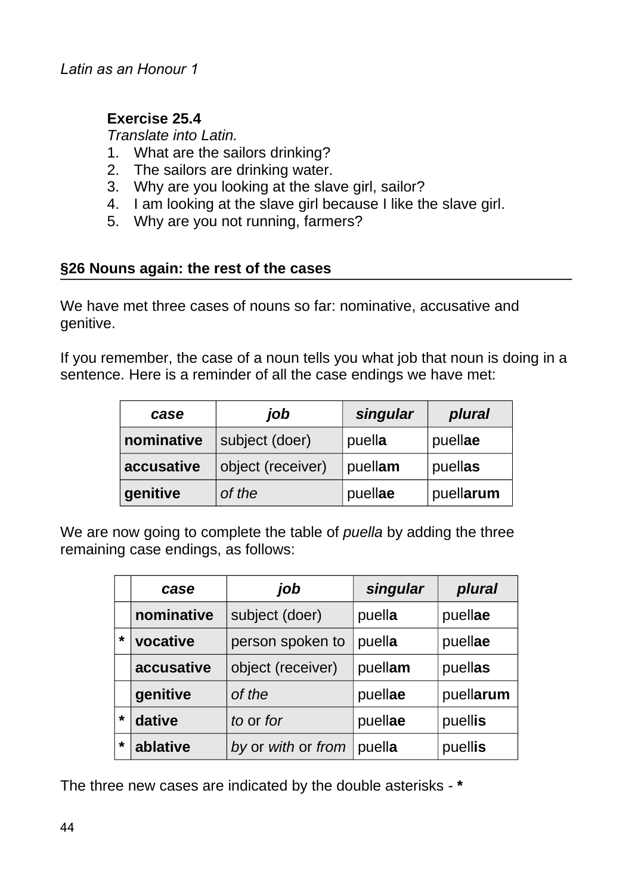**Exercise 25.4**
*Translate into Latin.*
1. What are the sailors drinking?
2. The sailors are drinking water.
3. Why are you looking at the slave girl, sailor?
4. I am looking at the slave girl because I like the slave girl.
5. Why are you not running, farmers?

## §26 Nouns again: the rest of the cases

We have met three cases of nouns so far: nominative, accusative and genitive.

If you remember, the case of a noun tells you what job that noun is doing in a sentence. Here is a reminder of all the case endings we have met:

| *case* | *job* | *singular* | *plural* |
|---|---|---|---|
| **nominative** | subject (doer) | puell**a** | puell**ae** |
| **accusative** | object (receiver) | puell**am** | puell**as** |
| **genitive** | *of the* | puell**ae** | puell**arum** |

We are now going to complete the table of *puella* by adding the three remaining case endings, as follows:

| | *case* | *job* | *singular* | *plural* |
|---|---|---|---|---|
| | **nominative** | subject (doer) | puell**a** | puell**ae** |
| * | **vocative** | person spoken to | puell**a** | puell**ae** |
| | **accusative** | object (receiver) | puell**am** | puell**as** |
| | **genitive** | *of the* | puell**ae** | puell**arum** |
| * | **dative** | *to* or *for* | puell**ae** | puell**is** |
| * | **ablative** | *by* or *with* or *from* | puell**a** | puell**is** |

The three new cases are indicated by the double asterisks - *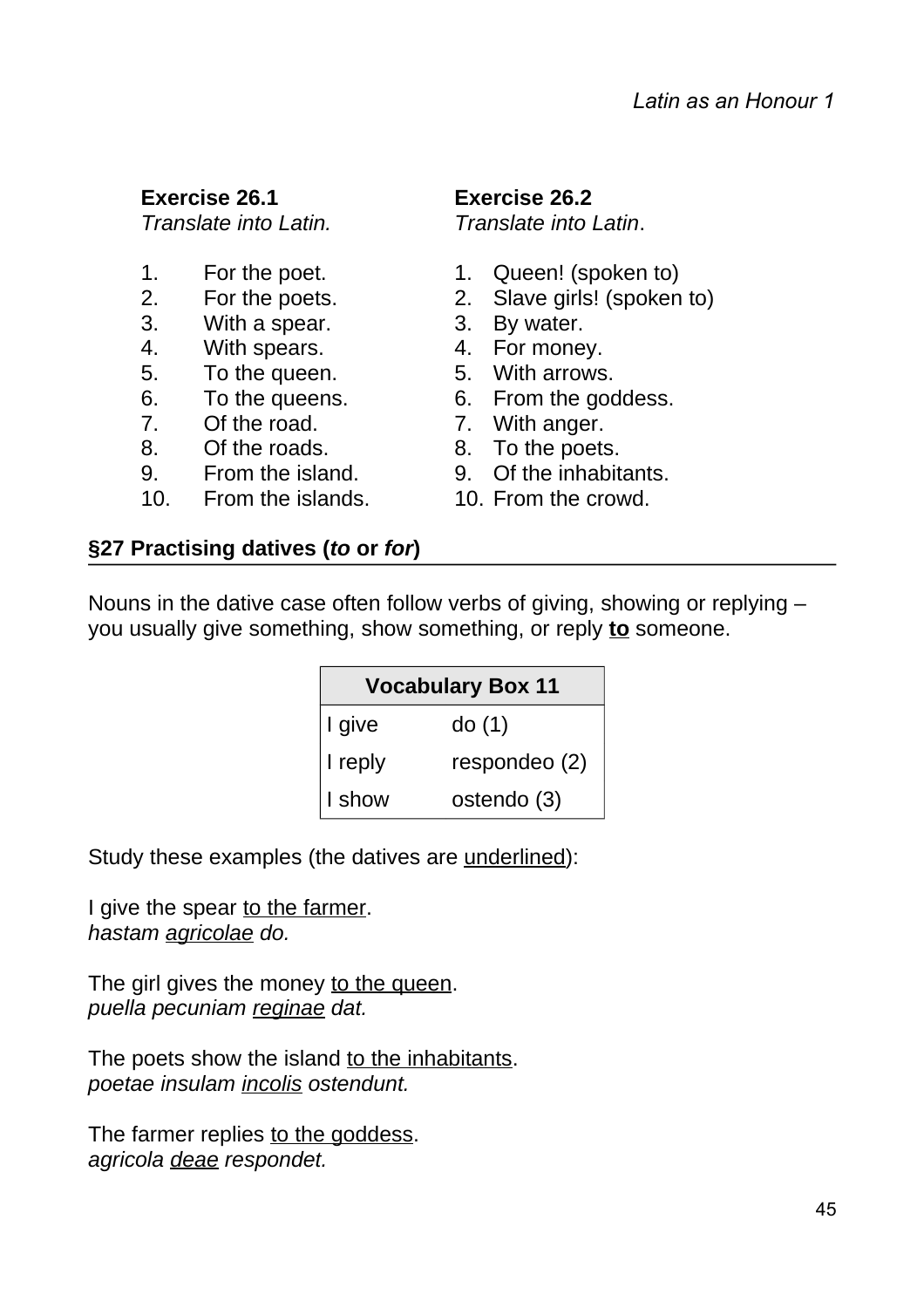**Exercise 26.1**
*Translate into Latin.*

1. For the poet.
2. For the poets.
3. With a spear.
4. With spears.
5. To the queen.
6. To the queens.
7. Of the road.
8. Of the roads.
9. From the island.
10. From the islands.

**Exercise 26.2**
*Translate into Latin*.

1. Queen! (spoken to)
2. Slave girls! (spoken to)
3. By water.
4. For money.
5. With arrows.
6. From the goddess.
7. With anger.
8. To the poets.
9. Of the inhabitants.
10. From the crowd.

## §27 Practising datives (*to* or *for*)

Nouns in the dative case often follow verbs of giving, showing or replying – you usually give something, show something, or reply **<u>to</u>** someone.

| Vocabulary Box 11 | |
|---|---|
| I give | do (1) |
| I reply | respondeo (2) |
| I show | ostendo (3) |

Study these examples (the datives are <u>underlined</u>):

I give the spear <u>to the farmer</u>.
*hastam <u>agricolae</u> do.*

The girl gives the money <u>to the queen</u>.
*puella pecuniam <u>reginae</u> dat.*

The poets show the island <u>to the inhabitants</u>.
*poetae insulam <u>incolis</u> ostendunt.*

The farmer replies <u>to the goddess</u>.
*agricola <u>deae</u> respondet.*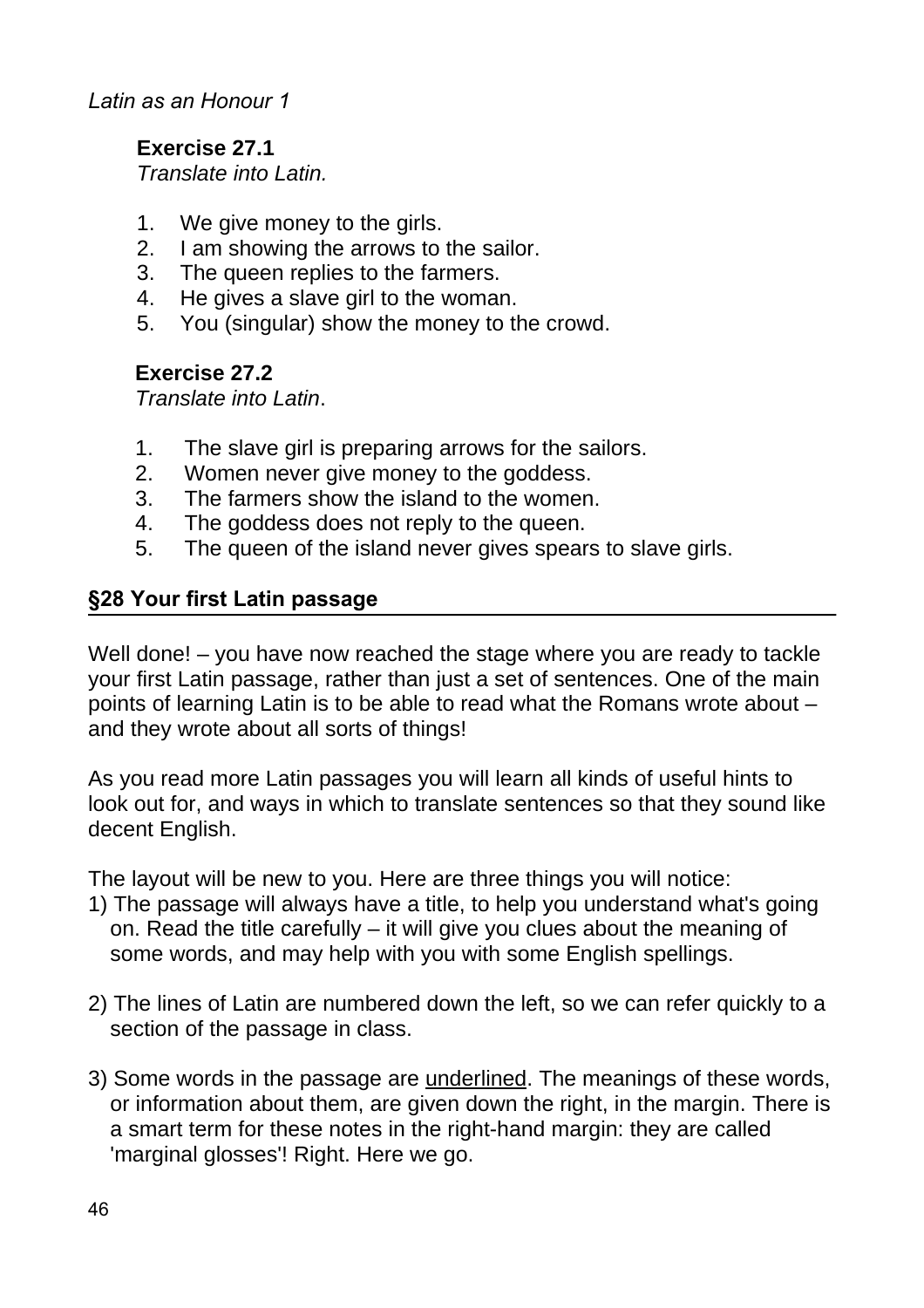### Exercise 27.1

*Translate into Latin.*

1. We give money to the girls.
2. I am showing the arrows to the sailor.
3. The queen replies to the farmers.
4. He gives a slave girl to the woman.
5. You (singular) show the money to the crowd.

### Exercise 27.2

*Translate into Latin*.

1. The slave girl is preparing arrows for the sailors.
2. Women never give money to the goddess.
3. The farmers show the island to the women.
4. The goddess does not reply to the queen.
5. The queen of the island never gives spears to slave girls.

## §28 Your first Latin passage

Well done! – you have now reached the stage where you are ready to tackle your first Latin passage, rather than just a set of sentences. One of the main points of learning Latin is to be able to read what the Romans wrote about – and they wrote about all sorts of things!

As you read more Latin passages you will learn all kinds of useful hints to look out for, and ways in which to translate sentences so that they sound like decent English.

The layout will be new to you. Here are three things you will notice:

1) The passage will always have a title, to help you understand what's going on. Read the title carefully – it will give you clues about the meaning of some words, and may help with you with some English spellings.

2) The lines of Latin are numbered down the left, so we can refer quickly to a section of the passage in class.

3) Some words in the passage are <u>underlined</u>. The meanings of these words, or information about them, are given down the right, in the margin. There is a smart term for these notes in the right-hand margin: they are called 'marginal glosses'! Right. Here we go.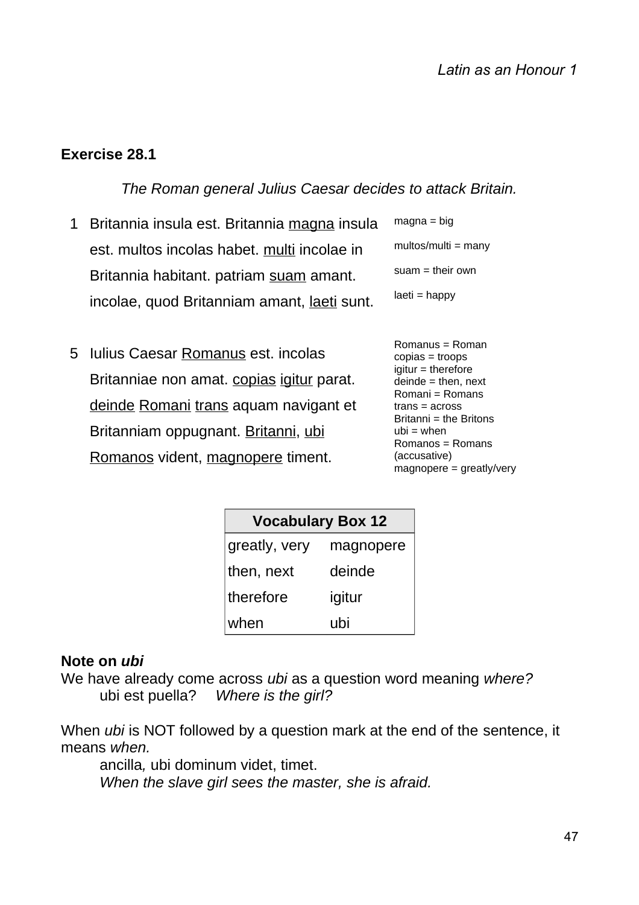### Exercise 28.1

*The Roman general Julius Caesar decides to attack Britain.*

| | | |
|---|---|---|
| 1 | Britannia insula est. Britannia <u>magna</u> insula est. multos incolas habet. <u>multi</u> incolae in Britannia habitant. patriam <u>suam</u> amant. incolae, quod Britanniam amant, <u>laeti</u> sunt. | magna = big<br>multos/multi = many<br>suam = their own<br>laeti = happy |
| 5 | Iulius Caesar <u>Romanus</u> est. incolas Britanniae non amat. <u>copias</u> <u>igitur</u> parat. <u>deinde</u> <u>Romani</u> <u>trans</u> aquam navigant et Britanniam oppugnant. <u>Britanni</u>, <u>ubi</u> <u>Romanos</u> vident, <u>magnopere</u> timent. | Romanus = Roman<br>copias = troops<br>igitur = therefore<br>deinde = then, next<br>Romani = Romans<br>trans = across<br>Britanni = the Britons<br>ubi = when<br>Romanos = Romans (accusative)<br>magnopere = greatly/very |

| Vocabulary Box 12 | |
|---|---|
| greatly, very | magnopere |
| then, next | deinde |
| therefore | igitur |
| when | ubi |

**Note on *ubi***

We have already come across *ubi* as a question word meaning *where?*

ubi est puella? *Where is the girl?*

When *ubi* is NOT followed by a question mark at the end of the sentence, it means *when.*

ancilla*,* ubi dominum videt, timet.

*When the slave girl sees the master, she is afraid.*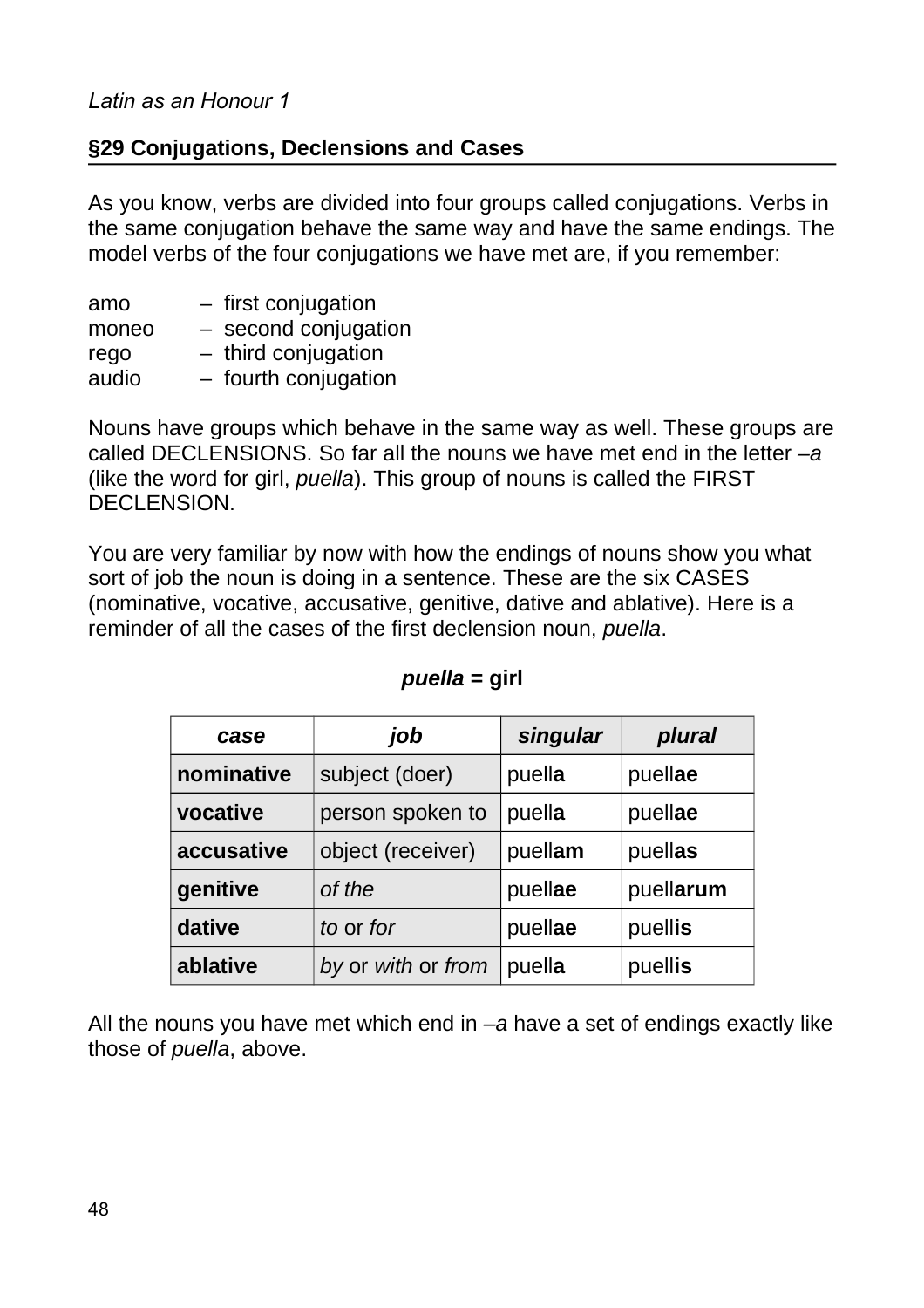## §29 Conjugations, Declensions and Cases

As you know, verbs are divided into four groups called conjugations. Verbs in the same conjugation behave the same way and have the same endings. The model verbs of the four conjugations we have met are, if you remember:

amo – first conjugation
moneo – second conjugation
rego – third conjugation
audio – fourth conjugation

Nouns have groups which behave in the same way as well. These groups are called DECLENSIONS. So far all the nouns we have met end in the letter *–a* (like the word for girl, *puella*). This group of nouns is called the FIRST DECLENSION.

You are very familiar by now with how the endings of nouns show you what sort of job the noun is doing in a sentence. These are the six CASES (nominative, vocative, accusative, genitive, dative and ablative). Here is a reminder of all the cases of the first declension noun, *puella*.

***puella* = girl**

| *case* | *job* | *singular* | *plural* |
|---|---|---|---|
| **nominative** | subject (doer) | puell**a** | puell**ae** |
| **vocative** | person spoken to | puell**a** | puell**ae** |
| **accusative** | object (receiver) | puell**am** | puell**as** |
| **genitive** | *of the* | puell**ae** | puell**arum** |
| **dative** | *to* or *for* | puell**ae** | puell**is** |
| **ablative** | *by* or *with* or *from* | puell**a** | puell**is** |

All the nouns you have met which end in *–a* have a set of endings exactly like those of *puella*, above.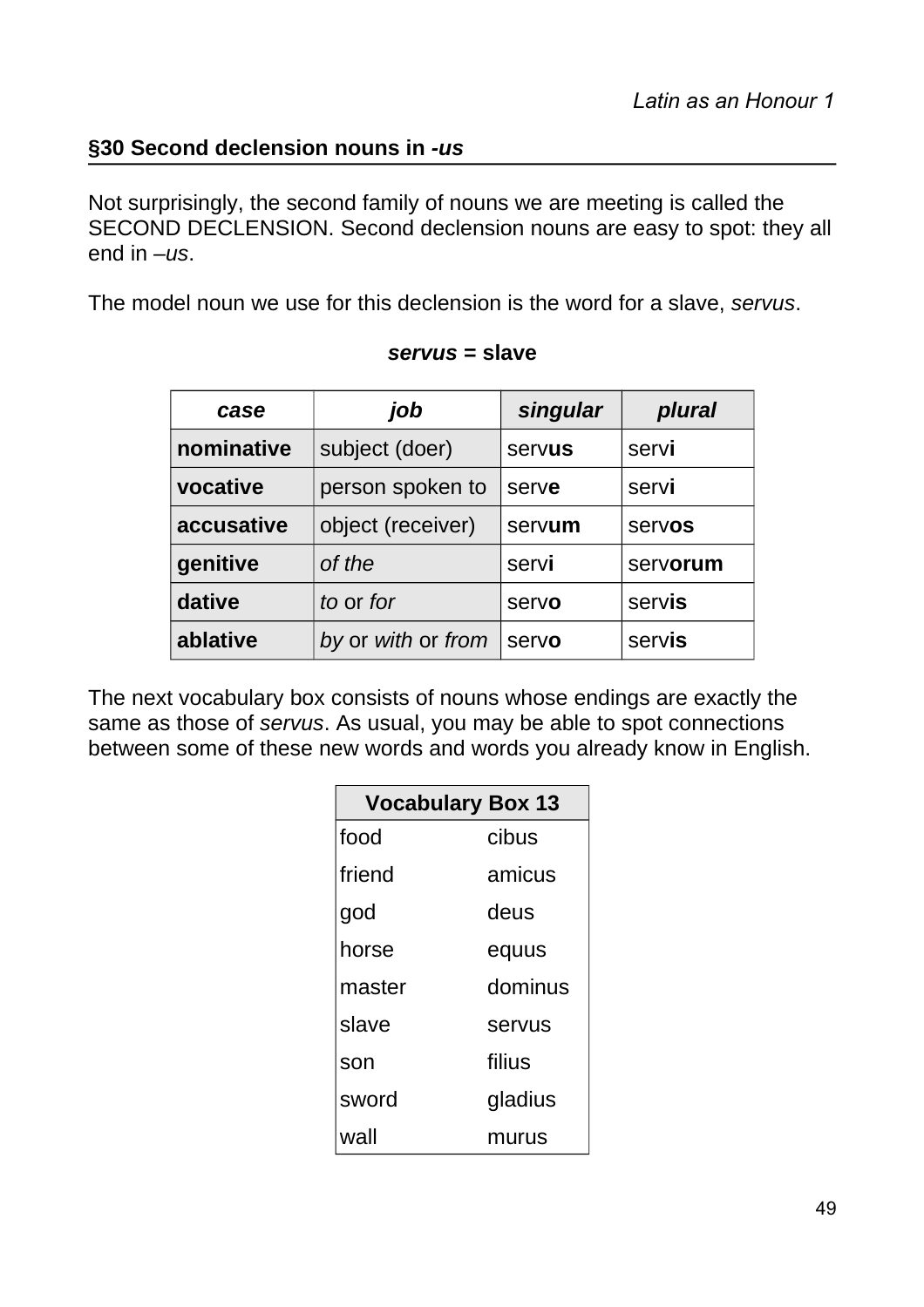## §30 Second declension nouns in *-us*

Not surprisingly, the second family of nouns we are meeting is called the SECOND DECLENSION. Second declension nouns are easy to spot: they all end in *–us*.

The model noun we use for this declension is the word for a slave, *servus*.

***servus* = slave**

| *case* | *job* | *singular* | *plural* |
|---|---|---|---|
| **nominative** | subject (doer) | serv**us** | serv**i** |
| **vocative** | person spoken to | serv**e** | serv**i** |
| **accusative** | object (receiver) | serv**um** | serv**os** |
| **genitive** | *of the* | serv**i** | serv**orum** |
| **dative** | *to* or *for* | serv**o** | serv**is** |
| **ablative** | *by* or *with* or *from* | serv**o** | serv**is** |

The next vocabulary box consists of nouns whose endings are exactly the same as those of *servus*. As usual, you may be able to spot connections between some of these new words and words you already know in English.

| **Vocabulary Box 13** | |
|---|---|
| food | cibus |
| friend | amicus |
| god | deus |
| horse | equus |
| master | dominus |
| slave | servus |
| son | filius |
| sword | gladius |
| wall | murus |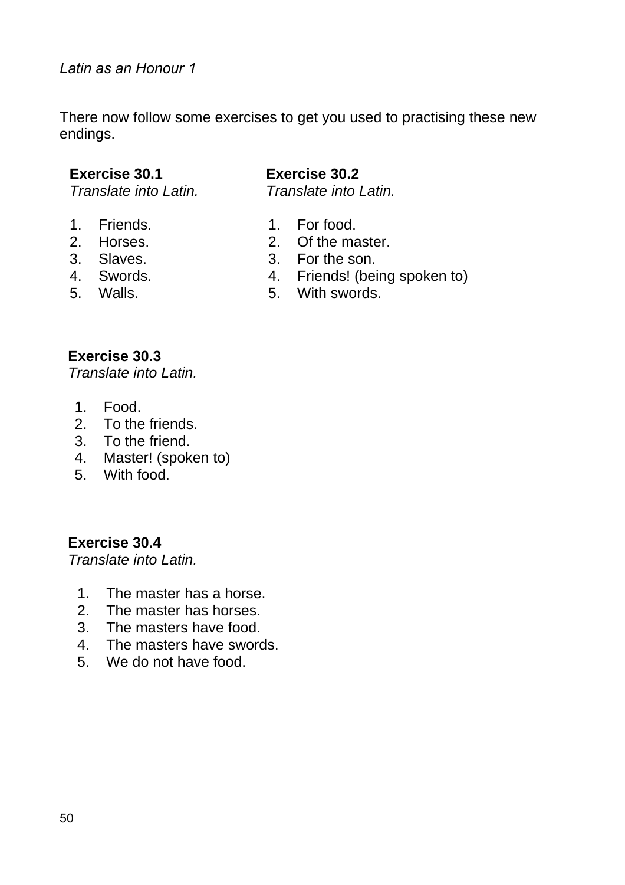There now follow some exercises to get you used to practising these new endings.

**Exercise 30.1**
*Translate into Latin.*

1. Friends.
2. Horses.
3. Slaves.
4. Swords.
5. Walls.

**Exercise 30.2**
*Translate into Latin.*

1. For food.
2. Of the master.
3. For the son.
4. Friends! (being spoken to)
5. With swords.

**Exercise 30.3**
*Translate into Latin.*

1. Food.
2. To the friends.
3. To the friend.
4. Master! (spoken to)
5. With food.

**Exercise 30.4**
*Translate into Latin.*

1. The master has a horse.
2. The master has horses.
3. The masters have food.
4. The masters have swords.
5. We do not have food.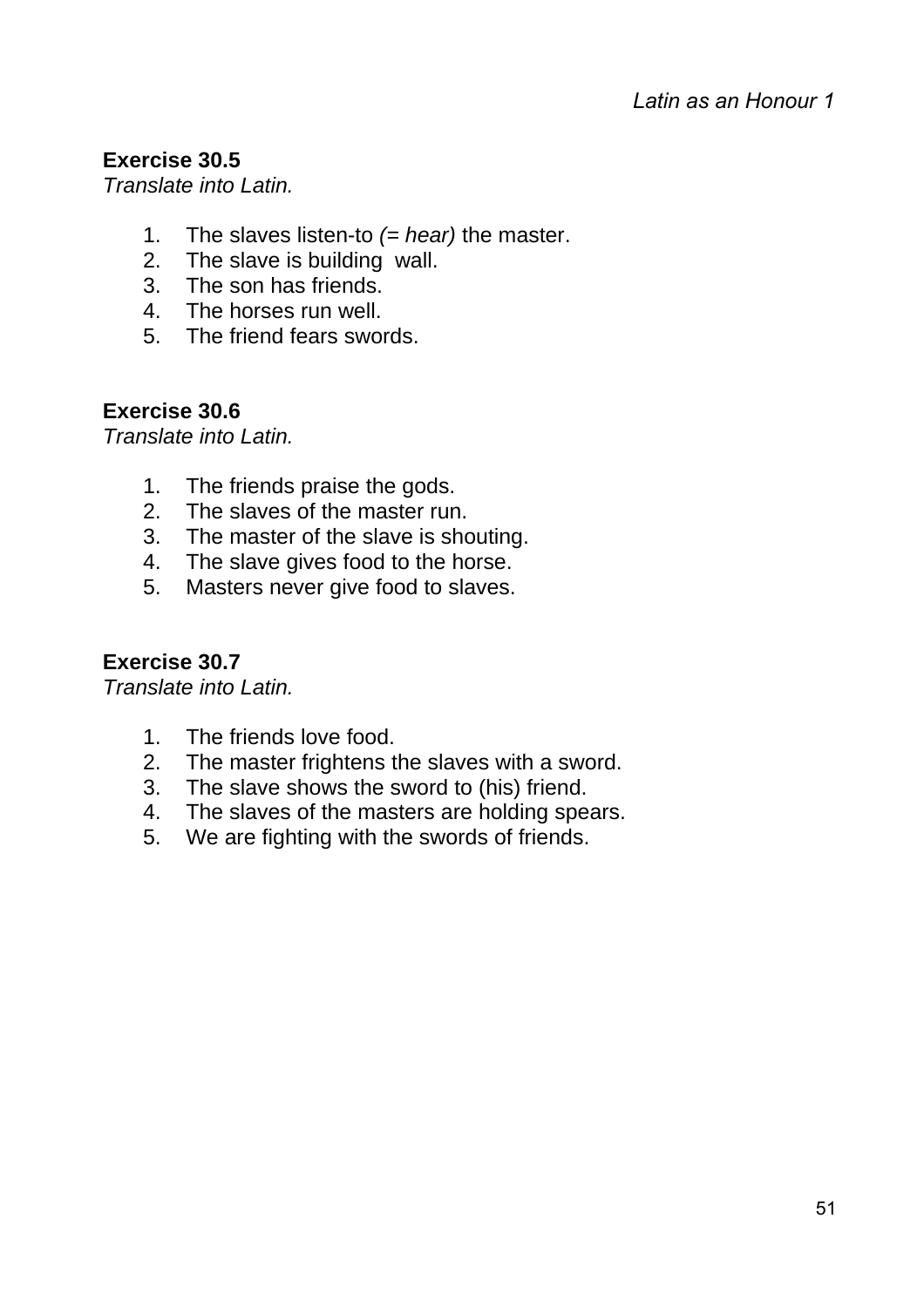**Exercise 30.5**
*Translate into Latin.*

1. The slaves listen-to *(= hear)* the master.
2. The slave is building  wall.
3. The son has friends.
4. The horses run well.
5. The friend fears swords.

**Exercise 30.6**
*Translate into Latin.*

1. The friends praise the gods.
2. The slaves of the master run.
3. The master of the slave is shouting.
4. The slave gives food to the horse.
5. Masters never give food to slaves.

**Exercise 30.7**
*Translate into Latin.*

1. The friends love food.
2. The master frightens the slaves with a sword.
3. The slave shows the sword to (his) friend.
4. The slaves of the masters are holding spears.
5. We are fighting with the swords of friends.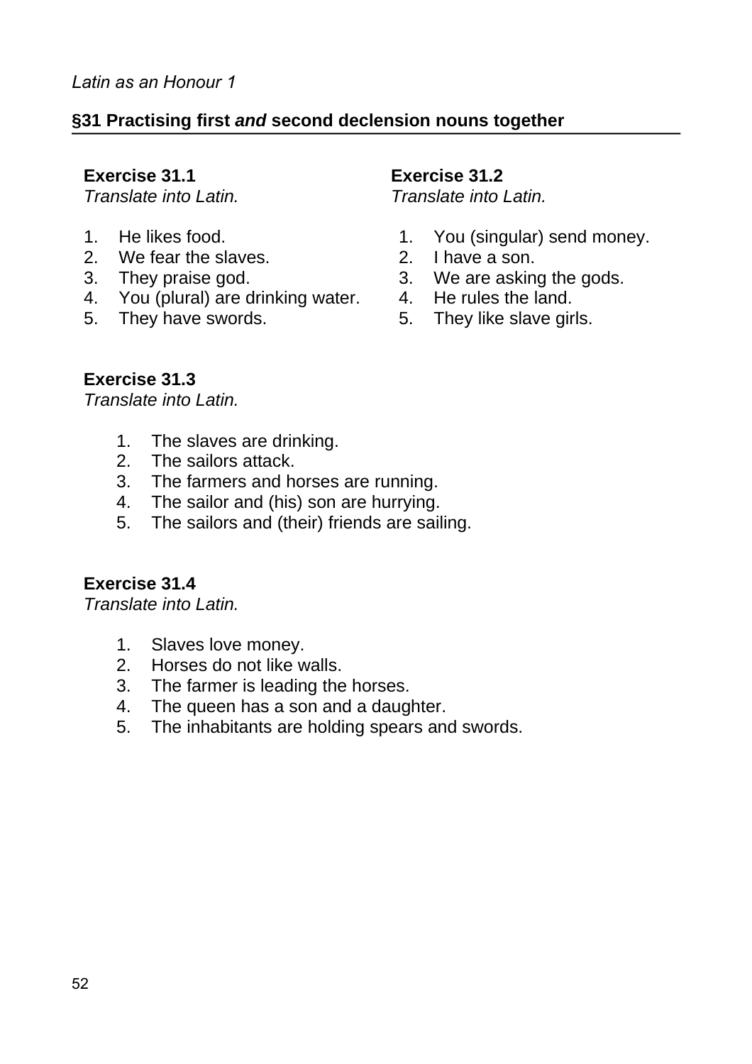## §31 Practising first *and* second declension nouns together

**Exercise 31.1**
*Translate into Latin.*

1. He likes food.
2. We fear the slaves.
3. They praise god.
4. You (plural) are drinking water.
5. They have swords.

**Exercise 31.2**
*Translate into Latin.*

1. You (singular) send money.
2. I have a son.
3. We are asking the gods.
4. He rules the land.
5. They like slave girls.

**Exercise 31.3**
*Translate into Latin.*

1. The slaves are drinking.
2. The sailors attack.
3. The farmers and horses are running.
4. The sailor and (his) son are hurrying.
5. The sailors and (their) friends are sailing.

**Exercise 31.4**
*Translate into Latin.*

1. Slaves love money.
2. Horses do not like walls.
3. The farmer is leading the horses.
4. The queen has a son and a daughter.
5. The inhabitants are holding spears and swords.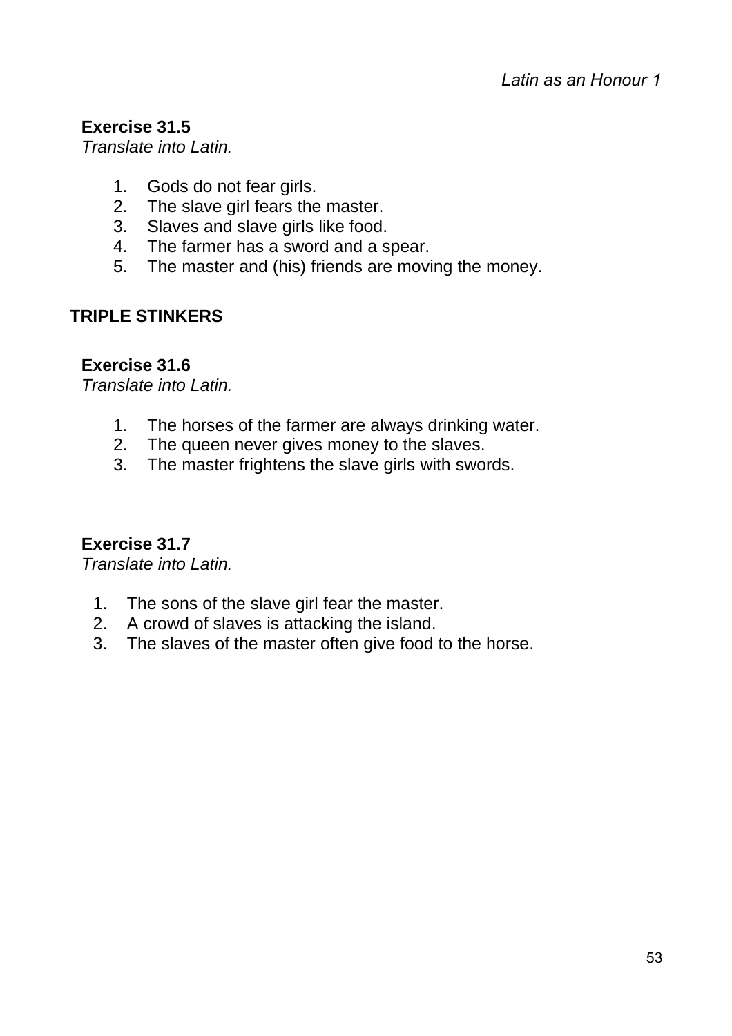**Exercise 31.5**
*Translate into Latin.*

1. Gods do not fear girls.
2. The slave girl fears the master.
3. Slaves and slave girls like food.
4. The farmer has a sword and a spear.
5. The master and (his) friends are moving the money.

## TRIPLE STINKERS

**Exercise 31.6**
*Translate into Latin.*

1. The horses of the farmer are always drinking water.
2. The queen never gives money to the slaves.
3. The master frightens the slave girls with swords.

**Exercise 31.7**
*Translate into Latin.*

1. The sons of the slave girl fear the master.
2. A crowd of slaves is attacking the island.
3. The slaves of the master often give food to the horse.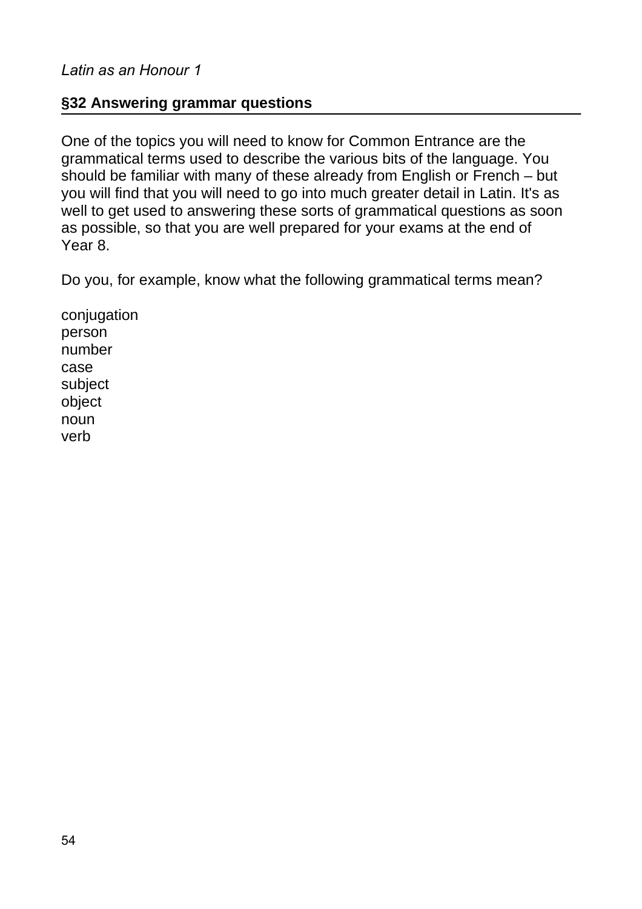## §32 Answering grammar questions

One of the topics you will need to know for Common Entrance are the grammatical terms used to describe the various bits of the language. You should be familiar with many of these already from English or French – but you will find that you will need to go into much greater detail in Latin. It's as well to get used to answering these sorts of grammatical questions as soon as possible, so that you are well prepared for your exams at the end of Year 8.

Do you, for example, know what the following grammatical terms mean?

conjugation
person
number
case
subject
object
noun
verb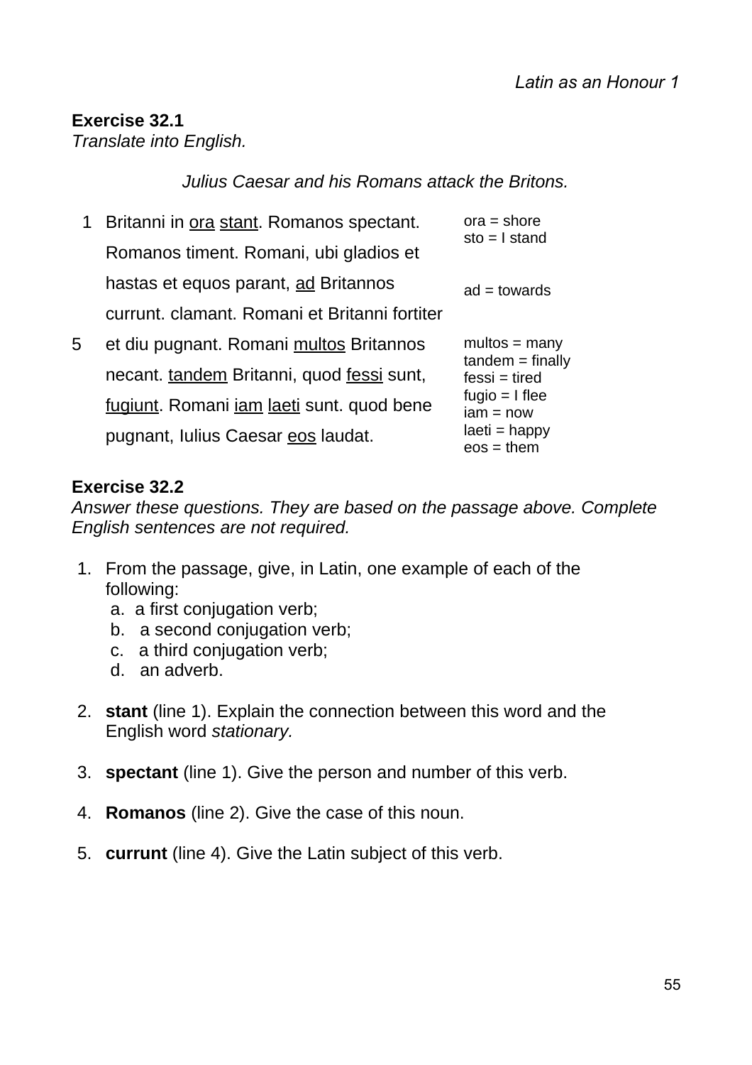**Exercise 32.1**
*Translate into English.*

*Julius Caesar and his Romans attack the Britons.*

| | | |
|---|---|---|
| 1 | Britanni in <u>ora</u> <u>stant</u>. Romanos spectant. | ora = shore<br>sto = I stand |
| | Romanos timent. Romani, ubi gladios et | |
| | hastas et equos parant, <u>ad</u> Britannos | ad = towards |
| | currunt. clamant. Romani et Britanni fortiter | |
| 5 | et diu pugnant. Romani <u>multos</u> Britannos | multos = many<br>tandem = finally |
| | necant. <u>tandem</u> Britanni, quod <u>fessi</u> sunt, | fessi = tired |
| | <u>fugiunt</u>. Romani <u>iam</u> <u>laeti</u> sunt. quod bene | fugio = I flee<br>iam = now |
| | pugnant, Iulius Caesar <u>eos</u> laudat. | laeti = happy<br>eos = them |

**Exercise 32.2**
*Answer these questions. They are based on the passage above. Complete English sentences are not required.*

1. From the passage, give, in Latin, one example of each of the following:
   a. a first conjugation verb;
   b. a second conjugation verb;
   c. a third conjugation verb;
   d. an adverb.

2. **stant** (line 1). Explain the connection between this word and the English word *stationary.*

3. **spectant** (line 1). Give the person and number of this verb.

4. **Romanos** (line 2). Give the case of this noun.

5. **currunt** (line 4). Give the Latin subject of this verb.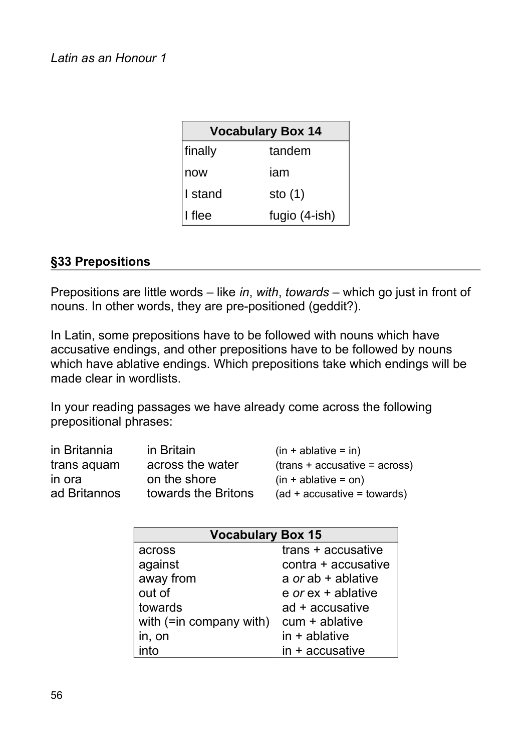| Vocabulary Box 14 | |
|---|---|
| finally | tandem |
| now | iam |
| I stand | sto (1) |
| I flee | fugio (4-ish) |

## §33 Prepositions

Prepositions are little words – like *in*, *with*, *towards* – which go just in front of nouns. In other words, they are pre-positioned (geddit?).

In Latin, some prepositions have to be followed with nouns which have accusative endings, and other prepositions have to be followed by nouns which have ablative endings. Which prepositions take which endings will be made clear in wordlists.

In your reading passages we have already come across the following prepositional phrases:

| | | |
|---|---|---|
| in Britannia | in Britain | (in + ablative = in) |
| trans aquam | across the water | (trans + accusative = across) |
| in ora | on the shore | (in + ablative = on) |
| ad Britannos | towards the Britons | (ad + accusative = towards) |

| Vocabulary Box 15 | |
|---|---|
| across | trans + accusative |
| against | contra + accusative |
| away from | a *or* ab + ablative |
| out of | e *or* ex + ablative |
| towards | ad + accusative |
| with (=in company with) | cum + ablative |
| in, on | in + ablative |
| into | in + accusative |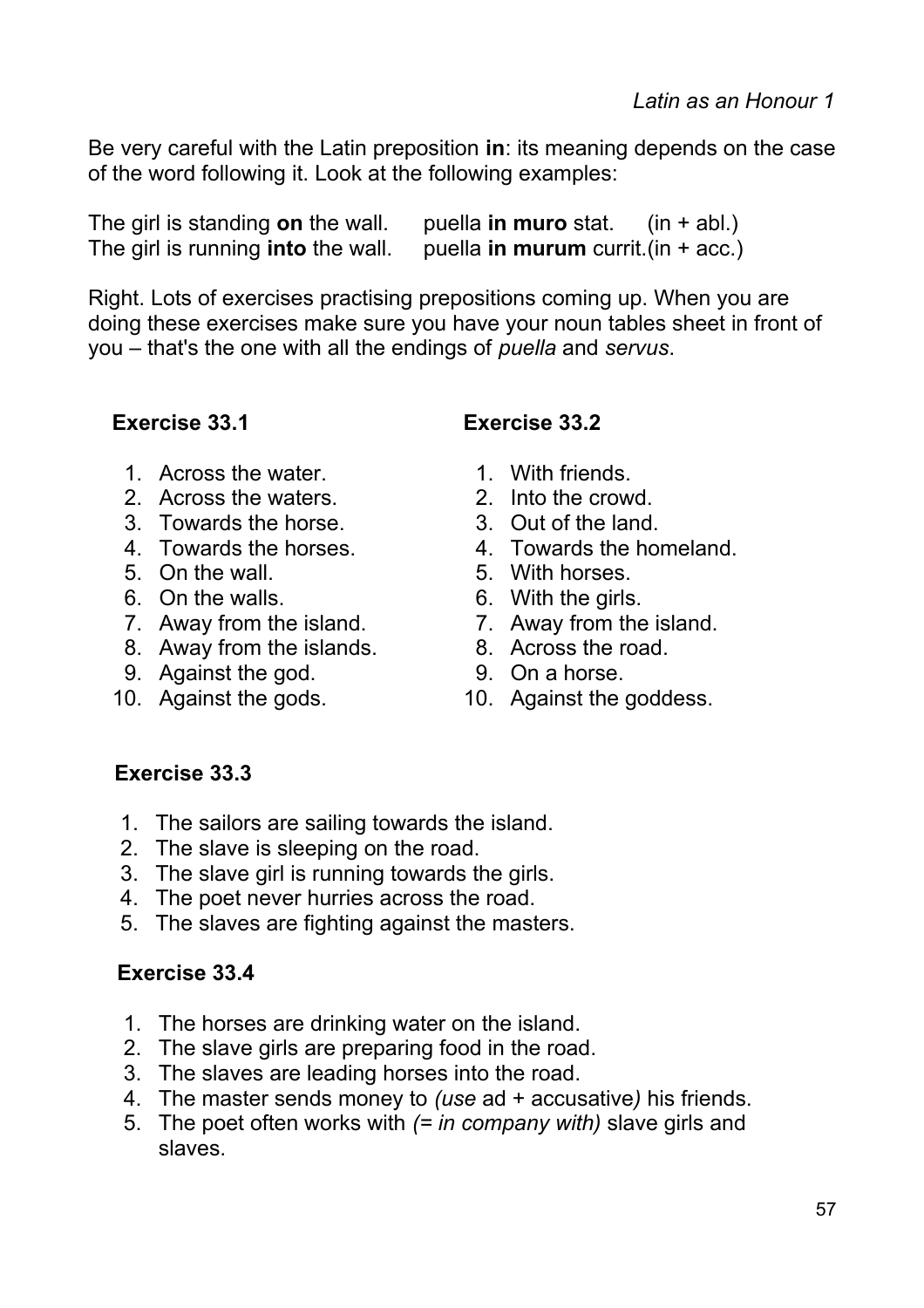Be very careful with the Latin preposition **in**: its meaning depends on the case of the word following it. Look at the following examples:

The girl is standing **on** the wall. puella **in muro** stat. (in + abl.)
The girl is running **into** the wall. puella **in murum** currit.(in + acc.)

Right. Lots of exercises practising prepositions coming up. When you are doing these exercises make sure you have your noun tables sheet in front of you – that's the one with all the endings of *puella* and *servus*.

### Exercise 33.1

1. Across the water.
2. Across the waters.
3. Towards the horse.
4. Towards the horses.
5. On the wall.
6. On the walls.
7. Away from the island.
8. Away from the islands.
9. Against the god.
10. Against the gods.

### Exercise 33.2

1. With friends.
2. Into the crowd.
3. Out of the land.
4. Towards the homeland.
5. With horses.
6. With the girls.
7. Away from the island.
8. Across the road.
9. On a horse.
10. Against the goddess.

### Exercise 33.3

1. The sailors are sailing towards the island.
2. The slave is sleeping on the road.
3. The slave girl is running towards the girls.
4. The poet never hurries across the road.
5. The slaves are fighting against the masters.

### Exercise 33.4

1. The horses are drinking water on the island.
2. The slave girls are preparing food in the road.
3. The slaves are leading horses into the road.
4. The master sends money to *(use* ad + accusative*)* his friends.
5. The poet often works with *(= in company with)* slave girls and slaves.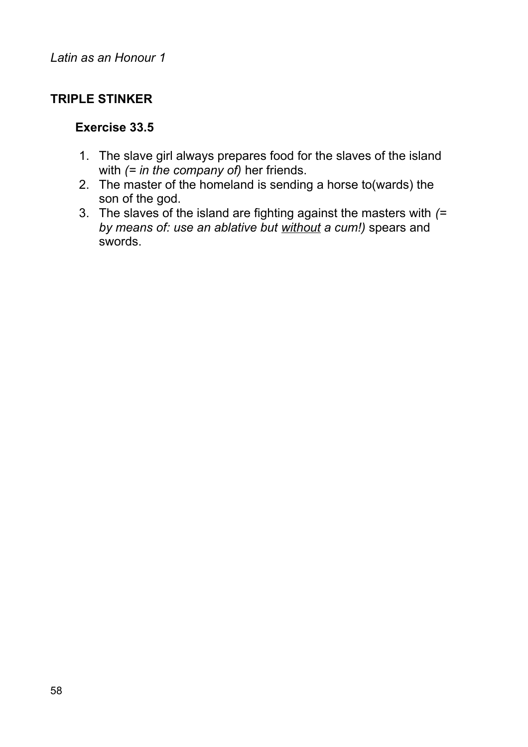## TRIPLE STINKER

### Exercise 33.5

1. The slave girl always prepares food for the slaves of the island with *(= in the company of)* her friends.
2. The master of the homeland is sending a horse to(wards) the son of the god.
3. The slaves of the island are fighting against the masters with *(= by means of: use an ablative but <u>without</u> a cum!)* spears and swords.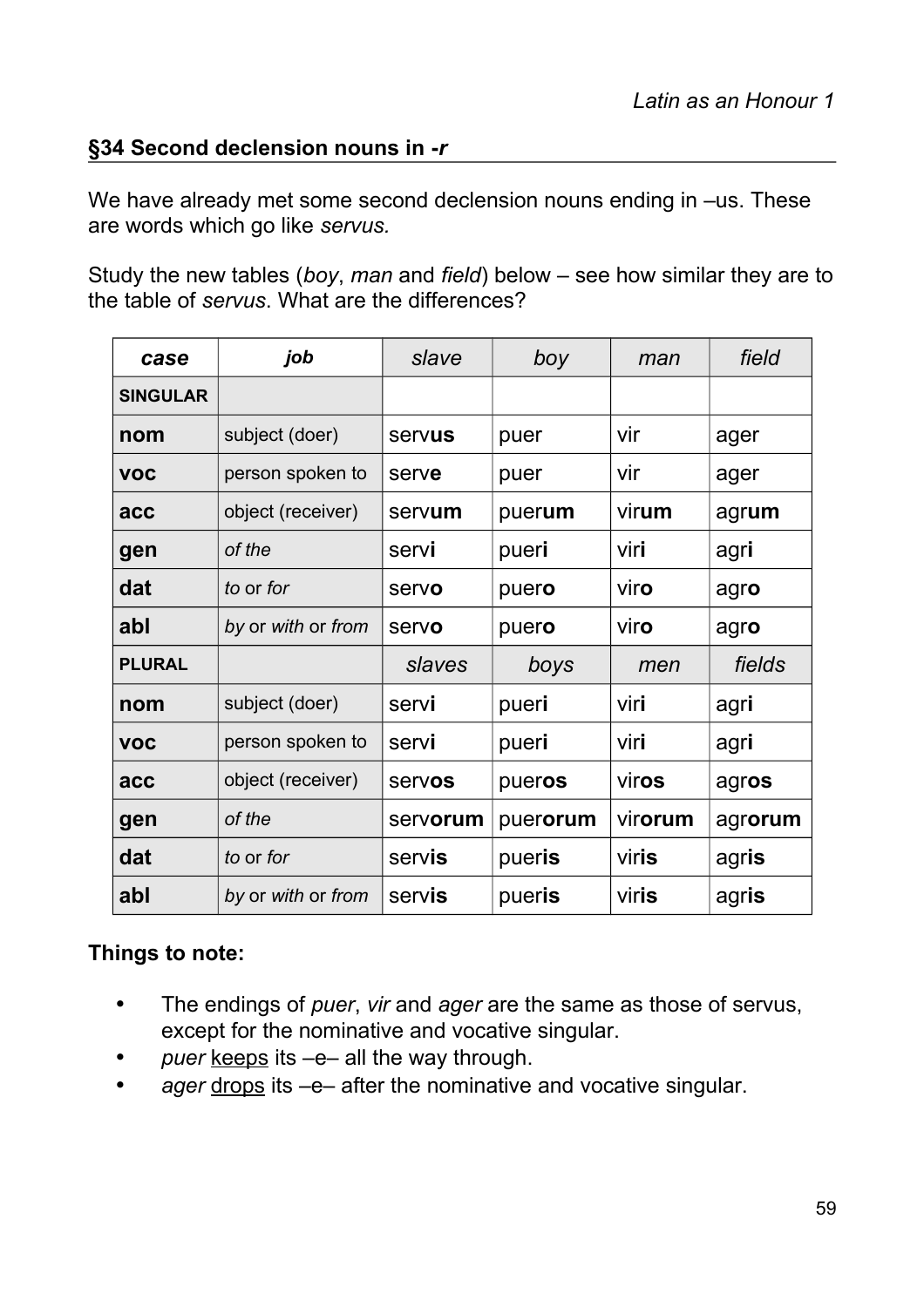## §34 Second declension nouns in *-r*

We have already met some second declension nouns ending in –us. These are words which go like *servus.*

Study the new tables (*boy*, *man* and *field*) below – see how similar they are to the table of *servus*. What are the differences?

| ***case*** | ***job*** | *slave* | *boy* | *man* | *field* |
|---|---|---|---|---|---|
| **SINGULAR** | | | | | |
| **nom** | subject (doer) | serv**us** | puer | vir | ager |
| **voc** | person spoken to | serv**e** | puer | vir | ager |
| **acc** | object (receiver) | serv**um** | puer**um** | vir**um** | agr**um** |
| **gen** | *of the* | serv**i** | puer**i** | vir**i** | agr**i** |
| **dat** | *to* or *for* | serv**o** | puer**o** | vir**o** | agr**o** |
| **abl** | *by* or *with* or *from* | serv**o** | puer**o** | vir**o** | agr**o** |
| **PLURAL** | | *slaves* | *boys* | *men* | *fields* |
| **nom** | subject (doer) | serv**i** | puer**i** | vir**i** | agr**i** |
| **voc** | person spoken to | serv**i** | puer**i** | vir**i** | agr**i** |
| **acc** | object (receiver) | serv**os** | puer**os** | vir**os** | agr**os** |
| **gen** | *of the* | serv**orum** | puer**orum** | vir**orum** | agr**orum** |
| **dat** | *to* or *for* | serv**is** | puer**is** | vir**is** | agr**is** |
| **abl** | *by* or *with* or *from* | serv**is** | puer**is** | vir**is** | agr**is** |

**Things to note:**

- The endings of *puer*, *vir* and *ager* are the same as those of servus, except for the nominative and vocative singular.
- *puer* keeps its –e– all the way through.
- *ager* drops its –e– after the nominative and vocative singular.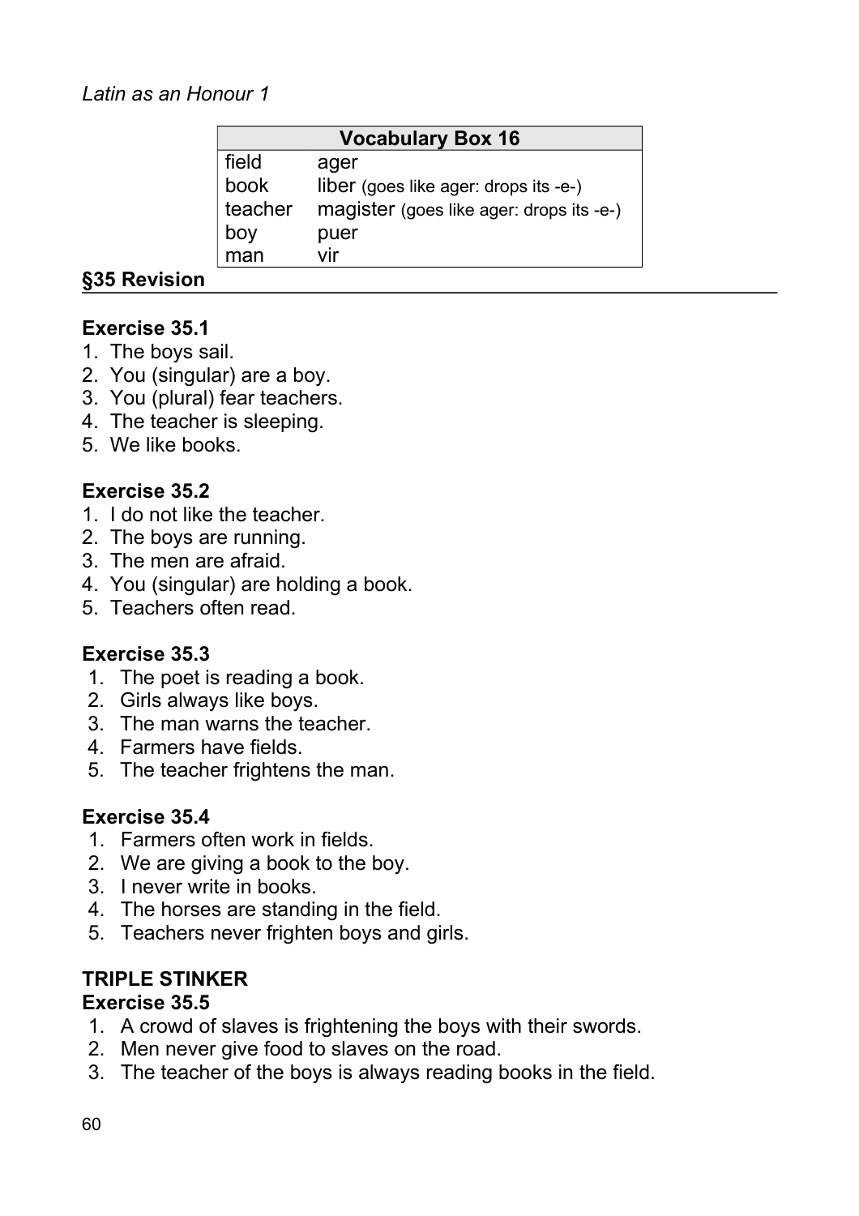| Vocabulary Box 16 | |
|---|---|
| field | ager |
| book | liber (goes like ager: drops its -e-) |
| teacher | magister (goes like ager: drops its -e-) |
| boy | puer |
| man | vir |

## §35 Revision

### Exercise 35.1

1. The boys sail.
2. You (singular) are a boy.
3. You (plural) fear teachers.
4. The teacher is sleeping.
5. We like books.

### Exercise 35.2

1. I do not like the teacher.
2. The boys are running.
3. The men are afraid.
4. You (singular) are holding a book.
5. Teachers often read.

### Exercise 35.3

1. The poet is reading a book.
2. Girls always like boys.
3. The man warns the teacher.
4. Farmers have fields.
5. The teacher frightens the man.

### Exercise 35.4

1. Farmers often work in fields.
2. We are giving a book to the boy.
3. I never write in books.
4. The horses are standing in the field.
5. Teachers never frighten boys and girls.

### TRIPLE STINKER

### Exercise 35.5

1. A crowd of slaves is frightening the boys with their swords.
2. Men never give food to slaves on the road.
3. The teacher of the boys is always reading books in the field.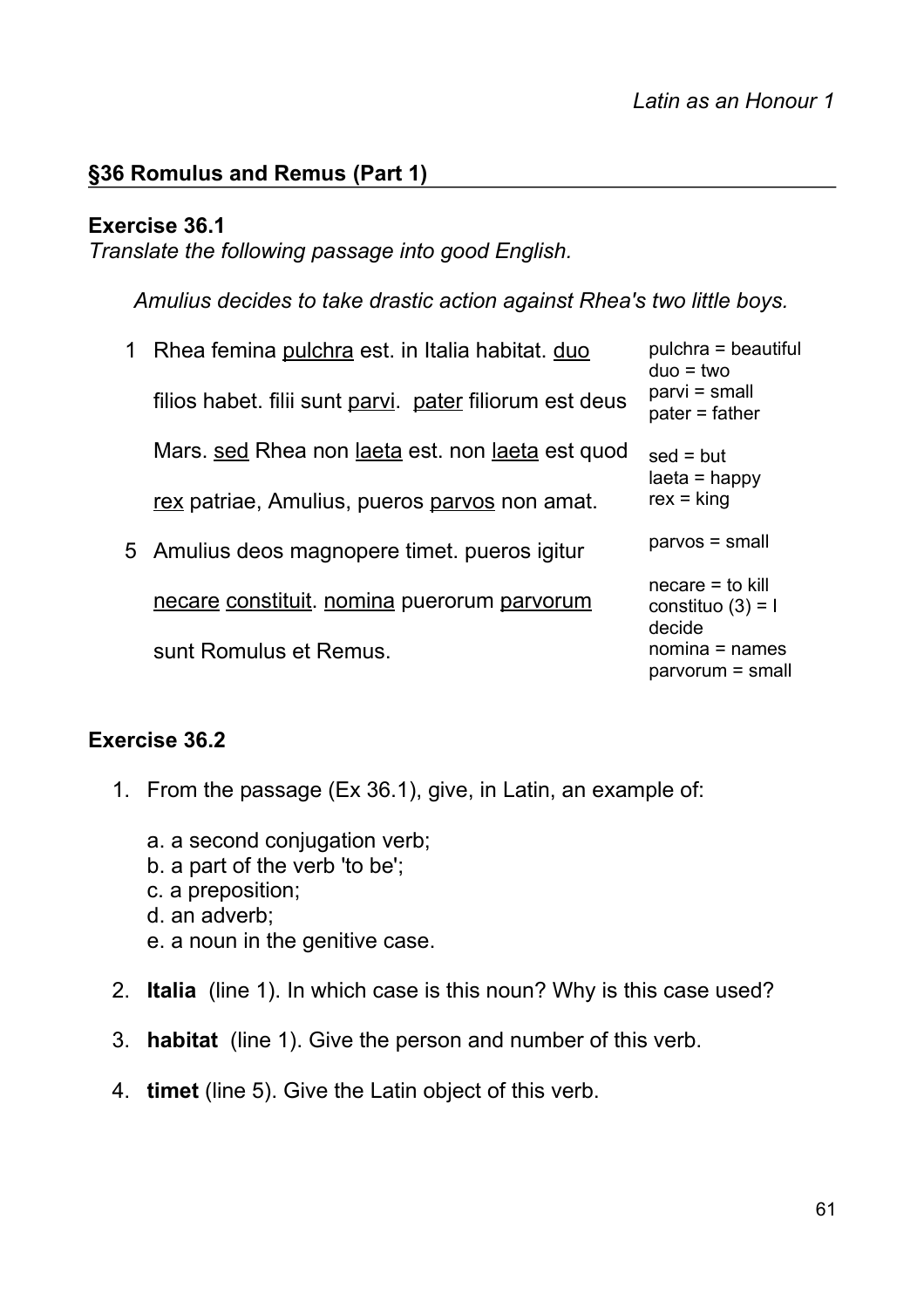## §36 Romulus and Remus (Part 1)

### Exercise 36.1

*Translate the following passage into good English.*

*Amulius decides to take drastic action against Rhea's two little boys.*

| | Passage | Vocabulary |
|---|---|---|
| 1 | Rhea femina <u>pulchra</u> est. in Italia habitat. <u>duo</u> | pulchra = beautiful<br>duo = two |
| | filios habet. filii sunt <u>parvi</u>. <u>pater</u> filiorum est deus | parvi = small<br>pater = father |
| | Mars. <u>sed</u> Rhea non <u>laeta</u> est. non <u>laeta</u> est quod | sed = but<br>laeta = happy |
| | <u>rex</u> patriae, Amulius, pueros <u>parvos</u> non amat. | rex = king |
| 5 | Amulius deos magnopere timet. pueros igitur | parvos = small |
| | <u>necare</u> <u>constituit</u>. <u>nomina</u> puerorum <u>parvorum</u> | necare = to kill<br>constituo (3) = I decide |
| | sunt Romulus et Remus. | nomina = names<br>parvorum = small |

### Exercise 36.2

1. From the passage (Ex 36.1), give, in Latin, an example of:

   a. a second conjugation verb;
   b. a part of the verb 'to be';
   c. a preposition;
   d. an adverb;
   e. a noun in the genitive case.

2. **Italia** (line 1). In which case is this noun? Why is this case used?

3. **habitat** (line 1). Give the person and number of this verb.

4. **timet** (line 5). Give the Latin object of this verb.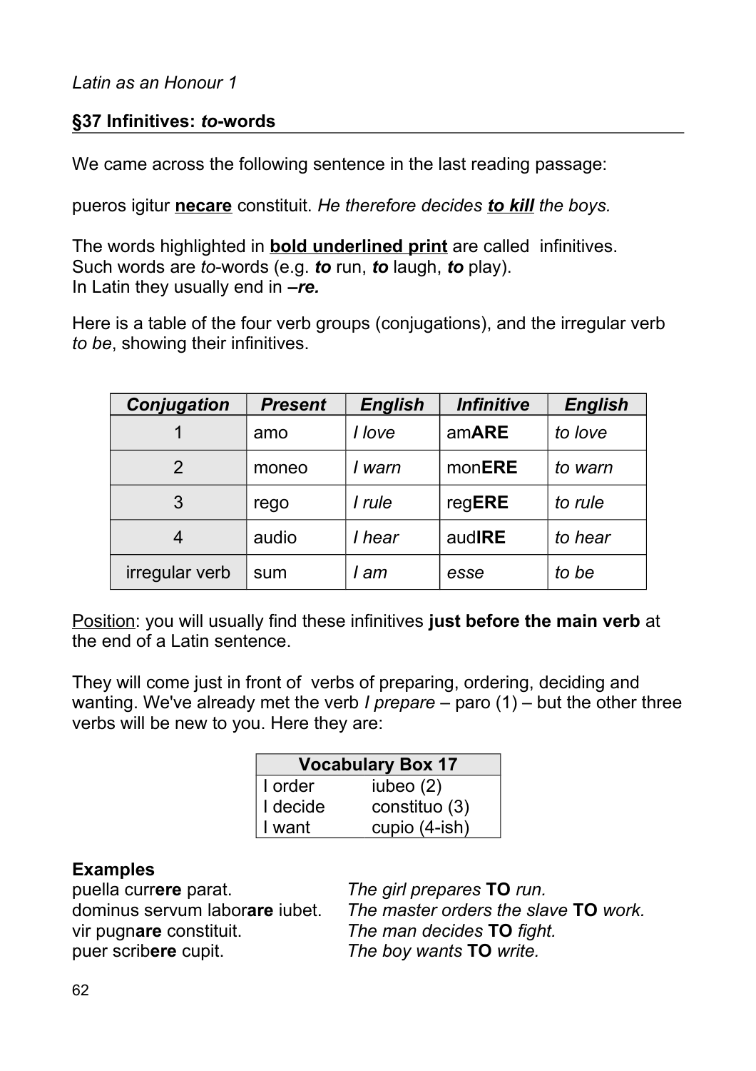*Latin as an Honour 1*

## §37 Infinitives: *to*-words

We came across the following sentence in the last reading passage:

pueros igitur **<u>necare</u>** constituit. *He therefore decides **<u>to kill</u>** the boys.*

The words highlighted in **<u>bold underlined print</u>** are called infinitives.
Such words are *to*-words (e.g. ***to*** run, ***to*** laugh, ***to*** play).
In Latin they usually end in ***–re.***

Here is a table of the four verb groups (conjugations), and the irregular verb *to be*, showing their infinitives.

| *Conjugation* | *Present* | *English* | *Infinitive* | *English* |
|---|---|---|---|---|
| 1 | amo | *I love* | am**ARE** | *to love* |
| 2 | moneo | *I warn* | mon**ERE** | *to warn* |
| 3 | rego | *I rule* | reg**ERE** | *to rule* |
| 4 | audio | *I hear* | aud**IRE** | *to hear* |
| irregular verb | sum | *I am* | *esse* | *to be* |

<u>Position</u>: you will usually find these infinitives **just before the main verb** at the end of a Latin sentence.

They will come just in front of verbs of preparing, ordering, deciding and wanting. We've already met the verb *I prepare* – paro (1) – but the other three verbs will be new to you. Here they are:

| Vocabulary Box 17 | |
|---|---|
| I order | iubeo (2) |
| I decide | constituo (3) |
| I want | cupio (4-ish) |

**Examples**

puella curr**ere** parat. *The girl prepares* **TO** *run.*
dominus servum labor**are** iubet. *The master orders the slave* **TO** *work.*
vir pugn**are** constituit. *The man decides* **TO** *fight.*
puer scrib**ere** cupit. *The boy wants* **TO** *write.*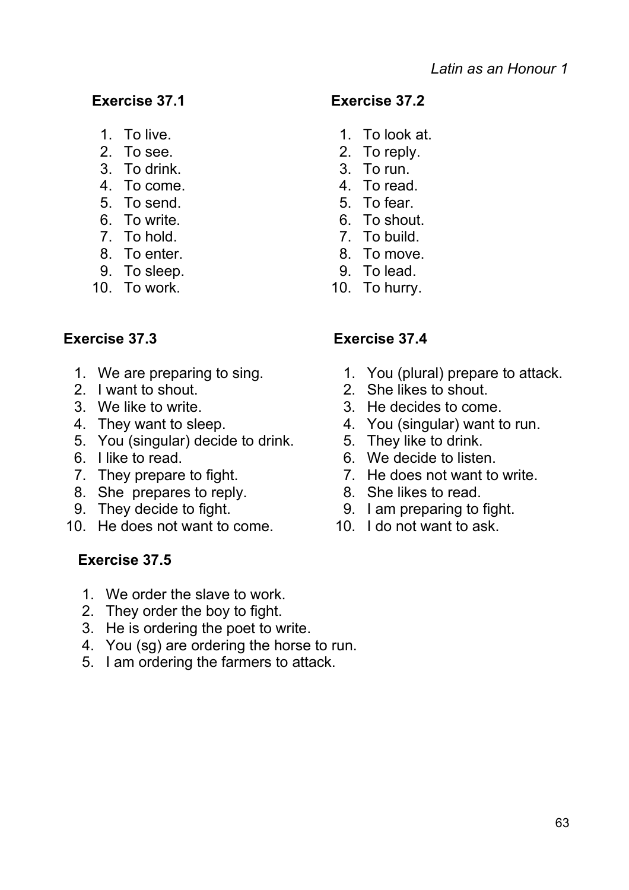### Exercise 37.1

1. To live.
2. To see.
3. To drink.
4. To come.
5. To send.
6. To write.
7. To hold.
8. To enter.
9. To sleep.
10. To work.

### Exercise 37.2

1. To look at.
2. To reply.
3. To run.
4. To read.
5. To fear.
6. To shout.
7. To build.
8. To move.
9. To lead.
10. To hurry.

### Exercise 37.3

1. We are preparing to sing.
2. I want to shout.
3. We like to write.
4. They want to sleep.
5. You (singular) decide to drink.
6. I like to read.
7. They prepare to fight.
8. She prepares to reply.
9. They decide to fight.
10. He does not want to come.

### Exercise 37.4

1. You (plural) prepare to attack.
2. She likes to shout.
3. He decides to come.
4. You (singular) want to run.
5. They like to drink.
6. We decide to listen.
7. He does not want to write.
8. She likes to read.
9. I am preparing to fight.
10. I do not want to ask.

### Exercise 37.5

1. We order the slave to work.
2. They order the boy to fight.
3. He is ordering the poet to write.
4. You (sg) are ordering the horse to run.
5. I am ordering the farmers to attack.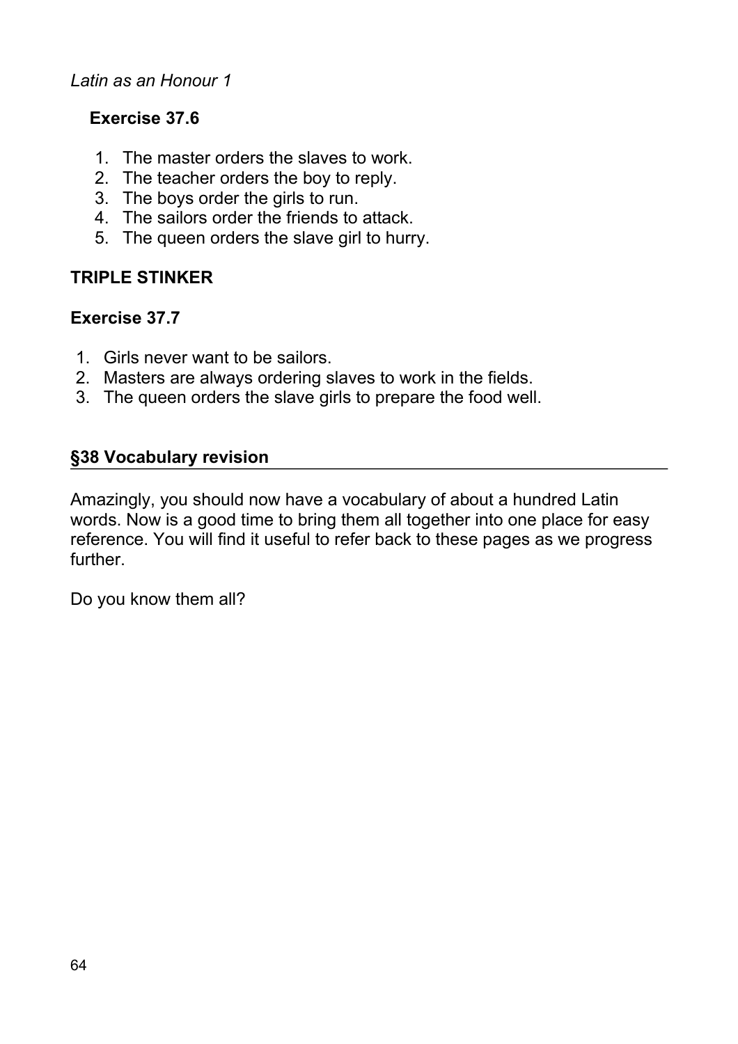**Exercise 37.6**

1. The master orders the slaves to work.
2. The teacher orders the boy to reply.
3. The boys order the girls to run.
4. The sailors order the friends to attack.
5. The queen orders the slave girl to hurry.

**TRIPLE STINKER**

**Exercise 37.7**

1. Girls never want to be sailors.
2. Masters are always ordering slaves to work in the fields.
3. The queen orders the slave girls to prepare the food well.

## §38 Vocabulary revision

Amazingly, you should now have a vocabulary of about a hundred Latin words. Now is a good time to bring them all together into one place for easy reference. You will find it useful to refer back to these pages as we progress further.

Do you know them all?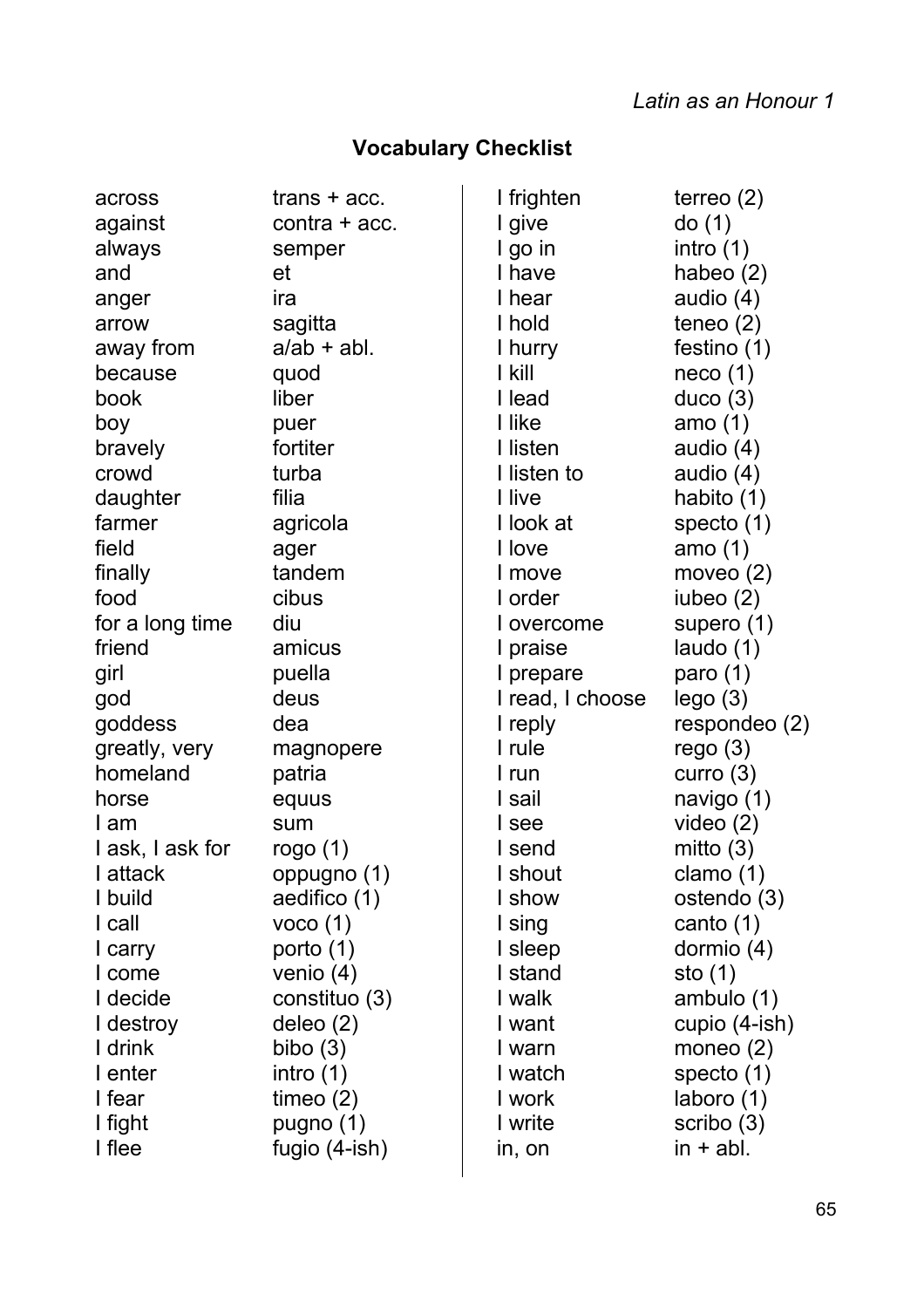**Vocabulary Checklist**

| English | Latin |
| --- | --- |
| across | trans + acc. |
| against | contra + acc. |
| always | semper |
| and | et |
| anger | ira |
| arrow | sagitta |
| away from | a/ab + abl. |
| because | quod |
| book | liber |
| boy | puer |
| bravely | fortiter |
| crowd | turba |
| daughter | filia |
| farmer | agricola |
| field | ager |
| finally | tandem |
| food | cibus |
| for a long time | diu |
| friend | amicus |
| girl | puella |
| god | deus |
| goddess | dea |
| greatly, very | magnopere |
| homeland | patria |
| horse | equus |
| I am | sum |
| I ask, I ask for | rogo (1) |
| I attack | oppugno (1) |
| I build | aedifico (1) |
| I call | voco (1) |
| I carry | porto (1) |
| I come | venio (4) |
| I decide | constituo (3) |
| I destroy | deleo (2) |
| I drink | bibo (3) |
| I enter | intro (1) |
| I fear | timeo (2) |
| I fight | pugno (1) |
| I flee | fugio (4-ish) |
| I frighten | terreo (2) |
| I give | do (1) |
| I go in | intro (1) |
| I have | habeo (2) |
| I hear | audio (4) |
| I hold | teneo (2) |
| I hurry | festino (1) |
| I kill | neco (1) |
| I lead | duco (3) |
| I like | amo (1) |
| I listen | audio (4) |
| I listen to | audio (4) |
| I live | habito (1) |
| I look at | specto (1) |
| I love | amo (1) |
| I move | moveo (2) |
| I order | iubeo (2) |
| I overcome | supero (1) |
| I praise | laudo (1) |
| I prepare | paro (1) |
| I read, I choose | lego (3) |
| I reply | respondeo (2) |
| I rule | rego (3) |
| I run | curro (3) |
| I sail | navigo (1) |
| I see | video (2) |
| I send | mitto (3) |
| I shout | clamo (1) |
| I show | ostendo (3) |
| I sing | canto (1) |
| I sleep | dormio (4) |
| I stand | sto (1) |
| I walk | ambulo (1) |
| I want | cupio (4-ish) |
| I warn | moneo (2) |
| I watch | specto (1) |
| I work | laboro (1) |
| I write | scribo (3) |
| in, on | in + abl. |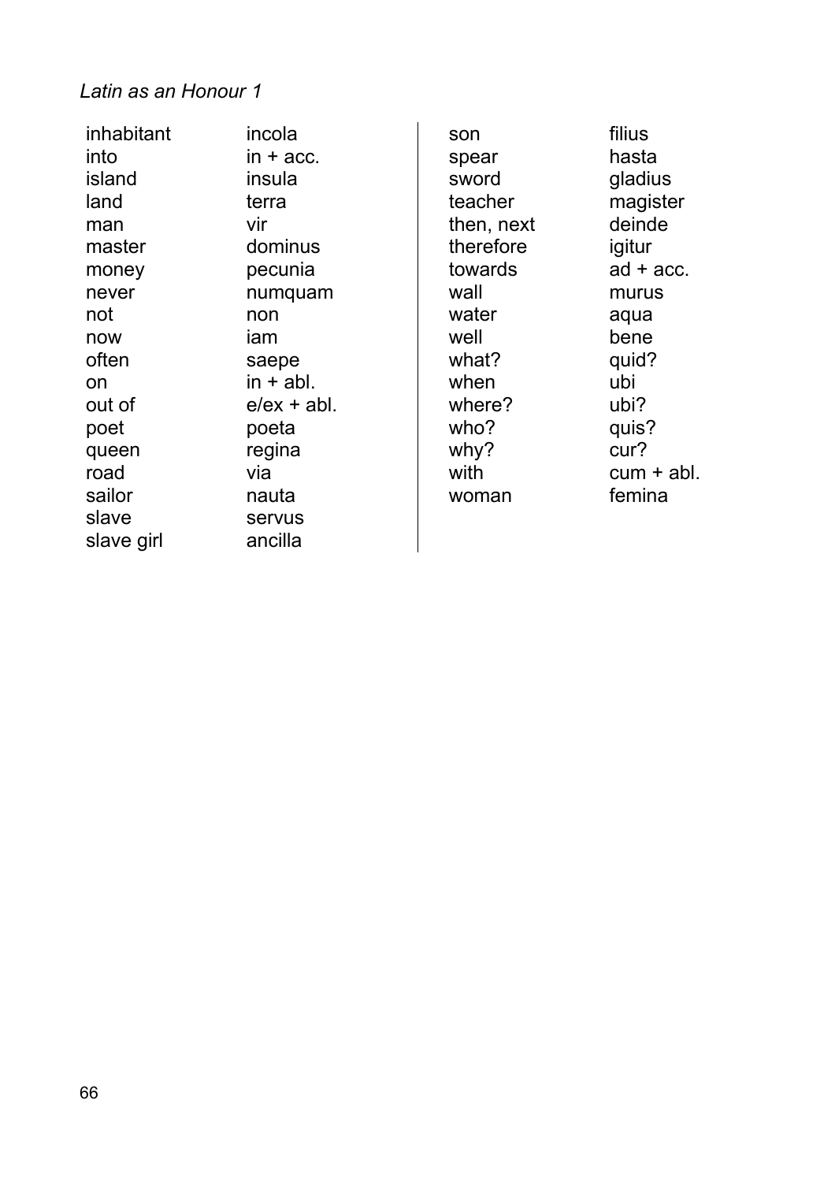*Latin as an Honour 1*

| | |
|---|---|
| inhabitant | incola |
| into | in + acc. |
| island | insula |
| land | terra |
| man | vir |
| master | dominus |
| money | pecunia |
| never | numquam |
| not | non |
| now | iam |
| often | saepe |
| on | in + abl. |
| out of | e/ex + abl. |
| poet | poeta |
| queen | regina |
| road | via |
| sailor | nauta |
| slave | servus |
| slave girl | ancilla |
| son | filius |
| spear | hasta |
| sword | gladius |
| teacher | magister |
| then, next | deinde |
| therefore | igitur |
| towards | ad + acc. |
| wall | murus |
| water | aqua |
| well | bene |
| what? | quid? |
| when | ubi |
| where? | ubi? |
| who? | quis? |
| why? | cur? |
| with | cum + abl. |
| woman | femina |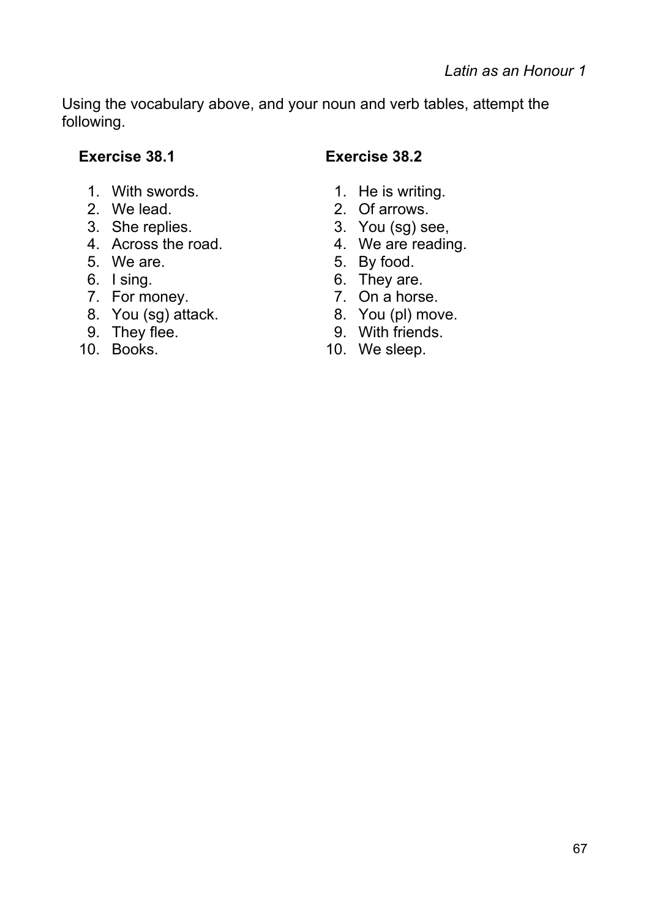Using the vocabulary above, and your noun and verb tables, attempt the following.

**Exercise 38.1**

1. With swords.
2. We lead.
3. She replies.
4. Across the road.
5. We are.
6. I sing.
7. For money.
8. You (sg) attack.
9. They flee.
10. Books.

**Exercise 38.2**

1. He is writing.
2. Of arrows.
3. You (sg) see,
4. We are reading.
5. By food.
6. They are.
7. On a horse.
8. You (pl) move.
9. With friends.
10. We sleep.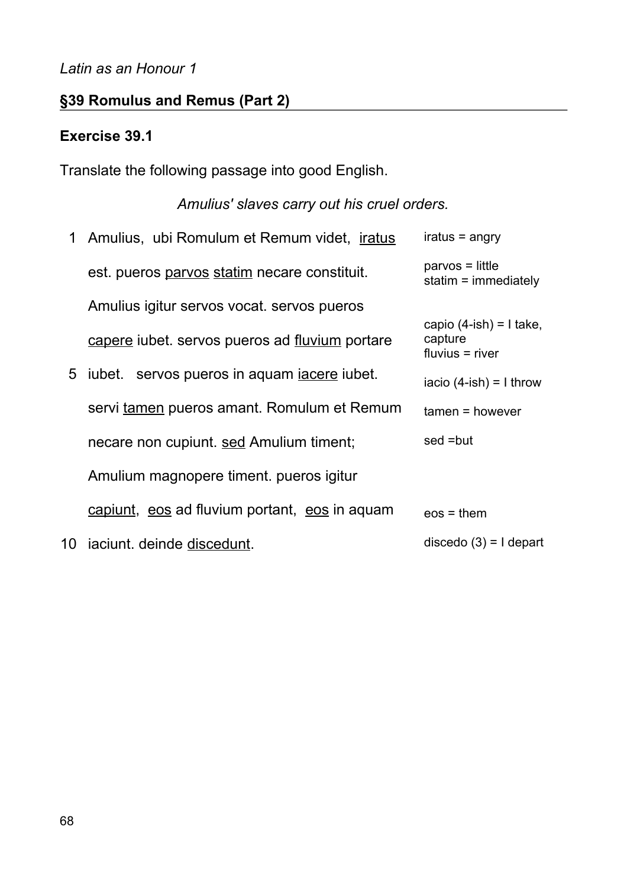*Latin as an Honour 1*

## §39 Romulus and Remus (Part 2)

### Exercise 39.1

Translate the following passage into good English.

*Amulius' slaves carry out his cruel orders.*

| | Passage | Vocabulary |
|---|---|---|
| 1 | Amulius, ubi Romulum et Remum videt, <u>iratus</u> | iratus = angry |
| | est. pueros <u>parvos</u> <u>statim</u> necare constituit. | parvos = little<br>statim = immediately |
| | Amulius igitur servos vocat. servos pueros | |
| | <u>capere</u> iubet. servos pueros ad <u>fluvium</u> portare | capio (4-ish) = I take, capture<br>fluvius = river |
| 5 | iubet. servos pueros in aquam <u>iacere</u> iubet. | iacio (4-ish) = I throw |
| | servi <u>tamen</u> pueros amant. Romulum et Remum | tamen = however |
| | necare non cupiunt. <u>sed</u> Amulium timent; | sed =but |
| | Amulium magnopere timent. pueros igitur | |
| | <u>capiunt</u>, <u>eos</u> ad fluvium portant, <u>eos</u> in aquam | eos = them |
| 10 | iaciunt. deinde <u>discedunt</u>. | discedo (3) = I depart |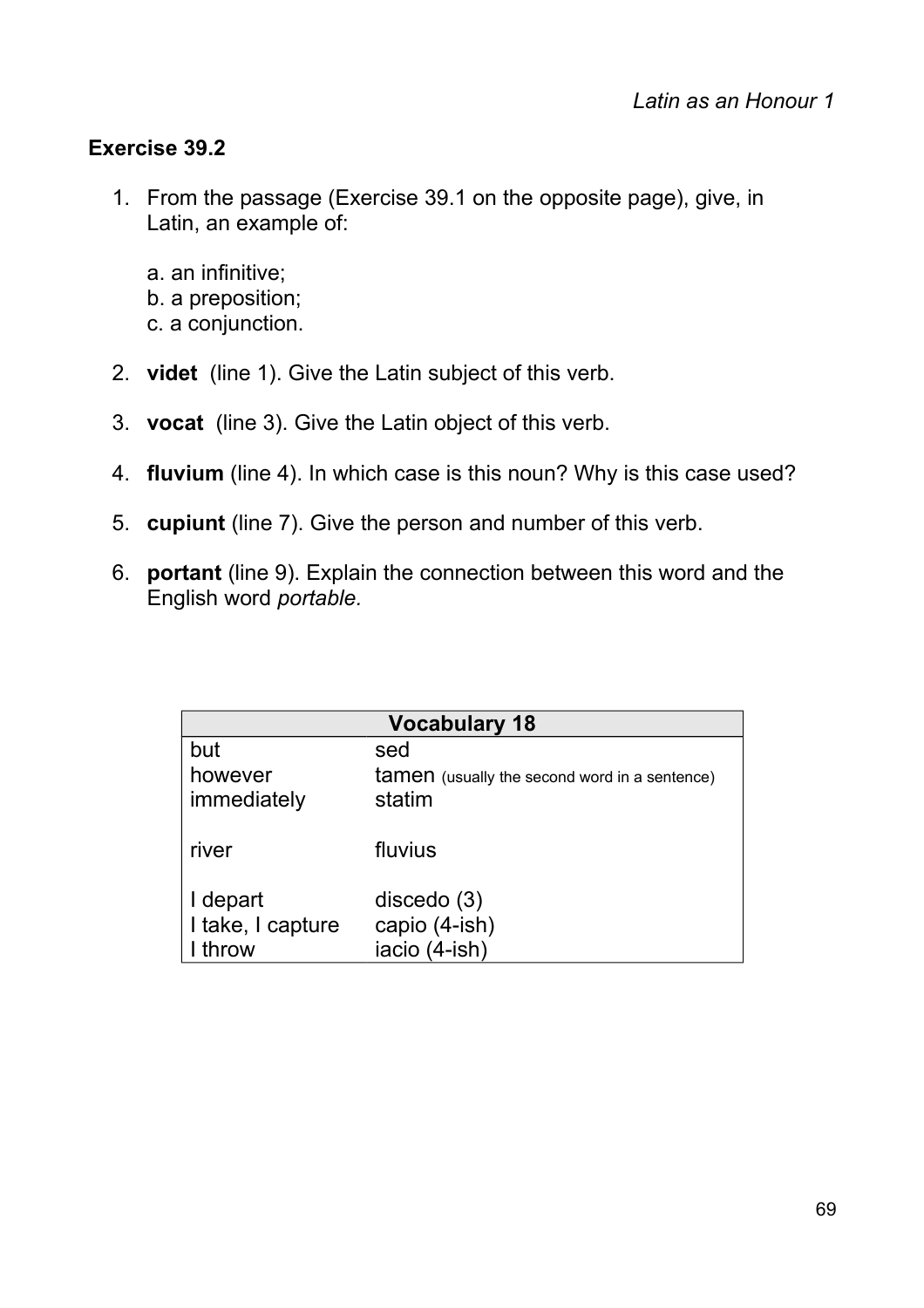## Exercise 39.2

1. From the passage (Exercise 39.1 on the opposite page), give, in Latin, an example of:

   a. an infinitive;
   b. a preposition;
   c. a conjunction.

2. **videt** (line 1). Give the Latin subject of this verb.

3. **vocat** (line 3). Give the Latin object of this verb.

4. **fluvium** (line 4). In which case is this noun? Why is this case used?

5. **cupiunt** (line 7). Give the person and number of this verb.

6. **portant** (line 9). Explain the connection between this word and the English word *portable.*

| Vocabulary 18 | |
|---|---|
| but | sed |
| however | tamen (usually the second word in a sentence) |
| immediately | statim |
| river | fluvius |
| I depart | discedo (3) |
| I take, I capture | capio (4-ish) |
| I throw | iacio (4-ish) |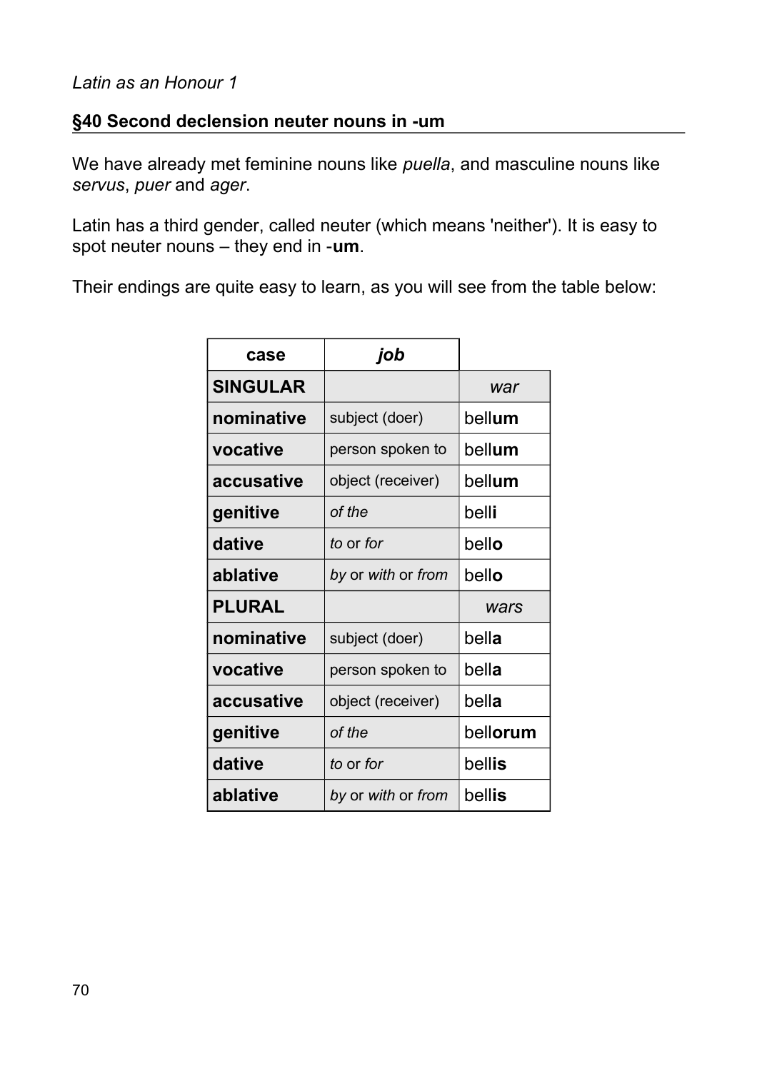## §40 Second declension neuter nouns in -um

We have already met feminine nouns like *puella*, and masculine nouns like *servus*, *puer* and *ager*.

Latin has a third gender, called neuter (which means 'neither'). It is easy to spot neuter nouns – they end in -**um**.

Their endings are quite easy to learn, as you will see from the table below:

| case | *job* | |
|---|---|---|
| **SINGULAR** | | *war* |
| **nominative** | subject (doer) | bell**um** |
| **vocative** | person spoken to | bell**um** |
| **accusative** | object (receiver) | bell**um** |
| **genitive** | *of the* | bell**i** |
| **dative** | *to* or *for* | bell**o** |
| **ablative** | *by* or *with* or *from* | bell**o** |
| **PLURAL** | | *wars* |
| **nominative** | subject (doer) | bell**a** |
| **vocative** | person spoken to | bell**a** |
| **accusative** | object (receiver) | bell**a** |
| **genitive** | *of the* | bell**orum** |
| **dative** | *to* or *for* | bell**is** |
| **ablative** | *by* or *with* or *from* | bell**is** |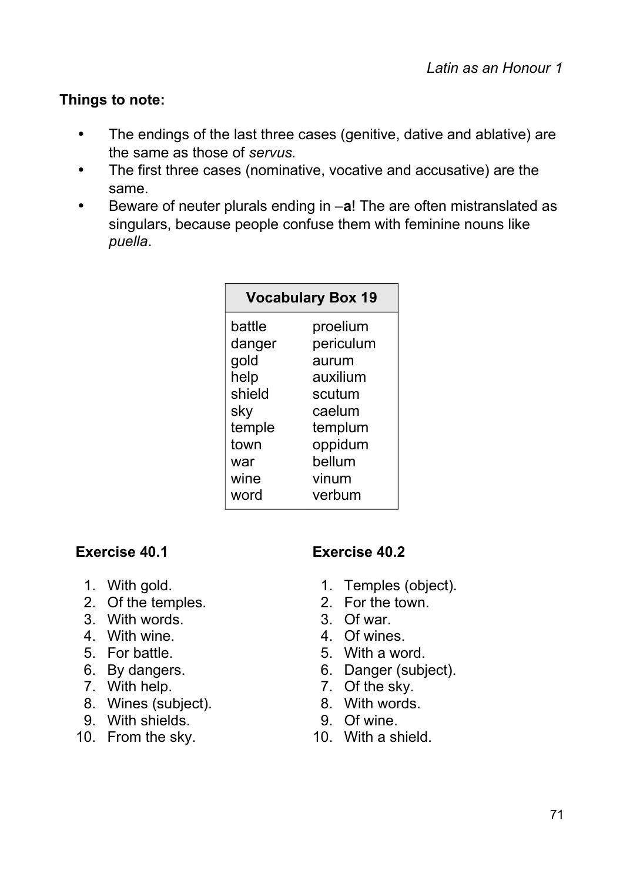**Things to note:**

- The endings of the last three cases (genitive, dative and ablative) are the same as those of *servus.*
- The first three cases (nominative, vocative and accusative) are the same.
- Beware of neuter plurals ending in –**a**! The are often mistranslated as singulars, because people confuse them with feminine nouns like *puella*.

| **Vocabulary Box 19** | |
|---|---|
| battle | proelium |
| danger | periculum |
| gold | aurum |
| help | auxilium |
| shield | scutum |
| sky | caelum |
| temple | templum |
| town | oppidum |
| war | bellum |
| wine | vinum |
| word | verbum |

**Exercise 40.1**

1. With gold.
2. Of the temples.
3. With words.
4. With wine.
5. For battle.
6. By dangers.
7. With help.
8. Wines (subject).
9. With shields.
10. From the sky.

**Exercise 40.2**

1. Temples (object).
2. For the town.
3. Of war.
4. Of wines.
5. With a word.
6. Danger (subject).
7. Of the sky.
8. With words.
9. Of wine.
10. With a shield.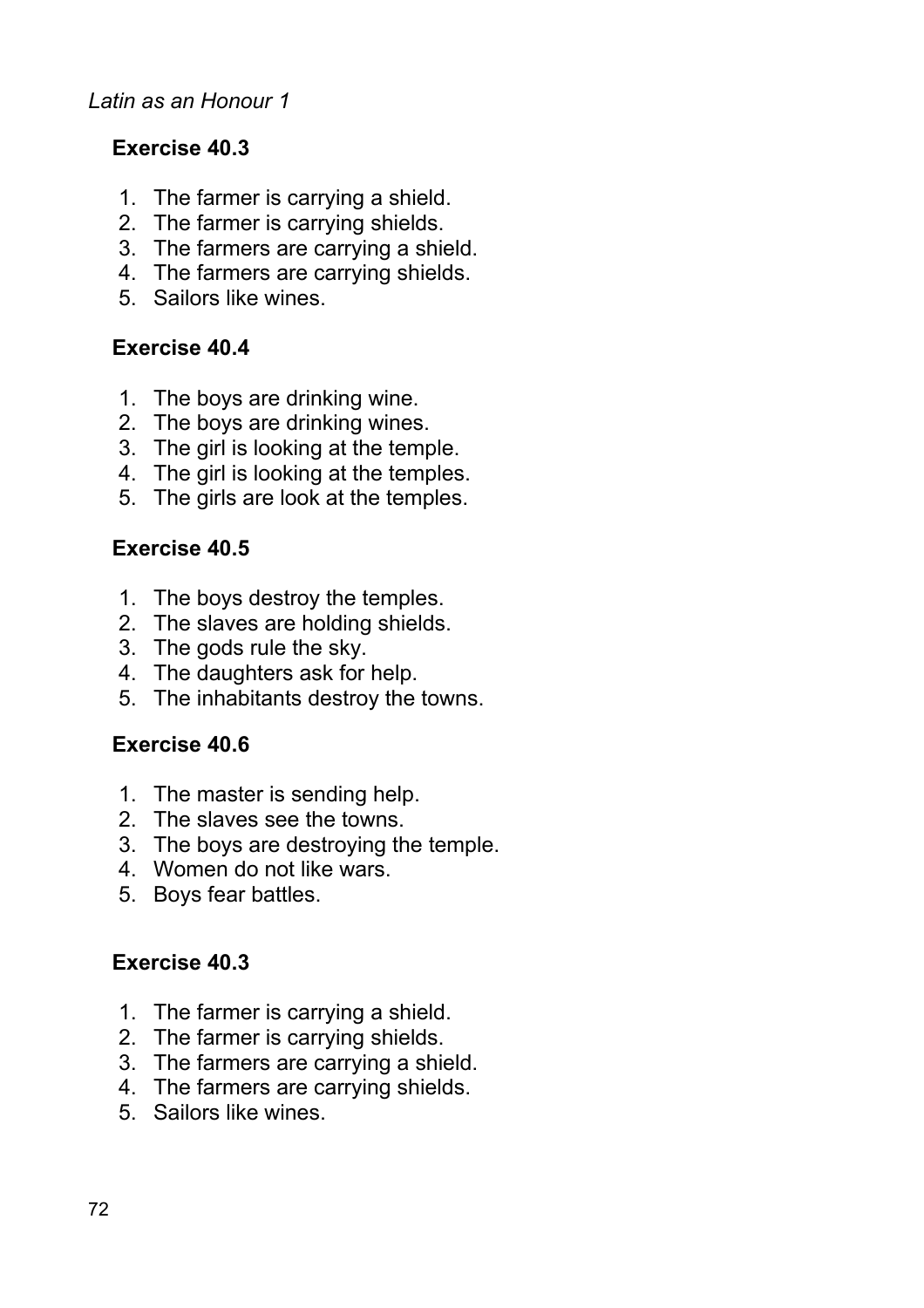*Latin as an Honour 1*

### Exercise 40.3

1. The farmer is carrying a shield.
2. The farmer is carrying shields.
3. The farmers are carrying a shield.
4. The farmers are carrying shields.
5. Sailors like wines.

### Exercise 40.4

1. The boys are drinking wine.
2. The boys are drinking wines.
3. The girl is looking at the temple.
4. The girl is looking at the temples.
5. The girls are look at the temples.

### Exercise 40.5

1. The boys destroy the temples.
2. The slaves are holding shields.
3. The gods rule the sky.
4. The daughters ask for help.
5. The inhabitants destroy the towns.

### Exercise 40.6

1. The master is sending help.
2. The slaves see the towns.
3. The boys are destroying the temple.
4. Women do not like wars.
5. Boys fear battles.

### Exercise 40.3

1. The farmer is carrying a shield.
2. The farmer is carrying shields.
3. The farmers are carrying a shield.
4. The farmers are carrying shields.
5. Sailors like wines.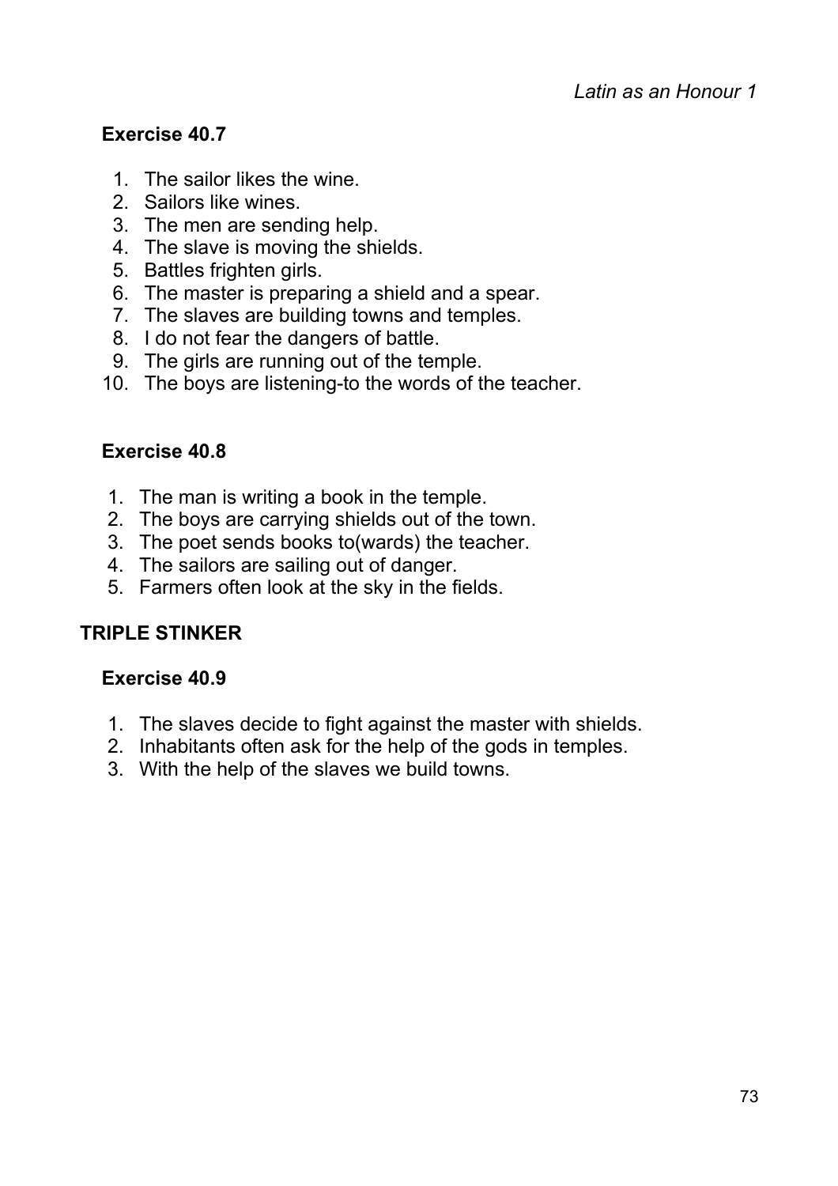### Exercise 40.7

1. The sailor likes the wine.
2. Sailors like wines.
3. The men are sending help.
4. The slave is moving the shields.
5. Battles frighten girls.
6. The master is preparing a shield and a spear.
7. The slaves are building towns and temples.
8. I do not fear the dangers of battle.
9. The girls are running out of the temple.
10. The boys are listening-to the words of the teacher.

### Exercise 40.8

1. The man is writing a book in the temple.
2. The boys are carrying shields out of the town.
3. The poet sends books to(wards) the teacher.
4. The sailors are sailing out of danger.
5. Farmers often look at the sky in the fields.

## TRIPLE STINKER

### Exercise 40.9

1. The slaves decide to fight against the master with shields.
2. Inhabitants often ask for the help of the gods in temples.
3. With the help of the slaves we build towns.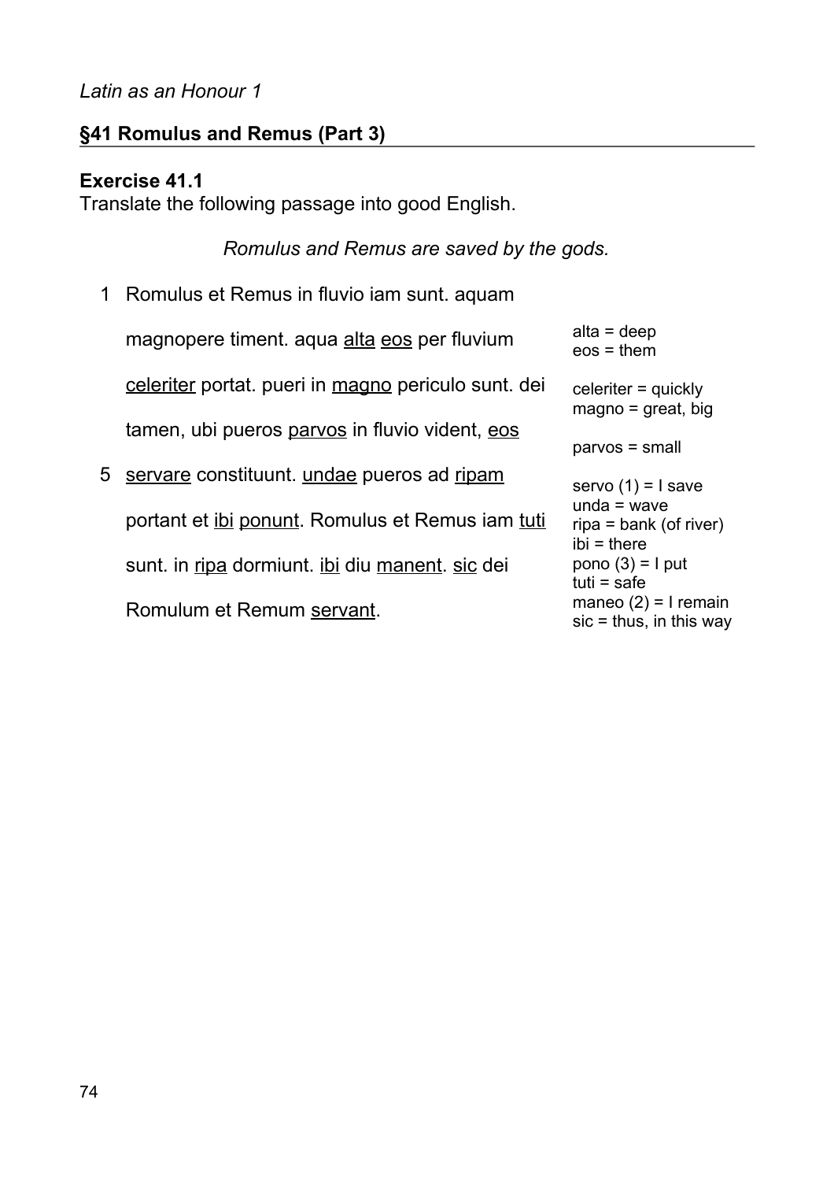## §41 Romulus and Remus (Part 3)

### Exercise 41.1

Translate the following passage into good English.

*Romulus and Remus are saved by the gods.*

1 Romulus et Remus in fluvio iam sunt. aquam magnopere timent. aqua <u>alta</u> <u>eos</u> per fluvium <u>celeriter</u> portat. pueri in <u>magno</u> periculo sunt. dei tamen, ubi pueros <u>parvos</u> in fluvio vident, <u>eos</u>
5 <u>servare</u> constituunt. <u>undae</u> pueros ad <u>ripam</u> portant et <u>ibi</u> <u>ponunt</u>. Romulus et Remus iam <u>tuti</u> sunt. in <u>ripa</u> dormiunt. <u>ibi</u> diu <u>manent</u>. <u>sic</u> dei Romulum et Remum <u>servant</u>.

alta = deep
eos = them
celeriter = quickly
magno = great, big
parvos = small
servo (1) = I save
unda = wave
ripa = bank (of river)
ibi = there
pono (3) = I put
tuti = safe
maneo (2) = I remain
sic = thus, in this way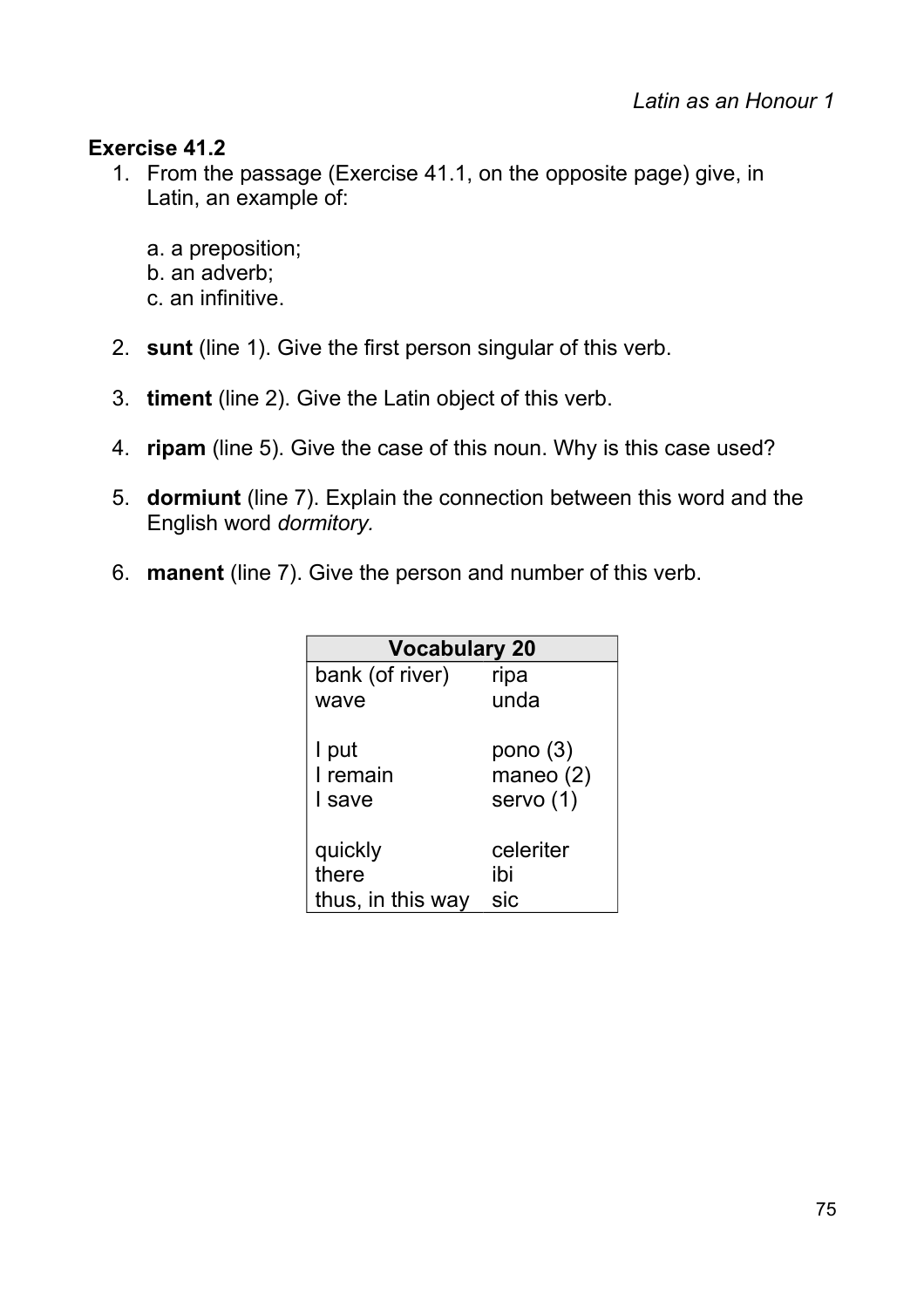## Exercise 41.2

1. From the passage (Exercise 41.1, on the opposite page) give, in Latin, an example of:

   a. a preposition;
   b. an adverb;
   c. an infinitive.

2. **sunt** (line 1). Give the first person singular of this verb.

3. **timent** (line 2). Give the Latin object of this verb.

4. **ripam** (line 5). Give the case of this noun. Why is this case used?

5. **dormiunt** (line 7). Explain the connection between this word and the English word *dormitory.*

6. **manent** (line 7). Give the person and number of this verb.

| Vocabulary 20 | |
|---|---|
| bank (of river) | ripa |
| wave | unda |
| | |
| I put | pono (3) |
| I remain | maneo (2) |
| I save | servo (1) |
| | |
| quickly | celeriter |
| there | ibi |
| thus, in this way | sic |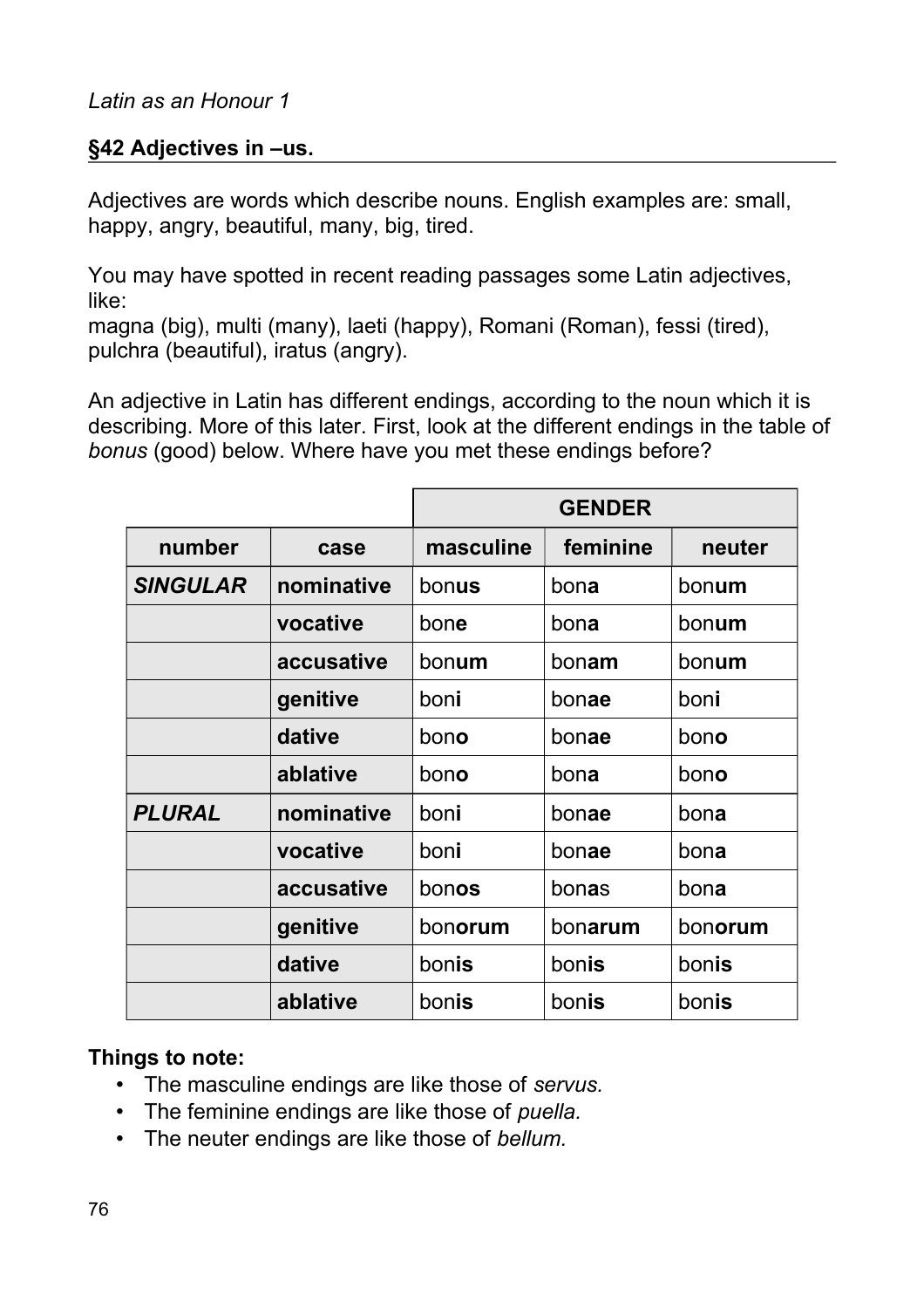## §42 Adjectives in –us.

Adjectives are words which describe nouns. English examples are: small, happy, angry, beautiful, many, big, tired.

You may have spotted in recent reading passages some Latin adjectives, like:
magna (big), multi (many), laeti (happy), Romani (Roman), fessi (tired), pulchra (beautiful), iratus (angry).

An adjective in Latin has different endings, according to the noun which it is describing. More of this later. First, look at the different endings in the table of *bonus* (good) below. Where have you met these endings before?

| | | GENDER | | |
|---|---|---|---|---|
| **number** | **case** | **masculine** | **feminine** | **neuter** |
| ***SINGULAR*** | **nominative** | bon**us** | bon**a** | bon**um** |
| | **vocative** | bon**e** | bon**a** | bon**um** |
| | **accusative** | bon**um** | bon**am** | bon**um** |
| | **genitive** | bon**i** | bon**ae** | bon**i** |
| | **dative** | bon**o** | bon**ae** | bon**o** |
| | **ablative** | bon**o** | bon**a** | bon**o** |
| ***PLURAL*** | **nominative** | bon**i** | bon**ae** | bon**a** |
| | **vocative** | bon**i** | bon**ae** | bon**a** |
| | **accusative** | bon**os** | bon**as** | bon**a** |
| | **genitive** | bon**orum** | bon**arum** | bon**orum** |
| | **dative** | bon**is** | bon**is** | bon**is** |
| | **ablative** | bon**is** | bon**is** | bon**is** |

**Things to note:**

- The masculine endings are like those of *servus.*
- The feminine endings are like those of *puella.*
- The neuter endings are like those of *bellum.*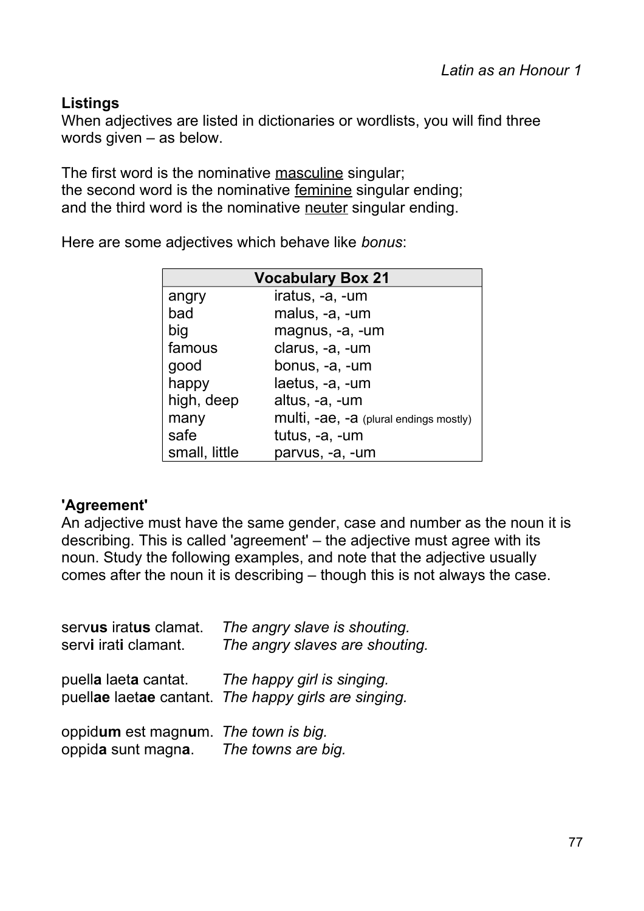### Listings

When adjectives are listed in dictionaries or wordlists, you will find three words given – as below.

The first word is the nominative <u>masculine</u> singular;
the second word is the nominative <u>feminine</u> singular ending;
and the third word is the nominative <u>neuter</u> singular ending.

Here are some adjectives which behave like *bonus*:

| Vocabulary Box 21 | |
|---|---|
| angry | iratus, -a, -um |
| bad | malus, -a, -um |
| big | magnus, -a, -um |
| famous | clarus, -a, -um |
| good | bonus, -a, -um |
| happy | laetus, -a, -um |
| high, deep | altus, -a, -um |
| many | multi, -ae, -a (plural endings mostly) |
| safe | tutus, -a, -um |
| small, little | parvus, -a, -um |

### 'Agreement'

An adjective must have the same gender, case and number as the noun it is describing. This is called 'agreement' – the adjective must agree with its noun. Study the following examples, and note that the adjective usually comes after the noun it is describing – though this is not always the case.

serv**us** irat**us** clamat. *The angry slave is shouting.*
serv**i** irat**i** clamant. *The angry slaves are shouting.*

puell**a** laet**a** cantat. *The happy girl is singing.*
puell**ae** laet**ae** cantant. *The happy girls are singing.*

oppid**um** est magn**u**m. *The town is big.*
oppid**a** sunt magn**a**. *The towns are big.*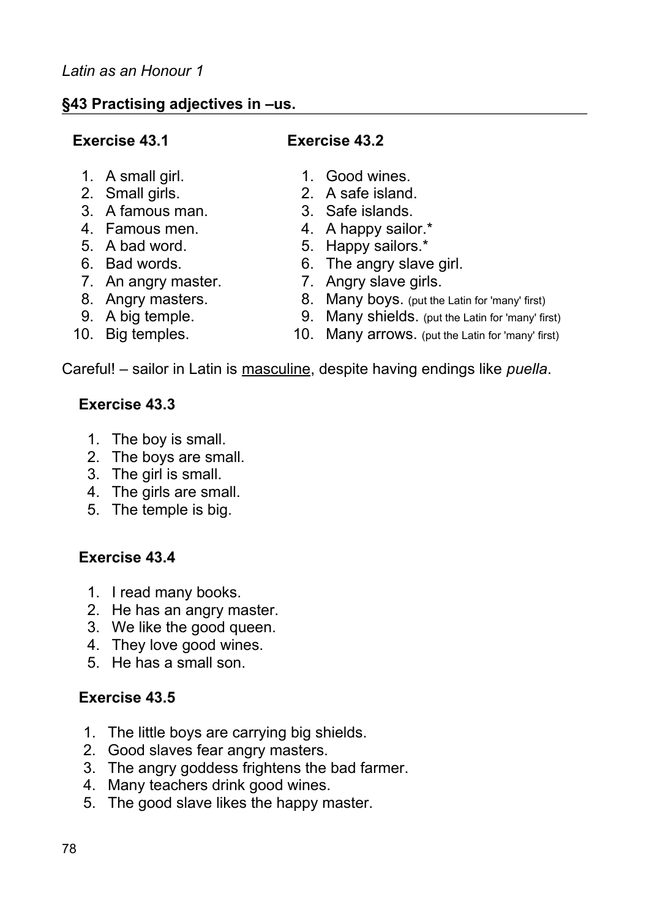## §43 Practising adjectives in –us.

**Exercise 43.1**

1. A small girl.
2. Small girls.
3. A famous man.
4. Famous men.
5. A bad word.
6. Bad words.
7. An angry master.
8. Angry masters.
9. A big temple.
10. Big temples.

**Exercise 43.2**

1. Good wines.
2. A safe island.
3. Safe islands.
4. A happy sailor.*
5. Happy sailors.*
6. The angry slave girl.
7. Angry slave girls.
8. Many boys. (put the Latin for 'many' first)
9. Many shields. (put the Latin for 'many' first)
10. Many arrows. (put the Latin for 'many' first)

Careful! – sailor in Latin is <u>masculine</u>, despite having endings like *puella*.

**Exercise 43.3**

1. The boy is small.
2. The boys are small.
3. The girl is small.
4. The girls are small.
5. The temple is big.

**Exercise 43.4**

1. I read many books.
2. He has an angry master.
3. We like the good queen.
4. They love good wines.
5. He has a small son.

**Exercise 43.5**

1. The little boys are carrying big shields.
2. Good slaves fear angry masters.
3. The angry goddess frightens the bad farmer.
4. Many teachers drink good wines.
5. The good slave likes the happy master.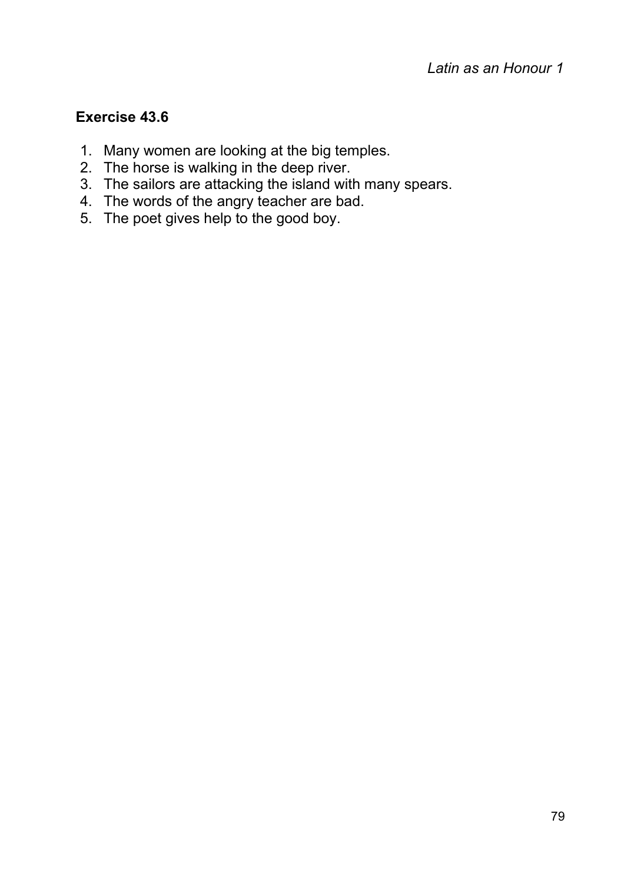**Exercise 43.6**

1. Many women are looking at the big temples.
2. The horse is walking in the deep river.
3. The sailors are attacking the island with many spears.
4. The words of the angry teacher are bad.
5. The poet gives help to the good boy.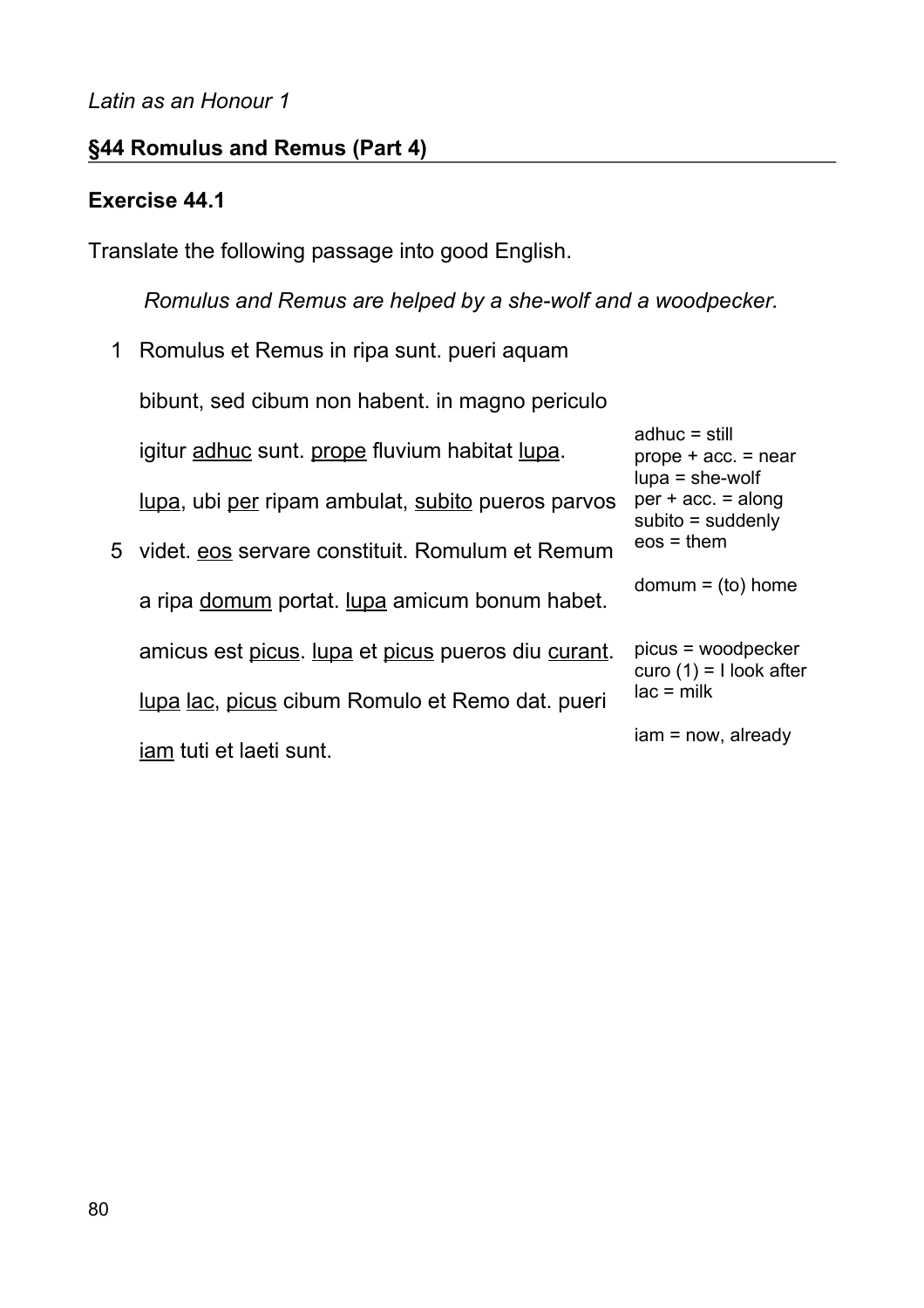*Latin as an Honour 1*

## §44 Romulus and Remus (Part 4)

### Exercise 44.1

Translate the following passage into good English.

*Romulus and Remus are helped by a she-wolf and a woodpecker.*

1 Romulus et Remus in ripa sunt. pueri aquam bibunt, sed cibum non habent. in magno periculo igitur <u>adhuc</u> sunt. <u>prope</u> fluvium habitat <u>lupa</u>. <u>lupa</u>, ubi <u>per</u> ripam ambulat, <u>subito</u> pueros parvos

5 videt. <u>eos</u> servare constituit. Romulum et Remum a ripa <u>domum</u> portat. <u>lupa</u> amicum bonum habet. amicus est <u>picus</u>. <u>lupa</u> et <u>picus</u> pueros diu <u>curant</u>. <u>lupa</u> <u>lac</u>, <u>picus</u> cibum Romulo et Remo dat. pueri <u>iam</u> tuti et laeti sunt.

adhuc = still
prope + acc. = near
lupa = she-wolf
per + acc. = along
subito = suddenly
eos = them

domum = (to) home

picus = woodpecker
curo (1) = I look after
lac = milk

iam = now, already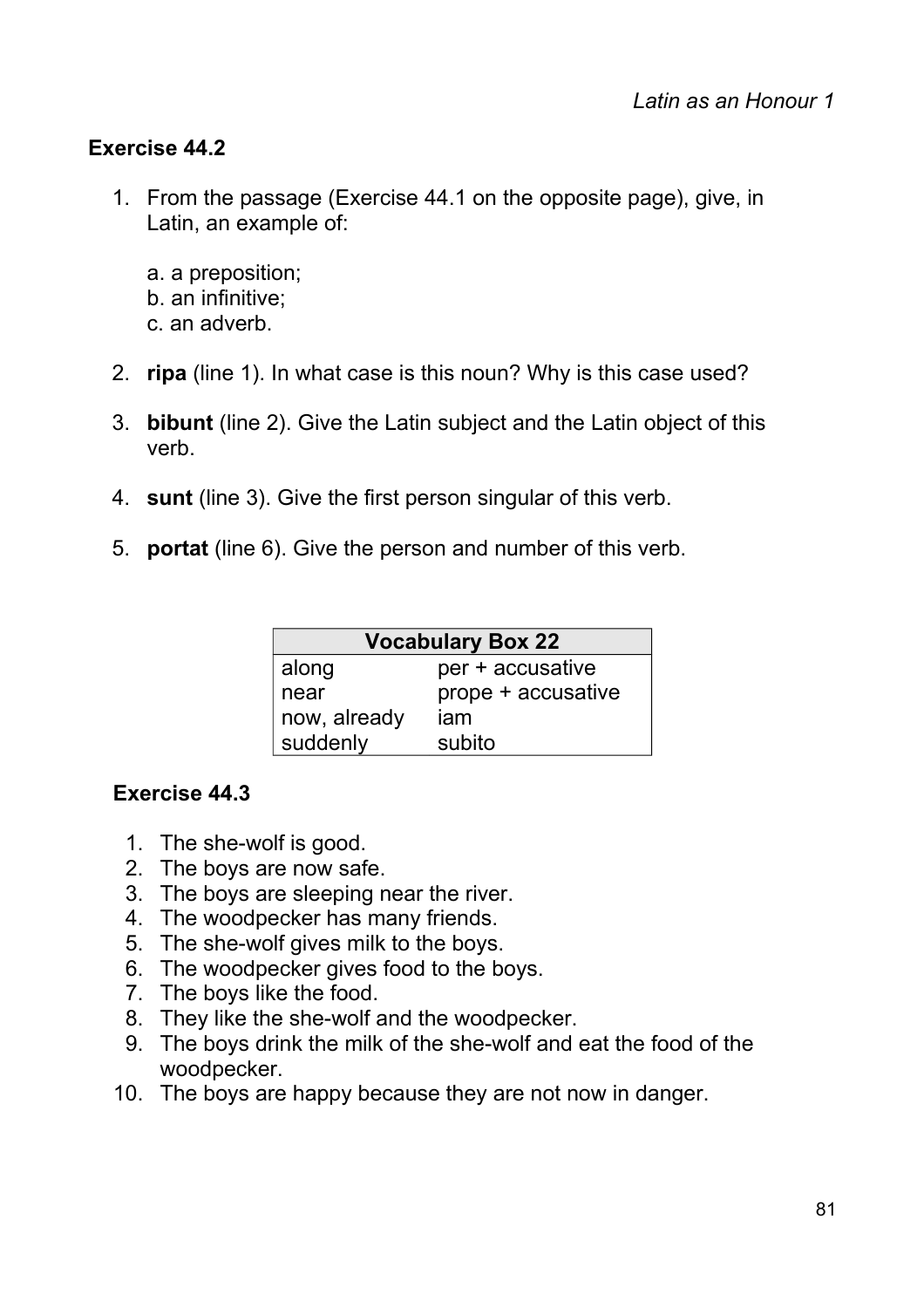## Exercise 44.2

1. From the passage (Exercise 44.1 on the opposite page), give, in Latin, an example of:

   a. a preposition;
   b. an infinitive;
   c. an adverb.

2. **ripa** (line 1). In what case is this noun? Why is this case used?

3. **bibunt** (line 2). Give the Latin subject and the Latin object of this verb.

4. **sunt** (line 3). Give the first person singular of this verb.

5. **portat** (line 6). Give the person and number of this verb.

| Vocabulary Box 22 | |
|---|---|
| along | per + accusative |
| near | prope + accusative |
| now, already | iam |
| suddenly | subito |

## Exercise 44.3

1. The she-wolf is good.
2. The boys are now safe.
3. The boys are sleeping near the river.
4. The woodpecker has many friends.
5. The she-wolf gives milk to the boys.
6. The woodpecker gives food to the boys.
7. The boys like the food.
8. They like the she-wolf and the woodpecker.
9. The boys drink the milk of the she-wolf and eat the food of the woodpecker.
10. The boys are happy because they are not now in danger.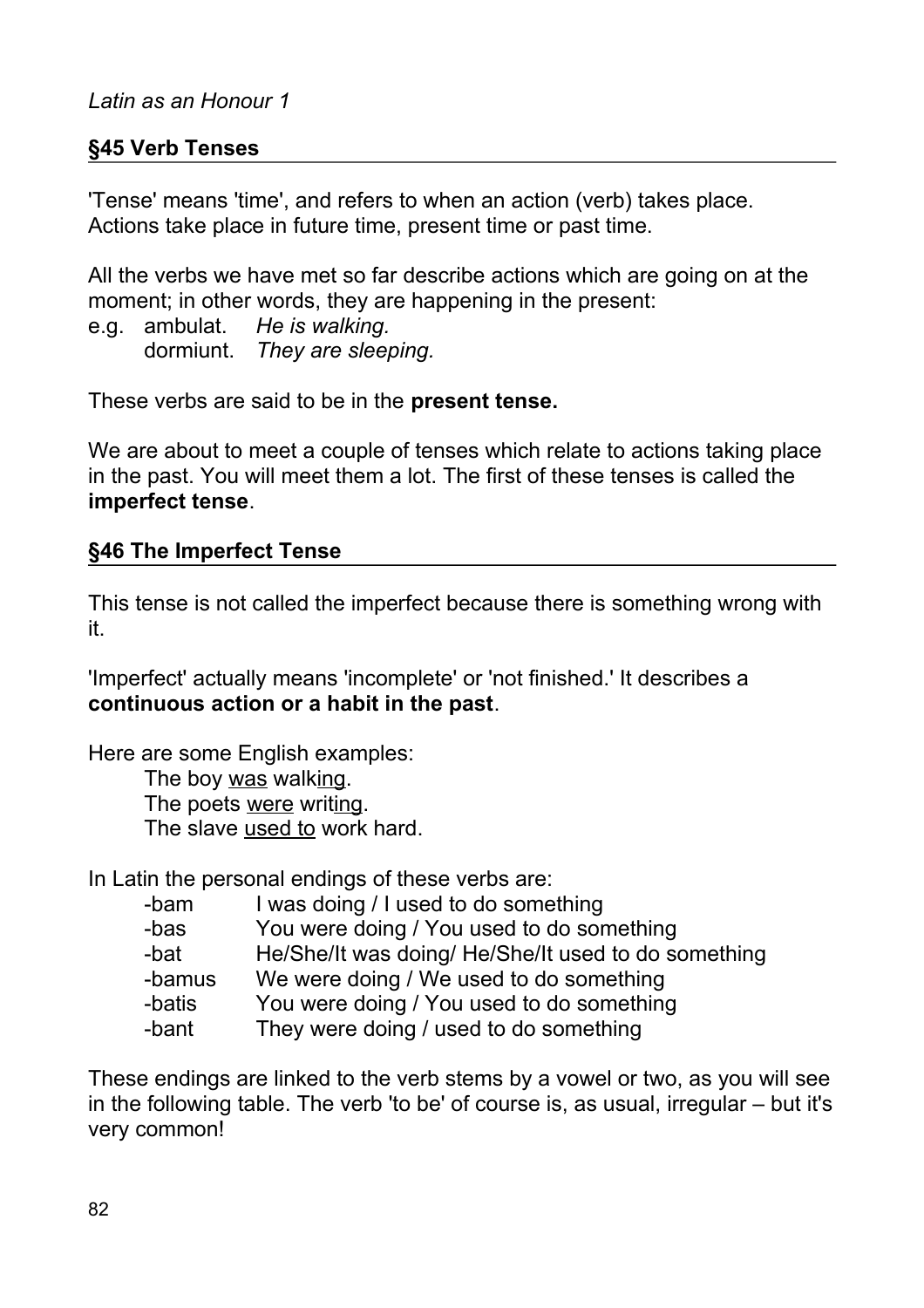*Latin as an Honour 1*

## §45 Verb Tenses

'Tense' means 'time', and refers to when an action (verb) takes place. Actions take place in future time, present time or past time.

All the verbs we have met so far describe actions which are going on at the moment; in other words, they are happening in the present:

e.g. ambulat. *He is walking.*
dormiunt. *They are sleeping.*

These verbs are said to be in the **present tense.**

We are about to meet a couple of tenses which relate to actions taking place in the past. You will meet them a lot. The first of these tenses is called the **imperfect tense**.

## §46 The Imperfect Tense

This tense is not called the imperfect because there is something wrong with it.

'Imperfect' actually means 'incomplete' or 'not finished.' It describes a **continuous action or a habit in the past**.

Here are some English examples:

The boy <u>was</u> walk<u>ing</u>.
The poets <u>were</u> writ<u>ing</u>.
The slave <u>used to</u> work hard.

In Latin the personal endings of these verbs are:

| | |
|---|---|
| -bam | I was doing / I used to do something |
| -bas | You were doing / You used to do something |
| -bat | He/She/It was doing/ He/She/It used to do something |
| -bamus | We were doing / We used to do something |
| -batis | You were doing / You used to do something |
| -bant | They were doing / used to do something |

These endings are linked to the verb stems by a vowel or two, as you will see in the following table. The verb 'to be' of course is, as usual, irregular – but it's very common!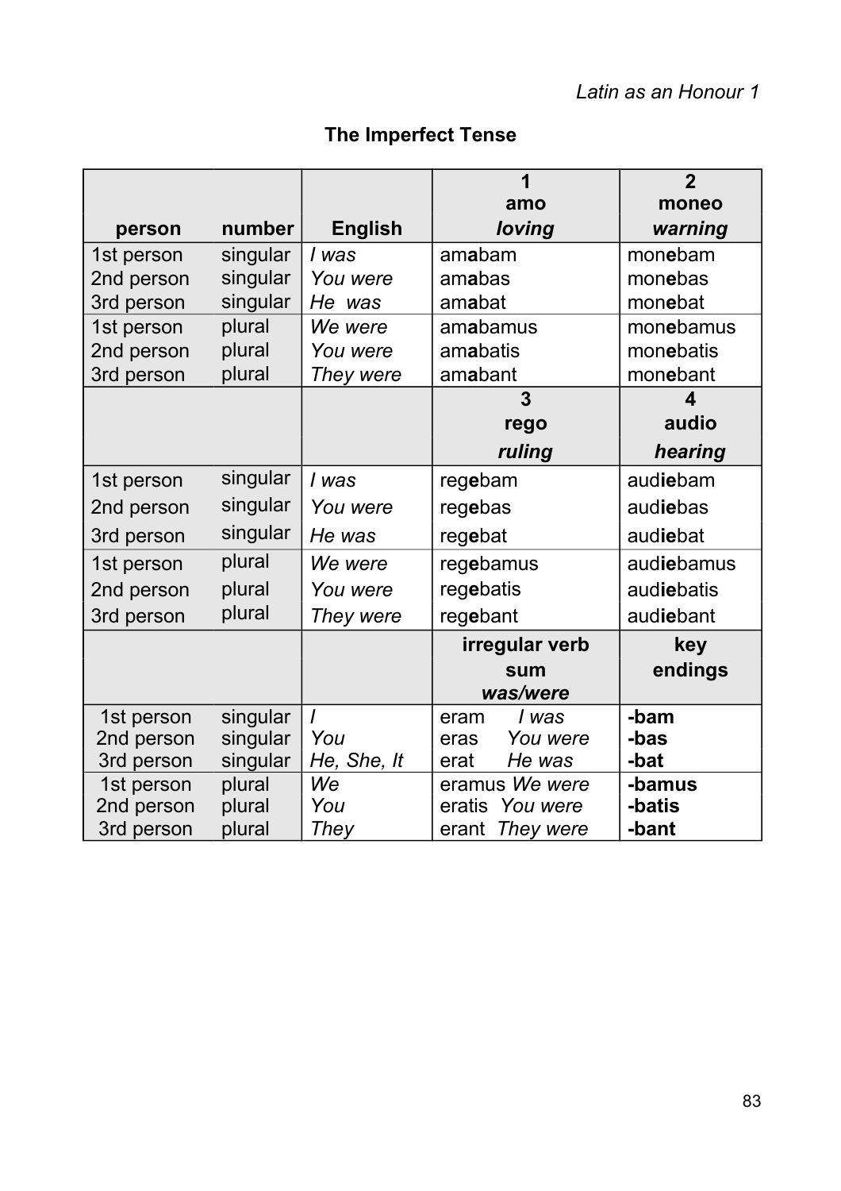## The Imperfect Tense

| person | number | English | 1<br>**amo**<br>***loving*** | 2<br>**moneo**<br>***warning*** |
|---|---|---|---|---|
| 1st person | singular | *I was* | am**a**bam | mon**e**bam |
| 2nd person | singular | *You were* | am**a**bas | mon**e**bas |
| 3rd person | singular | *He was* | am**a**bat | mon**e**bat |
| 1st person | plural | *We were* | am**a**bamus | mon**e**bamus |
| 2nd person | plural | *You were* | am**a**batis | mon**e**batis |
| 3rd person | plural | *They were* | am**a**bant | mon**e**bant |
| | | | **3**<br>**rego**<br>***ruling*** | **4**<br>**audio**<br>***hearing*** |
| 1st person | singular | *I was* | reg**e**bam | aud**ie**bam |
| 2nd person | singular | *You were* | reg**e**bas | aud**ie**bas |
| 3rd person | singular | *He was* | reg**e**bat | aud**ie**bat |
| 1st person | plural | *We were* | reg**e**bamus | aud**ie**bamus |
| 2nd person | plural | *You were* | reg**e**batis | aud**ie**batis |
| 3rd person | plural | *They were* | reg**e**bant | aud**ie**bant |
| | | | **irregular verb**<br>**sum**<br>***was/were*** | **key endings** |
| 1st person | singular | *I* | eram *I was* | **-bam** |
| 2nd person | singular | *You* | eras *You were* | **-bas** |
| 3rd person | singular | *He, She, It* | erat *He was* | **-bat** |
| 1st person | plural | *We* | eramus *We were* | **-bamus** |
| 2nd person | plural | *You* | eratis *You were* | **-batis** |
| 3rd person | plural | *They* | erant *They were* | **-bant** |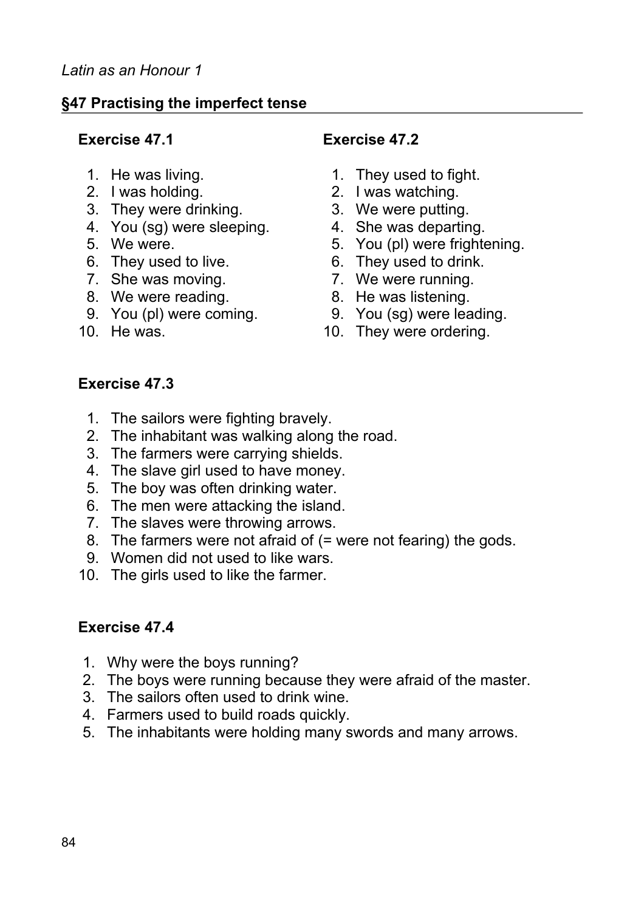*Latin as an Honour 1*

## §47 Practising the imperfect tense

### Exercise 47.1

1. He was living.
2. I was holding.
3. They were drinking.
4. You (sg) were sleeping.
5. We were.
6. They used to live.
7. She was moving.
8. We were reading.
9. You (pl) were coming.
10. He was.

### Exercise 47.2

1. They used to fight.
2. I was watching.
3. We were putting.
4. She was departing.
5. You (pl) were frightening.
6. They used to drink.
7. We were running.
8. He was listening.
9. You (sg) were leading.
10. They were ordering.

### Exercise 47.3

1. The sailors were fighting bravely.
2. The inhabitant was walking along the road.
3. The farmers were carrying shields.
4. The slave girl used to have money.
5. The boy was often drinking water.
6. The men were attacking the island.
7. The slaves were throwing arrows.
8. The farmers were not afraid of (= were not fearing) the gods.
9. Women did not used to like wars.
10. The girls used to like the farmer.

### Exercise 47.4

1. Why were the boys running?
2. The boys were running because they were afraid of the master.
3. The sailors often used to drink wine.
4. Farmers used to build roads quickly.
5. The inhabitants were holding many swords and many arrows.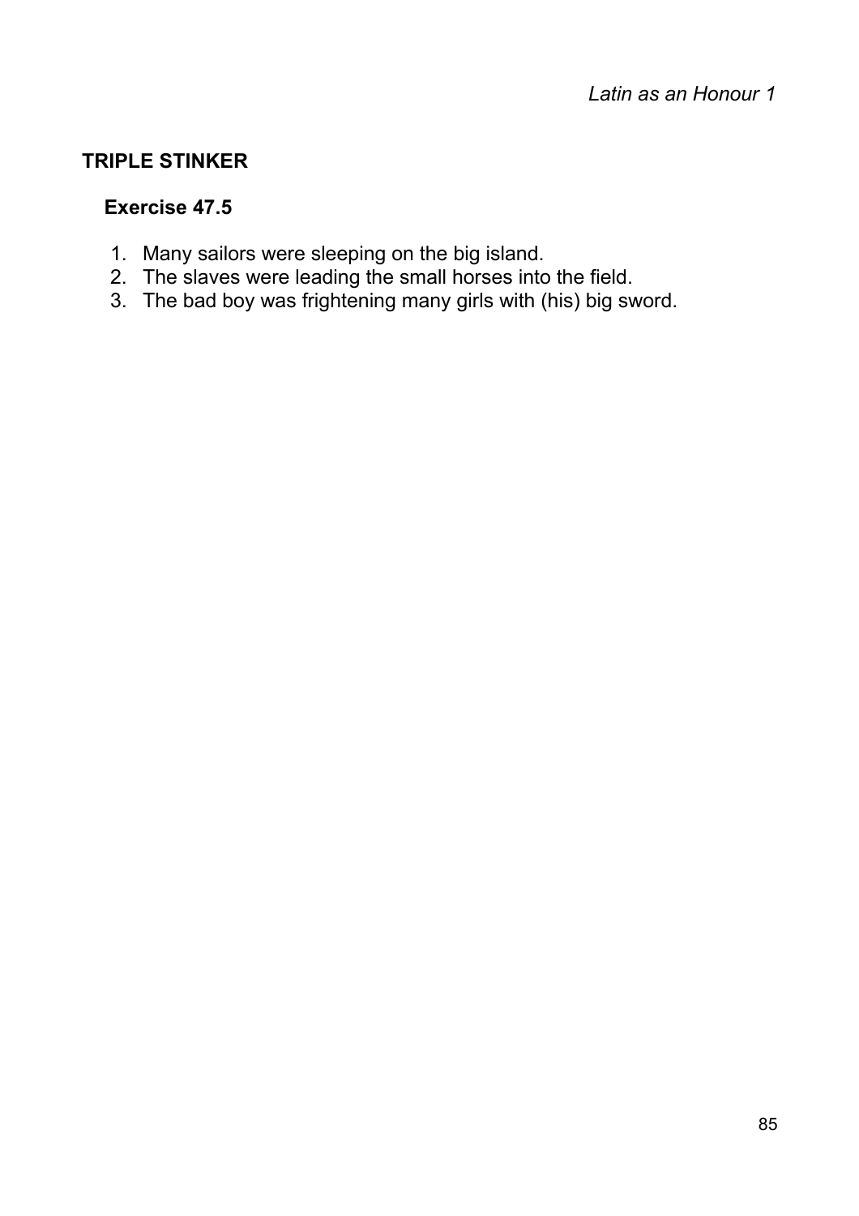## TRIPLE STINKER

### Exercise 47.5

1. Many sailors were sleeping on the big island.
2. The slaves were leading the small horses into the field.
3. The bad boy was frightening many girls with (his) big sword.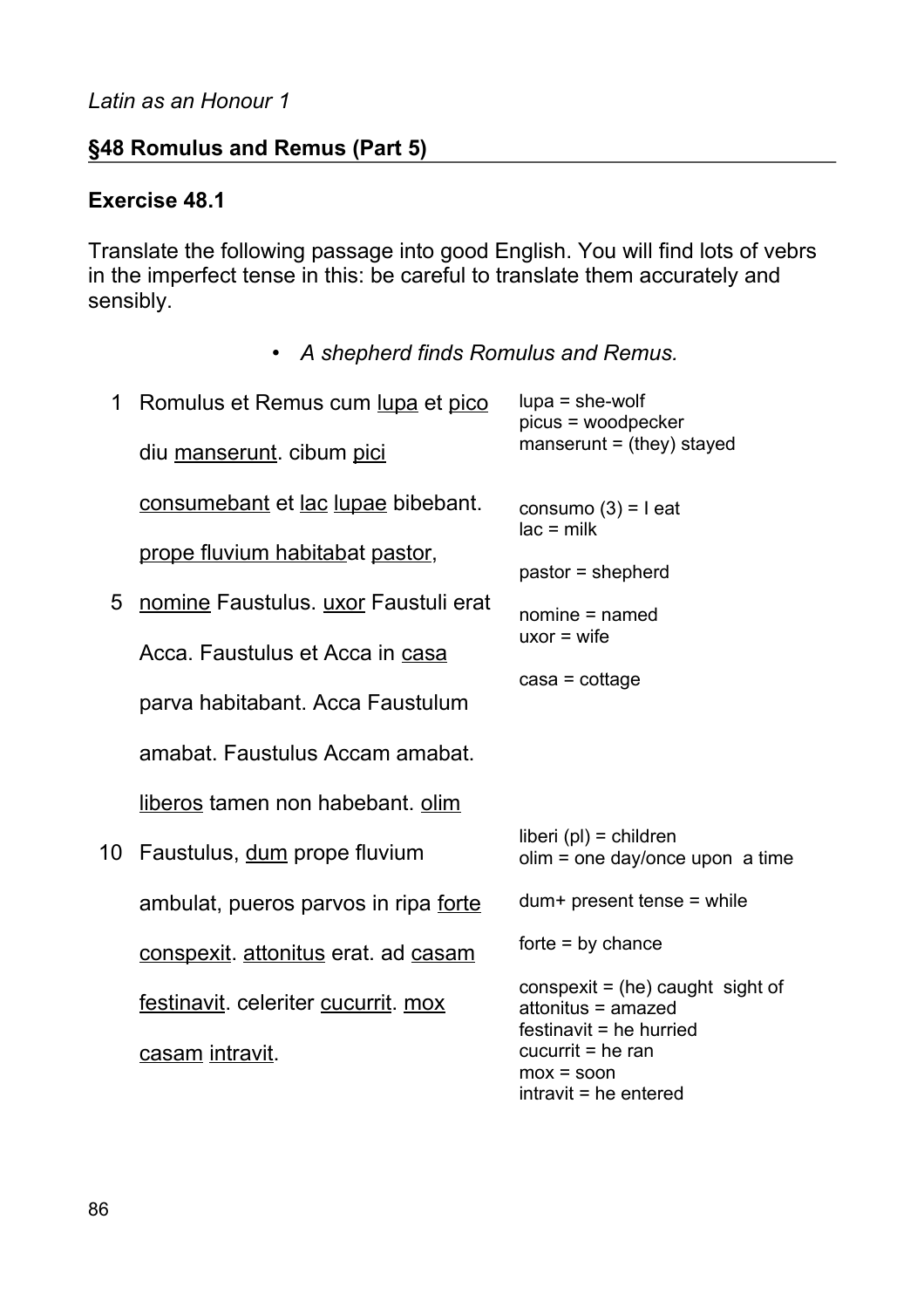*Latin as an Honour 1*

## §48 Romulus and Remus (Part 5)

### Exercise 48.1

Translate the following passage into good English. You will find lots of vebrs in the imperfect tense in this: be careful to translate them accurately and sensibly.

- *A shepherd finds Romulus and Remus.*

| | Latin | Vocabulary |
|---|---|---|
| 1 | Romulus et Remus cum lupa et pico | lupa = she-wolf<br>picus = woodpecker |
| | diu manserunt. cibum pici | manserunt = (they) stayed |
| | consumebant et lac lupae bibebant. | consumo (3) = I eat<br>lac = milk |
| | prope fluvium habitabat pastor, | pastor = shepherd |
| 5 | nomine Faustulus. uxor Faustuli erat | nomine = named<br>uxor = wife |
| | Acca. Faustulus et Acca in casa | casa = cottage |
| | parva habitabant. Acca Faustulum | |
| | amabat. Faustulus Accam amabat. | |
| | liberos tamen non habebant. olim | |
| 10 | Faustulus, dum prope fluvium | liberi (pl) = children<br>olim = one day/once upon a time |
| | ambulat, pueros parvos in ripa forte | dum+ present tense = while |
| | conspexit. attonitus erat. ad casam | forte = by chance |
| | festinavit. celeriter cucurrit. mox | conspexit = (he) caught sight of<br>attonitus = amazed<br>festinavit = he hurried |
| | casam intravit. | cucurrit = he ran<br>mox = soon<br>intravit = he entered |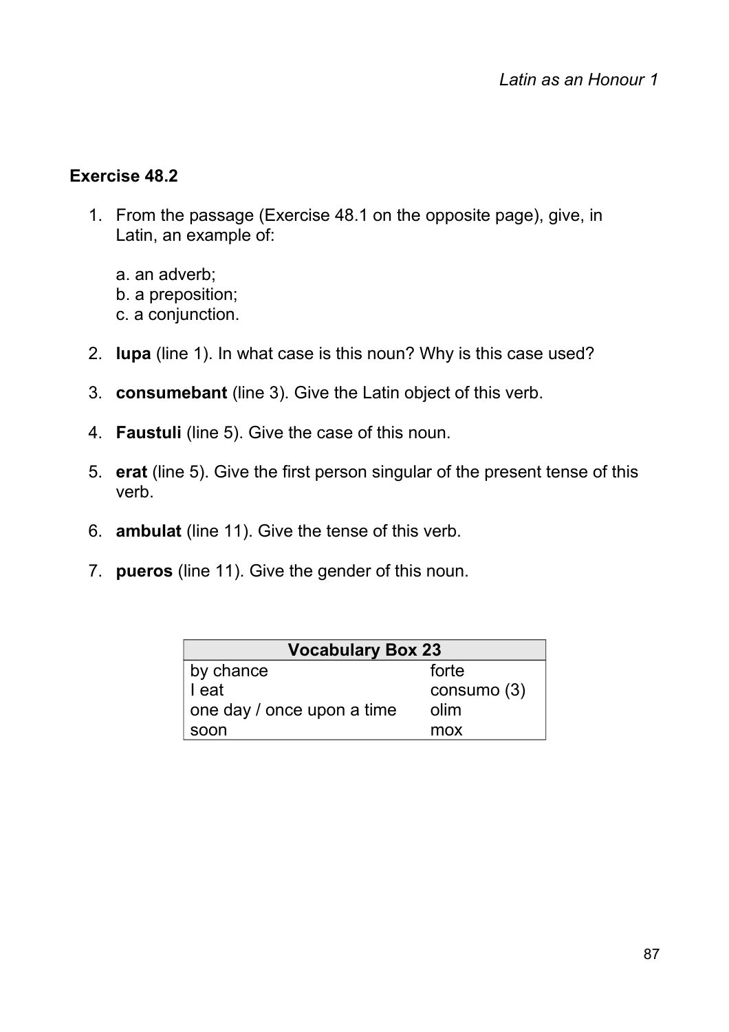## Exercise 48.2

1. From the passage (Exercise 48.1 on the opposite page), give, in Latin, an example of:

   a. an adverb;
   b. a preposition;
   c. a conjunction.

2. **lupa** (line 1). In what case is this noun? Why is this case used?

3. **consumebant** (line 3). Give the Latin object of this verb.

4. **Faustuli** (line 5). Give the case of this noun.

5. **erat** (line 5). Give the first person singular of the present tense of this verb.

6. **ambulat** (line 11). Give the tense of this verb.

7. **pueros** (line 11). Give the gender of this noun.

| Vocabulary Box 23 | |
|---|---|
| by chance | forte |
| I eat | consumo (3) |
| one day / once upon a time | olim |
| soon | mox |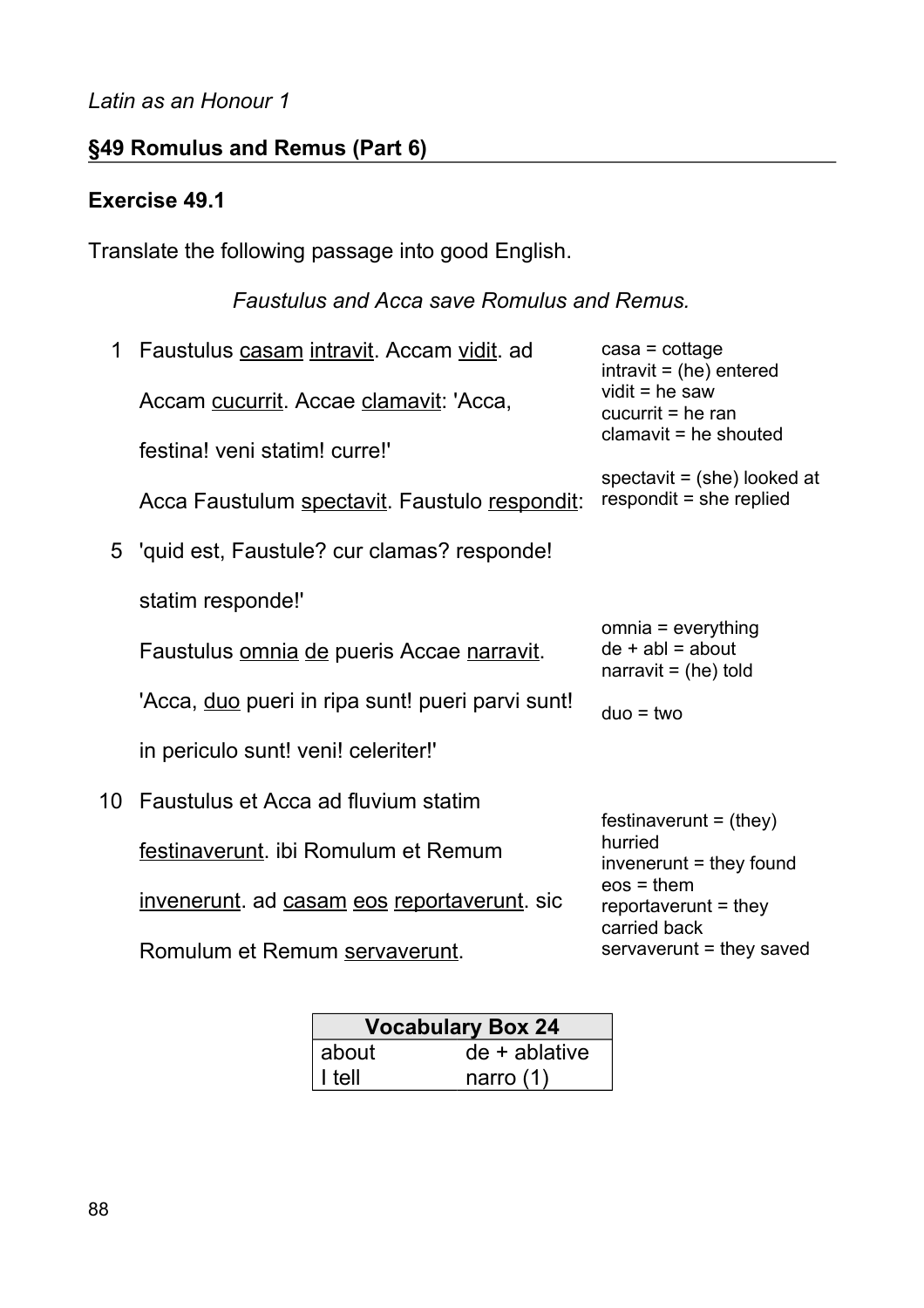*Latin as an Honour 1*

## §49 Romulus and Remus (Part 6)

### Exercise 49.1

Translate the following passage into good English.

*Faustulus and Acca save Romulus and Remus.*

| | | |
|---|---|---|
| 1 | Faustulus <u>casam</u> <u>intravit</u>. Accam <u>vidit</u>. ad | casa = cottage<br>intravit = (he) entered<br>vidit = he saw |
| | Accam <u>cucurrit</u>. Accae <u>clamavit</u>: 'Acca, | cucurrit = he ran<br>clamavit = he shouted |
| | festina! veni statim! curre!' | |
| | Acca Faustulum <u>spectavit</u>. Faustulo <u>respondit</u>: | spectavit = (she) looked at<br>respondit = she replied |
| 5 | 'quid est, Faustule? cur clamas? responde! | |
| | statim responde!' | |
| | Faustulus <u>omnia</u> <u>de</u> pueris Accae <u>narravit</u>. | omnia = everything<br>de + abl = about<br>narravit = (he) told |
| | 'Acca, <u>duo</u> pueri in ripa sunt! pueri parvi sunt! | duo = two |
| | in periculo sunt! veni! celeriter!' | |
| 10 | Faustulus et Acca ad fluvium statim | |
| | <u>festinaverunt</u>. ibi Romulum et Remum | festinaverunt = (they) hurried |
| | <u>invenerunt</u>. ad <u>casam</u> <u>eos</u> <u>reportaverunt</u>. sic | invenerunt = they found<br>eos = them<br>reportaverunt = they carried back |
| | Romulum et Remum <u>servaverunt</u>. | servaverunt = they saved |

| Vocabulary Box 24 | |
|---|---|
| about | de + ablative |
| I tell | narro (1) |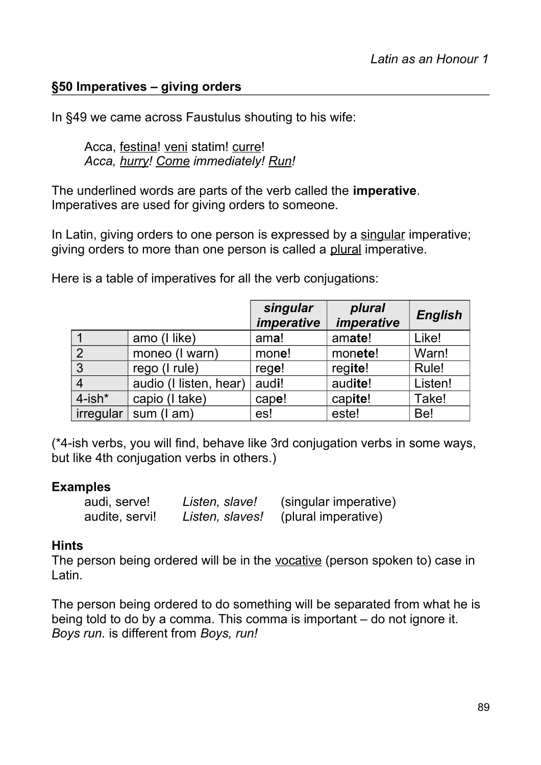## §50 Imperatives – giving orders

In §49 we came across Faustulus shouting to his wife:

> Acca, <u>festina</u>! <u>veni</u> statim! <u>curre</u>!
> *Acca, <u>hurry</u>! <u>Come</u> immediately! <u>Run</u>!*

The underlined words are parts of the verb called the **imperative**. Imperatives are used for giving orders to someone.

In Latin, giving orders to one person is expressed by a <u>singular</u> imperative; giving orders to more than one person is called a <u>plural</u> imperative.

Here is a table of imperatives for all the verb conjugations:

| | | ***singular imperative*** | ***plural imperative*** | ***English*** |
|---|---|---|---|---|
| 1 | amo (I like) | am**a**! | am**ate**! | Like! |
| 2 | moneo (I warn) | mon**e**! | mon**ete**! | Warn! |
| 3 | rego (I rule) | reg**e**! | reg**ite**! | Rule! |
| 4 | audio (I listen, hear) | aud**i**! | aud**ite**! | Listen! |
| 4-ish* | capio (I take) | cap**e**! | cap**ite**! | Take! |
| irregular | sum (I am) | es! | este! | Be! |

(*4-ish verbs, you will find, behave like 3rd conjugation verbs in some ways, but like 4th conjugation verbs in others.)

**Examples**

| | | |
|---|---|---|
| audi, serve! | *Listen, slave!* | (singular imperative) |
| audite, servi! | *Listen, slaves!* | (plural imperative) |

**Hints**

The person being ordered will be in the <u>vocative</u> (person spoken to) case in Latin.

The person being ordered to do something will be separated from what he is being told to do by a comma. This comma is important – do not ignore it. *Boys run.* is different from *Boys, run!*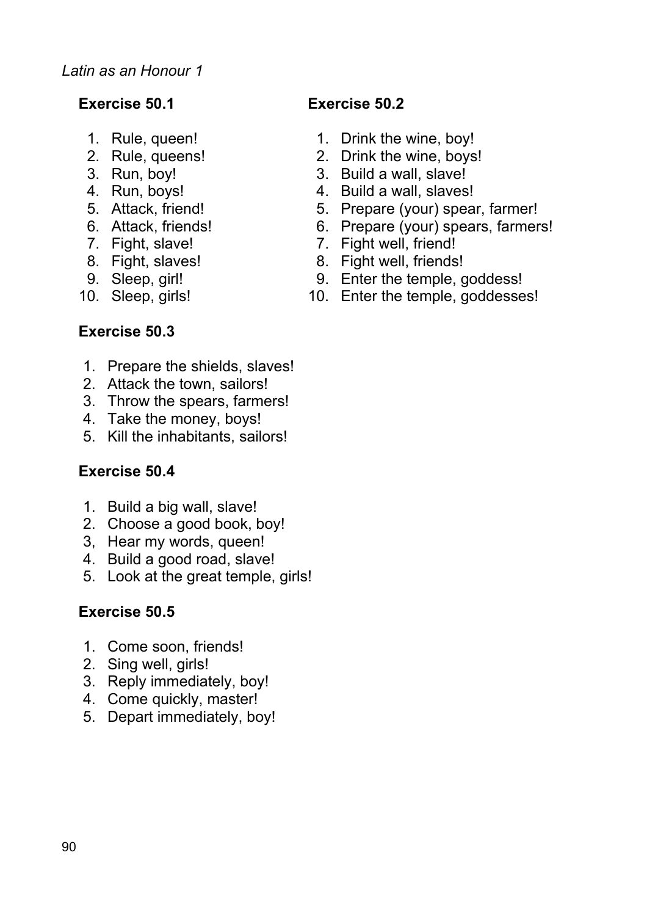*Latin as an Honour 1*

**Exercise 50.1**

1. Rule, queen!
2. Rule, queens!
3. Run, boy!
4. Run, boys!
5. Attack, friend!
6. Attack, friends!
7. Fight, slave!
8. Fight, slaves!
9. Sleep, girl!
10. Sleep, girls!

**Exercise 50.2**

1. Drink the wine, boy!
2. Drink the wine, boys!
3. Build a wall, slave!
4. Build a wall, slaves!
5. Prepare (your) spear, farmer!
6. Prepare (your) spears, farmers!
7. Fight well, friend!
8. Fight well, friends!
9. Enter the temple, goddess!
10. Enter the temple, goddesses!

**Exercise 50.3**

1. Prepare the shields, slaves!
2. Attack the town, sailors!
3. Throw the spears, farmers!
4. Take the money, boys!
5. Kill the inhabitants, sailors!

**Exercise 50.4**

1. Build a big wall, slave!
2. Choose a good book, boy!
3, Hear my words, queen!
4. Build a good road, slave!
5. Look at the great temple, girls!

**Exercise 50.5**

1. Come soon, friends!
2. Sing well, girls!
3. Reply immediately, boy!
4. Come quickly, master!
5. Depart immediately, boy!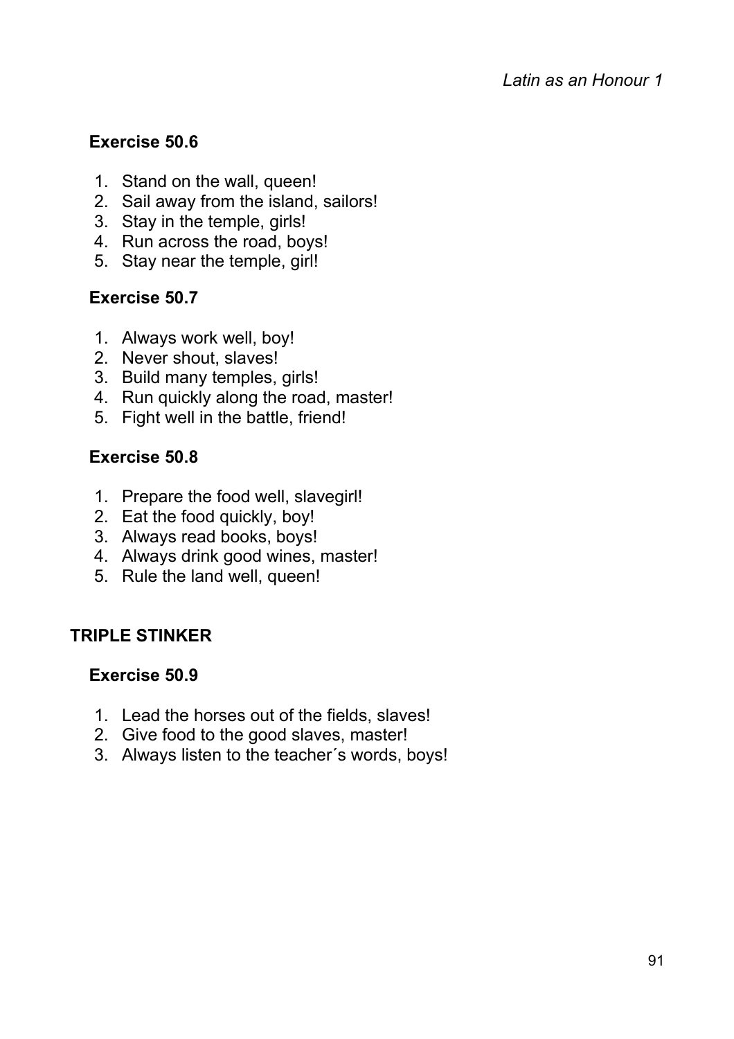### Exercise 50.6

1. Stand on the wall, queen!
2. Sail away from the island, sailors!
3. Stay in the temple, girls!
4. Run across the road, boys!
5. Stay near the temple, girl!

### Exercise 50.7

1. Always work well, boy!
2. Never shout, slaves!
3. Build many temples, girls!
4. Run quickly along the road, master!
5. Fight well in the battle, friend!

### Exercise 50.8

1. Prepare the food well, slavegirl!
2. Eat the food quickly, boy!
3. Always read books, boys!
4. Always drink good wines, master!
5. Rule the land well, queen!

## TRIPLE STINKER

### Exercise 50.9

1. Lead the horses out of the fields, slaves!
2. Give food to the good slaves, master!
3. Always listen to the teacher´s words, boys!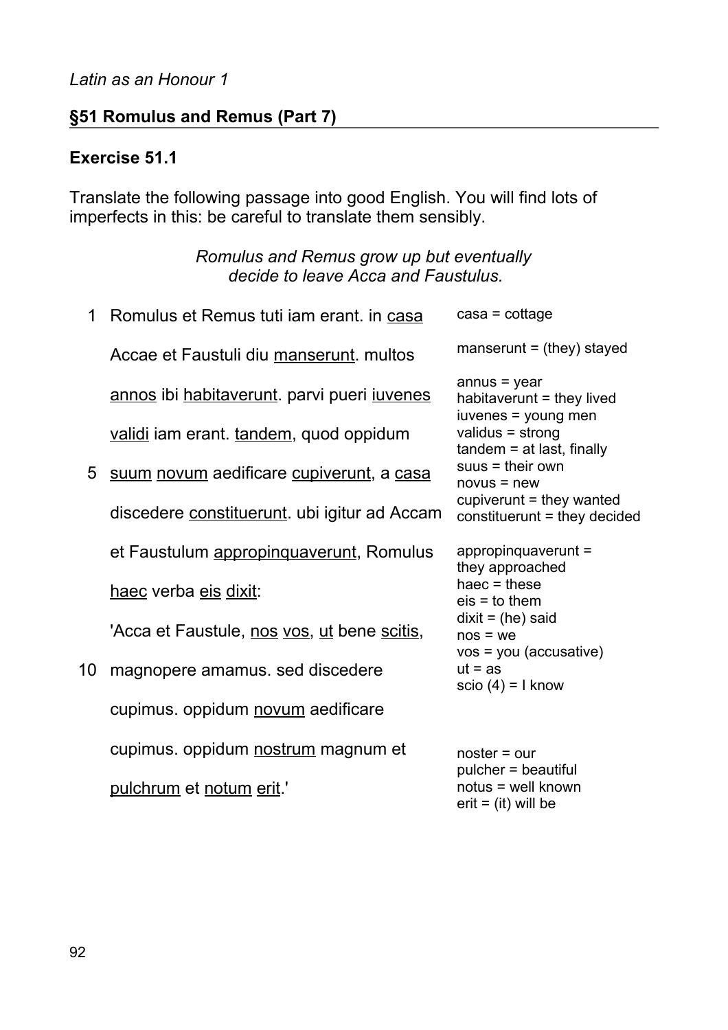*Latin as an Honour 1*

## §51 Romulus and Remus (Part 7)

### Exercise 51.1

Translate the following passage into good English. You will find lots of imperfects in this: be careful to translate them sensibly.

*Romulus and Remus grow up but eventually decide to leave Acca and Faustulus.*

| | Latin | Vocabulary |
|---|---|---|
| 1 | Romulus et Remus tuti iam erant. in <u>casa</u> | casa = cottage |
| | Accae et Faustuli diu <u>manserunt</u>. multos | manserunt = (they) stayed |
| | <u>annos</u> ibi <u>habitaverunt</u>. parvi pueri <u>iuvenes</u> | annus = year<br>habitaverunt = they lived<br>iuvenes = young men |
| | <u>validi</u> iam erant. <u>tandem</u>, quod oppidum | validus = strong<br>tandem = at last, finally |
| 5 | <u>suum</u> <u>novum</u> aedificare <u>cupiverunt</u>, a <u>casa</u> | suus = their own<br>novus = new<br>cupiverunt = they wanted |
| | discedere <u>constituerunt</u>. ubi igitur ad Accam | constituerunt = they decided |
| | et Faustulum <u>appropinquaverunt</u>, Romulus | appropinquaverunt = they approached |
| | <u>haec</u> verba <u>eis</u> <u>dixit</u>: | haec = these<br>eis = to them<br>dixit = (he) said |
| | 'Acca et Faustule, <u>nos</u> <u>vos</u>, <u>ut</u> bene <u>scitis</u>, | nos = we<br>vos = you (accusative)<br>ut = as<br>scio (4) = I know |
| 10 | magnopere amamus. sed discedere | |
| | cupimus. oppidum <u>novum</u> aedificare | |
| | cupimus. oppidum <u>nostrum</u> magnum et | noster = our |
| | <u>pulchrum</u> et <u>notum</u> <u>erit</u>.' | pulcher = beautiful<br>notus = well known<br>erit = (it) will be |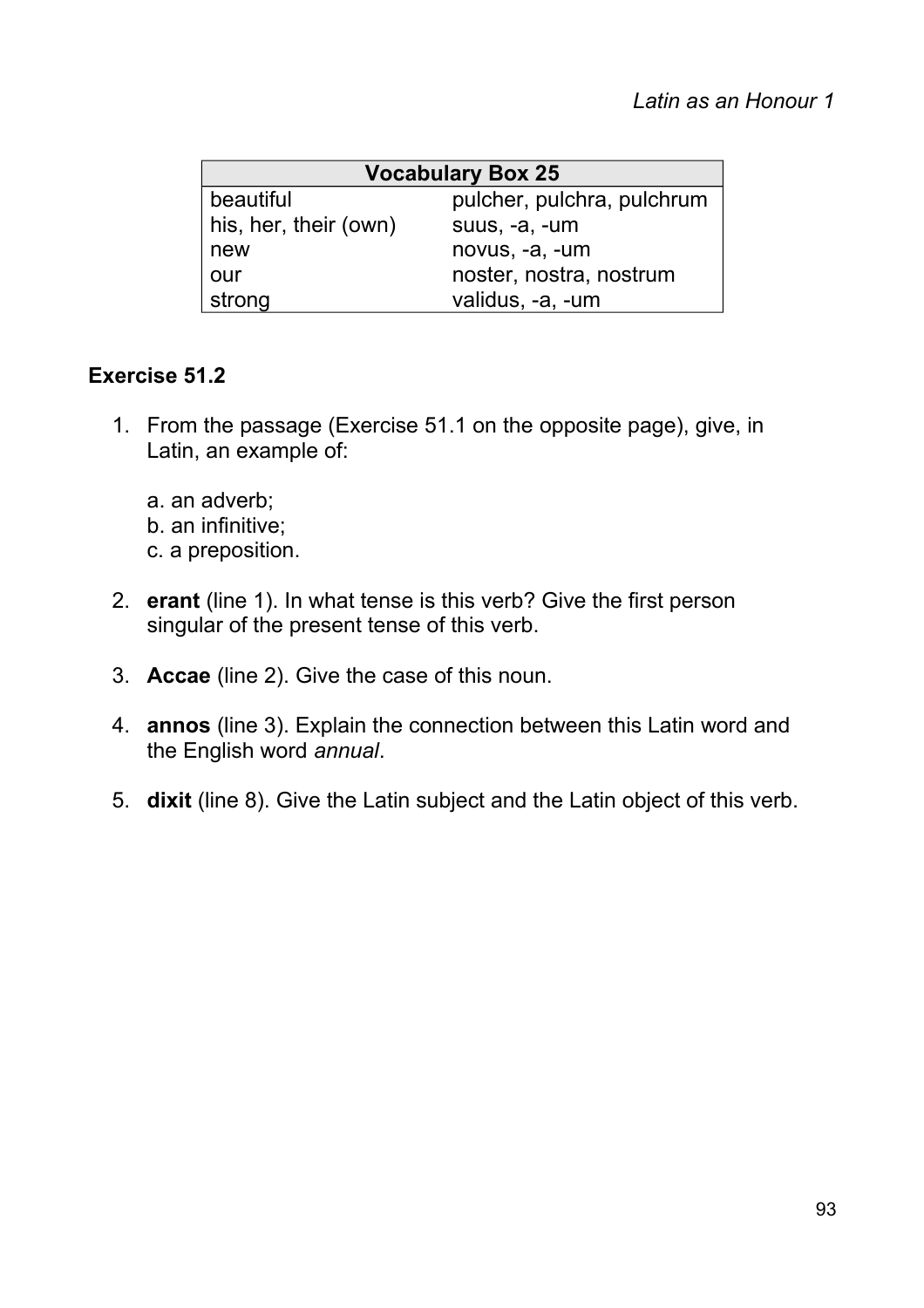| Vocabulary Box 25 | |
|---|---|
| beautiful | pulcher, pulchra, pulchrum |
| his, her, their (own) | suus, -a, -um |
| new | novus, -a, -um |
| our | noster, nostra, nostrum |
| strong | validus, -a, -um |

## Exercise 51.2

1. From the passage (Exercise 51.1 on the opposite page), give, in Latin, an example of:

   a. an adverb;
   b. an infinitive;
   c. a preposition.

2. **erant** (line 1). In what tense is this verb? Give the first person singular of the present tense of this verb.

3. **Accae** (line 2). Give the case of this noun.

4. **annos** (line 3). Explain the connection between this Latin word and the English word *annual*.

5. **dixit** (line 8). Give the Latin subject and the Latin object of this verb.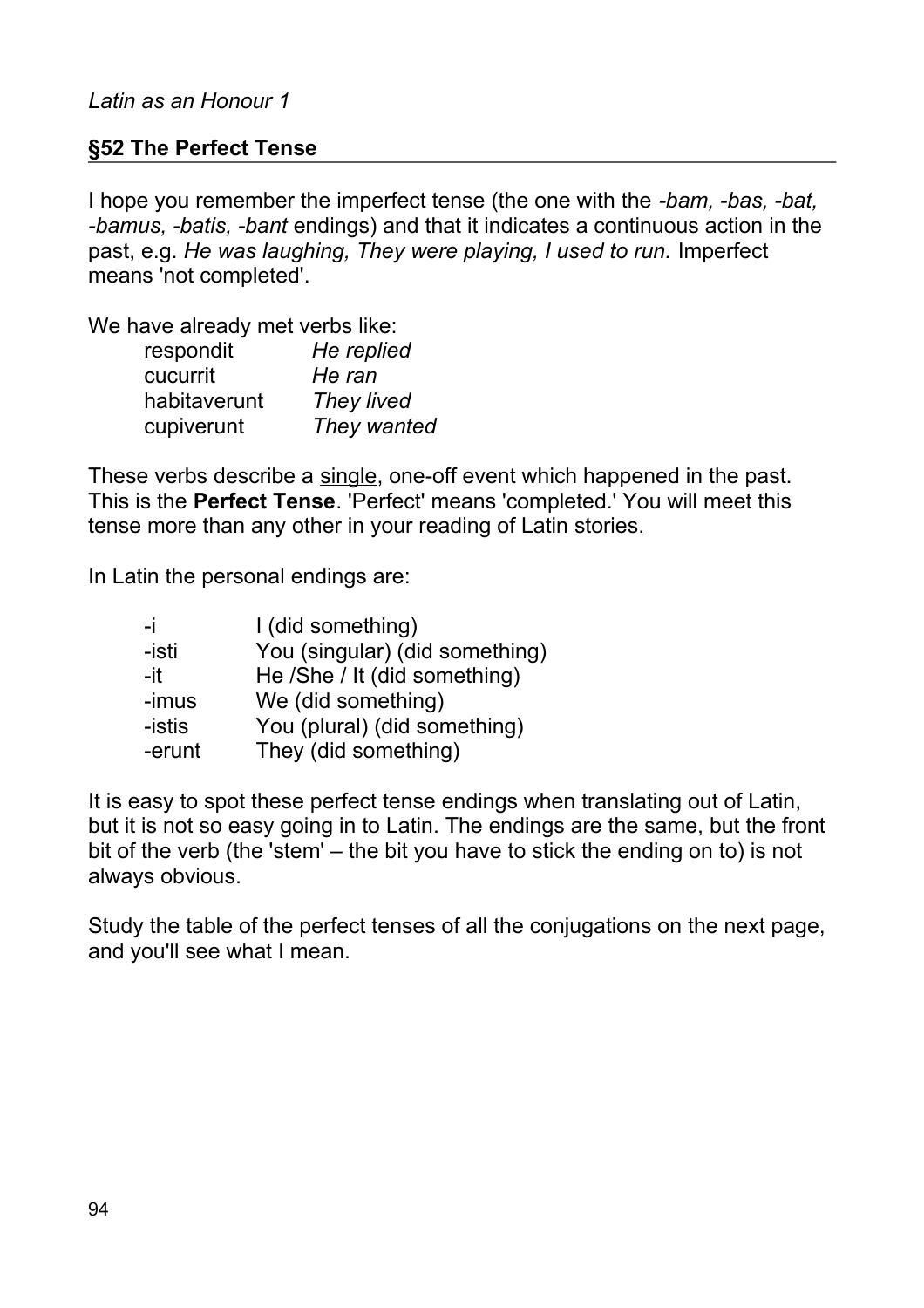## §52 The Perfect Tense

I hope you remember the imperfect tense (the one with the *-bam, -bas, -bat, -bamus, -batis, -bant* endings) and that it indicates a continuous action in the past, e.g. *He was laughing, They were playing, I used to run.* Imperfect means 'not completed'.

We have already met verbs like:

| | |
|---|---|
| respondit | *He replied* |
| cucurrit | *He ran* |
| habitaverunt | *They lived* |
| cupiverunt | *They wanted* |

These verbs describe a <u>single</u>, one-off event which happened in the past. This is the **Perfect Tense**. 'Perfect' means 'completed.' You will meet this tense more than any other in your reading of Latin stories.

In Latin the personal endings are:

| | |
|---|---|
| -i | I (did something) |
| -isti | You (singular) (did something) |
| -it | He /She / It (did something) |
| -imus | We (did something) |
| -istis | You (plural) (did something) |
| -erunt | They (did something) |

It is easy to spot these perfect tense endings when translating out of Latin, but it is not so easy going in to Latin. The endings are the same, but the front bit of the verb (the 'stem' – the bit you have to stick the ending on to) is not always obvious.

Study the table of the perfect tenses of all the conjugations on the next page, and you'll see what I mean.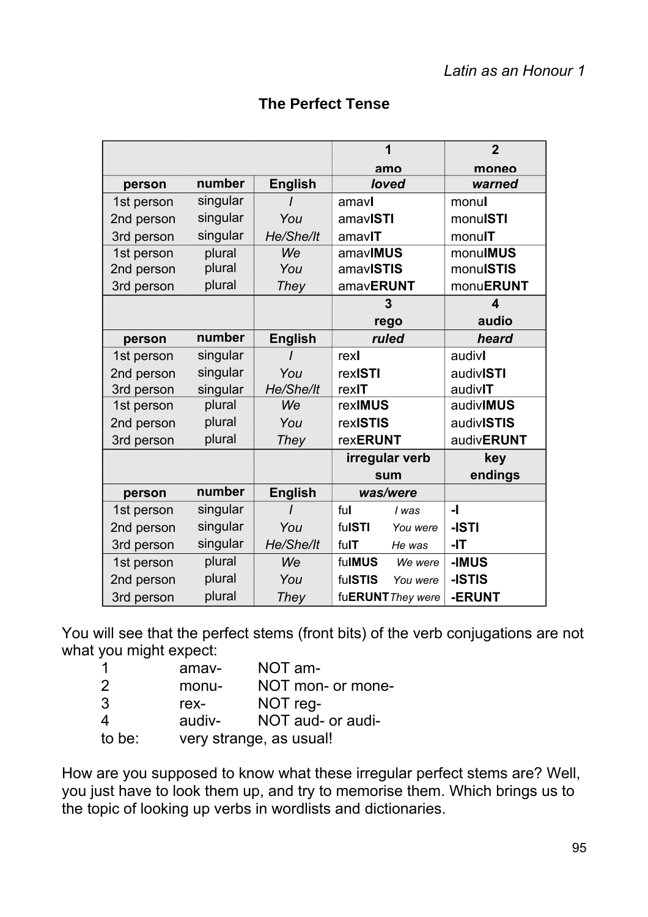## The Perfect Tense

| | | | 1<br>amo | 2<br>moneo |
|---|---|---|---|---|
| **person** | **number** | **English** | ***loved*** | ***warned*** |
| 1st person | singular | *I* | amav**I** | monu**I** |
| 2nd person | singular | *You* | amav**ISTI** | monu**ISTI** |
| 3rd person | singular | *He/She/It* | amav**IT** | monu**IT** |
| 1st person | plural | *We* | amav**IMUS** | monu**IMUS** |
| 2nd person | plural | *You* | amav**ISTIS** | monu**ISTIS** |
| 3rd person | plural | *They* | amav**ERUNT** | monu**ERUNT** |
| | | | **3**<br>**rego** | **4**<br>**audio** |
| **person** | **number** | **English** | ***ruled*** | ***heard*** |
| 1st person | singular | *I* | rex**I** | audiv**I** |
| 2nd person | singular | *You* | rex**ISTI** | audiv**ISTI** |
| 3rd person | singular | *He/She/It* | rex**IT** | audiv**IT** |
| 1st person | plural | *We* | rex**IMUS** | audiv**IMUS** |
| 2nd person | plural | *You* | rex**ISTIS** | audiv**ISTIS** |
| 3rd person | plural | *They* | rex**ERUNT** | audiv**ERUNT** |
| | | | **irregular verb**<br>**sum** | **key**<br>**endings** |
| **person** | **number** | **English** | ***was/were*** | |
| 1st person | singular | *I* | fu**I** *I was* | **-I** |
| 2nd person | singular | *You* | fu**ISTI** *You were* | **-ISTI** |
| 3rd person | singular | *He/She/It* | fu**IT** *He was* | **-IT** |
| 1st person | plural | *We* | fu**IMUS** *We were* | **-IMUS** |
| 2nd person | plural | *You* | fu**ISTIS** *You were* | **-ISTIS** |
| 3rd person | plural | *They* | fu**ERUNT** *They were* | **-ERUNT** |

You will see that the perfect stems (front bits) of the verb conjugations are not what you might expect:

| | | |
|---|---|---|
| 1 | amav- | NOT am- |
| 2 | monu- | NOT mon- or mone- |
| 3 | rex- | NOT reg- |
| 4 | audiv- | NOT aud- or audi- |
| to be: | very strange, as usual! | |

How are you supposed to know what these irregular perfect stems are? Well, you just have to look them up, and try to memorise them. Which brings us to the topic of looking up verbs in wordlists and dictionaries.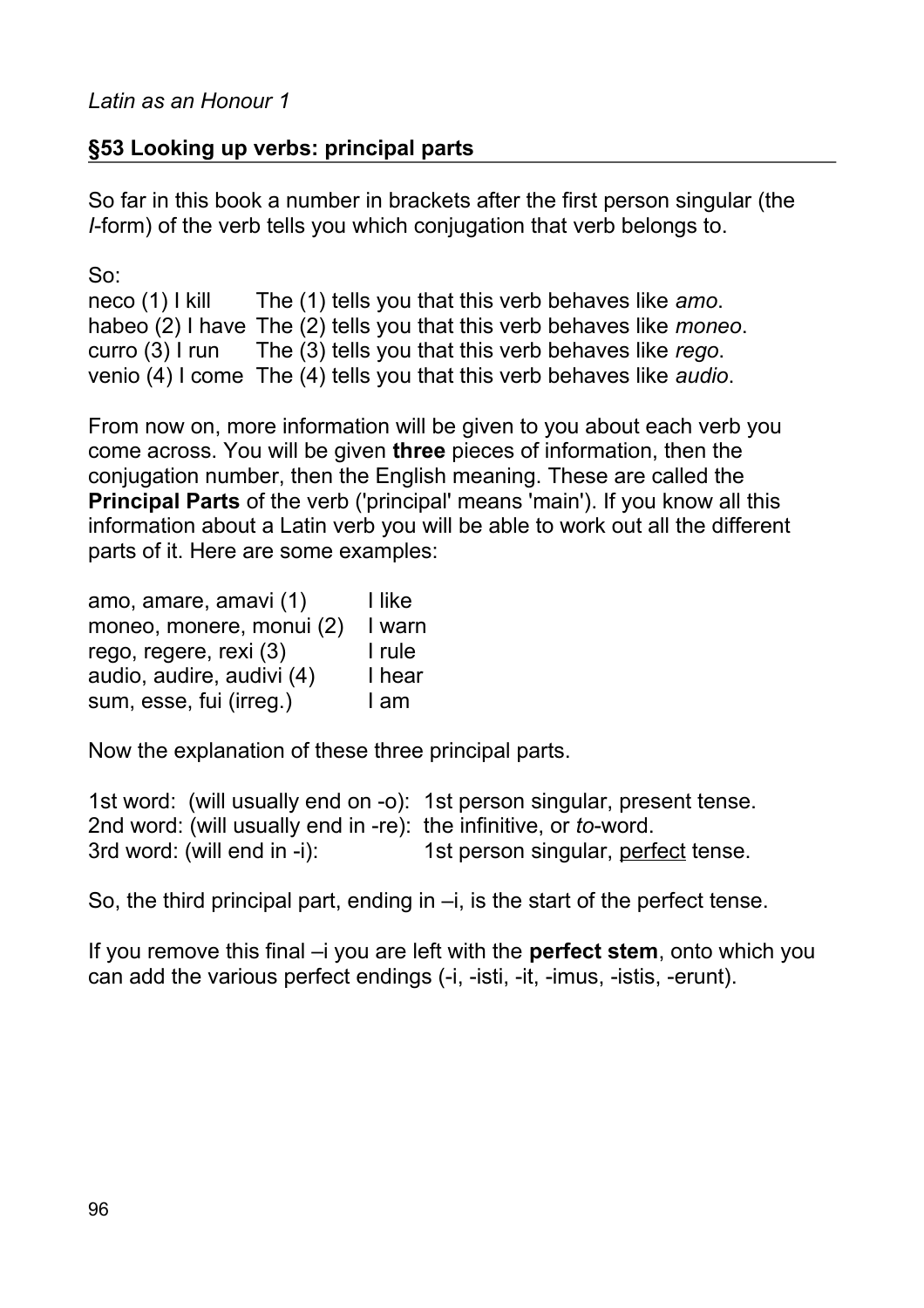*Latin as an Honour 1*

## §53 Looking up verbs: principal parts

So far in this book a number in brackets after the first person singular (the *I*-form) of the verb tells you which conjugation that verb belongs to.

So:

| | |
|---|---|
| neco (1) I kill | The (1) tells you that this verb behaves like *amo*. |
| habeo (2) I have | The (2) tells you that this verb behaves like *moneo*. |
| curro (3) I run | The (3) tells you that this verb behaves like *rego*. |
| venio (4) I come | The (4) tells you that this verb behaves like *audio*. |

From now on, more information will be given to you about each verb you come across. You will be given **three** pieces of information, then the conjugation number, then the English meaning. These are called the **Principal Parts** of the verb ('principal' means 'main'). If you know all this information about a Latin verb you will be able to work out all the different parts of it. Here are some examples:

| | |
|---|---|
| amo, amare, amavi (1) | I like |
| moneo, monere, monui (2) | I warn |
| rego, regere, rexi (3) | I rule |
| audio, audire, audivi (4) | I hear |
| sum, esse, fui (irreg.) | I am |

Now the explanation of these three principal parts.

| | |
|---|---|
| 1st word: (will usually end on -o): | 1st person singular, present tense. |
| 2nd word: (will usually end in -re): | the infinitive, or *to*-word. |
| 3rd word: (will end in -i): | 1st person singular, <u>perfect</u> tense. |

So, the third principal part, ending in –i, is the start of the perfect tense.

If you remove this final –i you are left with the **perfect stem**, onto which you can add the various perfect endings (-i, -isti, -it, -imus, -istis, -erunt).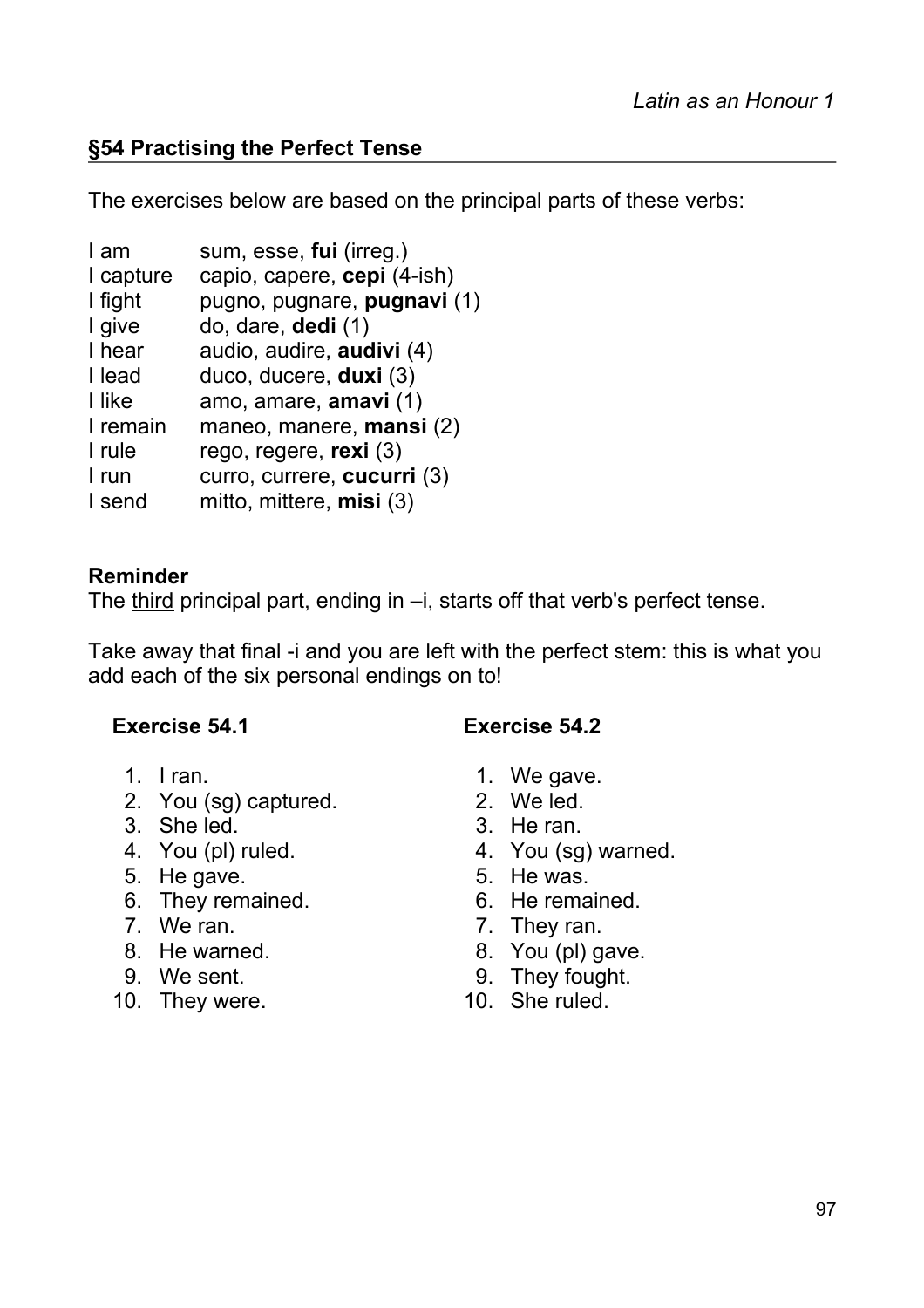## §54 Practising the Perfect Tense

The exercises below are based on the principal parts of these verbs:

| | |
|---|---|
| I am | sum, esse, **fui** (irreg.) |
| I capture | capio, capere, **cepi** (4-ish) |
| I fight | pugno, pugnare, **pugnavi** (1) |
| I give | do, dare, **dedi** (1) |
| I hear | audio, audire, **audivi** (4) |
| I lead | duco, ducere, **duxi** (3) |
| I like | amo, amare, **amavi** (1) |
| I remain | maneo, manere, **mansi** (2) |
| I rule | rego, regere, **rexi** (3) |
| I run | curro, currere, **cucurri** (3) |
| I send | mitto, mittere, **misi** (3) |

**Reminder**
The <u>third</u> principal part, ending in –i, starts off that verb's perfect tense.

Take away that final -i and you are left with the perfect stem: this is what you add each of the six personal endings on to!

**Exercise 54.1**

1. I ran.
2. You (sg) captured.
3. She led.
4. You (pl) ruled.
5. He gave.
6. They remained.
7. We ran.
8. He warned.
9. We sent.
10. They were.

**Exercise 54.2**

1. We gave.
2. We led.
3. He ran.
4. You (sg) warned.
5. He was.
6. He remained.
7. They ran.
8. You (pl) gave.
9. They fought.
10. She ruled.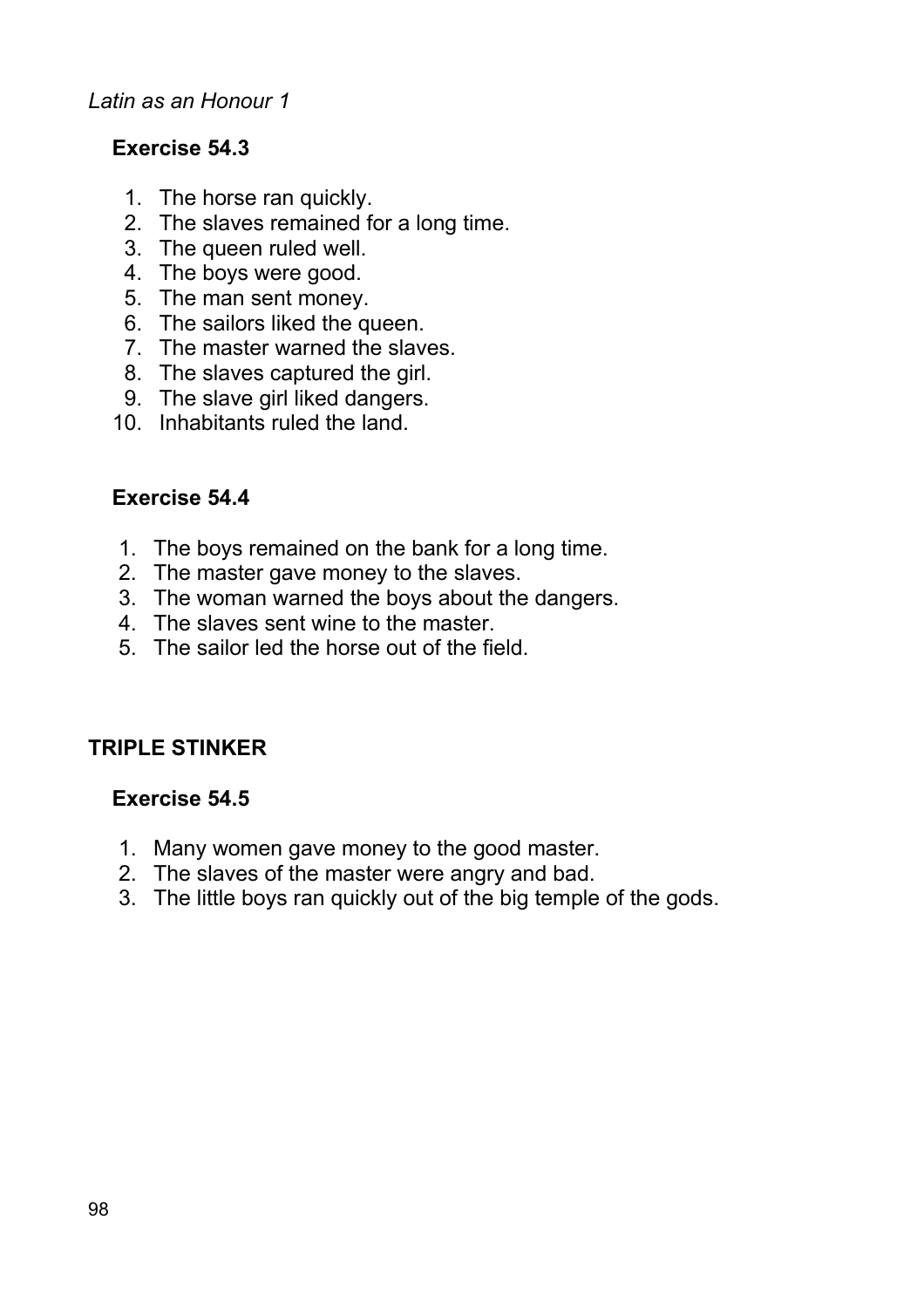*Latin as an Honour 1*

### Exercise 54.3

1. The horse ran quickly.
2. The slaves remained for a long time.
3. The queen ruled well.
4. The boys were good.
5. The man sent money.
6. The sailors liked the queen.
7. The master warned the slaves.
8. The slaves captured the girl.
9. The slave girl liked dangers.
10. Inhabitants ruled the land.

### Exercise 54.4

1. The boys remained on the bank for a long time.
2. The master gave money to the slaves.
3. The woman warned the boys about the dangers.
4. The slaves sent wine to the master.
5. The sailor led the horse out of the field.

## TRIPLE STINKER

### Exercise 54.5

1. Many women gave money to the good master.
2. The slaves of the master were angry and bad.
3. The little boys ran quickly out of the big temple of the gods.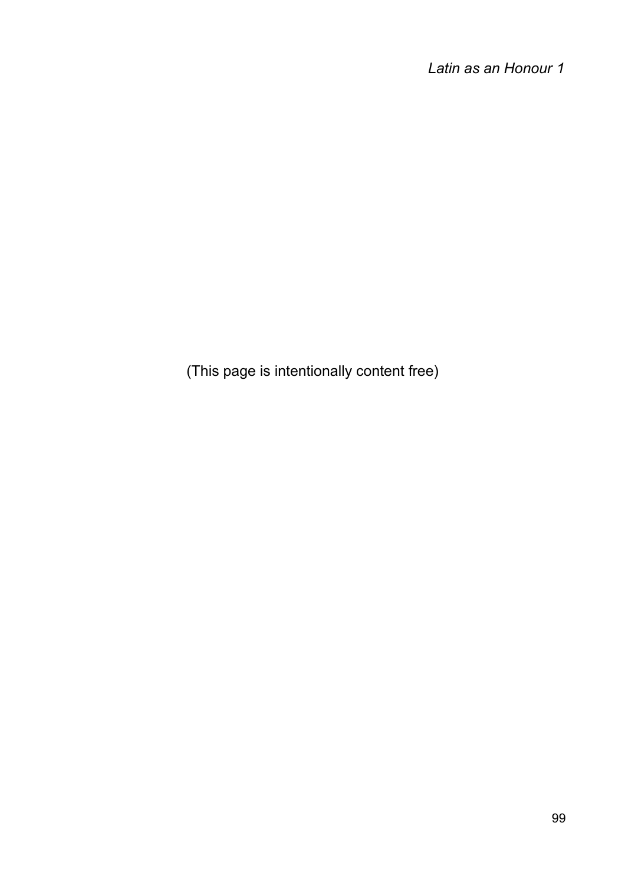(This page is intentionally content free)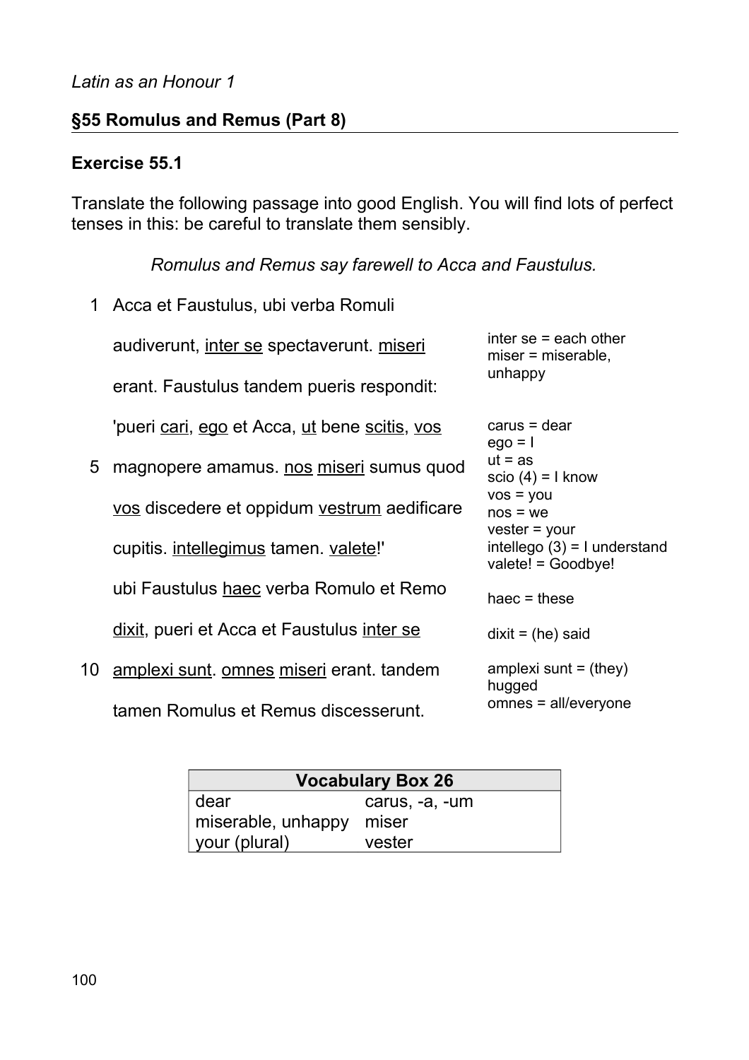*Latin as an Honour 1*

## §55 Romulus and Remus (Part 8)

### Exercise 55.1

Translate the following passage into good English. You will find lots of perfect tenses in this: be careful to translate them sensibly.

*Romulus and Remus say farewell to Acca and Faustulus.*

| | Text | Vocabulary |
|---|---|---|
| 1 | Acca et Faustulus, ubi verba Romuli | |
| | audiverunt, <u>inter se</u> spectaverunt. <u>miseri</u> | inter se = each other<br>miser = miserable, unhappy |
| | erant. Faustulus tandem pueris respondit: | |
| | 'pueri <u>cari</u>, <u>ego</u> et Acca, <u>ut</u> bene <u>scitis</u>, <u>vos</u> | carus = dear<br>ego = I<br>ut = as<br>scio (4) = I know |
| 5 | magnopere amamus. <u>nos</u> <u>miseri</u> sumus quod | vos = you<br>nos = we |
| | <u>vos</u> discedere et oppidum <u>vestrum</u> aedificare | vester = your |
| | cupitis. <u>intellegimus</u> tamen. <u>valete</u>!' | intellego (3) = I understand<br>valete! = Goodbye! |
| | ubi Faustulus <u>haec</u> verba Romulo et Remo | haec = these |
| | <u>dixit</u>, pueri et Acca et Faustulus <u>inter se</u> | dixit = (he) said |
| 10 | <u>amplexi sunt</u>. <u>omnes</u> <u>miseri</u> erant. tandem | amplexi sunt = (they) hugged<br>omnes = all/everyone |
| | tamen Romulus et Remus discesserunt. | |

| Vocabulary Box 26 | |
|---|---|
| dear | carus, -a, -um |
| miserable, unhappy | miser |
| your (plural) | vester |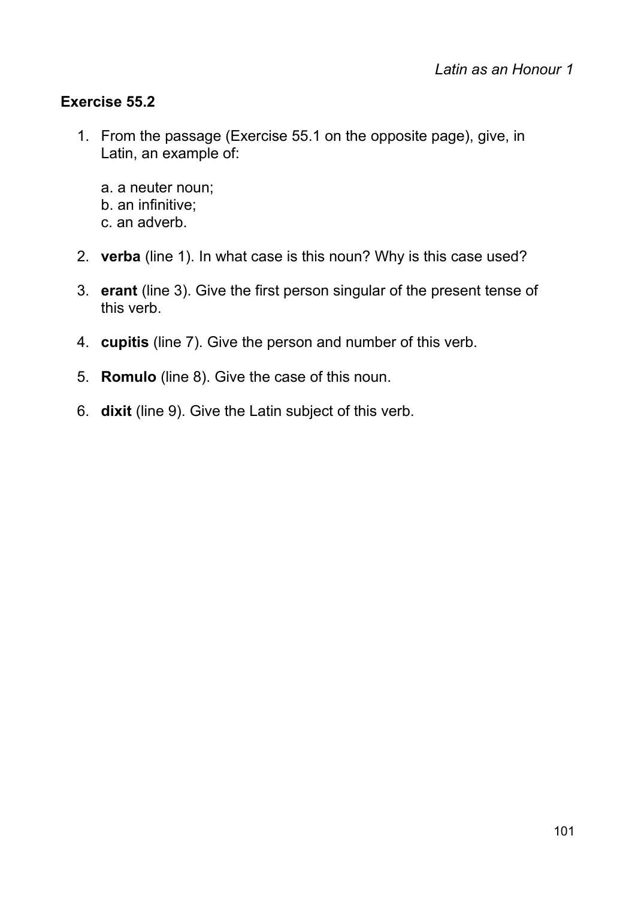## Exercise 55.2

1. From the passage (Exercise 55.1 on the opposite page), give, in Latin, an example of:

   a. a neuter noun;
   b. an infinitive;
   c. an adverb.

2. **verba** (line 1). In what case is this noun? Why is this case used?

3. **erant** (line 3). Give the first person singular of the present tense of this verb.

4. **cupitis** (line 7). Give the person and number of this verb.

5. **Romulo** (line 8). Give the case of this noun.

6. **dixit** (line 9). Give the Latin subject of this verb.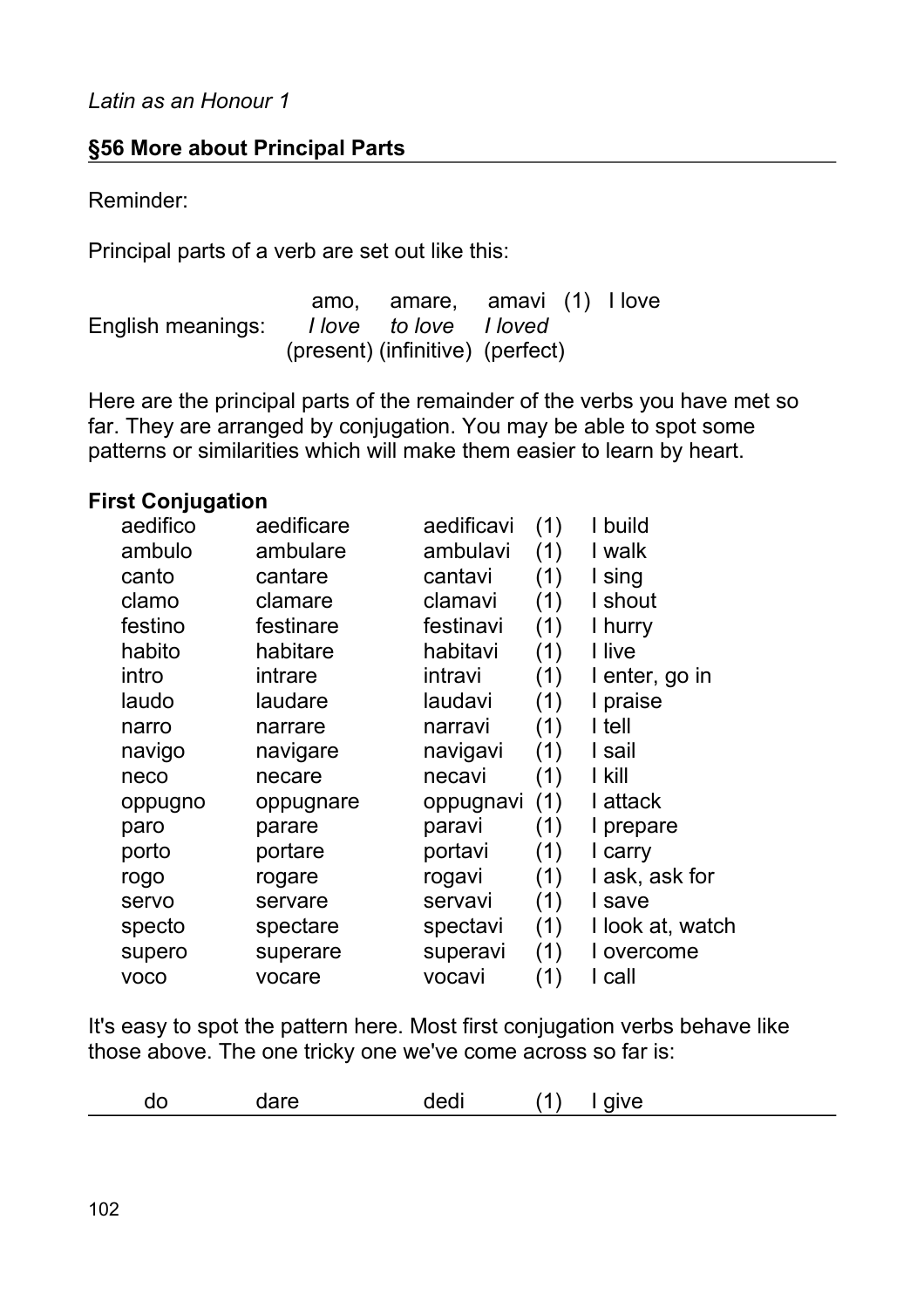## §56 More about Principal Parts

Reminder:

Principal parts of a verb are set out like this:

| | amo, | amare, | amavi | (1) | I love |
|---|---|---|---|---|---|
| English meanings: | *I love* | *to love* | *I loved* | | |
| | (present) | (infinitive) | (perfect) | | |

Here are the principal parts of the remainder of the verbs you have met so far. They are arranged by conjugation. You may be able to spot some patterns or similarities which will make them easier to learn by heart.

**First Conjugation**

| | | | | |
|---|---|---|---|---|
| aedifico | aedificare | aedificavi | (1) | I build |
| ambulo | ambulare | ambulavi | (1) | I walk |
| canto | cantare | cantavi | (1) | I sing |
| clamo | clamare | clamavi | (1) | I shout |
| festino | festinare | festinavi | (1) | I hurry |
| habito | habitare | habitavi | (1) | I live |
| intro | intrare | intravi | (1) | I enter, go in |
| laudo | laudare | laudavi | (1) | I praise |
| narro | narrare | narravi | (1) | I tell |
| navigo | navigare | navigavi | (1) | I sail |
| neco | necare | necavi | (1) | I kill |
| oppugno | oppugnare | oppugnavi | (1) | I attack |
| paro | parare | paravi | (1) | I prepare |
| porto | portare | portavi | (1) | I carry |
| rogo | rogare | rogavi | (1) | I ask, ask for |
| servo | servare | servavi | (1) | I save |
| specto | spectare | spectavi | (1) | I look at, watch |
| supero | superare | superavi | (1) | I overcome |
| voco | vocare | vocavi | (1) | I call |

It's easy to spot the pattern here. Most first conjugation verbs behave like those above. The one tricky one we've come across so far is:

| | | | | |
|---|---|---|---|---|
| do | dare | dedi | (1) | I give |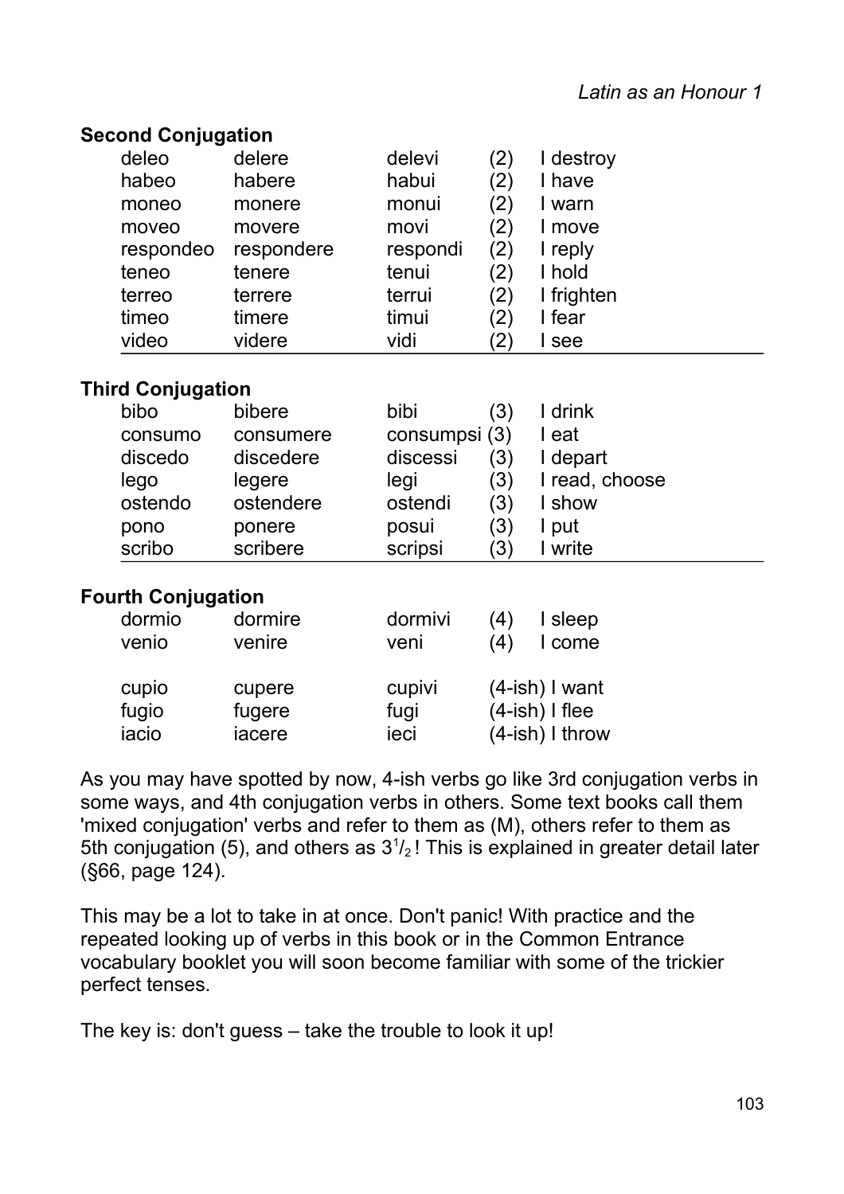**Second Conjugation**

| | | | | |
|---|---|---|---|---|
| deleo | delere | delevi | (2) | I destroy |
| habeo | habere | habui | (2) | I have |
| moneo | monere | monui | (2) | I warn |
| moveo | movere | movi | (2) | I move |
| respondeo | respondere | respondi | (2) | I reply |
| teneo | tenere | tenui | (2) | I hold |
| terreo | terrere | terrui | (2) | I frighten |
| timeo | timere | timui | (2) | I fear |
| video | videre | vidi | (2) | I see |

**Third Conjugation**

| | | | | |
|---|---|---|---|---|
| bibo | bibere | bibi | (3) | I drink |
| consumo | consumere | consumpsi | (3) | I eat |
| discedo | discedere | discessi | (3) | I depart |
| lego | legere | legi | (3) | I read, choose |
| ostendo | ostendere | ostendi | (3) | I show |
| pono | ponere | posui | (3) | I put |
| scribo | scribere | scripsi | (3) | I write |

**Fourth Conjugation**

| | | | | |
|---|---|---|---|---|
| dormio | dormire | dormivi | (4) | I sleep |
| venio | venire | veni | (4) | I come |
| | | | | |
| cupio | cupere | cupivi | (4-ish) | I want |
| fugio | fugere | fugi | (4-ish) | I flee |
| iacio | iacere | ieci | (4-ish) | I throw |

As you may have spotted by now, 4-ish verbs go like 3rd conjugation verbs in some ways, and 4th conjugation verbs in others. Some text books call them 'mixed conjugation' verbs and refer to them as (M), others refer to them as 5th conjugation (5), and others as $3^1/_2$! This is explained in greater detail later (§66, page 124).

This may be a lot to take in at once. Don't panic! With practice and the repeated looking up of verbs in this book or in the Common Entrance vocabulary booklet you will soon become familiar with some of the trickier perfect tenses.

The key is: don't guess – take the trouble to look it up!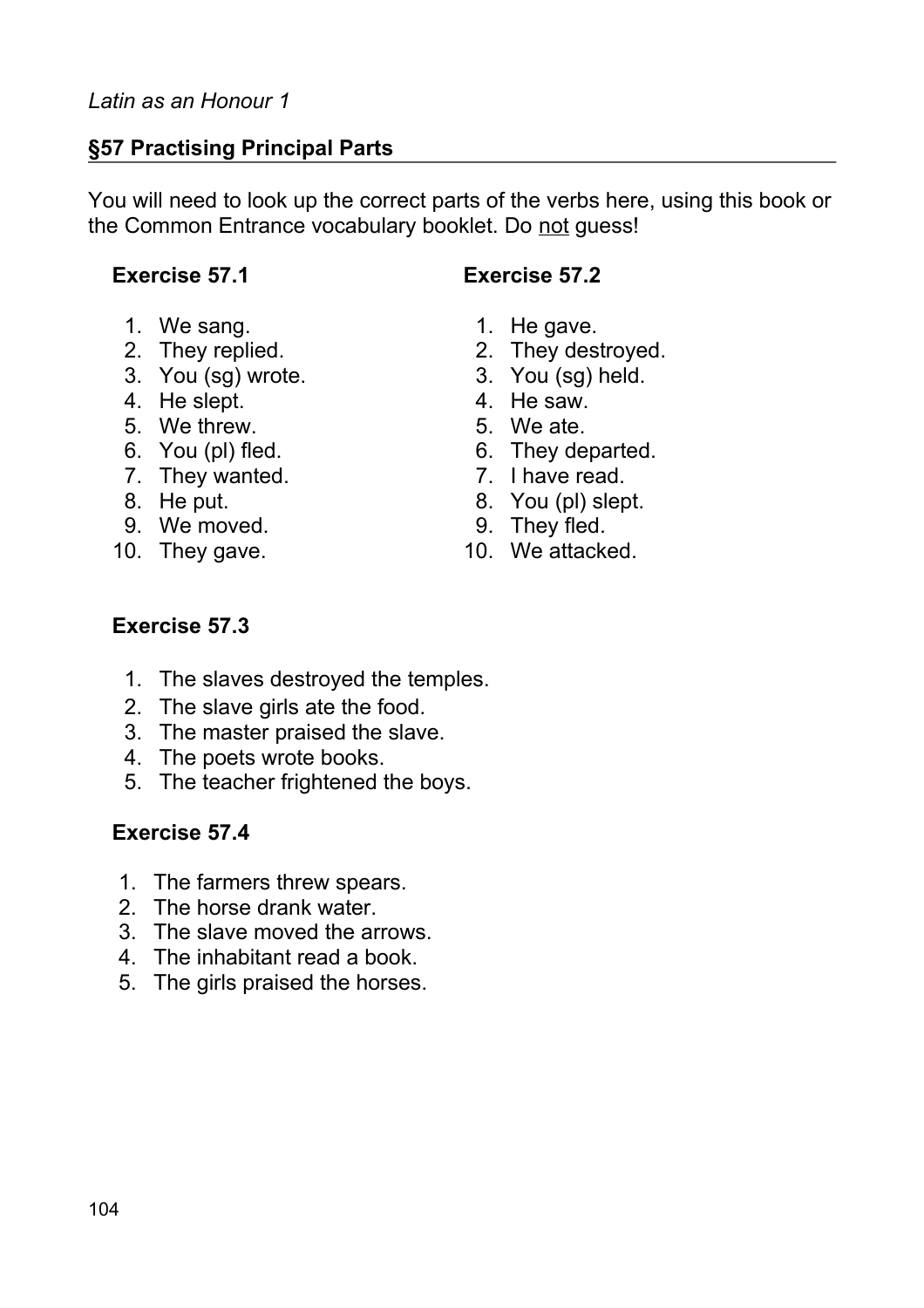*Latin as an Honour 1*

## §57 Practising Principal Parts

You will need to look up the correct parts of the verbs here, using this book or the Common Entrance vocabulary booklet. Do <u>not</u> guess!

### Exercise 57.1

1. We sang.
2. They replied.
3. You (sg) wrote.
4. He slept.
5. We threw.
6. You (pl) fled.
7. They wanted.
8. He put.
9. We moved.
10. They gave.

### Exercise 57.2

1. He gave.
2. They destroyed.
3. You (sg) held.
4. He saw.
5. We ate.
6. They departed.
7. I have read.
8. You (pl) slept.
9. They fled.
10. We attacked.

### Exercise 57.3

1. The slaves destroyed the temples.
2. The slave girls ate the food.
3. The master praised the slave.
4. The poets wrote books.
5. The teacher frightened the boys.

### Exercise 57.4

1. The farmers threw spears.
2. The horse drank water.
3. The slave moved the arrows.
4. The inhabitant read a book.
5. The girls praised the horses.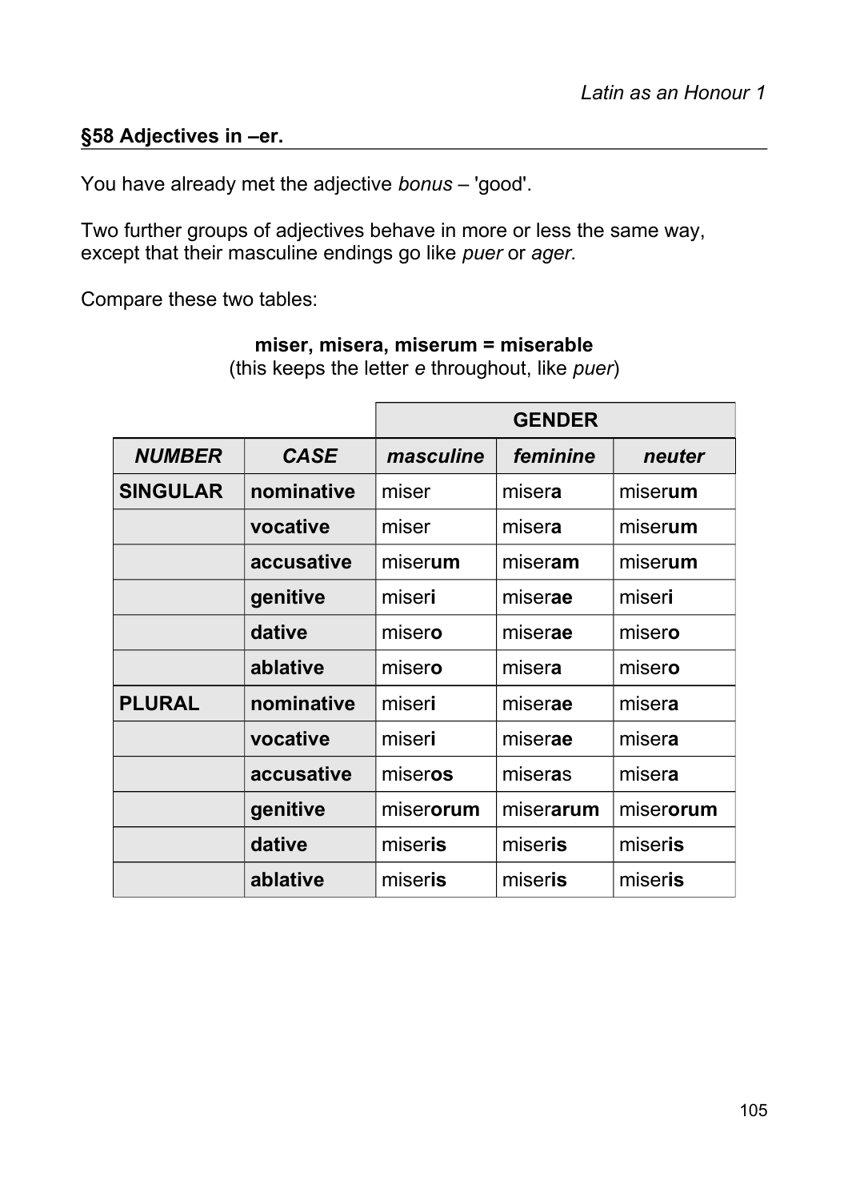## §58 Adjectives in –er.

You have already met the adjective *bonus* – 'good'.

Two further groups of adjectives behave in more or less the same way, except that their masculine endings go like *puer* or *ager.*

Compare these two tables:

**miser, misera, miserum = miserable**
(this keeps the letter *e* throughout, like *puer*)

| | | **GENDER** | | |
|---|---|---|---|---|
| ***NUMBER*** | ***CASE*** | ***masculine*** | ***feminine*** | ***neuter*** |
| **SINGULAR** | **nominative** | miser | miser**a** | miser**um** |
| | **vocative** | miser | miser**a** | miser**um** |
| | **accusative** | miser**um** | miser**am** | miser**um** |
| | **genitive** | miser**i** | miser**ae** | miser**i** |
| | **dative** | miser**o** | miser**ae** | miser**o** |
| | **ablative** | miser**o** | miser**a** | miser**o** |
| **PLURAL** | **nominative** | miser**i** | miser**ae** | miser**a** |
| | **vocative** | miser**i** | miser**ae** | miser**a** |
| | **accusative** | miser**os** | miser**a**s | miser**a** |
| | **genitive** | miser**orum** | miser**arum** | miser**orum** |
| | **dative** | miser**is** | miser**is** | miser**is** |
| | **ablative** | miser**is** | miser**is** | miser**is** |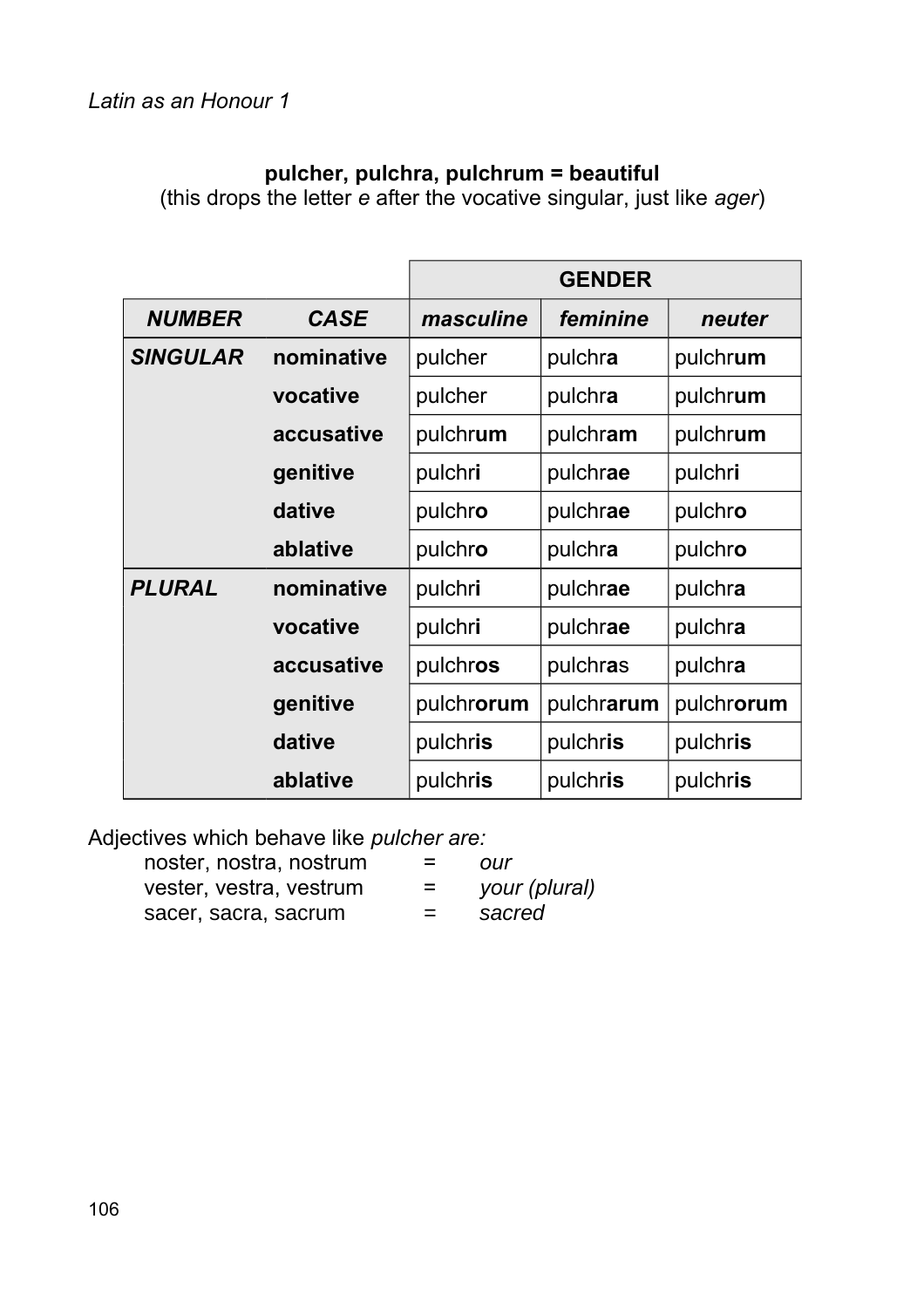**pulcher, pulchra, pulchrum = beautiful**
(this drops the letter *e* after the vocative singular, just like *ager*)

| | | **GENDER** | | |
|---|---|---|---|---|
| ***NUMBER*** | ***CASE*** | ***masculine*** | ***feminine*** | ***neuter*** |
| ***SINGULAR*** | **nominative** | pulcher | pulchr**a** | pulchr**um** |
| | **vocative** | pulcher | pulchr**a** | pulchr**um** |
| | **accusative** | pulchr**um** | pulchr**am** | pulchr**um** |
| | **genitive** | pulchr**i** | pulchr**ae** | pulchr**i** |
| | **dative** | pulchr**o** | pulchr**ae** | pulchr**o** |
| | **ablative** | pulchr**o** | pulchr**a** | pulchr**o** |
| ***PLURAL*** | **nominative** | pulchr**i** | pulchr**ae** | pulchr**a** |
| | **vocative** | pulchr**i** | pulchr**ae** | pulchr**a** |
| | **accusative** | pulchr**os** | pulchr**as** | pulchr**a** |
| | **genitive** | pulchr**orum** | pulchr**arum** | pulchr**orum** |
| | **dative** | pulchr**is** | pulchr**is** | pulchr**is** |
| | **ablative** | pulchr**is** | pulchr**is** | pulchr**is** |

Adjectives which behave like *pulcher are:*

noster, nostra, nostrum = *our*
vester, vestra, vestrum = *your (plural)*
sacer, sacra, sacrum = *sacred*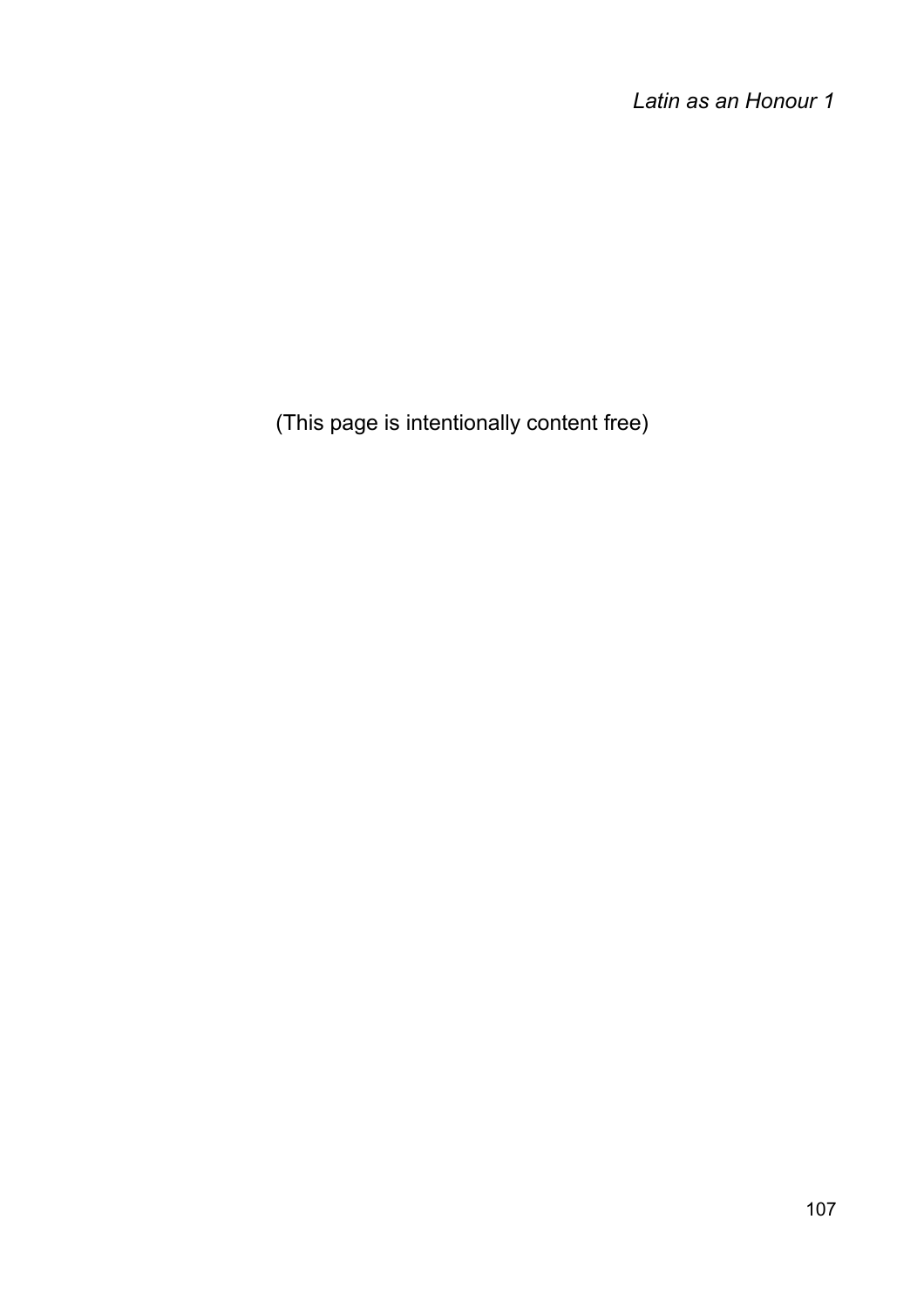(This page is intentionally content free)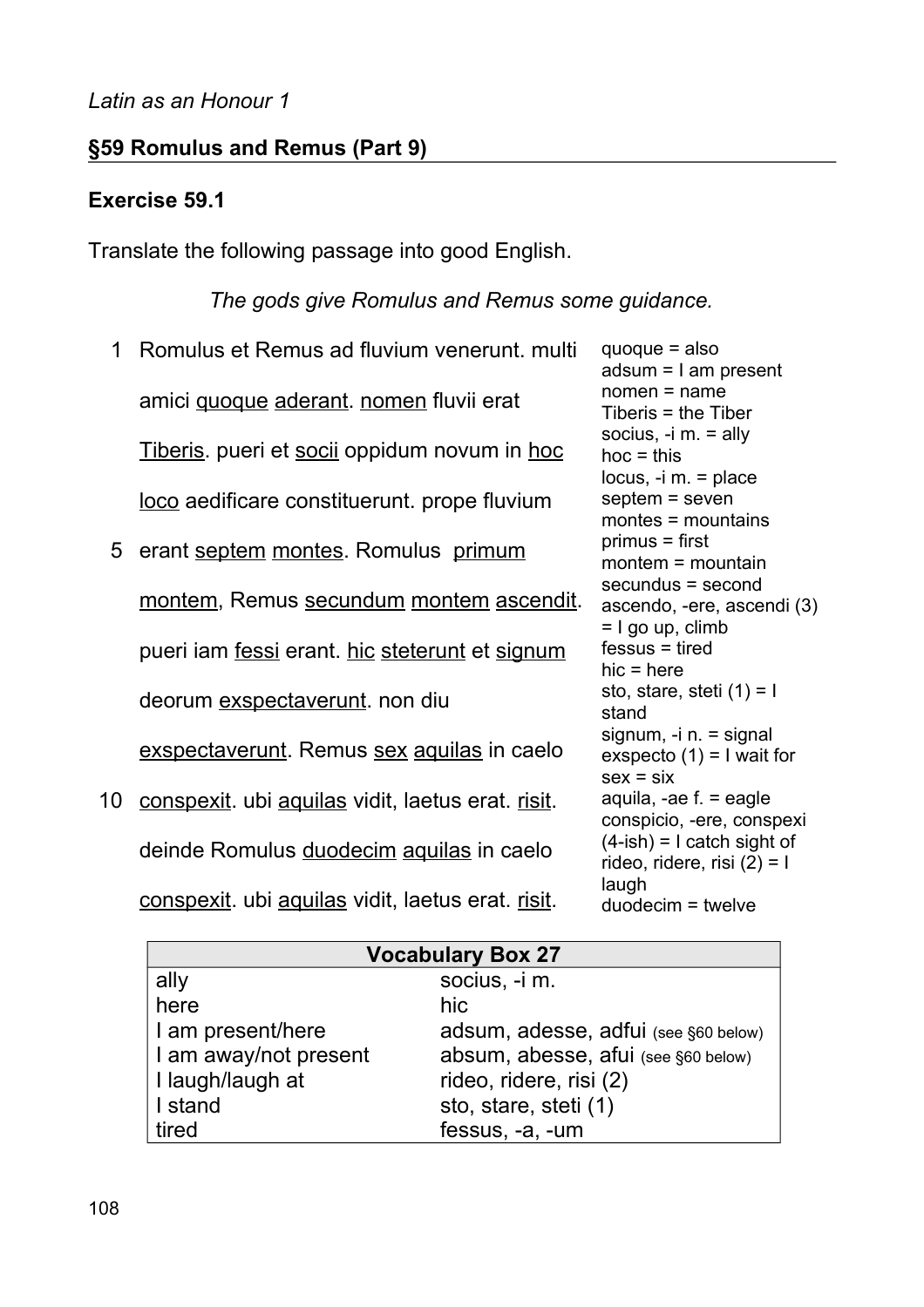*Latin as an Honour 1*

## §59 Romulus and Remus (Part 9)

### Exercise 59.1

Translate the following passage into good English.

*The gods give Romulus and Remus some guidance.*

1 Romulus et Remus ad fluvium venerunt. multi amici <u>quoque</u> <u>aderant</u>. <u>nomen</u> fluvii erat <u>Tiberis</u>. pueri et <u>socii</u> oppidum novum in <u>hoc</u> <u>loco</u> aedificare constituerunt. prope fluvium
5 erant <u>septem</u> <u>montes</u>. Romulus <u>primum</u> <u>montem</u>, Remus <u>secundum</u> <u>montem</u> <u>ascendit</u>. pueri iam <u>fessi</u> erant. <u>hic</u> <u>steterunt</u> et <u>signum</u> deorum <u>exspectaverunt</u>. non diu <u>exspectaverunt</u>. Remus <u>sex</u> <u>aquilas</u> in caelo
10 <u>conspexit</u>. ubi <u>aquilas</u> vidit, laetus erat. <u>risit</u>. deinde Romulus <u>duodecim</u> <u>aquilas</u> in caelo <u>conspexit</u>. ubi <u>aquilas</u> vidit, laetus erat. <u>risit</u>.

quoque = also
adsum = I am present
nomen = name
Tiberis = the Tiber
socius, -i m. = ally
hoc = this
locus, -i m. = place
septem = seven
montes = mountains
primus = first
montem = mountain
secundus = second
ascendo, -ere, ascendi (3) = I go up, climb
fessus = tired
hic = here
sto, stare, steti (1) = I stand
signum, -i n. = signal
exspecto (1) = I wait for
sex = six
aquila, -ae f. = eagle
conspicio, -ere, conspexi (4-ish) = I catch sight of
rideo, ridere, risi (2) = I laugh
duodecim = twelve

| Vocabulary Box 27 | |
|---|---|
| ally | socius, -i m. |
| here | hic |
| I am present/here | adsum, adesse, adfui (see §60 below) |
| I am away/not present | absum, abesse, afui (see §60 below) |
| I laugh/laugh at | rideo, ridere, risi (2) |
| I stand | sto, stare, steti (1) |
| tired | fessus, -a, -um |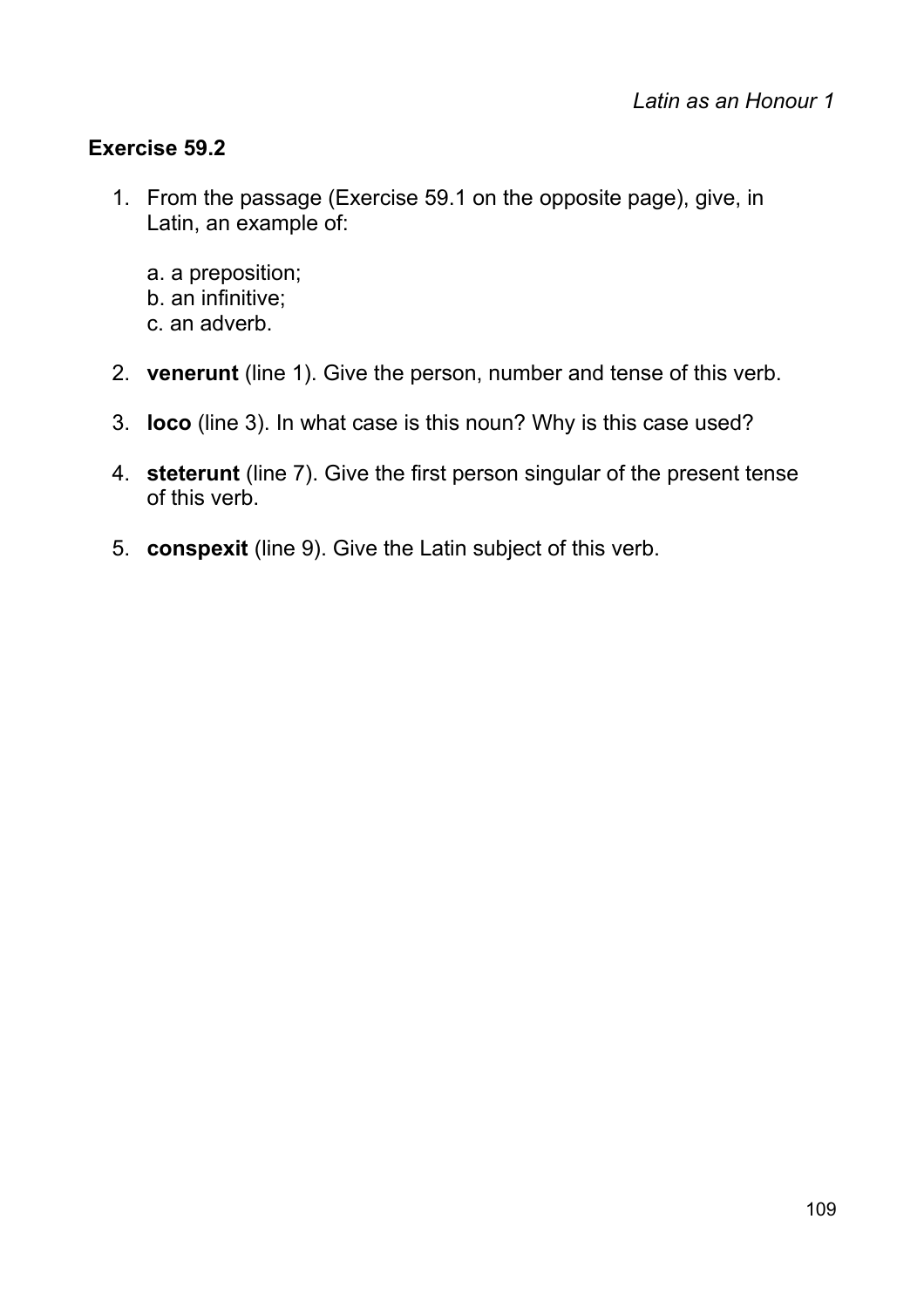## Exercise 59.2

1. From the passage (Exercise 59.1 on the opposite page), give, in Latin, an example of:

   a. a preposition;
   b. an infinitive;
   c. an adverb.

2. **venerunt** (line 1). Give the person, number and tense of this verb.

3. **loco** (line 3). In what case is this noun? Why is this case used?

4. **steterunt** (line 7). Give the first person singular of the present tense of this verb.

5. **conspexit** (line 9). Give the Latin subject of this verb.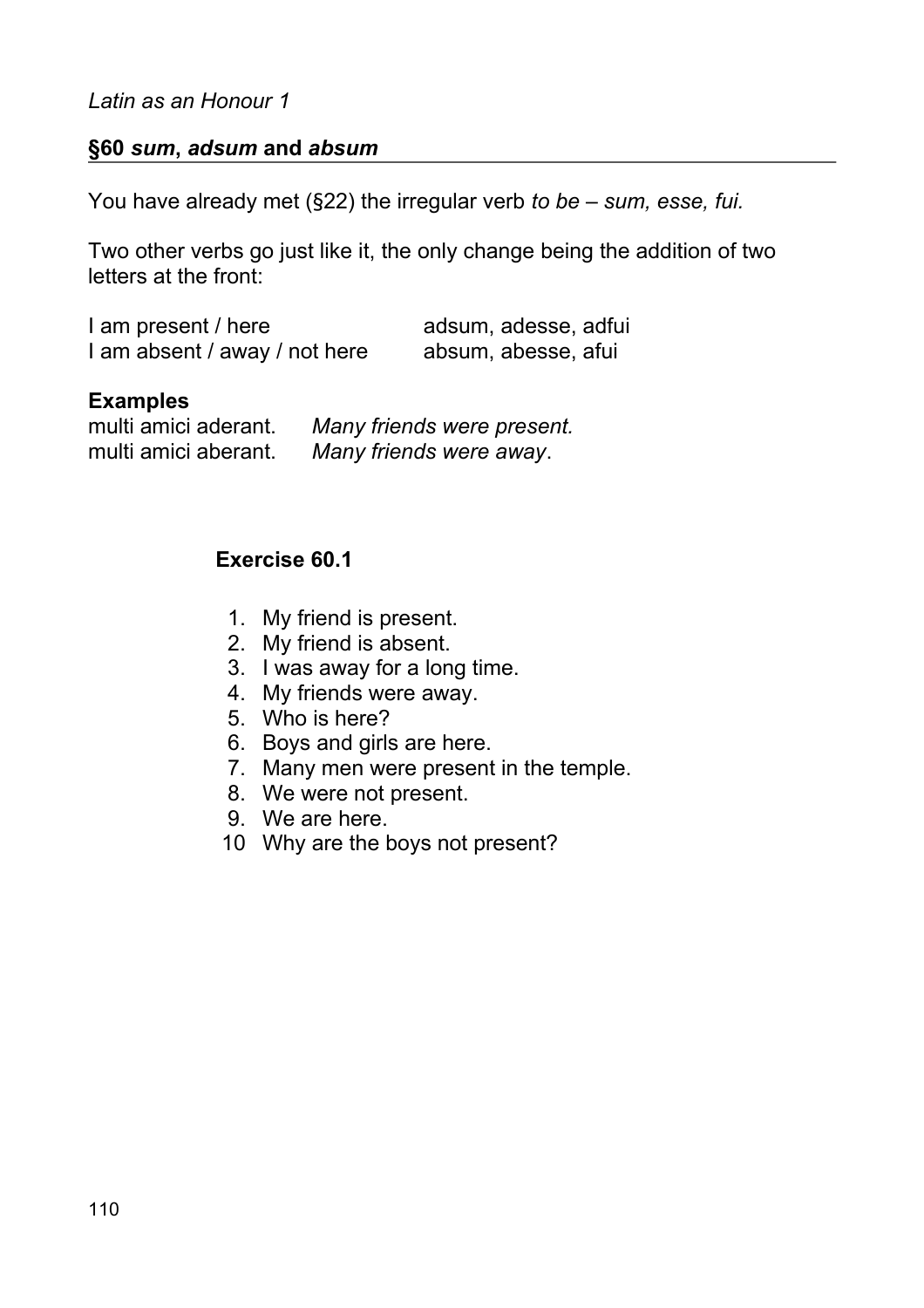## §60 *sum*, *adsum* and *absum*

You have already met (§22) the irregular verb *to be – sum, esse, fui.*

Two other verbs go just like it, the only change being the addition of two letters at the front:

| | |
|---|---|
| I am present / here | adsum, adesse, adfui |
| I am absent / away / not here | absum, abesse, afui |

**Examples**

| | |
|---|---|
| multi amici aderant. | *Many friends were present.* |
| multi amici aberant. | *Many friends were away*. |

**Exercise 60.1**

1. My friend is present.
2. My friend is absent.
3. I was away for a long time.
4. My friends were away.
5. Who is here?
6. Boys and girls are here.
7. Many men were present in the temple.
8. We were not present.
9. We are here.
10. Why are the boys not present?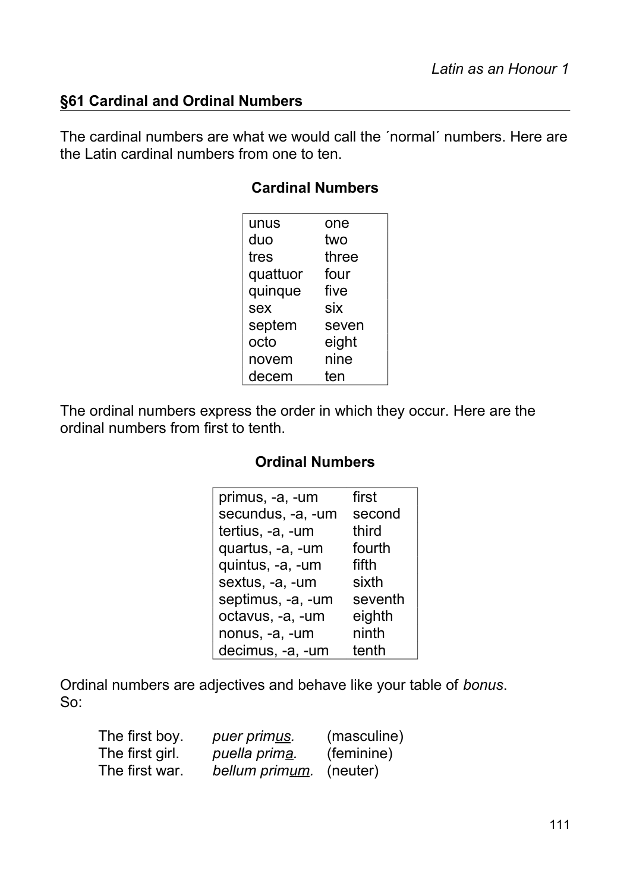## §61 Cardinal and Ordinal Numbers

The cardinal numbers are what we would call the ´normal´ numbers. Here are the Latin cardinal numbers from one to ten.

**Cardinal Numbers**

| | |
|---|---|
| unus | one |
| duo | two |
| tres | three |
| quattuor | four |
| quinque | five |
| sex | six |
| septem | seven |
| octo | eight |
| novem | nine |
| decem | ten |

The ordinal numbers express the order in which they occur. Here are the ordinal numbers from first to tenth.

**Ordinal Numbers**

| | |
|---|---|
| primus, -a, -um | first |
| secundus, -a, -um | second |
| tertius, -a, -um | third |
| quartus, -a, -um | fourth |
| quintus, -a, -um | fifth |
| sextus, -a, -um | sixth |
| septimus, -a, -um | seventh |
| octavus, -a, -um | eighth |
| nonus, -a, -um | ninth |
| decimus, -a, -um | tenth |

Ordinal numbers are adjectives and behave like your table of *bonus*. So:

| | | |
|---|---|---|
| The first boy. | *puer prim<u>us</u>.* | (masculine) |
| The first girl. | *puella prim<u>a</u>.* | (feminine) |
| The first war. | *bellum prim<u>um</u>.* | (neuter) |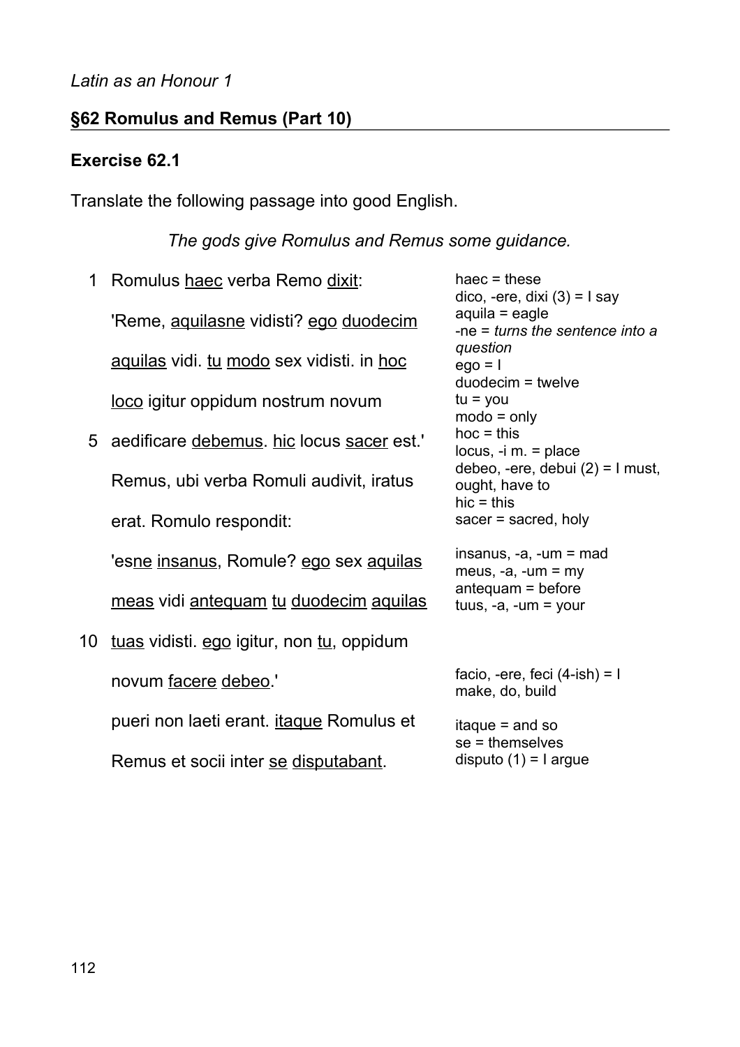*Latin as an Honour 1*

## §62 Romulus and Remus (Part 10)

### Exercise 62.1

Translate the following passage into good English.

*The gods give Romulus and Remus some guidance.*

| | Passage | Vocabulary |
|---|---|---|
| 1 | Romulus <u>haec</u> verba Remo <u>dixit</u>: | haec = these<br>dico, -ere, dixi (3) = I say |
| | 'Reme, <u>aquilasne</u> vidisti? <u>ego</u> <u>duodecim</u> | aquila = eagle<br>-ne = *turns the sentence into a question* |
| | <u>aquilas</u> vidi. <u>tu</u> <u>modo</u> sex vidisti. in <u>hoc</u> | ego = I<br>duodecim = twelve |
| | <u>loco</u> igitur oppidum nostrum novum | tu = you<br>modo = only |
| 5 | aedificare <u>debemus</u>. <u>hic</u> locus <u>sacer</u> est.' | hoc = this<br>locus, -i m. = place |
| | Remus, ubi verba Romuli audivit, iratus | debeo, -ere, debui (2) = I must, ought, have to<br>hic = this |
| | erat. Romulo respondit: | sacer = sacred, holy |
| | 'es<u>ne</u> <u>insanus</u>, Romule? <u>ego</u> sex <u>aquilas</u> | insanus, -a, -um = mad<br>meus, -a, -um = my |
| | <u>meas</u> vidi <u>antequam</u> <u>tu</u> <u>duodecim</u> <u>aquilas</u> | antequam = before<br>tuus, -a, -um = your |
| 10 | <u>tuas</u> vidisti. <u>ego</u> igitur, non <u>tu</u>, oppidum | |
| | novum <u>facere</u> <u>debeo</u>.' | facio, -ere, feci (4-ish) = I make, do, build |
| | pueri non laeti erant. <u>itaque</u> Romulus et | itaque = and so<br>se = themselves |
| | Remus et socii inter <u>se</u> <u>disputabant</u>. | disputo (1) = I argue |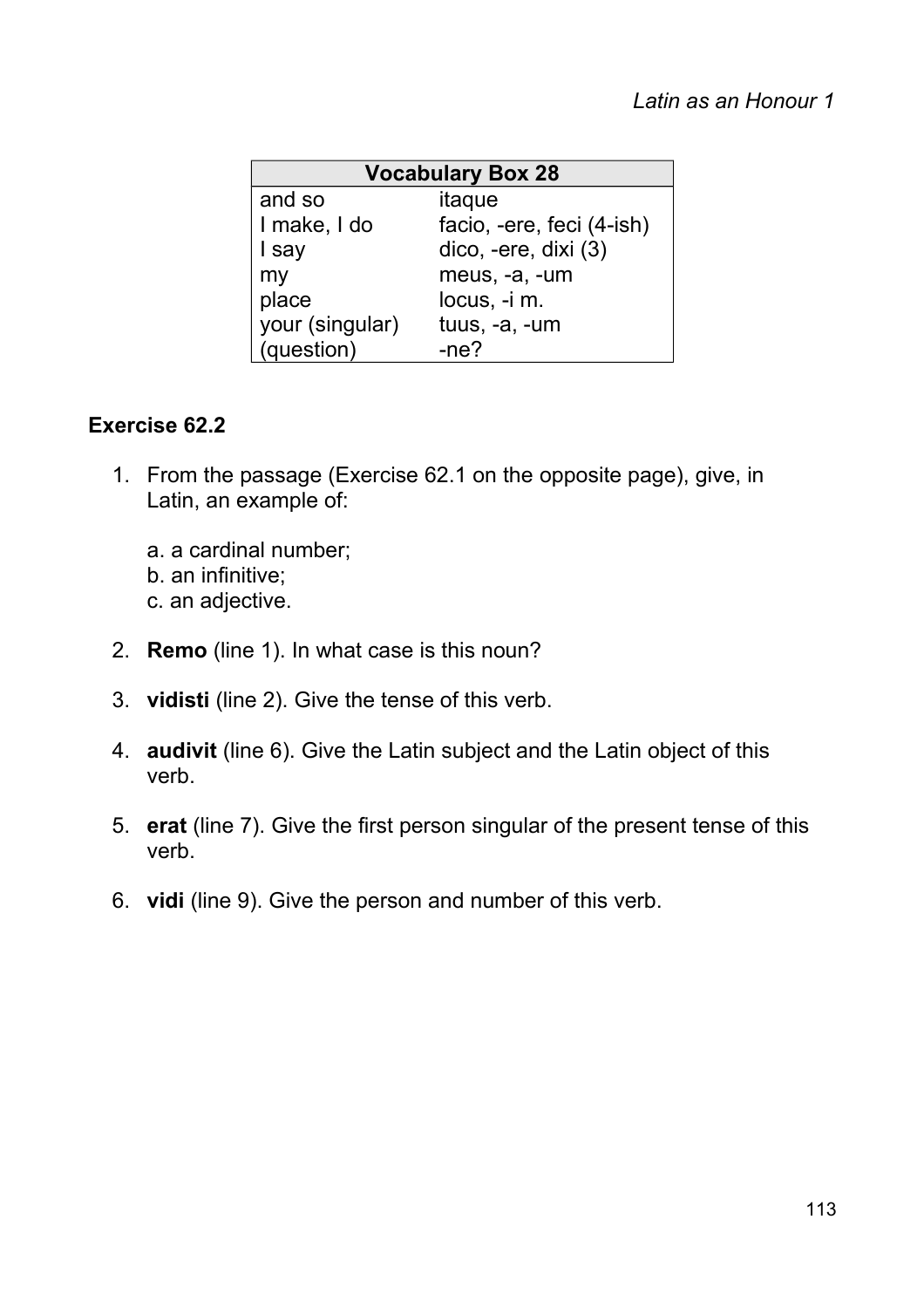| Vocabulary Box 28 | |
|---|---|
| and so | itaque |
| I make, I do | facio, -ere, feci (4-ish) |
| I say | dico, -ere, dixi (3) |
| my | meus, -a, -um |
| place | locus, -i m. |
| your (singular) | tuus, -a, -um |
| (question) | -ne? |

**Exercise 62.2**

1. From the passage (Exercise 62.1 on the opposite page), give, in Latin, an example of:

   a. a cardinal number;
   b. an infinitive;
   c. an adjective.

2. **Remo** (line 1). In what case is this noun?

3. **vidisti** (line 2). Give the tense of this verb.

4. **audivit** (line 6). Give the Latin subject and the Latin object of this verb.

5. **erat** (line 7). Give the first person singular of the present tense of this verb.

6. **vidi** (line 9). Give the person and number of this verb.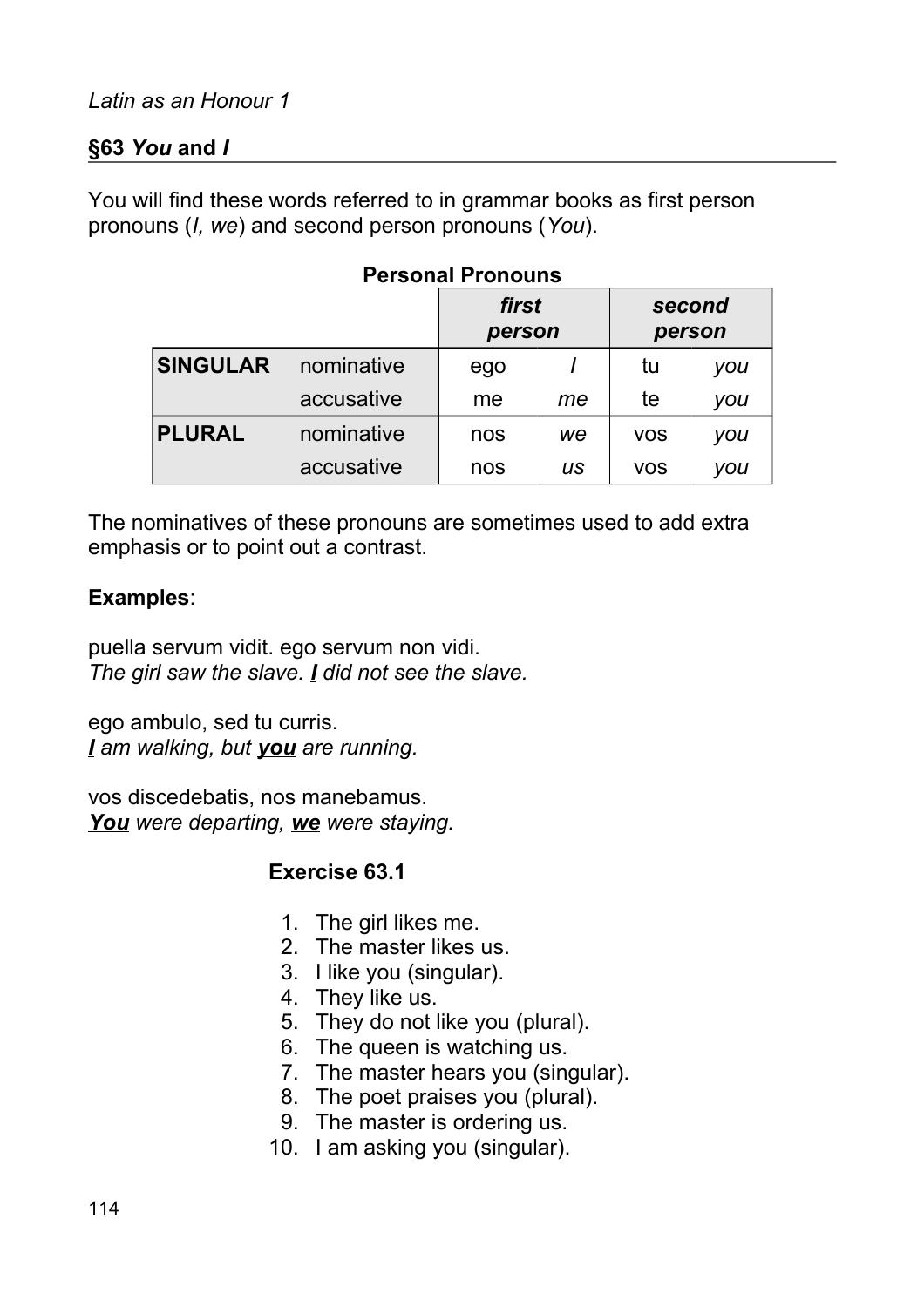## §63 *You* and *I*

You will find these words referred to in grammar books as first person pronouns (*I, we*) and second person pronouns (*You*).

**Personal Pronouns**

| | | ***first person*** | | ***second person*** | |
|---|---|---|---|---|---|
| **SINGULAR** | nominative | ego | *I* | tu | *you* |
| | accusative | me | *me* | te | *you* |
| **PLURAL** | nominative | nos | *we* | vos | *you* |
| | accusative | nos | *us* | vos | *you* |

The nominatives of these pronouns are sometimes used to add extra emphasis or to point out a contrast.

**Examples**:

puella servum vidit. ego servum non vidi.
*The girl saw the slave.* ***I*** *did not see the slave.*

ego ambulo, sed tu curris.
***I*** *am walking, but* ***you*** *are running.*

vos discedebatis, nos manebamus.
***You*** *were departing,* ***we*** *were staying.*

**Exercise 63.1**

1. The girl likes me.
2. The master likes us.
3. I like you (singular).
4. They like us.
5. They do not like you (plural).
6. The queen is watching us.
7. The master hears you (singular).
8. The poet praises you (plural).
9. The master is ordering us.
10. I am asking you (singular).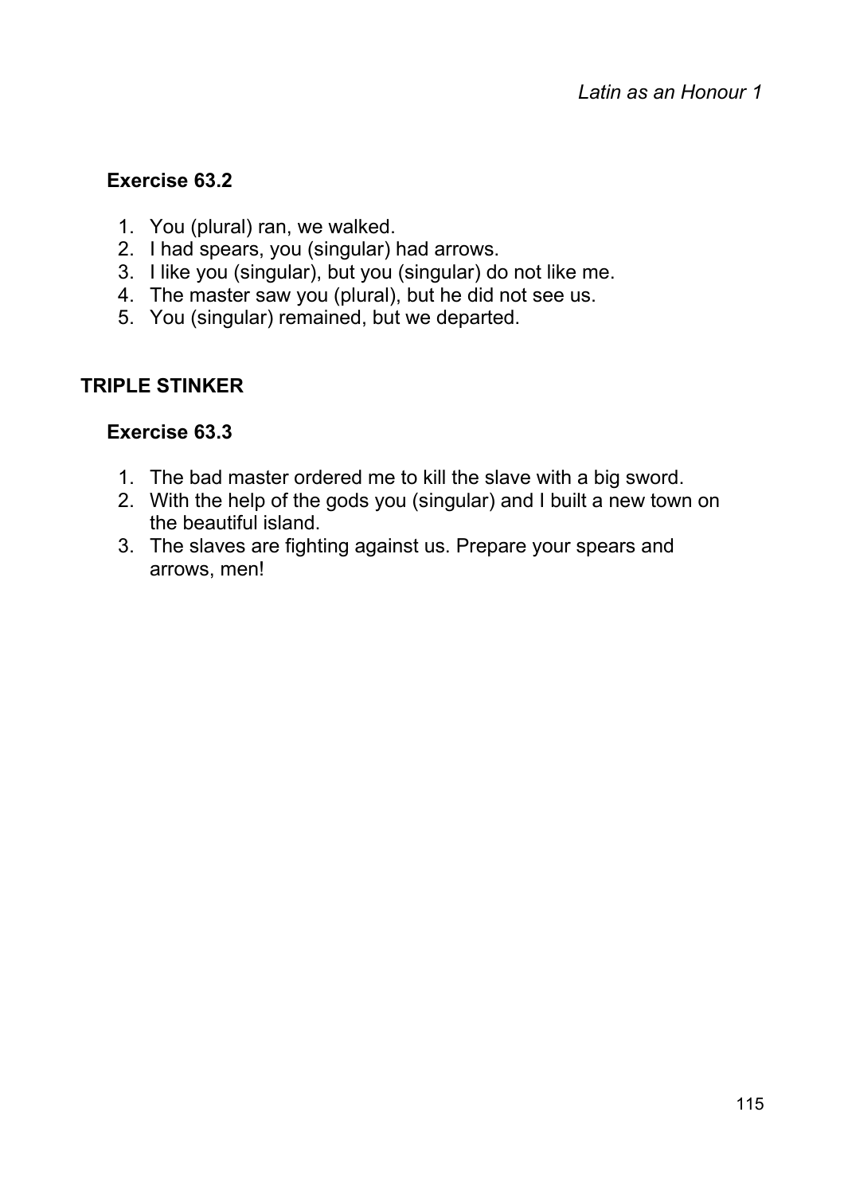### Exercise 63.2

1. You (plural) ran, we walked.
2. I had spears, you (singular) had arrows.
3. I like you (singular), but you (singular) do not like me.
4. The master saw you (plural), but he did not see us.
5. You (singular) remained, but we departed.

## TRIPLE STINKER

### Exercise 63.3

1. The bad master ordered me to kill the slave with a big sword.
2. With the help of the gods you (singular) and I built a new town on the beautiful island.
3. The slaves are fighting against us. Prepare your spears and arrows, men!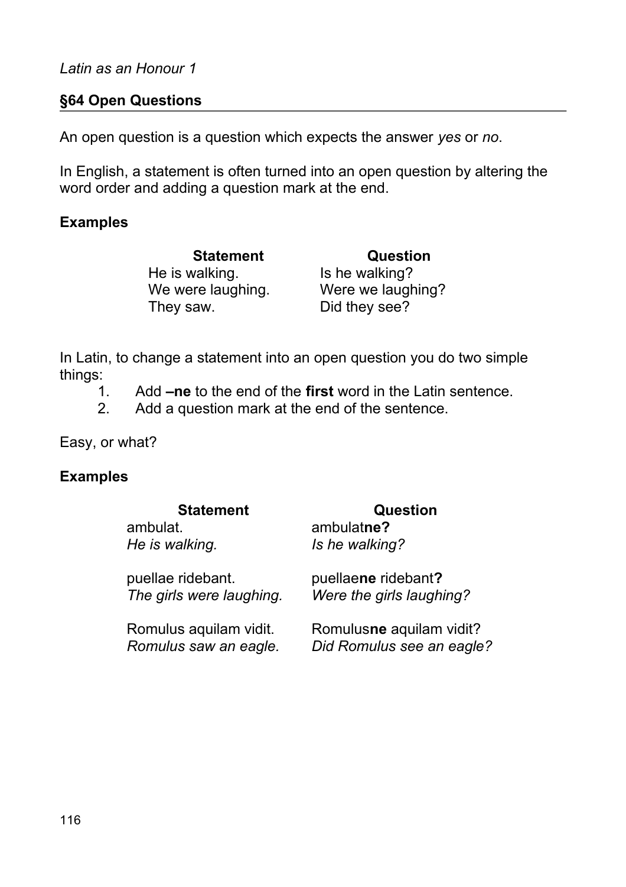## §64 Open Questions

An open question is a question which expects the answer *yes* or *no*.

In English, a statement is often turned into an open question by altering the word order and adding a question mark at the end.

**Examples**

| **Statement** | **Question** |
| --- | --- |
| He is walking. | Is he walking? |
| We were laughing. | Were we laughing? |
| They saw. | Did they see? |

In Latin, to change a statement into an open question you do two simple things:

1. Add **–ne** to the end of the **first** word in the Latin sentence.
2. Add a question mark at the end of the sentence.

Easy, or what?

**Examples**

| **Statement** | **Question** |
| --- | --- |
| ambulat. | ambulat**ne?** |
| *He is walking.* | *Is he walking?* |
| puellae ridebant. | puellae**ne** ridebant**?** |
| *The girls were laughing.* | *Were the girls laughing?* |
| Romulus aquilam vidit. | Romulus**ne** aquilam vidit? |
| *Romulus saw an eagle.* | *Did Romulus see an eagle?* |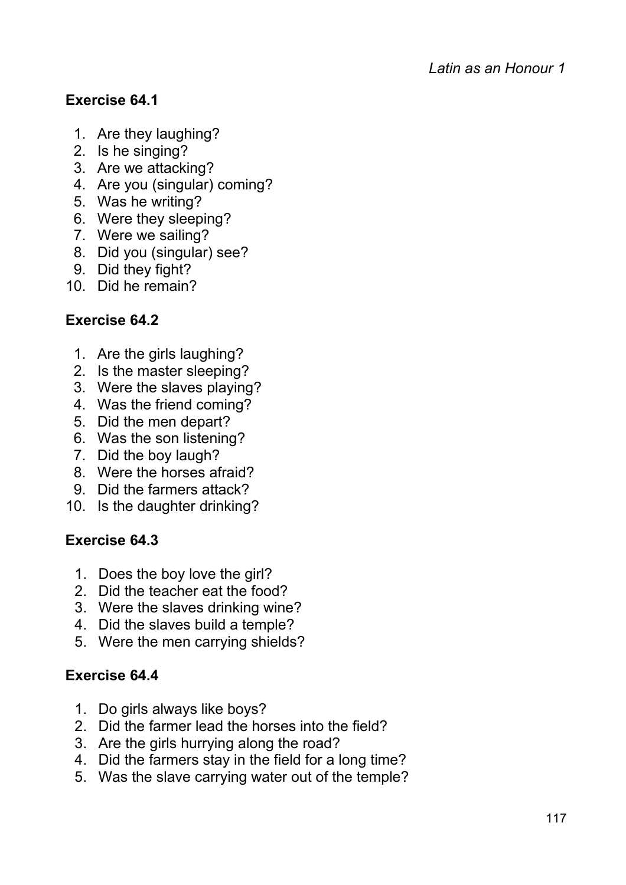## Exercise 64.1

1. Are they laughing?
2. Is he singing?
3. Are we attacking?
4. Are you (singular) coming?
5. Was he writing?
6. Were they sleeping?
7. Were we sailing?
8. Did you (singular) see?
9. Did they fight?
10. Did he remain?

## Exercise 64.2

1. Are the girls laughing?
2. Is the master sleeping?
3. Were the slaves playing?
4. Was the friend coming?
5. Did the men depart?
6. Was the son listening?
7. Did the boy laugh?
8. Were the horses afraid?
9. Did the farmers attack?
10. Is the daughter drinking?

## Exercise 64.3

1. Does the boy love the girl?
2. Did the teacher eat the food?
3. Were the slaves drinking wine?
4. Did the slaves build a temple?
5. Were the men carrying shields?

## Exercise 64.4

1. Do girls always like boys?
2. Did the farmer lead the horses into the field?
3. Are the girls hurrying along the road?
4. Did the farmers stay in the field for a long time?
5. Was the slave carrying water out of the temple?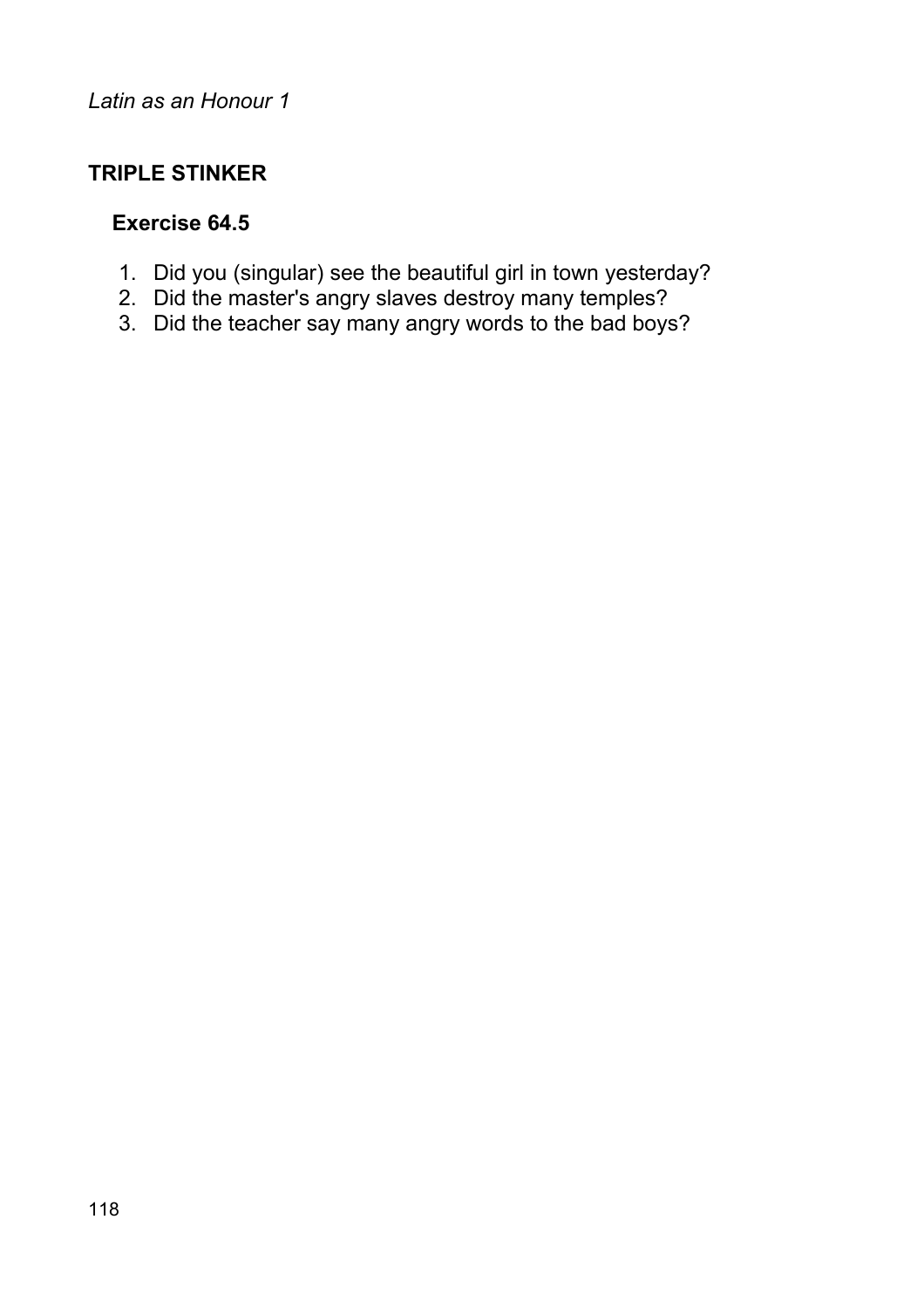## TRIPLE STINKER

### Exercise 64.5

1. Did you (singular) see the beautiful girl in town yesterday?
2. Did the master's angry slaves destroy many temples?
3. Did the teacher say many angry words to the bad boys?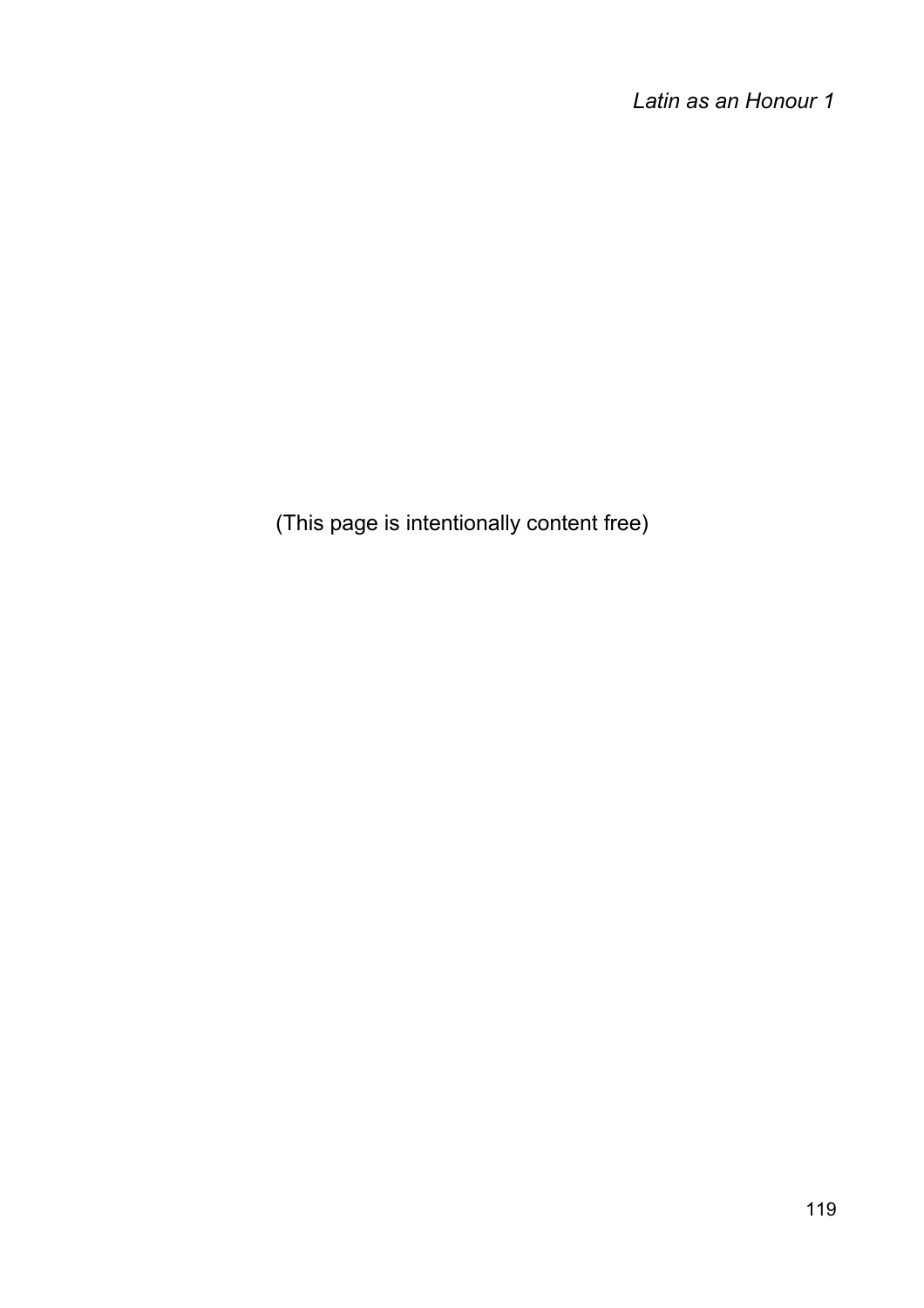(This page is intentionally content free)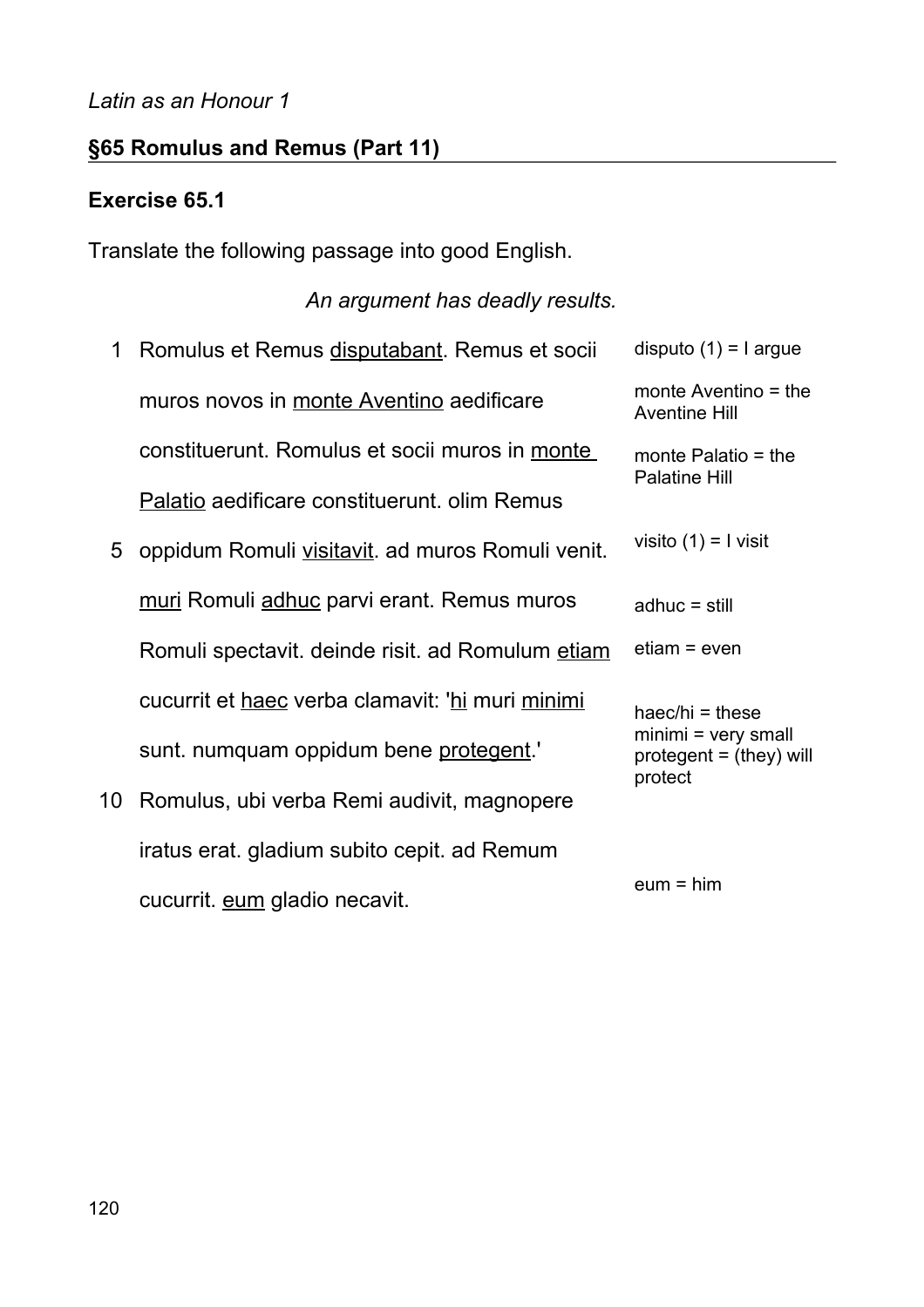*Latin as an Honour 1*

## §65 Romulus and Remus (Part 11)

### Exercise 65.1

Translate the following passage into good English.

*An argument has deadly results.*

| | | |
|---|---|---|
| 1 | Romulus et Remus disputabant. Remus et socii | disputo (1) = I argue |
| | muros novos in monte Aventino aedificare | monte Aventino = the Aventine Hill |
| | constituerunt. Romulus et socii muros in monte | monte Palatio = the Palatine Hill |
| | Palatio aedificare constituerunt. olim Remus | |
| 5 | oppidum Romuli visitavit. ad muros Romuli venit. | visito (1) = I visit |
| | muri Romuli adhuc parvi erant. Remus muros | adhuc = still |
| | Romuli spectavit. deinde risit. ad Romulum etiam | etiam = even |
| | cucurrit et haec verba clamavit: 'hi muri minimi | haec/hi = these<br>minimi = very small |
| | sunt. numquam oppidum bene protegent.' | protegent = (they) will protect |
| 10 | Romulus, ubi verba Remi audivit, magnopere | |
| | iratus erat. gladium subito cepit. ad Remum | |
| | cucurrit. eum gladio necavit. | eum = him |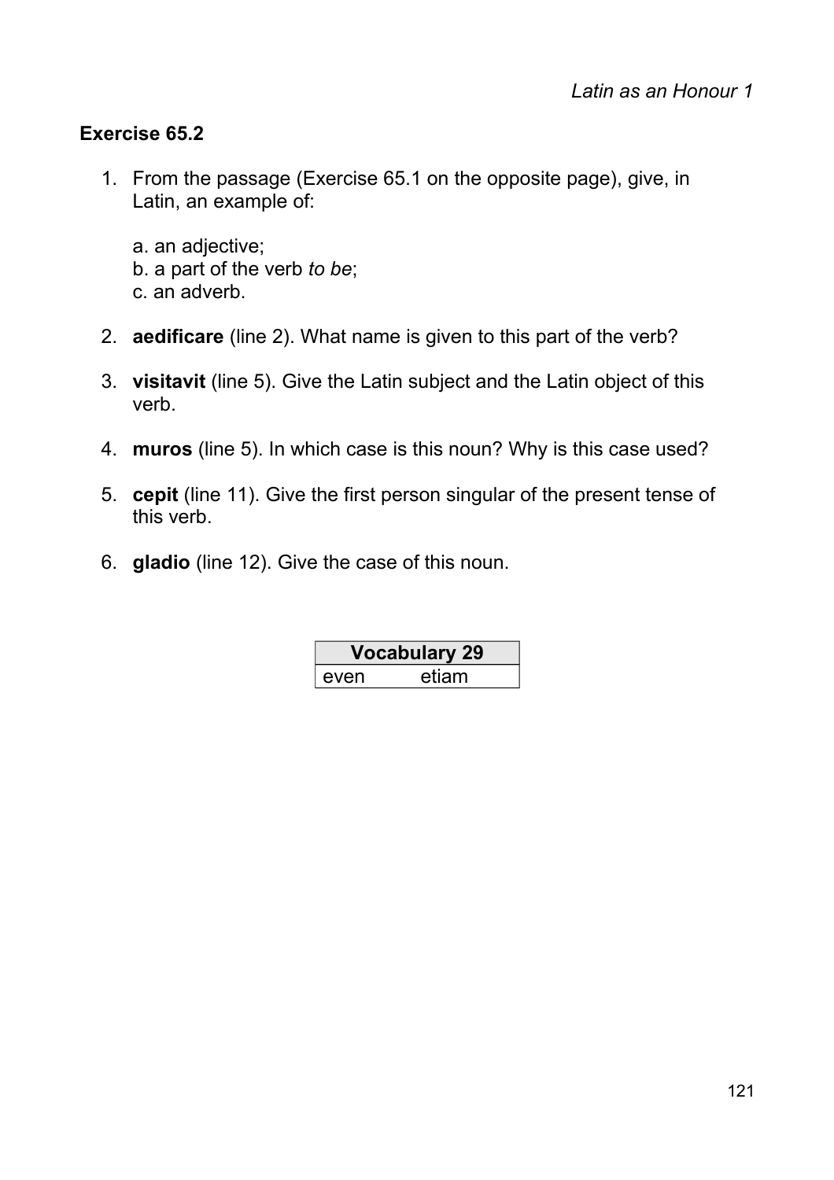## Exercise 65.2

1. From the passage (Exercise 65.1 on the opposite page), give, in Latin, an example of:

   a. an adjective;
   b. a part of the verb *to be*;
   c. an adverb.

2. **aedificare** (line 2). What name is given to this part of the verb?

3. **visitavit** (line 5). Give the Latin subject and the Latin object of this verb.

4. **muros** (line 5). In which case is this noun? Why is this case used?

5. **cepit** (line 11). Give the first person singular of the present tense of this verb.

6. **gladio** (line 12). Give the case of this noun.

| Vocabulary 29 | |
|---|---|
| even | etiam |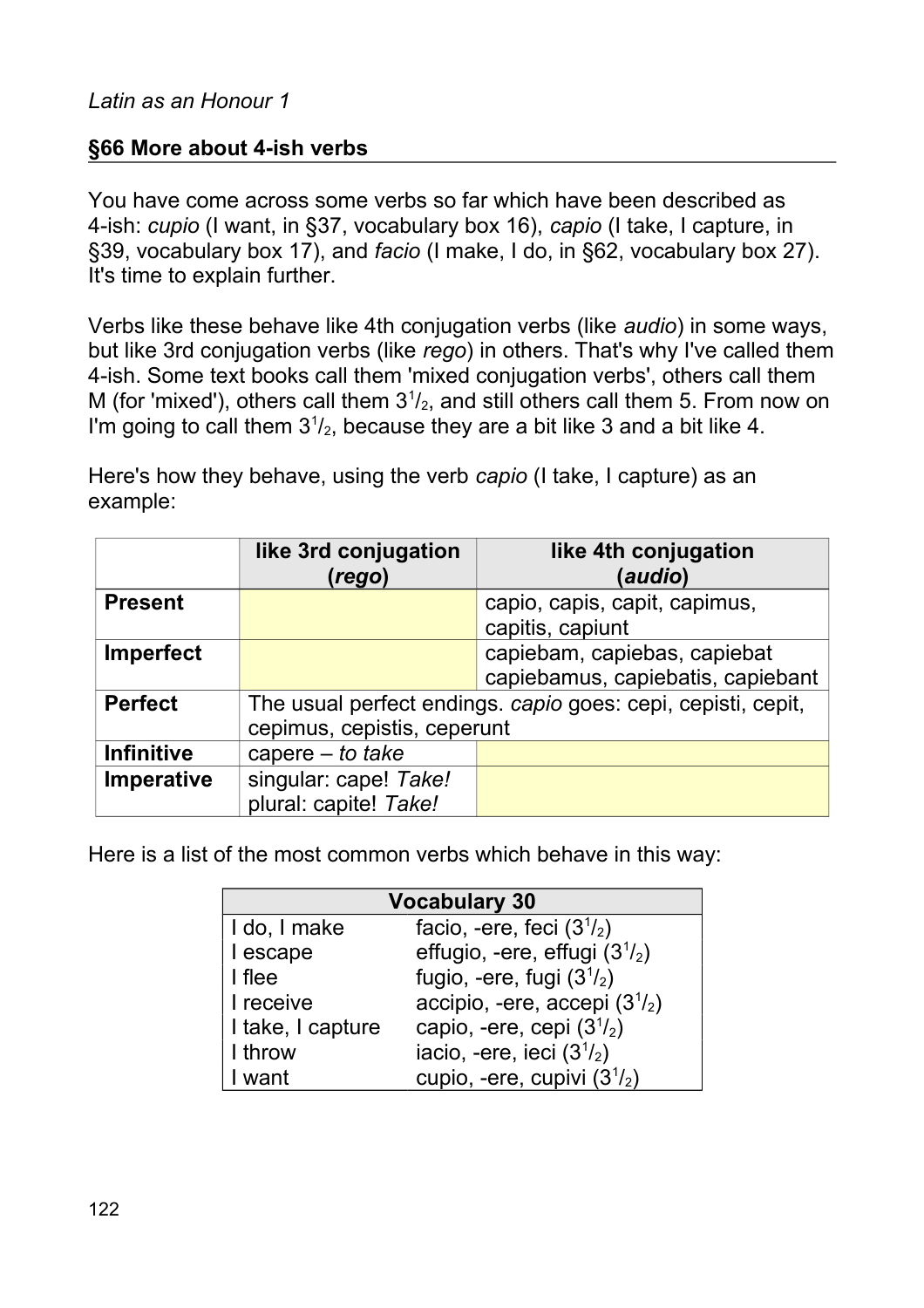*Latin as an Honour 1*

## §66 More about 4-ish verbs

You have come across some verbs so far which have been described as 4-ish: *cupio* (I want, in §37, vocabulary box 16), *capio* (I take, I capture, in §39, vocabulary box 17), and *facio* (I make, I do, in §62, vocabulary box 27). It's time to explain further.

Verbs like these behave like 4th conjugation verbs (like *audio*) in some ways, but like 3rd conjugation verbs (like *rego*) in others. That's why I've called them 4-ish. Some text books call them 'mixed conjugation verbs', others call them M (for 'mixed'), others call them $3^1/_2$, and still others call them 5. From now on I'm going to call them $3^1/_2$, because they are a bit like 3 and a bit like 4.

Here's how they behave, using the verb *capio* (I take, I capture) as an example:

| | like 3rd conjugation (*rego*) | like 4th conjugation (*audio*) |
|---|---|---|
| **Present** | | capio, capis, capit, capimus, capitis, capiunt |
| **Imperfect** | | capiebam, capiebas, capiebat capiebamus, capiebatis, capiebant |
| **Perfect** | The usual perfect endings. *capio* goes: cepi, cepisti, cepit, cepimus, cepistis, ceperunt | |
| **Infinitive** | capere – *to take* | |
| **Imperative** | singular: cape! *Take!* plural: capite! *Take!* | |

Here is a list of the most common verbs which behave in this way:

| Vocabulary 30 | |
|---|---|
| I do, I make | facio, -ere, feci ($3^1/_2$) |
| I escape | effugio, -ere, effugi ($3^1/_2$) |
| I flee | fugio, -ere, fugi ($3^1/_2$) |
| I receive | accipio, -ere, accepi ($3^1/_2$) |
| I take, I capture | capio, -ere, cepi ($3^1/_2$) |
| I throw | iacio, -ere, ieci ($3^1/_2$) |
| I want | cupio, -ere, cupivi ($3^1/_2$) |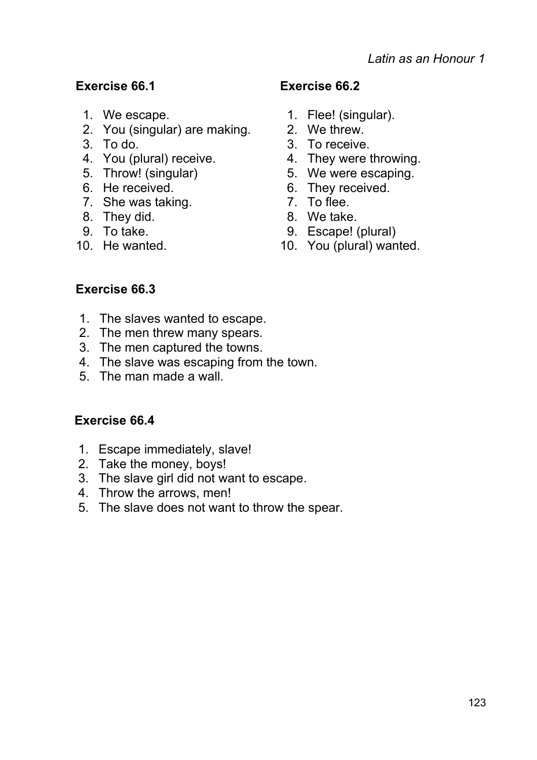### Exercise 66.1

1. We escape.
2. You (singular) are making.
3. To do.
4. You (plural) receive.
5. Throw! (singular)
6. He received.
7. She was taking.
8. They did.
9. To take.
10. He wanted.

### Exercise 66.2

1. Flee! (singular).
2. We threw.
3. To receive.
4. They were throwing.
5. We were escaping.
6. They received.
7. To flee.
8. We take.
9. Escape! (plural)
10. You (plural) wanted.

### Exercise 66.3

1. The slaves wanted to escape.
2. The men threw many spears.
3. The men captured the towns.
4. The slave was escaping from the town.
5. The man made a wall.

### Exercise 66.4

1. Escape immediately, slave!
2. Take the money, boys!
3. The slave girl did not want to escape.
4. Throw the arrows, men!
5. The slave does not want to throw the spear.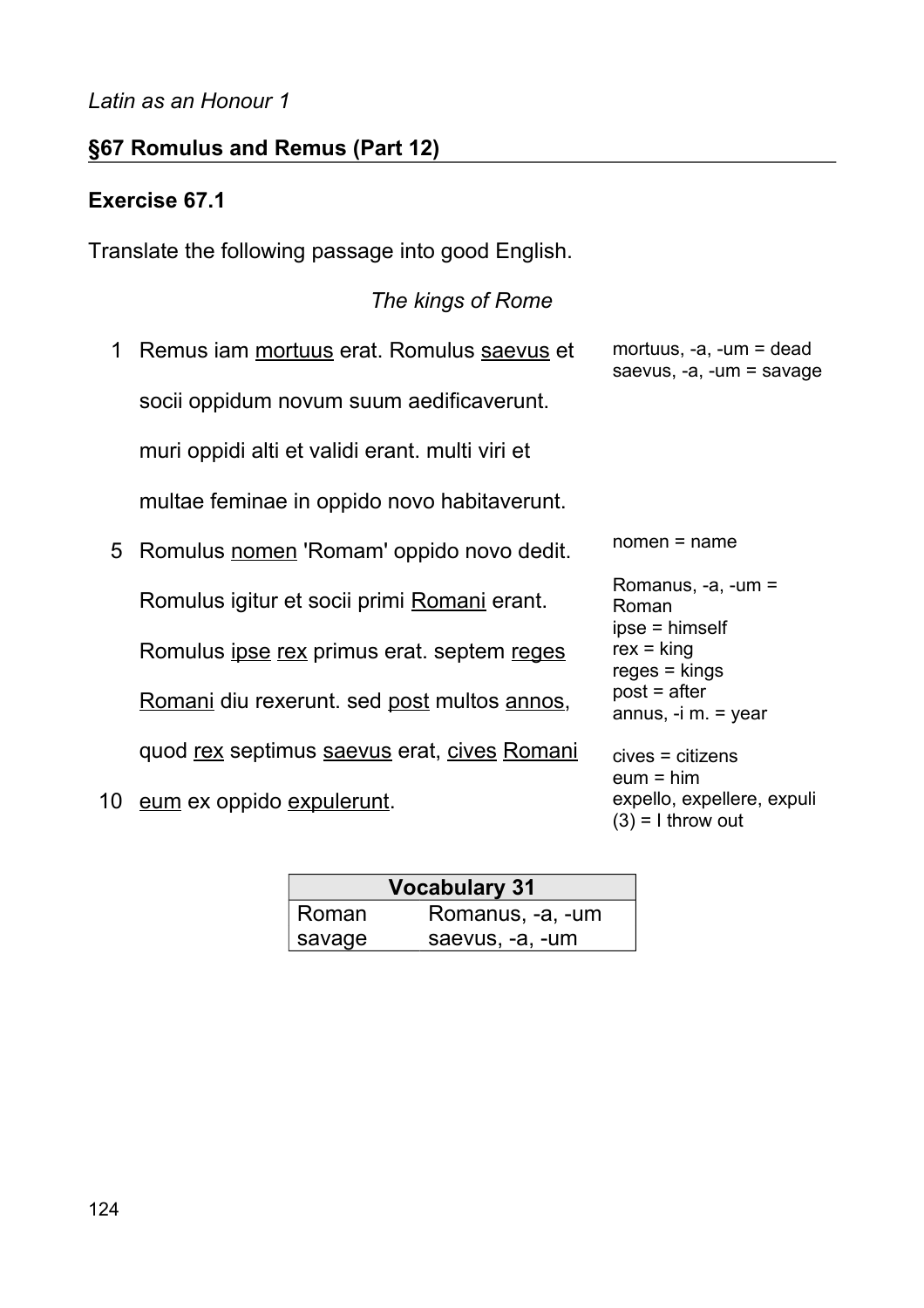*Latin as an Honour 1*

## §67 Romulus and Remus (Part 12)

### Exercise 67.1

Translate the following passage into good English.

*The kings of Rome*

1 Remus iam <u>mortuus</u> erat. Romulus <u>saevus</u> et
socii oppidum novum suum aedificaverunt.
muri oppidi alti et validi erant. multi viri et
multae feminae in oppido novo habitaverunt.
5 Romulus <u>nomen</u> 'Romam' oppido novo dedit.
Romulus igitur et socii primi <u>Romani</u> erant.
Romulus <u>ipse</u> <u>rex</u> primus erat. septem <u>reges</u>
<u>Romani</u> diu rexerunt. sed <u>post</u> multos <u>annos</u>,
quod <u>rex</u> septimus <u>saevus</u> erat, <u>cives</u> <u>Romani</u>
10 <u>eum</u> ex oppido <u>expulerunt</u>.

mortuus, -a, -um = dead
saevus, -a, -um = savage

nomen = name
Romanus, -a, -um = Roman
ipse = himself
rex = king
reges = kings
post = after
annus, -i m. = year
cives = citizens
eum = him
expello, expellere, expuli (3) = I throw out

| Vocabulary 31 | |
|---|---|
| Roman | Romanus, -a, -um |
| savage | saevus, -a, -um |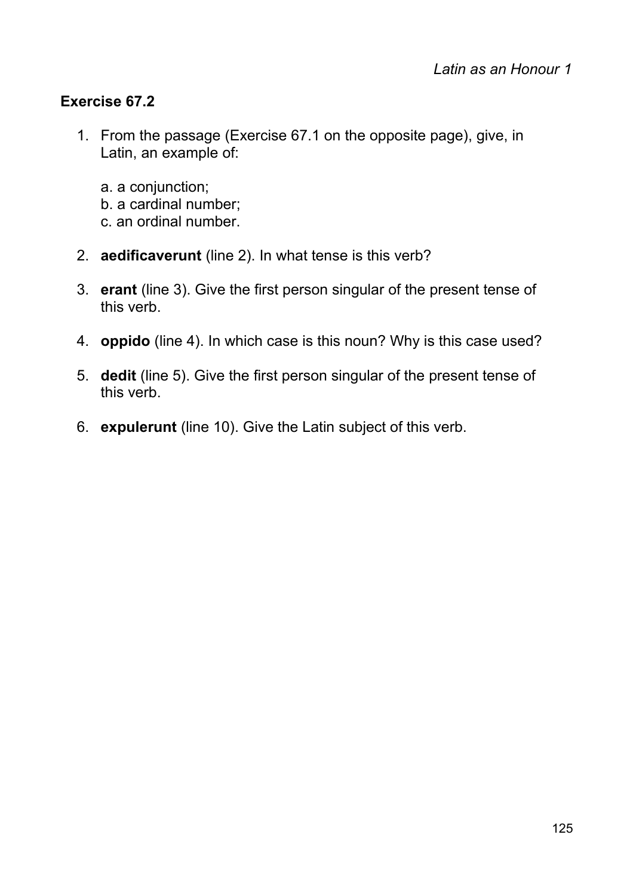## Exercise 67.2

1. From the passage (Exercise 67.1 on the opposite page), give, in Latin, an example of:

   a. a conjunction;
   b. a cardinal number;
   c. an ordinal number.

2. **aedificaverunt** (line 2). In what tense is this verb?

3. **erant** (line 3). Give the first person singular of the present tense of this verb.

4. **oppido** (line 4). In which case is this noun? Why is this case used?

5. **dedit** (line 5). Give the first person singular of the present tense of this verb.

6. **expulerunt** (line 10). Give the Latin subject of this verb.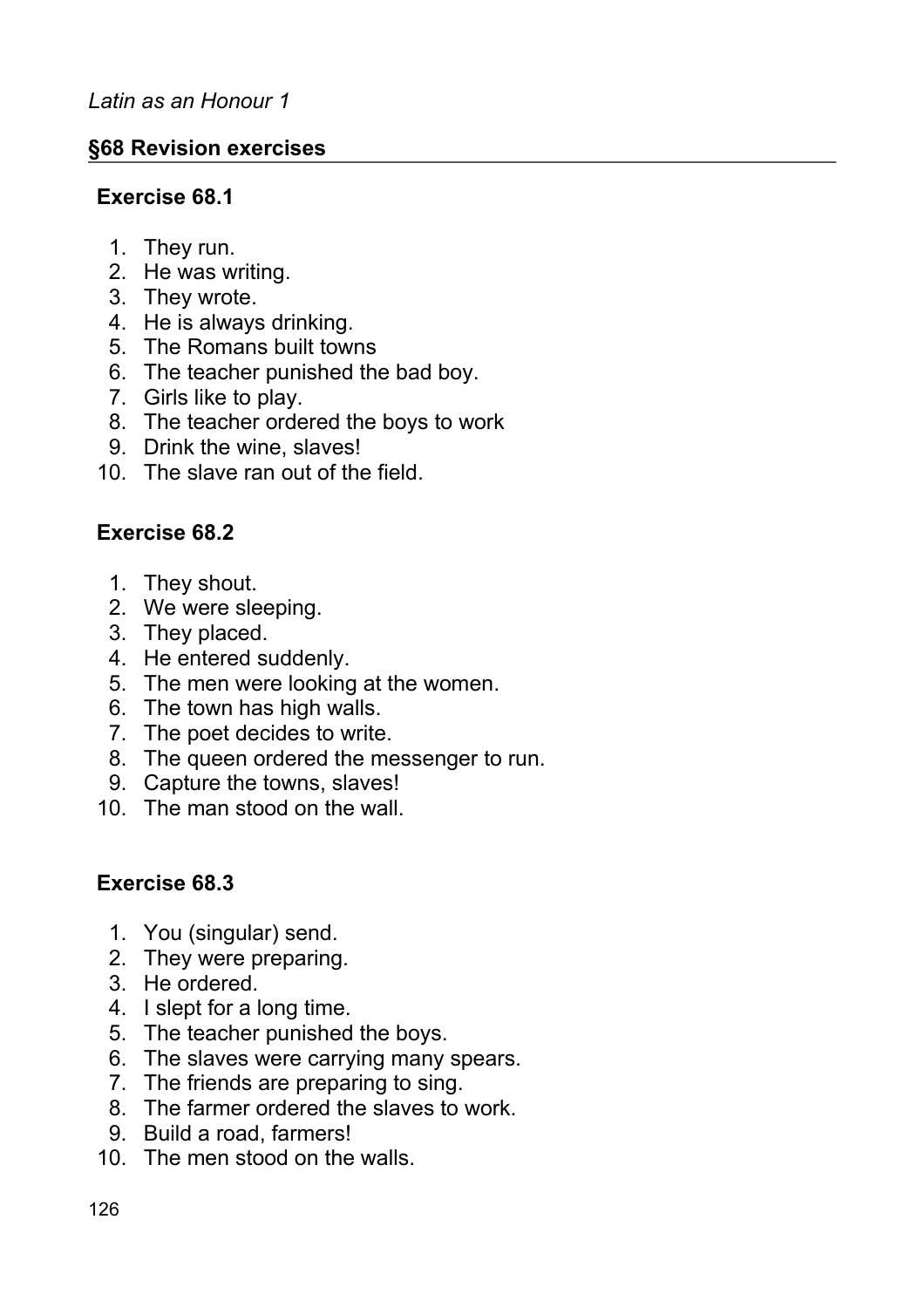*Latin as an Honour 1*

## §68 Revision exercises

### Exercise 68.1

1. They run.
2. He was writing.
3. They wrote.
4. He is always drinking.
5. The Romans built towns
6. The teacher punished the bad boy.
7. Girls like to play.
8. The teacher ordered the boys to work
9. Drink the wine, slaves!
10. The slave ran out of the field.

### Exercise 68.2

1. They shout.
2. We were sleeping.
3. They placed.
4. He entered suddenly.
5. The men were looking at the women.
6. The town has high walls.
7. The poet decides to write.
8. The queen ordered the messenger to run.
9. Capture the towns, slaves!
10. The man stood on the wall.

### Exercise 68.3

1. You (singular) send.
2. They were preparing.
3. He ordered.
4. I slept for a long time.
5. The teacher punished the boys.
6. The slaves were carrying many spears.
7. The friends are preparing to sing.
8. The farmer ordered the slaves to work.
9. Build a road, farmers!
10. The men stood on the walls.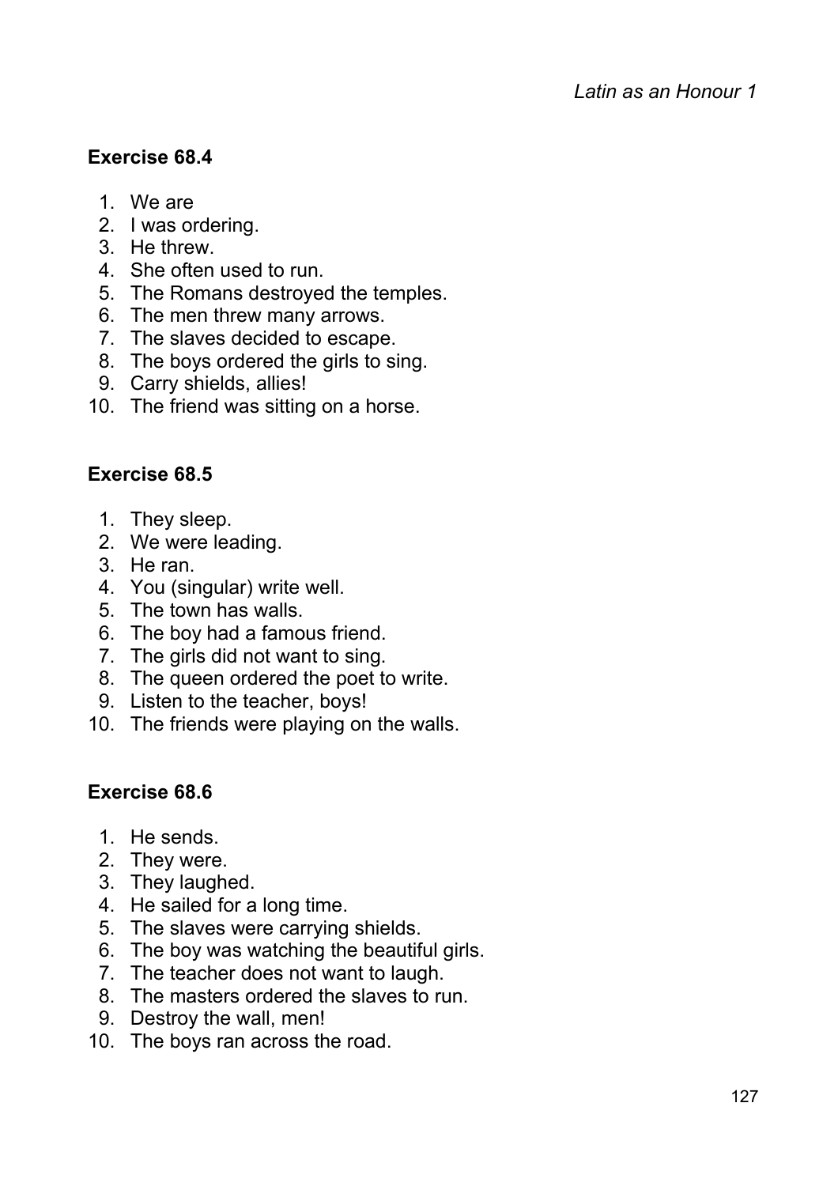## Exercise 68.4

1. We are
2. I was ordering.
3. He threw.
4. She often used to run.
5. The Romans destroyed the temples.
6. The men threw many arrows.
7. The slaves decided to escape.
8. The boys ordered the girls to sing.
9. Carry shields, allies!
10. The friend was sitting on a horse.

## Exercise 68.5

1. They sleep.
2. We were leading.
3. He ran.
4. You (singular) write well.
5. The town has walls.
6. The boy had a famous friend.
7. The girls did not want to sing.
8. The queen ordered the poet to write.
9. Listen to the teacher, boys!
10. The friends were playing on the walls.

## Exercise 68.6

1. He sends.
2. They were.
3. They laughed.
4. He sailed for a long time.
5. The slaves were carrying shields.
6. The boy was watching the beautiful girls.
7. The teacher does not want to laugh.
8. The masters ordered the slaves to run.
9. Destroy the wall, men!
10. The boys ran across the road.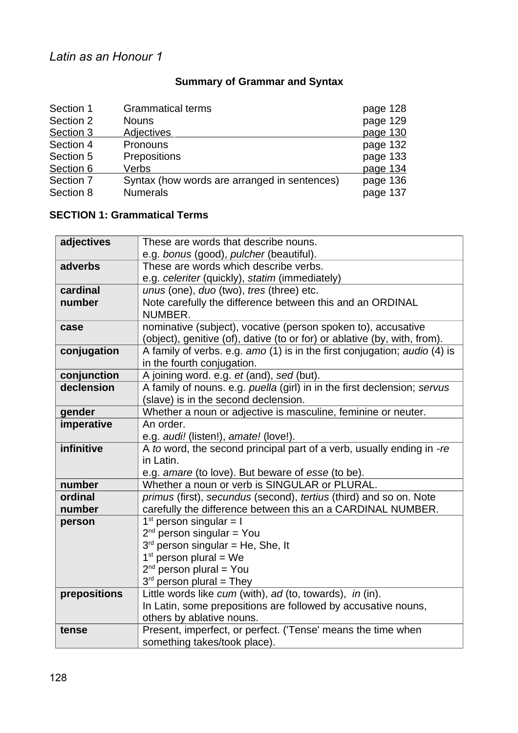*Latin as an Honour 1*

## Summary of Grammar and Syntax

| | | |
|---|---|---|
| Section 1 | Grammatical terms | page 128 |
| Section 2 | Nouns | page 129 |
| Section 3 | Adjectives | page 130 |
| Section 4 | Pronouns | page 132 |
| Section 5 | Prepositions | page 133 |
| Section 6 | Verbs | page 134 |
| Section 7 | Syntax (how words are arranged in sentences) | page 136 |
| Section 8 | Numerals | page 137 |

### SECTION 1: Grammatical Terms

| | |
|---|---|
| **adjectives** | These are words that describe nouns.<br>e.g. *bonus* (good), *pulcher* (beautiful). |
| **adverbs** | These are words which describe verbs.<br>e.g. *celeriter* (quickly), *statim* (immediately) |
| **cardinal number** | *unus* (one), *duo* (two), *tres* (three) etc.<br>Note carefully the difference between this and an ORDINAL NUMBER. |
| **case** | nominative (subject), vocative (person spoken to), accusative (object), genitive (of), dative (to or for) or ablative (by, with, from). |
| **conjugation** | A family of verbs. e.g. *amo* (1) is in the first conjugation; *audio* (4) is in the fourth conjugation. |
| **conjunction** | A joining word. e.g. *et* (and), *sed* (but). |
| **declension** | A family of nouns. e.g. *puella* (girl) in in the first declension; *servus* (slave) is in the second declension. |
| **gender** | Whether a noun or adjective is masculine, feminine or neuter. |
| **imperative** | An order.<br>e.g. *audi!* (listen!), *amate!* (love!). |
| **infinitive** | A *to* word, the second principal part of a verb, usually ending in *-re* in Latin.<br>e.g. *amare* (to love). But beware of *esse* (to be). |
| **number** | Whether a noun or verb is SINGULAR or PLURAL. |
| **ordinal number** | *primus* (first), *secundus* (second), *tertius* (third) and so on. Note carefully the difference between this an a CARDINAL NUMBER. |
| **person** | 1st person singular = I<br>2nd person singular = You<br>3rd person singular = He, She, It<br>1st person plural = We<br>2nd person plural = You<br>3rd person plural = They |
| **prepositions** | Little words like *cum* (with), *ad* (to, towards), *in* (in).<br>In Latin, some prepositions are followed by accusative nouns, others by ablative nouns. |
| **tense** | Present, imperfect, or perfect. ('Tense' means the time when something takes/took place). |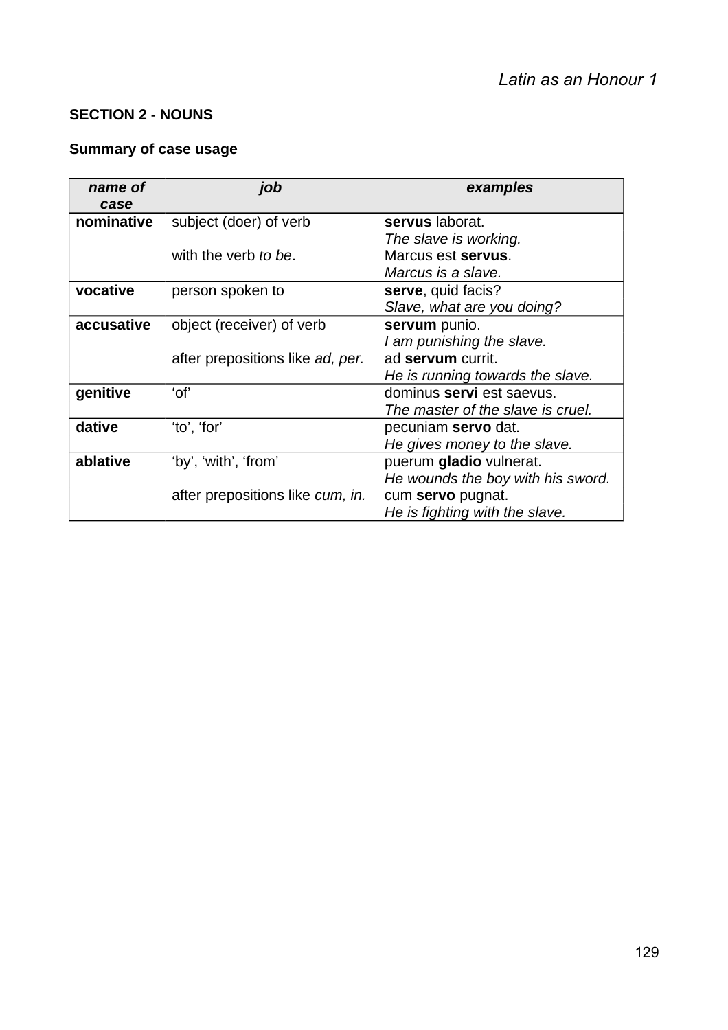## SECTION 2 - NOUNS

### Summary of case usage

| *name of case* | *job* | *examples* |
|---|---|---|
| **nominative** | subject (doer) of verb | **servus** laborat.<br>*The slave is working.* |
| | with the verb *to be*. | Marcus est **servus**.<br>*Marcus is a slave.* |
| **vocative** | person spoken to | **serve**, quid facis?<br>*Slave, what are you doing?* |
| **accusative** | object (receiver) of verb | **servum** punio.<br>*I am punishing the slave.* |
| | after prepositions like *ad, per.* | ad **servum** currit.<br>*He is running towards the slave.* |
| **genitive** | 'of' | dominus **servi** est saevus.<br>*The master of the slave is cruel.* |
| **dative** | 'to', 'for' | pecuniam **servo** dat.<br>*He gives money to the slave.* |
| **ablative** | 'by', 'with', 'from' | puerum **gladio** vulnerat.<br>*He wounds the boy with his sword.* |
| | after prepositions like *cum, in.* | cum **servo** pugnat.<br>*He is fighting with the slave.* |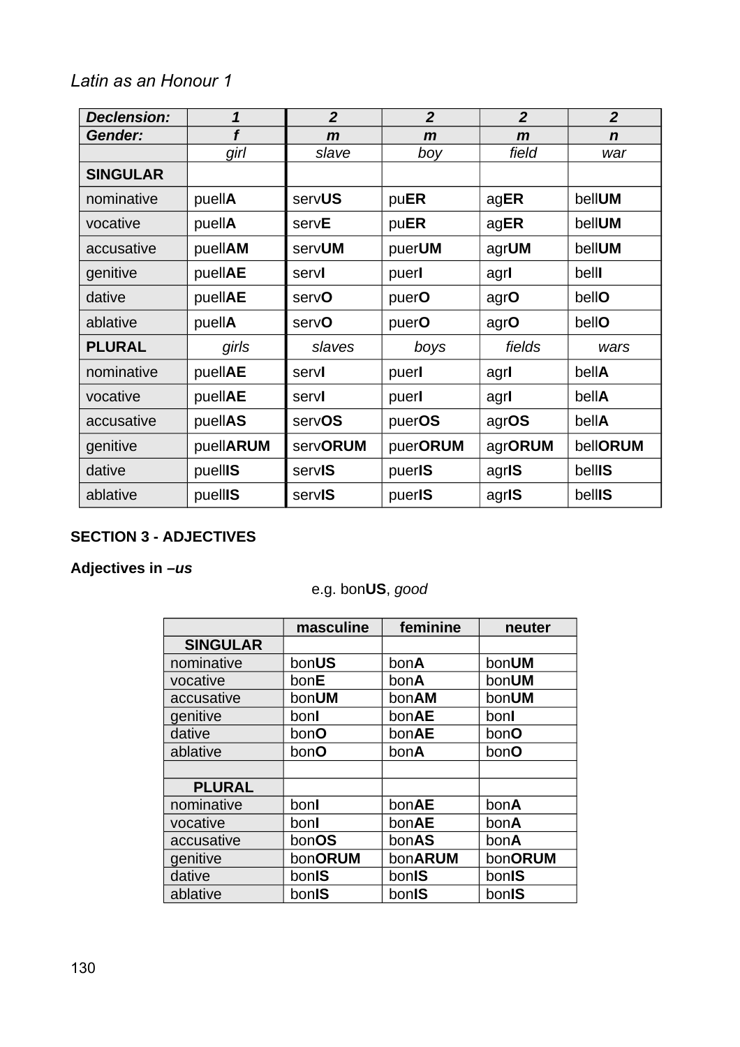| ***Declension:*** | ***1*** | ***2*** | ***2*** | ***2*** | ***2*** |
|---|---|---|---|---|---|
| ***Gender:*** | ***f*** | ***m*** | ***m*** | ***m*** | ***n*** |
| | *girl* | *slave* | *boy* | *field* | *war* |
| **SINGULAR** | | | | | |
| nominative | puell**A** | serv**US** | pu**ER** | ag**ER** | bell**UM** |
| vocative | puell**A** | serv**E** | pu**ER** | ag**ER** | bell**UM** |
| accusative | puell**AM** | serv**UM** | puer**UM** | agr**UM** | bell**UM** |
| genitive | puell**AE** | serv**I** | puer**I** | agr**I** | bell**I** |
| dative | puell**AE** | serv**O** | puer**O** | agr**O** | bell**O** |
| ablative | puell**A** | serv**O** | puer**O** | agr**O** | bell**O** |
| **PLURAL** | *girls* | *slaves* | *boys* | *fields* | *wars* |
| nominative | puell**AE** | serv**I** | puer**I** | agr**I** | bell**A** |
| vocative | puell**AE** | serv**I** | puer**I** | agr**I** | bell**A** |
| accusative | puell**AS** | serv**OS** | puer**OS** | agr**OS** | bell**A** |
| genitive | puell**ARUM** | serv**ORUM** | puer**ORUM** | agr**ORUM** | bell**ORUM** |
| dative | puell**IS** | serv**IS** | puer**IS** | agr**IS** | bell**IS** |
| ablative | puell**IS** | serv**IS** | puer**IS** | agr**IS** | bell**IS** |

## SECTION 3 - ADJECTIVES

### Adjectives in *–us*

e.g. bon**US**, *good*

| | **masculine** | **feminine** | **neuter** |
|---|---|---|---|
| **SINGULAR** | | | |
| nominative | bon**US** | bon**A** | bon**UM** |
| vocative | bon**E** | bon**A** | bon**UM** |
| accusative | bon**UM** | bon**AM** | bon**UM** |
| genitive | bon**I** | bon**AE** | bon**I** |
| dative | bon**O** | bon**AE** | bon**O** |
| ablative | bon**O** | bon**A** | bon**O** |
| | | | |
| **PLURAL** | | | |
| nominative | bon**I** | bon**AE** | bon**A** |
| vocative | bon**I** | bon**AE** | bon**A** |
| accusative | bon**OS** | bon**AS** | bon**A** |
| genitive | bon**ORUM** | bon**ARUM** | bon**ORUM** |
| dative | bon**IS** | bon**IS** | bon**IS** |
| ablative | bon**IS** | bon**IS** | bon**IS** |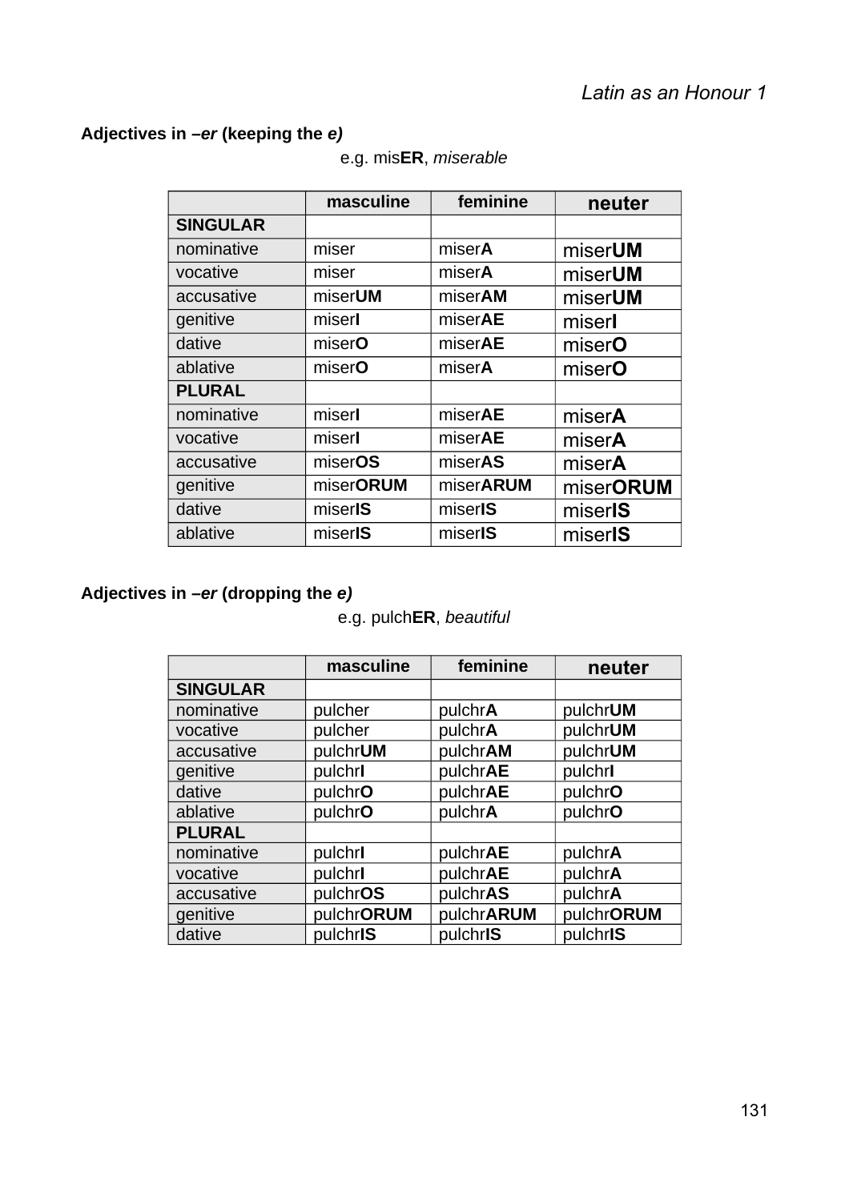### Adjectives in –*er* (keeping the *e)*

e.g. mis**ER**, *miserable*

| | masculine | feminine | neuter |
|---|---|---|---|
| **SINGULAR** | | | |
| nominative | miser | miser**A** | miser**UM** |
| vocative | miser | miser**A** | miser**UM** |
| accusative | miser**UM** | miser**AM** | miser**UM** |
| genitive | miser**I** | miser**AE** | miser**I** |
| dative | miser**O** | miser**AE** | miser**O** |
| ablative | miser**O** | miser**A** | miser**O** |
| **PLURAL** | | | |
| nominative | miser**I** | miser**AE** | miser**A** |
| vocative | miser**I** | miser**AE** | miser**A** |
| accusative | miser**OS** | miser**AS** | miser**A** |
| genitive | miser**ORUM** | miser**ARUM** | miser**ORUM** |
| dative | miser**IS** | miser**IS** | miser**IS** |
| ablative | miser**IS** | miser**IS** | miser**IS** |

### Adjectives in –*er* (dropping the *e)*

e.g. pulch**ER**, *beautiful*

| | masculine | feminine | neuter |
|---|---|---|---|
| **SINGULAR** | | | |
| nominative | pulcher | pulchr**A** | pulchr**UM** |
| vocative | pulcher | pulchr**A** | pulchr**UM** |
| accusative | pulchr**UM** | pulchr**AM** | pulchr**UM** |
| genitive | pulchr**I** | pulchr**AE** | pulchr**I** |
| dative | pulchr**O** | pulchr**AE** | pulchr**O** |
| ablative | pulchr**O** | pulchr**A** | pulchr**O** |
| **PLURAL** | | | |
| nominative | pulchr**I** | pulchr**AE** | pulchr**A** |
| vocative | pulchr**I** | pulchr**AE** | pulchr**A** |
| accusative | pulchr**OS** | pulchr**AS** | pulchr**A** |
| genitive | pulchr**ORUM** | pulchr**ARUM** | pulchr**ORUM** |
| dative | pulchr**IS** | pulchr**IS** | pulchr**IS** |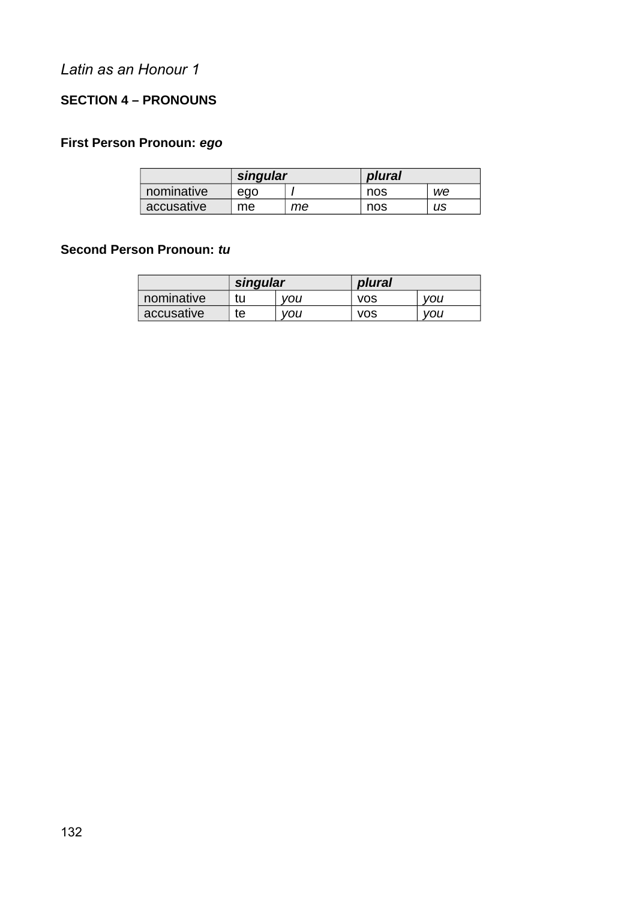*Latin as an Honour 1*

**SECTION 4 – PRONOUNS**

**First Person Pronoun: *ego***

| | ***singular*** | | ***plural*** | |
|---|---|---|---|---|
| nominative | ego | *I* | nos | *we* |
| accusative | me | *me* | nos | *us* |

**Second Person Pronoun: *tu***

| | ***singular*** | | ***plural*** | |
|---|---|---|---|---|
| nominative | tu | *you* | vos | *you* |
| accusative | te | *you* | vos | *you* |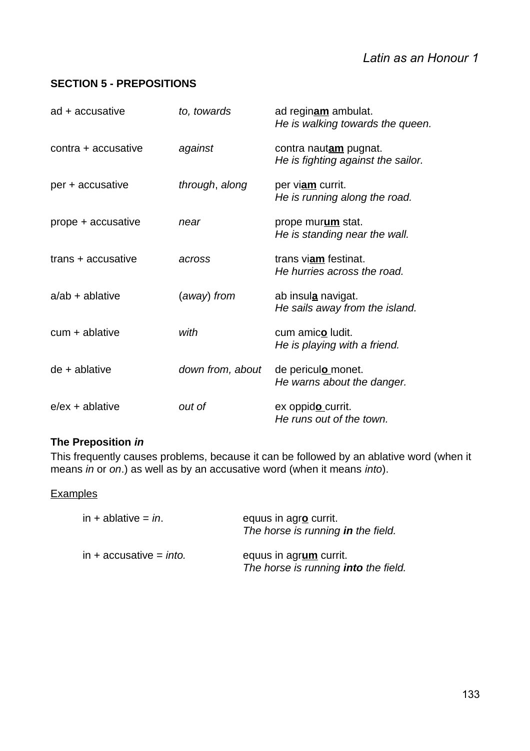## SECTION 5 - PREPOSITIONS

| | | |
|---|---|---|
| ad + accusative | *to, towards* | ad regin**am** ambulat.<br>*He is walking towards the queen.* |
| contra + accusative | *against* | contra naut**am** pugnat.<br>*He is fighting against the sailor.* |
| per + accusative | *through*, *along* | per vi**am** currit.<br>*He is running along the road.* |
| prope + accusative | *near* | prope mur**um** stat.<br>*He is standing near the wall.* |
| trans + accusative | *across* | trans vi**am** festinat.<br>*He hurries across the road.* |
| a/ab + ablative | (*away*) *from* | ab insul**a** navigat.<br>*He sails away from the island.* |
| cum + ablative | *with* | cum amic**o** ludit.<br>*He is playing with a friend.* |
| de + ablative | *down from, about* | de pericul**o** monet.<br>*He warns about the danger.* |
| e/ex + ablative | *out of* | ex oppid**o** currit.<br>*He runs out of the town.* |

### The Preposition *in*

This frequently causes problems, because it can be followed by an ablative word (when it means *in* or *on*.) as well as by an accusative word (when it means *into*).

Examples

| | |
|---|---|
| in + ablative = *in*. | equus in agr**o** currit.<br>*The horse is running* ***in*** *the field.* |
| in + accusative = *into.* | equus in agr**um** currit.<br>*The horse is running* ***into*** *the field.* |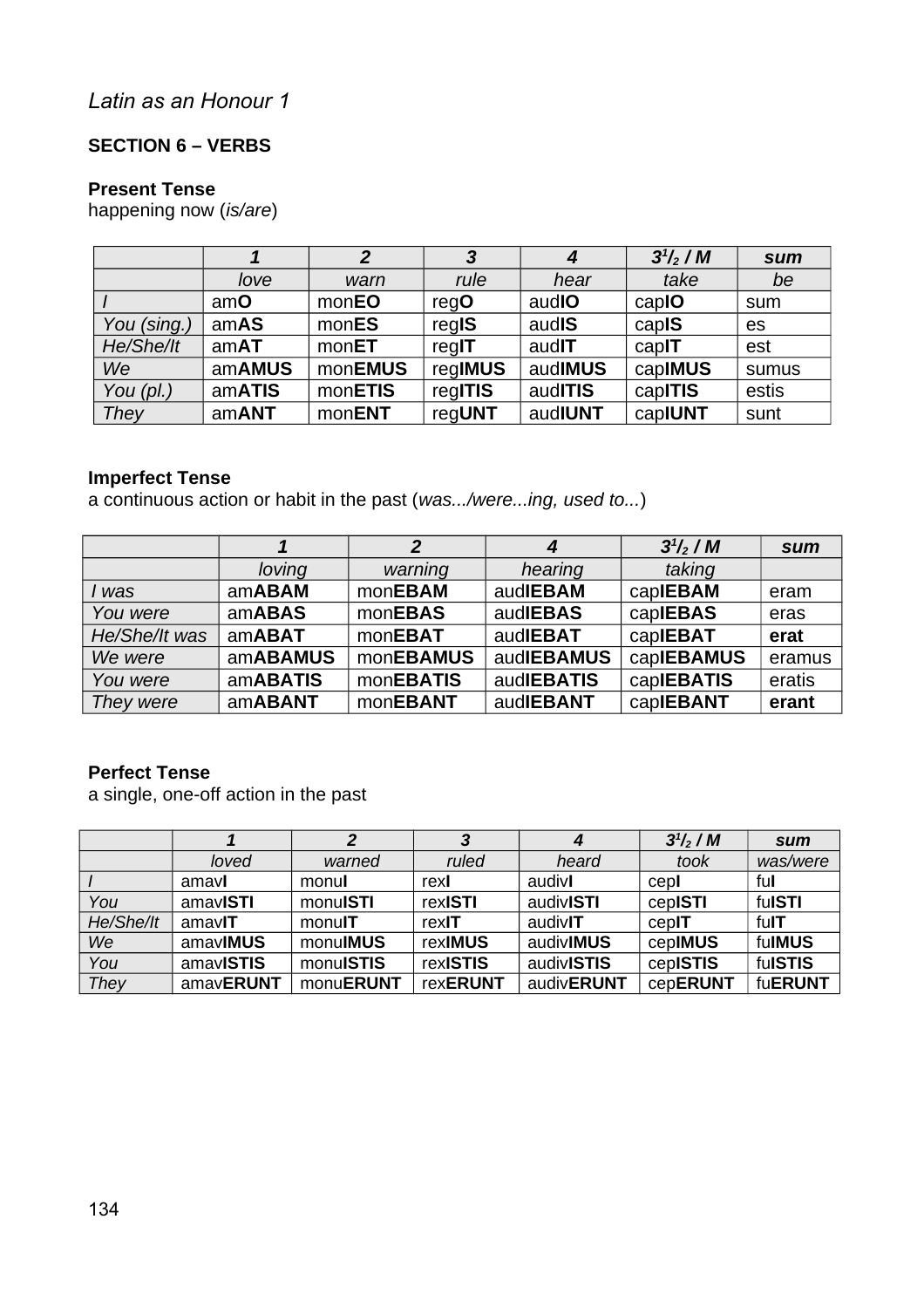*Latin as an Honour 1*

## SECTION 6 – VERBS

### Present Tense

happening now (*is/are*)

| | ***1*** | ***2*** | ***3*** | ***4*** | ***3½ / M*** | ***sum*** |
|---|---|---|---|---|---|---|
| | *love* | *warn* | *rule* | *hear* | *take* | *be* |
| *I* | am**O** | mon**EO** | reg**O** | aud**IO** | cap**IO** | sum |
| *You (sing.)* | am**AS** | mon**ES** | reg**IS** | aud**IS** | cap**IS** | es |
| *He/She/It* | am**AT** | mon**ET** | reg**IT** | aud**IT** | cap**IT** | est |
| *We* | am**AMUS** | mon**EMUS** | reg**IMUS** | aud**IMUS** | cap**IMUS** | sumus |
| *You (pl.)* | am**ATIS** | mon**ETIS** | reg**ITIS** | aud**ITIS** | cap**ITIS** | estis |
| *They* | am**ANT** | mon**ENT** | reg**UNT** | aud**IUNT** | cap**IUNT** | sunt |

### Imperfect Tense

a continuous action or habit in the past (*was.../were...ing, used to...*)

| | ***1*** | ***2*** | ***4*** | ***3½ / M*** | ***sum*** |
|---|---|---|---|---|---|
| | *loving* | *warning* | *hearing* | *taking* | |
| *I was* | am**ABAM** | mon**EBAM** | aud**IEBAM** | cap**IEBAM** | eram |
| *You were* | am**ABAS** | mon**EBAS** | aud**IEBAS** | cap**IEBAS** | eras |
| *He/She/It was* | am**ABAT** | mon**EBAT** | aud**IEBAT** | cap**IEBAT** | **erat** |
| *We were* | am**ABAMUS** | mon**EBAMUS** | aud**IEBAMUS** | cap**IEBAMUS** | eramus |
| *You were* | am**ABATIS** | mon**EBATIS** | aud**IEBATIS** | cap**IEBATIS** | eratis |
| *They were* | am**ABANT** | mon**EBANT** | aud**IEBANT** | cap**IEBANT** | **erant** |

### Perfect Tense

a single, one-off action in the past

| | ***1*** | ***2*** | ***3*** | ***4*** | ***3½ / M*** | ***sum*** |
|---|---|---|---|---|---|---|
| | *loved* | *warned* | *ruled* | *heard* | *took* | *was/were* |
| *I* | amav**I** | monu**I** | rex**I** | audiv**I** | cep**I** | fu**I** |
| *You* | amav**ISTI** | monu**ISTI** | rex**ISTI** | audiv**ISTI** | cep**ISTI** | fu**ISTI** |
| *He/She/It* | amav**IT** | monu**IT** | rex**IT** | audiv**IT** | cep**IT** | fu**IT** |
| *We* | amav**IMUS** | monu**IMUS** | rex**IMUS** | audiv**IMUS** | cep**IMUS** | fu**IMUS** |
| *You* | amav**ISTIS** | monu**ISTIS** | rex**ISTIS** | audiv**ISTIS** | cep**ISTIS** | fu**ISTIS** |
| *They* | amav**ERUNT** | monu**ERUNT** | rex**ERUNT** | audiv**ERUNT** | cep**ERUNT** | fu**ERUNT** |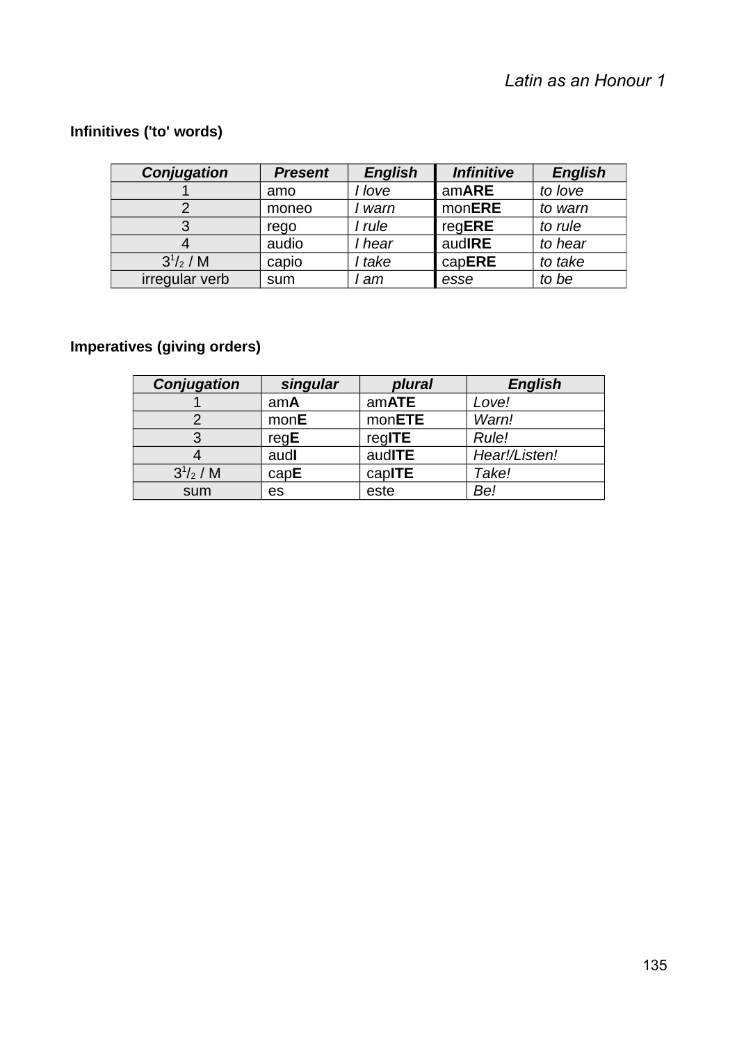**Infinitives ('to' words)**

| ***Conjugation*** | ***Present*** | ***English*** | ***Infinitive*** | ***English*** |
|---|---|---|---|---|
| 1 | amo | *I love* | am**ARE** | *to love* |
| 2 | moneo | *I warn* | mon**ERE** | *to warn* |
| 3 | rego | *I rule* | reg**ERE** | *to rule* |
| 4 | audio | *I hear* | aud**IRE** | *to hear* |
| 3 1/2 / M | capio | *I take* | cap**ERE** | *to take* |
| irregular verb | sum | *I am* | *esse* | *to be* |

**Imperatives (giving orders)**

| ***Conjugation*** | ***singular*** | ***plural*** | ***English*** |
|---|---|---|---|
| 1 | am**A** | am**ATE** | *Love!* |
| 2 | mon**E** | mon**ETE** | *Warn!* |
| 3 | reg**E** | reg**ITE** | *Rule!* |
| 4 | aud**I** | aud**ITE** | *Hear!/Listen!* |
| 3 1/2 / M | cap**E** | cap**ITE** | *Take!* |
| sum | es | este | *Be!* |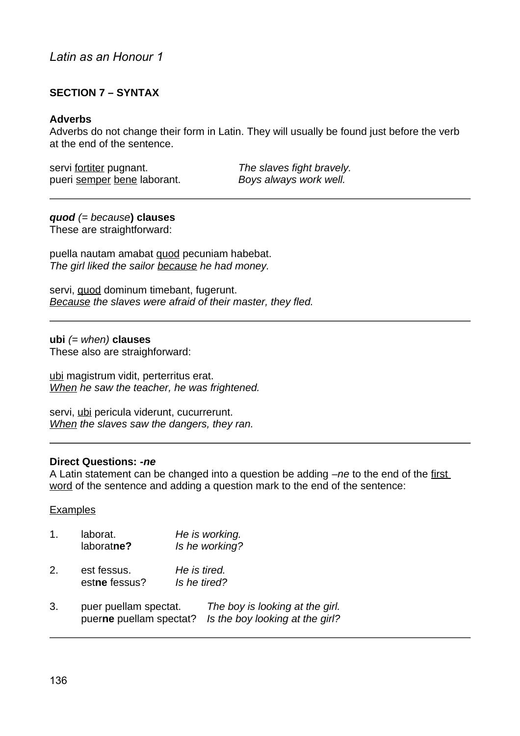*Latin as an Honour 1*

## SECTION 7 – SYNTAX

### Adverbs

Adverbs do not change their form in Latin. They will usually be found just before the verb at the end of the sentence.

servi <u>fortiter</u> pugnant. *The slaves fight bravely.*
pueri <u>semper</u> <u>bene</u> laborant. *Boys always work well.*

---

### *quod* (*= because*) clauses

These are straightforward:

puella nautam amabat <u>quod</u> pecuniam habebat.
*The girl liked the sailor <u>because</u> he had money.*

servi, <u>quod</u> dominum timebant, fugerunt.
*<u>Because</u> the slaves were afraid of their master, they fled.*

---

### ubi (*= when*) clauses

These also are straighforward:

<u>ubi</u> magistrum vidit, perterritus erat.
*<u>When</u> he saw the teacher, he was frightened.*

servi, <u>ubi</u> pericula viderunt, cucurrerunt.
*<u>When</u> the slaves saw the dangers, they ran.*

---

### Direct Questions: *-ne*

A Latin statement can be changed into a question be adding *–ne* to the end of the <u>first word</u> of the sentence and adding a question mark to the end of the sentence:

<u>Examples</u>

1. laborat. *He is working.*
   laborat**ne?** *Is he working?*

2. est fessus. *He is tired.*
   est**ne** fessus? *Is he tired?*

3. puer puellam spectat. *The boy is looking at the girl.*
   puer**ne** puellam spectat? *Is the boy looking at the girl?*

---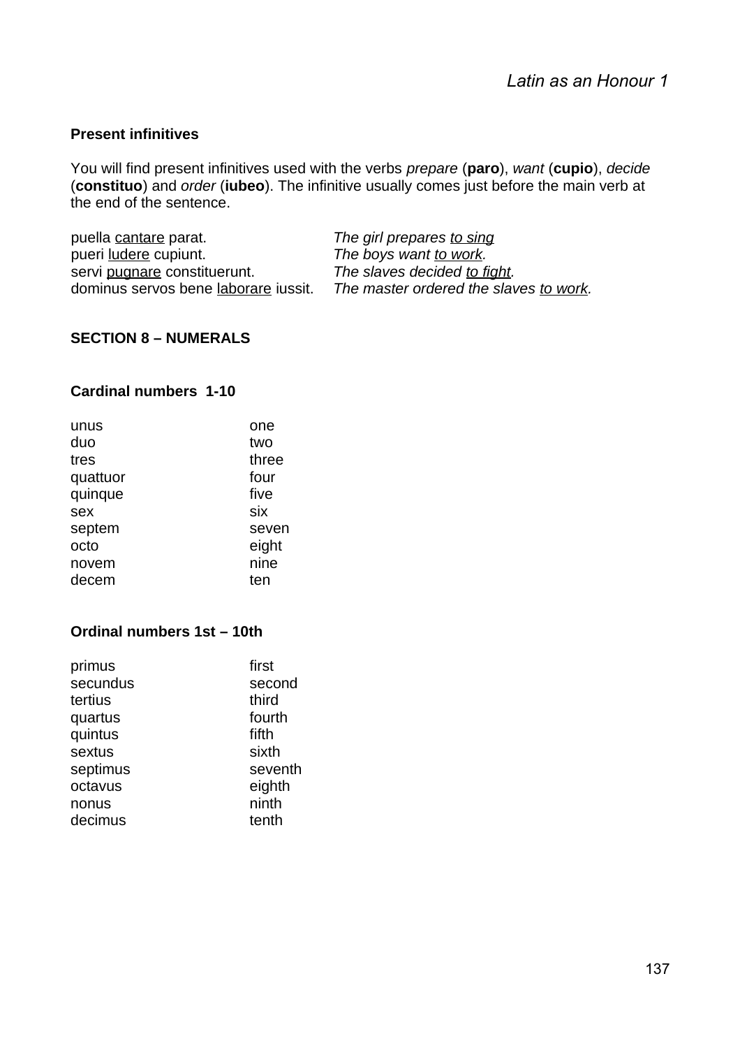### Present infinitives

You will find present infinitives used with the verbs *prepare* (**paro**), *want* (**cupio**), *decide* (**constituo**) and *order* (**iubeo**). The infinitive usually comes just before the main verb at the end of the sentence.

| | |
|---|---|
| puella <u>cantare</u> parat. | *The girl prepares <u>to sing</u>* |
| pueri <u>ludere</u> cupiunt. | *The boys want <u>to work</u>.* |
| servi <u>pugnare</u> constituerunt. | *The slaves decided <u>to fight</u>.* |
| dominus servos bene <u>laborare</u> iussit. | *The master ordered the slaves <u>to work</u>.* |

## SECTION 8 – NUMERALS

### Cardinal numbers 1-10

| | |
|---|---|
| unus | one |
| duo | two |
| tres | three |
| quattuor | four |
| quinque | five |
| sex | six |
| septem | seven |
| octo | eight |
| novem | nine |
| decem | ten |

### Ordinal numbers 1st – 10th

| | |
|---|---|
| primus | first |
| secundus | second |
| tertius | third |
| quartus | fourth |
| quintus | fifth |
| sextus | sixth |
| septimus | seventh |
| octavus | eighth |
| nonus | ninth |
| decimus | tenth |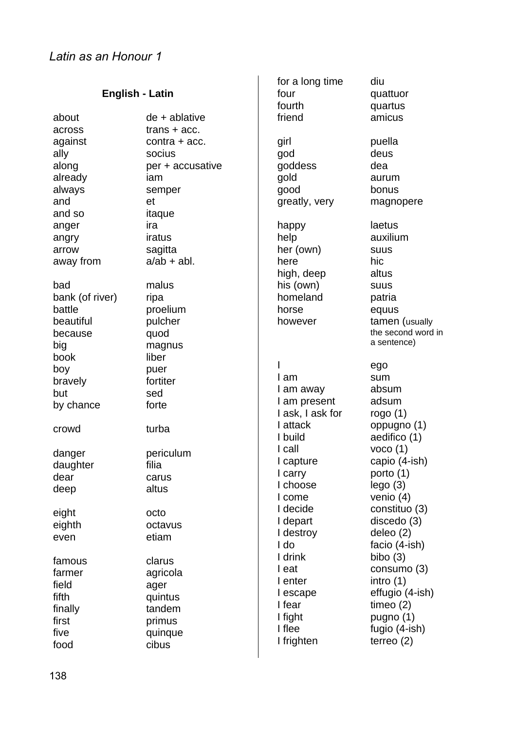*Latin as an Honour 1*

## English - Latin

| | |
|---|---|
| about | de + ablative |
| across | trans + acc. |
| against | contra + acc. |
| ally | socius |
| along | per + accusative |
| already | iam |
| always | semper |
| and | et |
| and so | itaque |
| anger | ira |
| angry | iratus |
| arrow | sagitta |
| away from | a/ab + abl. |
| | |
| bad | malus |
| bank (of river) | ripa |
| battle | proelium |
| beautiful | pulcher |
| because | quod |
| big | magnus |
| book | liber |
| boy | puer |
| bravely | fortiter |
| but | sed |
| by chance | forte |
| | |
| crowd | turba |
| | |
| danger | periculum |
| daughter | filia |
| dear | carus |
| deep | altus |
| | |
| eight | octo |
| eighth | octavus |
| even | etiam |
| | |
| famous | clarus |
| farmer | agricola |
| field | ager |
| fifth | quintus |
| finally | tandem |
| first | primus |
| five | quinque |
| food | cibus |
| for a long time | diu |
| four | quattuor |
| fourth | quartus |
| friend | amicus |
| | |
| girl | puella |
| god | deus |
| goddess | dea |
| gold | aurum |
| good | bonus |
| greatly, very | magnopere |
| | |
| happy | laetus |
| help | auxilium |
| her (own) | suus |
| here | hic |
| high, deep | altus |
| his (own) | suus |
| homeland | patria |
| horse | equus |
| however | tamen (usually the second word in a sentence) |
| | |
| I | ego |
| I am | sum |
| I am away | absum |
| I am present | adsum |
| I ask, I ask for | rogo (1) |
| I attack | oppugno (1) |
| I build | aedifico (1) |
| I call | voco (1) |
| I capture | capio (4-ish) |
| I carry | porto (1) |
| I choose | lego (3) |
| I come | venio (4) |
| I decide | constituo (3) |
| I depart | discedo (3) |
| I destroy | deleo (2) |
| I do | facio (4-ish) |
| I drink | bibo (3) |
| I eat | consumo (3) |
| I enter | intro (1) |
| I escape | effugio (4-ish) |
| I fear | timeo (2) |
| I fight | pugno (1) |
| I flee | fugio (4-ish) |
| I frighten | terreo (2) |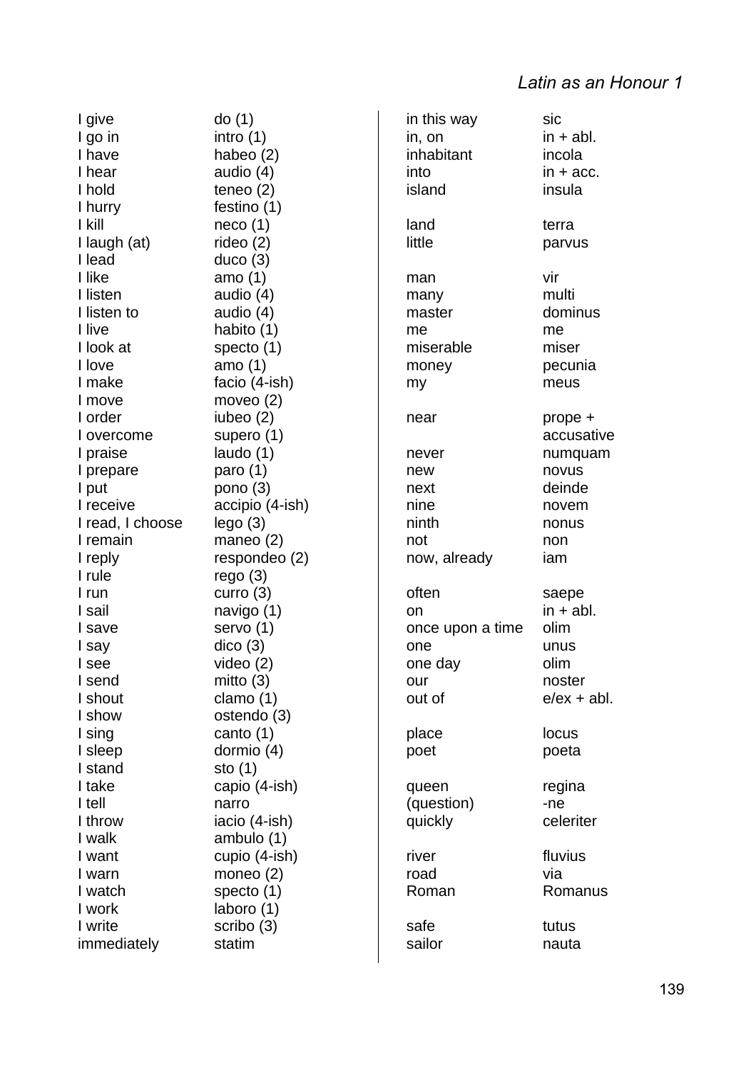| | |
|---|---|
| I give | do (1) |
| I go in | intro (1) |
| I have | habeo (2) |
| I hear | audio (4) |
| I hold | teneo (2) |
| I hurry | festino (1) |
| I kill | neco (1) |
| I laugh (at) | rideo (2) |
| I lead | duco (3) |
| I like | amo (1) |
| I listen | audio (4) |
| I listen to | audio (4) |
| I live | habito (1) |
| I look at | specto (1) |
| I love | amo (1) |
| I make | facio (4-ish) |
| I move | moveo (2) |
| I order | iubeo (2) |
| I overcome | supero (1) |
| I praise | laudo (1) |
| I prepare | paro (1) |
| I put | pono (3) |
| I receive | accipio (4-ish) |
| I read, I choose | lego (3) |
| I remain | maneo (2) |
| I reply | respondeo (2) |
| I rule | rego (3) |
| I run | curro (3) |
| I sail | navigo (1) |
| I save | servo (1) |
| I say | dico (3) |
| I see | video (2) |
| I send | mitto (3) |
| I shout | clamo (1) |
| I show | ostendo (3) |
| I sing | canto (1) |
| I sleep | dormio (4) |
| I stand | sto (1) |
| I take | capio (4-ish) |
| I tell | narro |
| I throw | iacio (4-ish) |
| I walk | ambulo (1) |
| I want | cupio (4-ish) |
| I warn | moneo (2) |
| I watch | specto (1) |
| I work | laboro (1) |
| I write | scribo (3) |
| immediately | statim |

| | |
|---|---|
| in this way | sic |
| in, on | in + abl. |
| inhabitant | incola |
| into | in + acc. |
| island | insula |
| | |
| land | terra |
| little | parvus |
| | |
| man | vir |
| many | multi |
| master | dominus |
| me | me |
| miserable | miser |
| money | pecunia |
| my | meus |
| | |
| near | prope + accusative |
| never | numquam |
| new | novus |
| next | deinde |
| nine | novem |
| ninth | nonus |
| not | non |
| now, already | iam |
| | |
| often | saepe |
| on | in + abl. |
| once upon a time | olim |
| one | unus |
| one day | olim |
| our | noster |
| out of | e/ex + abl. |
| | |
| place | locus |
| poet | poeta |
| | |
| queen | regina |
| (question) | -ne |
| quickly | celeriter |
| | |
| river | fluvius |
| road | via |
| Roman | Romanus |
| | |
| safe | tutus |
| sailor | nauta |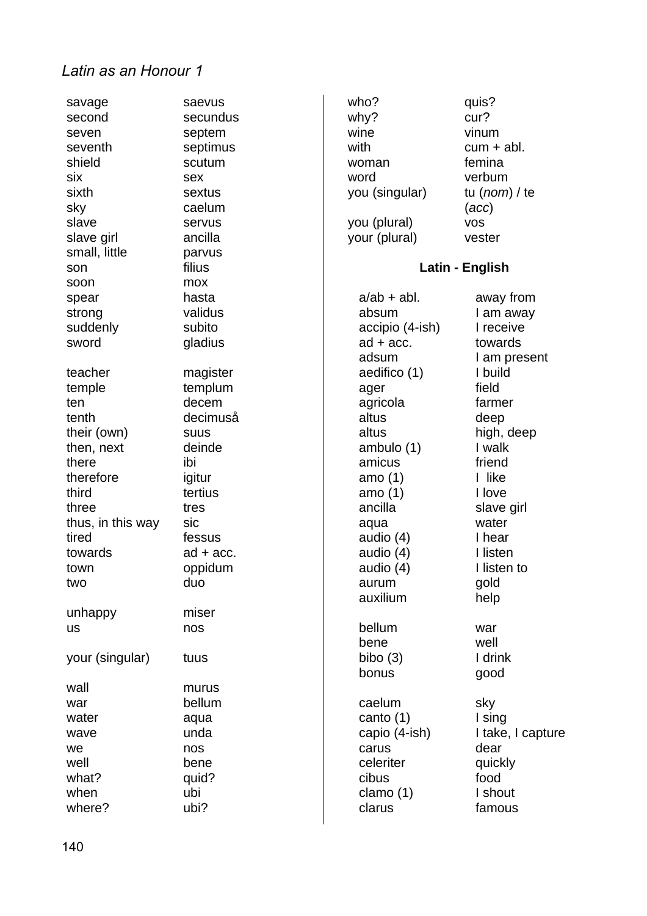| | |
|---|---|
| savage | saevus |
| second | secundus |
| seven | septem |
| seventh | septimus |
| shield | scutum |
| six | sex |
| sixth | sextus |
| sky | caelum |
| slave | servus |
| slave girl | ancilla |
| small, little | parvus |
| son | filius |
| soon | mox |
| spear | hasta |
| strong | validus |
| suddenly | subito |
| sword | gladius |
| | |
| teacher | magister |
| temple | templum |
| ten | decem |
| tenth | decimuså |
| their (own) | suus |
| then, next | deinde |
| there | ibi |
| therefore | igitur |
| third | tertius |
| three | tres |
| thus, in this way | sic |
| tired | fessus |
| towards | ad + acc. |
| town | oppidum |
| two | duo |
| | |
| unhappy | miser |
| us | nos |
| | |
| your (singular) | tuus |
| | |
| wall | murus |
| war | bellum |
| water | aqua |
| wave | unda |
| we | nos |
| well | bene |
| what? | quid? |
| when | ubi |
| where? | ubi? |
| who? | quis? |
| why? | cur? |
| wine | vinum |
| with | cum + abl. |
| woman | femina |
| word | verbum |
| you (singular) | tu (*nom*) / te (*acc*) |
| you (plural) | vos |
| your (plural) | vester |

**Latin - English**

| | |
|---|---|
| a/ab + abl. | away from |
| absum | I am away |
| accipio (4-ish) | I receive |
| ad + acc. | towards |
| adsum | I am present |
| aedifico (1) | I build |
| ager | field |
| agricola | farmer |
| altus | deep |
| altus | high, deep |
| ambulo (1) | I walk |
| amicus | friend |
| amo (1) | I like |
| amo (1) | I love |
| ancilla | slave girl |
| aqua | water |
| audio (4) | I hear |
| audio (4) | I listen |
| audio (4) | I listen to |
| aurum | gold |
| auxilium | help |
| | |
| bellum | war |
| bene | well |
| bibo (3) | I drink |
| bonus | good |
| | |
| caelum | sky |
| canto (1) | I sing |
| capio (4-ish) | I take, I capture |
| carus | dear |
| celeriter | quickly |
| cibus | food |
| clamo (1) | I shout |
| clarus | famous |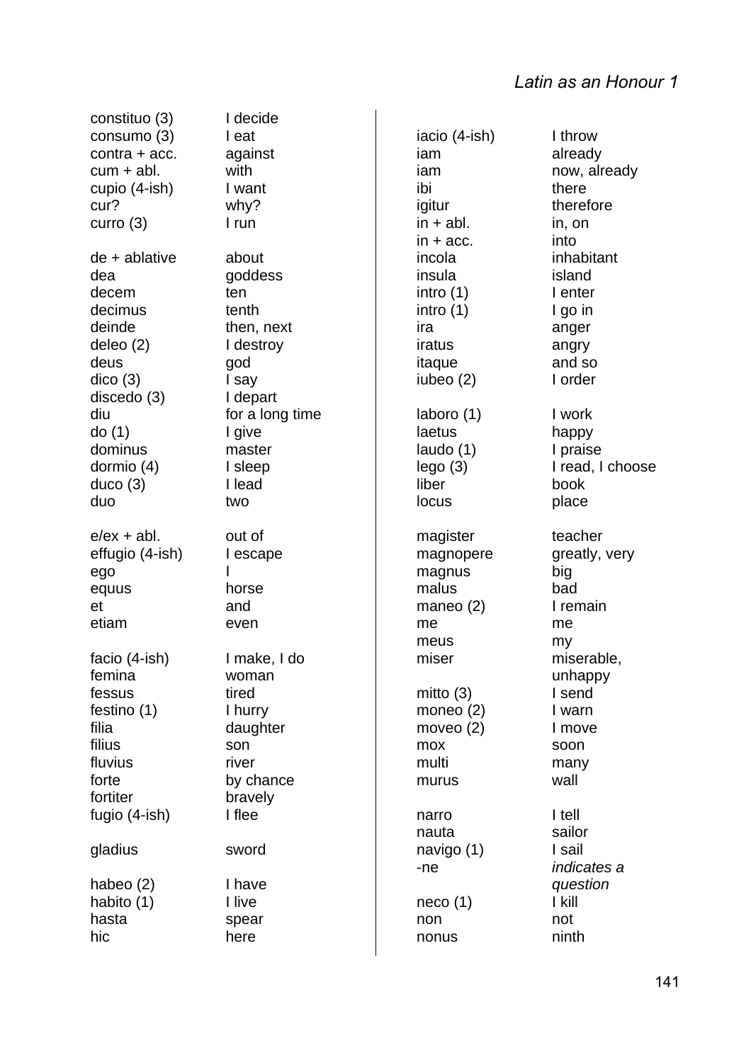| | |
|---|---|
| constituo (3) | I decide |
| consumo (3) | I eat |
| contra + acc. | against |
| cum + abl. | with |
| cupio (4-ish) | I want |
| cur? | why? |
| curro (3) | I run |
| | |
| de + ablative | about |
| dea | goddess |
| decem | ten |
| decimus | tenth |
| deinde | then, next |
| deleo (2) | I destroy |
| deus | god |
| dico (3) | I say |
| discedo (3) | I depart |
| diu | for a long time |
| do (1) | I give |
| dominus | master |
| dormio (4) | I sleep |
| duco (3) | I lead |
| duo | two |
| | |
| e/ex + abl. | out of |
| effugio (4-ish) | I escape |
| ego | I |
| equus | horse |
| et | and |
| etiam | even |
| | |
| facio (4-ish) | I make, I do |
| femina | woman |
| fessus | tired |
| festino (1) | I hurry |
| filia | daughter |
| filius | son |
| fluvius | river |
| forte | by chance |
| fortiter | bravely |
| fugio (4-ish) | I flee |
| | |
| gladius | sword |
| | |
| habeo (2) | I have |
| habito (1) | I live |
| hasta | spear |
| hic | here |

| | |
|---|---|
| iacio (4-ish) | I throw |
| iam | already |
| iam | now, already |
| ibi | there |
| igitur | therefore |
| in + abl. | in, on |
| in + acc. | into |
| incola | inhabitant |
| insula | island |
| intro (1) | I enter |
| intro (1) | I go in |
| ira | anger |
| iratus | angry |
| itaque | and so |
| iubeo (2) | I order |
| | |
| laboro (1) | I work |
| laetus | happy |
| laudo (1) | I praise |
| lego (3) | I read, I choose |
| liber | book |
| locus | place |
| | |
| magister | teacher |
| magnopere | greatly, very |
| magnus | big |
| malus | bad |
| maneo (2) | I remain |
| me | me |
| meus | my |
| miser | miserable, unhappy |
| | |
| mitto (3) | I send |
| moneo (2) | I warn |
| moveo (2) | I move |
| mox | soon |
| multi | many |
| murus | wall |
| | |
| narro | I tell |
| nauta | sailor |
| navigo (1) | I sail |
| -ne | *indicates a question* |
| | |
| neco (1) | I kill |
| non | not |
| nonus | ninth |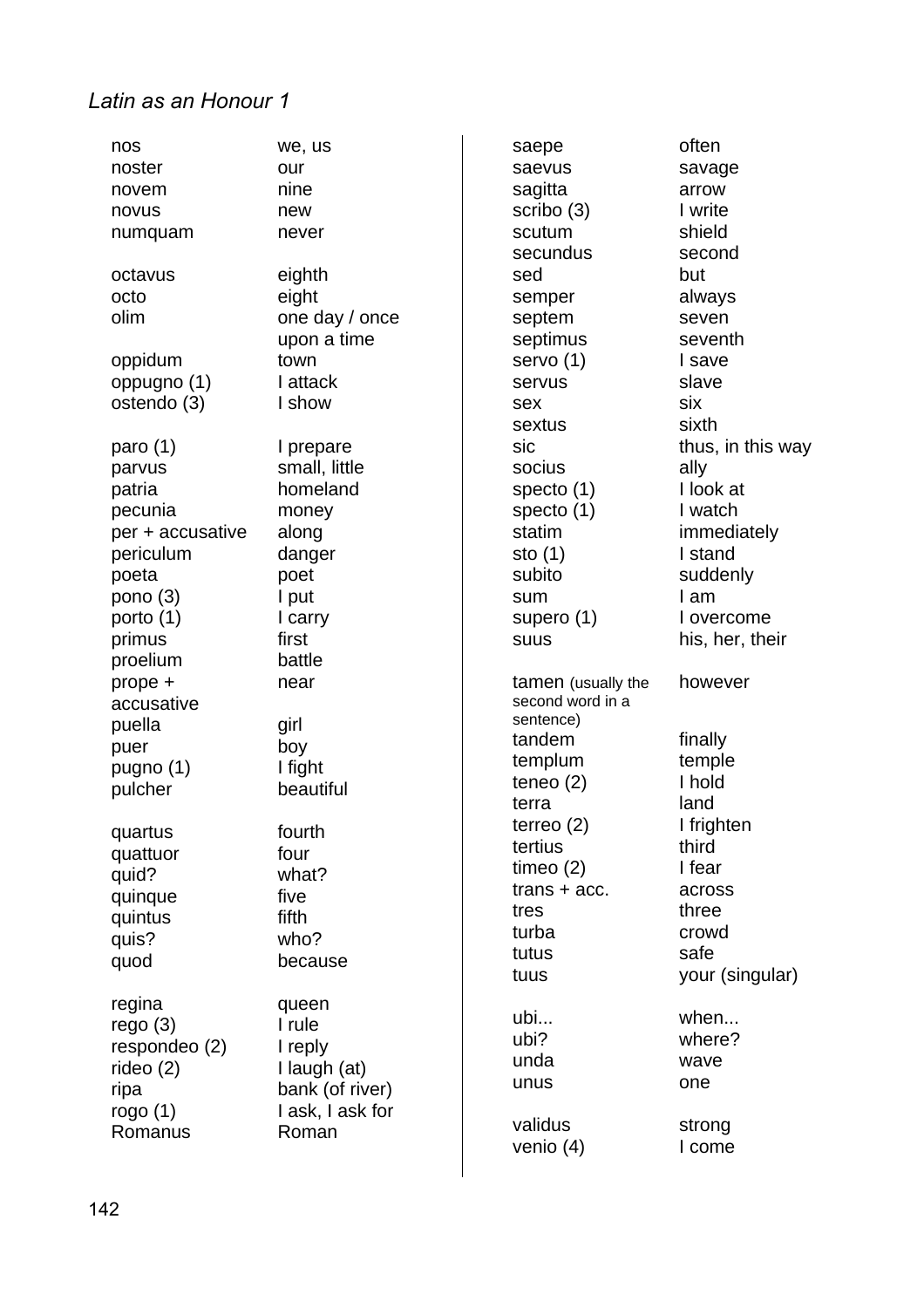| | |
|---|---|
| nos | we, us |
| noster | our |
| novem | nine |
| novus | new |
| numquam | never |
| | |
| octavus | eighth |
| octo | eight |
| olim | one day / once upon a time |
| oppidum | town |
| oppugno (1) | I attack |
| ostendo (3) | I show |
| | |
| paro (1) | I prepare |
| parvus | small, little |
| patria | homeland |
| pecunia | money |
| per + accusative | along |
| periculum | danger |
| poeta | poet |
| pono (3) | I put |
| porto (1) | I carry |
| primus | first |
| proelium | battle |
| prope + accusative | near |
| puella | girl |
| puer | boy |
| pugno (1) | I fight |
| pulcher | beautiful |
| | |
| quartus | fourth |
| quattuor | four |
| quid? | what? |
| quinque | five |
| quintus | fifth |
| quis? | who? |
| quod | because |
| | |
| regina | queen |
| rego (3) | I rule |
| respondeo (2) | I reply |
| rideo (2) | I laugh (at) |
| ripa | bank (of river) |
| rogo (1) | I ask, I ask for |
| Romanus | Roman |

| | |
|---|---|
| saepe | often |
| saevus | savage |
| sagitta | arrow |
| scribo (3) | I write |
| scutum | shield |
| secundus | second |
| sed | but |
| semper | always |
| septem | seven |
| septimus | seventh |
| servo (1) | I save |
| servus | slave |
| sex | six |
| sextus | sixth |
| sic | thus, in this way |
| socius | ally |
| specto (1) | I look at |
| specto (1) | I watch |
| statim | immediately |
| sto (1) | I stand |
| subito | suddenly |
| sum | I am |
| supero (1) | I overcome |
| suus | his, her, their |
| | |
| tamen (usually the second word in a sentence) | however |
| tandem | finally |
| templum | temple |
| teneo (2) | I hold |
| terra | land |
| terreo (2) | I frighten |
| tertius | third |
| timeo (2) | I fear |
| trans + acc. | across |
| tres | three |
| turba | crowd |
| tutus | safe |
| tuus | your (singular) |
| | |
| ubi... | when... |
| ubi? | where? |
| unda | wave |
| unus | one |
| | |
| validus | strong |
| venio (4) | I come |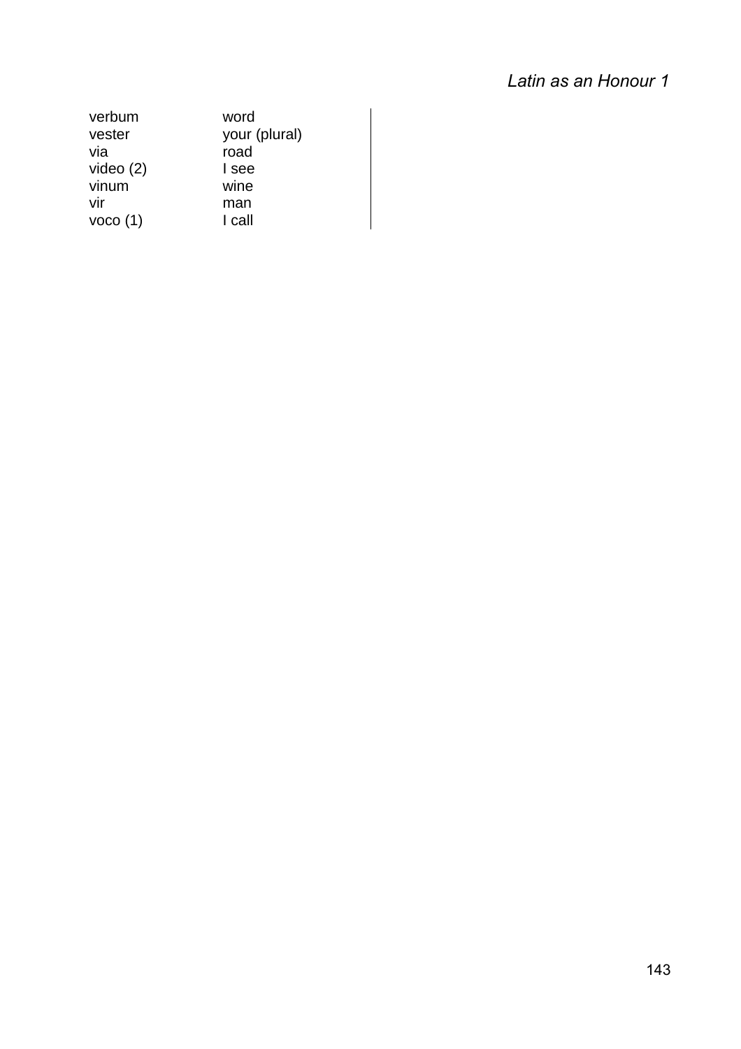| | |
|---|---|
| verbum | word |
| vester | your (plural) |
| via | road |
| video (2) | I see |
| vinum | wine |
| vir | man |
| voco (1) | I call |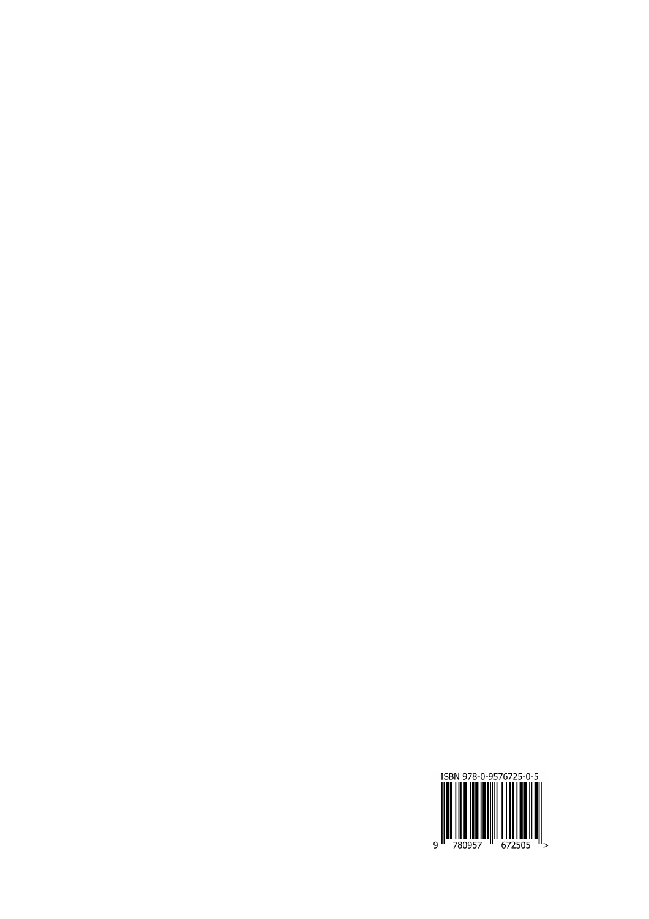ISBN 978-0-9576725-0-5

9 780957 672505 >